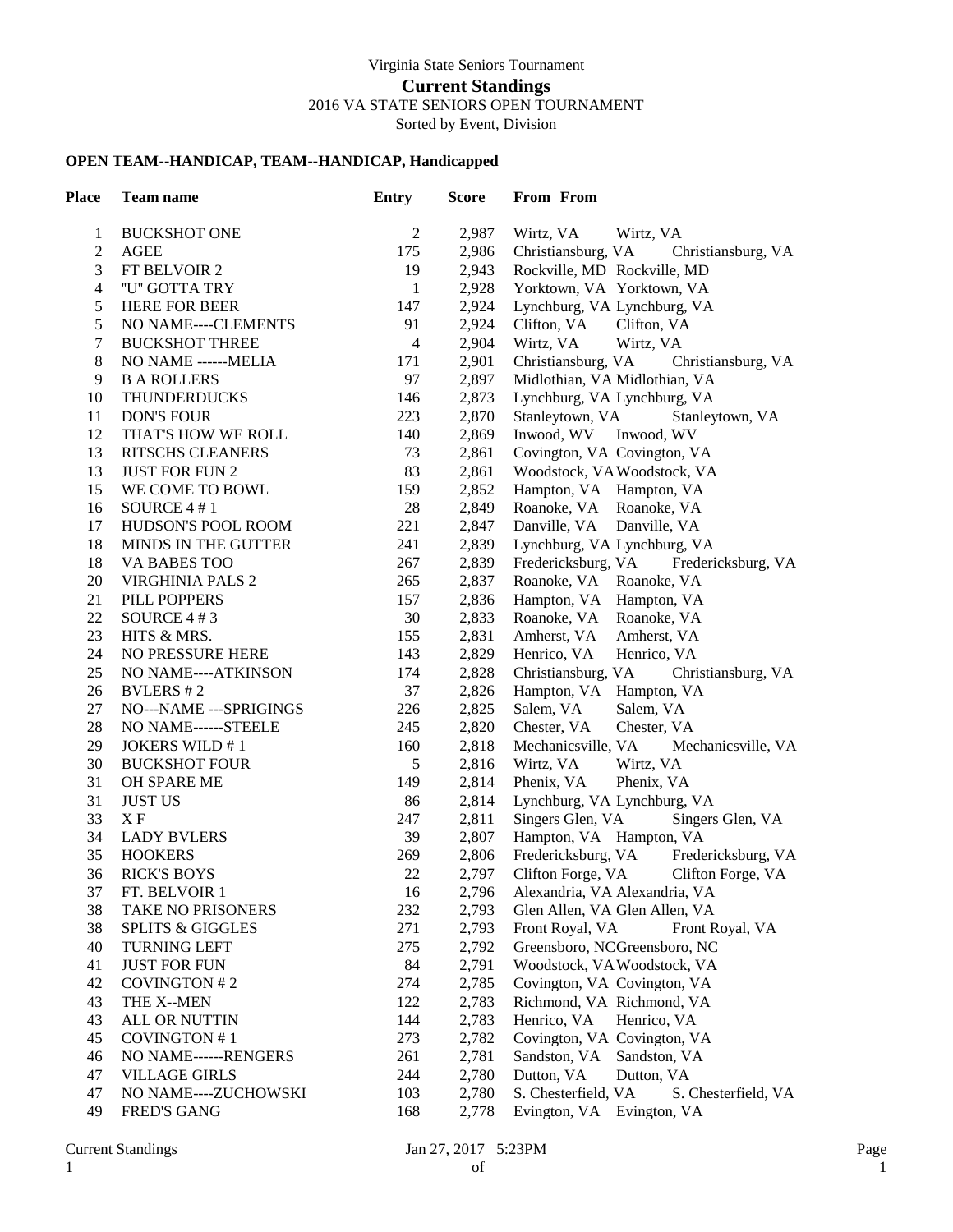Virginia State Seniors Tournament

## Current Standings

2016 VA STATE SENIORS OPEN TOURNAMENT

Sorted by Event, Division

### OPEN TEAM--HANDICAP, TEAM--HANDICAP, Handicapped

| Place | Team name | Entry | Score | From | From |
|---|---|---|---|---|---|
| 1 | BUCKSHOT ONE | 2 | 2,987 | Wirtz, VA | Wirtz, VA |
| 2 | AGEE | 175 | 2,986 | Christiansburg, VA | Christiansburg, VA |
| 3 | FT BELVOIR 2 | 19 | 2,943 | Rockville, MD | Rockville, MD |
| 4 | "U" GOTTA TRY | 1 | 2,928 | Yorktown, VA | Yorktown, VA |
| 5 | HERE FOR BEER | 147 | 2,924 | Lynchburg, VA | Lynchburg, VA |
| 5 | NO NAME----CLEMENTS | 91 | 2,924 | Clifton, VA | Clifton, VA |
| 7 | BUCKSHOT THREE | 4 | 2,904 | Wirtz, VA | Wirtz, VA |
| 8 | NO NAME ------MELIA | 171 | 2,901 | Christiansburg, VA | Christiansburg, VA |
| 9 | B A ROLLERS | 97 | 2,897 | Midlothian, VA | Midlothian, VA |
| 10 | THUNDERDUCKS | 146 | 2,873 | Lynchburg, VA | Lynchburg, VA |
| 11 | DON'S FOUR | 223 | 2,870 | Stanleytown, VA | Stanleytown, VA |
| 12 | THAT'S HOW WE ROLL | 140 | 2,869 | Inwood, WV | Inwood, WV |
| 13 | RITSCHS CLEANERS | 73 | 2,861 | Covington, VA | Covington, VA |
| 13 | JUST FOR FUN 2 | 83 | 2,861 | Woodstock, VA | Woodstock, VA |
| 15 | WE COME TO BOWL | 159 | 2,852 | Hampton, VA | Hampton, VA |
| 16 | SOURCE 4 # 1 | 28 | 2,849 | Roanoke, VA | Roanoke, VA |
| 17 | HUDSON'S POOL ROOM | 221 | 2,847 | Danville, VA | Danville, VA |
| 18 | MINDS IN THE GUTTER | 241 | 2,839 | Lynchburg, VA | Lynchburg, VA |
| 18 | VA BABES TOO | 267 | 2,839 | Fredericksburg, VA | Fredericksburg, VA |
| 20 | VIRGHINIA PALS 2 | 265 | 2,837 | Roanoke, VA | Roanoke, VA |
| 21 | PILL POPPERS | 157 | 2,836 | Hampton, VA | Hampton, VA |
| 22 | SOURCE 4 # 3 | 30 | 2,833 | Roanoke, VA | Roanoke, VA |
| 23 | HITS & MRS. | 155 | 2,831 | Amherst, VA | Amherst, VA |
| 24 | NO PRESSURE HERE | 143 | 2,829 | Henrico, VA | Henrico, VA |
| 25 | NO NAME----ATKINSON | 174 | 2,828 | Christiansburg, VA | Christiansburg, VA |
| 26 | BVLERS # 2 | 37 | 2,826 | Hampton, VA | Hampton, VA |
| 27 | NO---NAME ---SPRIGINGS | 226 | 2,825 | Salem, VA | Salem, VA |
| 28 | NO NAME------STEELE | 245 | 2,820 | Chester, VA | Chester, VA |
| 29 | JOKERS WILD # 1 | 160 | 2,818 | Mechanicsville, VA | Mechanicsville, VA |
| 30 | BUCKSHOT FOUR | 5 | 2,816 | Wirtz, VA | Wirtz, VA |
| 31 | OH SPARE ME | 149 | 2,814 | Phenix, VA | Phenix, VA |
| 31 | JUST US | 86 | 2,814 | Lynchburg, VA | Lynchburg, VA |
| 33 | X F | 247 | 2,811 | Singers Glen, VA | Singers Glen, VA |
| 34 | LADY BVLERS | 39 | 2,807 | Hampton, VA | Hampton, VA |
| 35 | HOOKERS | 269 | 2,806 | Fredericksburg, VA | Fredericksburg, VA |
| 36 | RICK'S BOYS | 22 | 2,797 | Clifton Forge, VA | Clifton Forge, VA |
| 37 | FT. BELVOIR 1 | 16 | 2,796 | Alexandria, VA | Alexandria, VA |
| 38 | TAKE NO PRISONERS | 232 | 2,793 | Glen Allen, VA | Glen Allen, VA |
| 38 | SPLITS & GIGGLES | 271 | 2,793 | Front Royal, VA | Front Royal, VA |
| 40 | TURNING LEFT | 275 | 2,792 | Greensboro, NC | Greensboro, NC |
| 41 | JUST FOR FUN | 84 | 2,791 | Woodstock, VA | Woodstock, VA |
| 42 | COVINGTON # 2 | 274 | 2,785 | Covington, VA | Covington, VA |
| 43 | THE X--MEN | 122 | 2,783 | Richmond, VA | Richmond, VA |
| 43 | ALL OR NUTTIN | 144 | 2,783 | Henrico, VA | Henrico, VA |
| 45 | COVINGTON # 1 | 273 | 2,782 | Covington, VA | Covington, VA |
| 46 | NO NAME------RENGERS | 261 | 2,781 | Sandston, VA | Sandston, VA |
| 47 | VILLAGE GIRLS | 244 | 2,780 | Dutton, VA | Dutton, VA |
| 47 | NO NAME----ZUCHOWSKI | 103 | 2,780 | S. Chesterfield, VA | S. Chesterfield, VA |
| 49 | FRED'S GANG | 168 | 2,778 | Evington, VA | Evington, VA |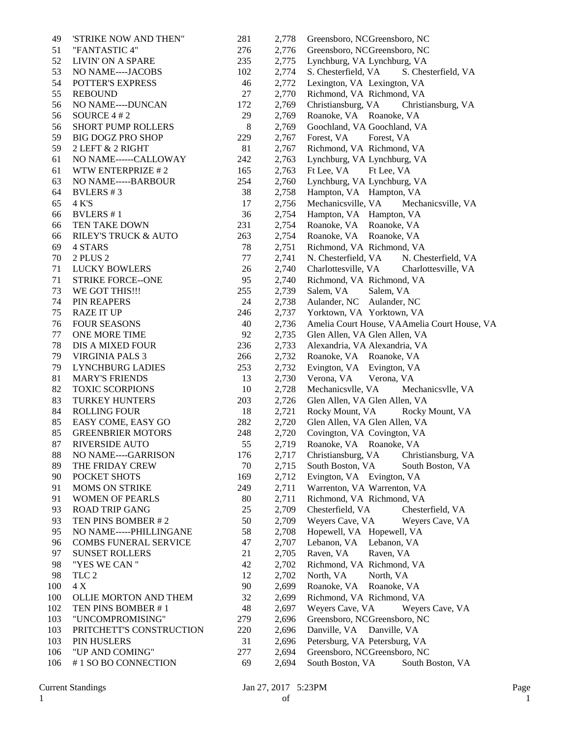| | | | | | |
|---|---|---|---|---|---|
| 49 | 'STRIKE NOW AND THEN" | 281 | 2,778 | Greensboro, NC | Greensboro, NC |
| 51 | "FANTASTIC 4" | 276 | 2,776 | Greensboro, NC | Greensboro, NC |
| 52 | LIVIN' ON A SPARE | 235 | 2,775 | Lynchburg, VA | Lynchburg, VA |
| 53 | NO NAME----JACOBS | 102 | 2,774 | S. Chesterfield, VA | S. Chesterfield, VA |
| 54 | POTTER'S EXPRESS | 46 | 2,772 | Lexington, VA | Lexington, VA |
| 55 | REBOUND | 27 | 2,770 | Richmond, VA | Richmond, VA |
| 56 | NO NAME----DUNCAN | 172 | 2,769 | Christiansburg, VA | Christiansburg, VA |
| 56 | SOURCE 4 # 2 | 29 | 2,769 | Roanoke, VA | Roanoke, VA |
| 56 | SHORT PUMP ROLLERS | 8 | 2,769 | Goochland, VA | Goochland, VA |
| 59 | BIG DOGZ PRO SHOP | 229 | 2,767 | Forest, VA | Forest, VA |
| 59 | 2 LEFT & 2 RIGHT | 81 | 2,767 | Richmond, VA | Richmond, VA |
| 61 | NO NAME------CALLOWAY | 242 | 2,763 | Lynchburg, VA | Lynchburg, VA |
| 61 | WTW ENTERPRIZE # 2 | 165 | 2,763 | Ft Lee, VA | Ft Lee, VA |
| 63 | NO NAME-----BARBOUR | 254 | 2,760 | Lynchburg, VA | Lynchburg, VA |
| 64 | BVLERS # 3 | 38 | 2,758 | Hampton, VA | Hampton, VA |
| 65 | 4 K'S | 17 | 2,756 | Mechanicsville, VA | Mechanicsville, VA |
| 66 | BVLERS # 1 | 36 | 2,754 | Hampton, VA | Hampton, VA |
| 66 | TEN TAKE DOWN | 231 | 2,754 | Roanoke, VA | Roanoke, VA |
| 66 | RILEY'S TRUCK & AUTO | 263 | 2,754 | Roanoke, VA | Roanoke, VA |
| 69 | 4 STARS | 78 | 2,751 | Richmond, VA | Richmond, VA |
| 70 | 2 PLUS 2 | 77 | 2,741 | N. Chesterfield, VA | N. Chesterfield, VA |
| 71 | LUCKY BOWLERS | 26 | 2,740 | Charlottesville, VA | Charlottesville, VA |
| 71 | STRIKE FORCE--ONE | 95 | 2,740 | Richmond, VA | Richmond, VA |
| 73 | WE GOT THIS!!! | 255 | 2,739 | Salem, VA | Salem, VA |
| 74 | PIN REAPERS | 24 | 2,738 | Aulander, NC | Aulander, NC |
| 75 | RAZE IT UP | 246 | 2,737 | Yorktown, VA | Yorktown, VA |
| 76 | FOUR SEASONS | 40 | 2,736 | Amelia Court House, VA | Amelia Court House, VA |
| 77 | ONE MORE TIME | 92 | 2,735 | Glen Allen, VA | Glen Allen, VA |
| 78 | DIS A MIXED FOUR | 236 | 2,733 | Alexandria, VA | Alexandria, VA |
| 79 | VIRGINIA PALS 3 | 266 | 2,732 | Roanoke, VA | Roanoke, VA |
| 79 | LYNCHBURG LADIES | 253 | 2,732 | Evington, VA | Evington, VA |
| 81 | MARY'S FRIENDS | 13 | 2,730 | Verona, VA | Verona, VA |
| 82 | TOXIC SCORPIONS | 10 | 2,728 | Mechanicsvlle, VA | Mechanicsvlle, VA |
| 83 | TURKEY HUNTERS | 203 | 2,726 | Glen Allen, VA | Glen Allen, VA |
| 84 | ROLLING FOUR | 18 | 2,721 | Rocky Mount, VA | Rocky Mount, VA |
| 85 | EASY COME, EASY GO | 282 | 2,720 | Glen Allen, VA | Glen Allen, VA |
| 85 | GREENBRIER MOTORS | 248 | 2,720 | Covington, VA | Covington, VA |
| 87 | RIVERSIDE AUTO | 55 | 2,719 | Roanoke, VA | Roanoke, VA |
| 88 | NO NAME----GARRISON | 176 | 2,717 | Christiansburg, VA | Christiansburg, VA |
| 89 | THE FRIDAY CREW | 70 | 2,715 | South Boston, VA | South Boston, VA |
| 90 | POCKET SHOTS | 169 | 2,712 | Evington, VA | Evington, VA |
| 91 | MOMS ON STRIKE | 249 | 2,711 | Warrenton, VA | Warrenton, VA |
| 91 | WOMEN OF PEARLS | 80 | 2,711 | Richmond, VA | Richmond, VA |
| 93 | ROAD TRIP GANG | 25 | 2,709 | Chesterfield, VA | Chesterfield, VA |
| 93 | TEN PINS BOMBER # 2 | 50 | 2,709 | Weyers Cave, VA | Weyers Cave, VA |
| 95 | NO NAME-----PHILLINGANE | 58 | 2,708 | Hopewell, VA | Hopewell, VA |
| 96 | COMBS FUNERAL SERVICE | 47 | 2,707 | Lebanon, VA | Lebanon, VA |
| 97 | SUNSET ROLLERS | 21 | 2,705 | Raven, VA | Raven, VA |
| 98 | "YES WE CAN " | 42 | 2,702 | Richmond, VA | Richmond, VA |
| 98 | TLC 2 | 12 | 2,702 | North, VA | North, VA |
| 100 | 4 X | 90 | 2,699 | Roanoke, VA | Roanoke, VA |
| 100 | OLLIE MORTON AND THEM | 32 | 2,699 | Richmond, VA | Richmond, VA |
| 102 | TEN PINS BOMBER # 1 | 48 | 2,697 | Weyers Cave, VA | Weyers Cave, VA |
| 103 | "UNCOMPROMISING" | 279 | 2,696 | Greensboro, NC | Greensboro, NC |
| 103 | PRITCHETT'S CONSTRUCTION | 220 | 2,696 | Danville, VA | Danville, VA |
| 103 | PIN HUSLERS | 31 | 2,696 | Petersburg, VA | Petersburg, VA |
| 106 | "UP AND COMING" | 277 | 2,694 | Greensboro, NC | Greensboro, NC |
| 106 | # 1 SO BO CONNECTION | 69 | 2,694 | South Boston, VA | South Boston, VA |

Current Standings Jan 27, 2017 5:23PM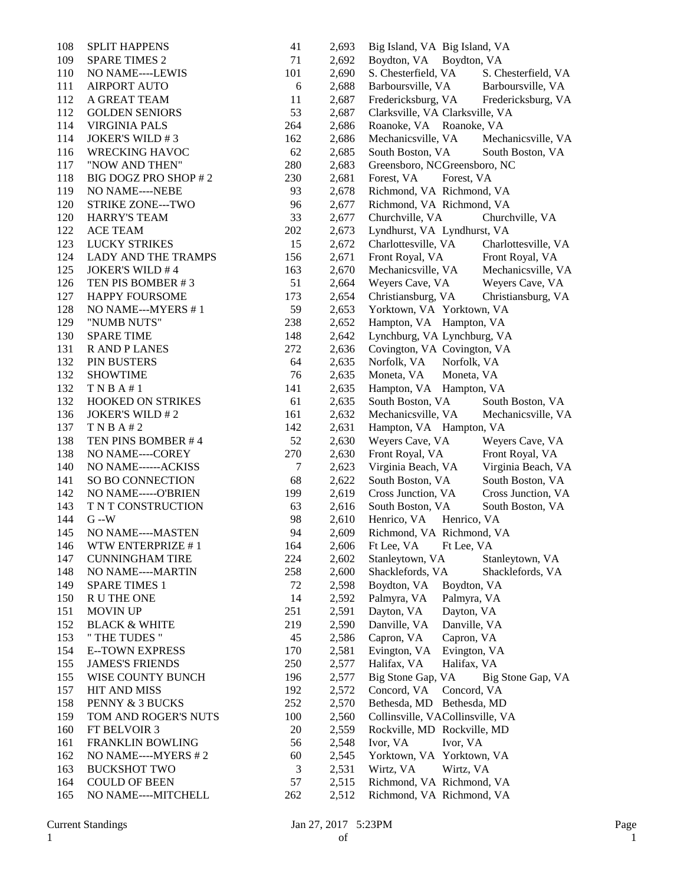| | | | | | |
|---|---|---|---|---|---|
| 108 | SPLIT HAPPENS | 41 | 2,693 | Big Island, VA | Big Island, VA |
| 109 | SPARE TIMES 2 | 71 | 2,692 | Boydton, VA | Boydton, VA |
| 110 | NO NAME----LEWIS | 101 | 2,690 | S. Chesterfield, VA | S. Chesterfield, VA |
| 111 | AIRPORT AUTO | 6 | 2,688 | Barboursville, VA | Barboursville, VA |
| 112 | A GREAT TEAM | 11 | 2,687 | Fredericksburg, VA | Fredericksburg, VA |
| 112 | GOLDEN SENIORS | 53 | 2,687 | Clarksville, VA | Clarksville, VA |
| 114 | VIRGINIA PALS | 264 | 2,686 | Roanoke, VA | Roanoke, VA |
| 114 | JOKER'S WILD # 3 | 162 | 2,686 | Mechanicsville, VA | Mechanicsville, VA |
| 116 | WRECKING HAVOC | 62 | 2,685 | South Boston, VA | South Boston, VA |
| 117 | "NOW AND THEN" | 280 | 2,683 | Greensboro, NC | Greensboro, NC |
| 118 | BIG DOGZ PRO SHOP # 2 | 230 | 2,681 | Forest, VA | Forest, VA |
| 119 | NO NAME----NEBE | 93 | 2,678 | Richmond, VA | Richmond, VA |
| 120 | STRIKE ZONE---TWO | 96 | 2,677 | Richmond, VA | Richmond, VA |
| 120 | HARRY'S TEAM | 33 | 2,677 | Churchville, VA | Churchville, VA |
| 122 | ACE TEAM | 202 | 2,673 | Lyndhurst, VA | Lyndhurst, VA |
| 123 | LUCKY STRIKES | 15 | 2,672 | Charlottesville, VA | Charlottesville, VA |
| 124 | LADY AND THE TRAMPS | 156 | 2,671 | Front Royal, VA | Front Royal, VA |
| 125 | JOKER'S WILD # 4 | 163 | 2,670 | Mechanicsville, VA | Mechanicsville, VA |
| 126 | TEN PIS BOMBER # 3 | 51 | 2,664 | Weyers Cave, VA | Weyers Cave, VA |
| 127 | HAPPY FOURSOME | 173 | 2,654 | Christiansburg, VA | Christiansburg, VA |
| 128 | NO NAME---MYERS # 1 | 59 | 2,653 | Yorktown, VA | Yorktown, VA |
| 129 | "NUMB NUTS" | 238 | 2,652 | Hampton, VA | Hampton, VA |
| 130 | SPARE TIME | 148 | 2,642 | Lynchburg, VA | Lynchburg, VA |
| 131 | R AND P LANES | 272 | 2,636 | Covington, VA | Covington, VA |
| 132 | PIN BUSTERS | 64 | 2,635 | Norfolk, VA | Norfolk, VA |
| 132 | SHOWTIME | 76 | 2,635 | Moneta, VA | Moneta, VA |
| 132 | T N B A # 1 | 141 | 2,635 | Hampton, VA | Hampton, VA |
| 132 | HOOKED ON STRIKES | 61 | 2,635 | South Boston, VA | South Boston, VA |
| 136 | JOKER'S WILD # 2 | 161 | 2,632 | Mechanicsville, VA | Mechanicsville, VA |
| 137 | T N B A # 2 | 142 | 2,631 | Hampton, VA | Hampton, VA |
| 138 | TEN PINS BOMBER # 4 | 52 | 2,630 | Weyers Cave, VA | Weyers Cave, VA |
| 138 | NO NAME----COREY | 270 | 2,630 | Front Royal, VA | Front Royal, VA |
| 140 | NO NAME------ACKISS | 7 | 2,623 | Virginia Beach, VA | Virginia Beach, VA |
| 141 | SO BO CONNECTION | 68 | 2,622 | South Boston, VA | South Boston, VA |
| 142 | NO NAME-----O'BRIEN | 199 | 2,619 | Cross Junction, VA | Cross Junction, VA |
| 143 | T N T CONSTRUCTION | 63 | 2,616 | South Boston, VA | South Boston, VA |
| 144 | G --W | 98 | 2,610 | Henrico, VA | Henrico, VA |
| 145 | NO NAME----MASTEN | 94 | 2,609 | Richmond, VA | Richmond, VA |
| 146 | WTW ENTERPRIZE # 1 | 164 | 2,606 | Ft Lee, VA | Ft Lee, VA |
| 147 | CUNNINGHAM TIRE | 224 | 2,602 | Stanleytown, VA | Stanleytown, VA |
| 148 | NO NAME----MARTIN | 258 | 2,600 | Shacklefords, VA | Shacklefords, VA |
| 149 | SPARE TIMES 1 | 72 | 2,598 | Boydton, VA | Boydton, VA |
| 150 | R U THE ONE | 14 | 2,592 | Palmyra, VA | Palmyra, VA |
| 151 | MOVIN UP | 251 | 2,591 | Dayton, VA | Dayton, VA |
| 152 | BLACK & WHITE | 219 | 2,590 | Danville, VA | Danville, VA |
| 153 | " THE TUDES " | 45 | 2,586 | Capron, VA | Capron, VA |
| 154 | E--TOWN EXPRESS | 170 | 2,581 | Evington, VA | Evington, VA |
| 155 | JAMES'S FRIENDS | 250 | 2,577 | Halifax, VA | Halifax, VA |
| 155 | WISE COUNTY BUNCH | 196 | 2,577 | Big Stone Gap, VA | Big Stone Gap, VA |
| 157 | HIT AND MISS | 192 | 2,572 | Concord, VA | Concord, VA |
| 158 | PENNY & 3 BUCKS | 252 | 2,570 | Bethesda, MD | Bethesda, MD |
| 159 | TOM AND ROGER'S NUTS | 100 | 2,560 | Collinsville, VA | Collinsville, VA |
| 160 | FT BELVOIR 3 | 20 | 2,559 | Rockville, MD | Rockville, MD |
| 161 | FRANKLIN BOWLING | 56 | 2,548 | Ivor, VA | Ivor, VA |
| 162 | NO NAME----MYERS # 2 | 60 | 2,545 | Yorktown, VA | Yorktown, VA |
| 163 | BUCKSHOT TWO | 3 | 2,531 | Wirtz, VA | Wirtz, VA |
| 164 | COULD OF BEEN | 57 | 2,515 | Richmond, VA | Richmond, VA |
| 165 | NO NAME----MITCHELL | 262 | 2,512 | Richmond, VA | Richmond, VA |

Current Standings Jan 27, 2017 5:23PM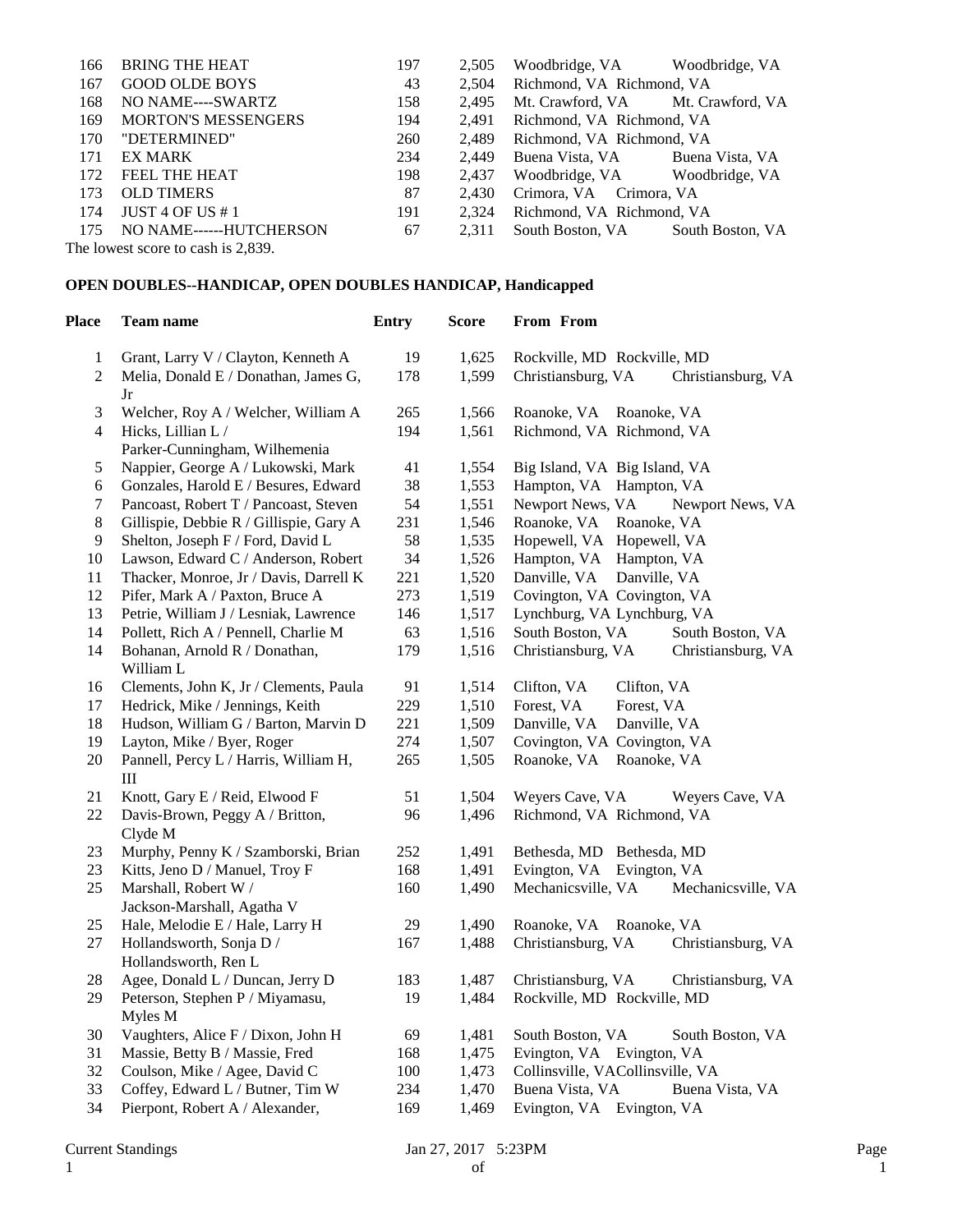| | | | | | |
|---|---|---|---|---|---|
| 166 | BRING THE HEAT | 197 | 2,505 | Woodbridge, VA | Woodbridge, VA |
| 167 | GOOD OLDE BOYS | 43 | 2,504 | Richmond, VA | Richmond, VA |
| 168 | NO NAME----SWARTZ | 158 | 2,495 | Mt. Crawford, VA | Mt. Crawford, VA |
| 169 | MORTON'S MESSENGERS | 194 | 2,491 | Richmond, VA | Richmond, VA |
| 170 | "DETERMINED" | 260 | 2,489 | Richmond, VA | Richmond, VA |
| 171 | EX MARK | 234 | 2,449 | Buena Vista, VA | Buena Vista, VA |
| 172 | FEEL THE HEAT | 198 | 2,437 | Woodbridge, VA | Woodbridge, VA |
| 173 | OLD TIMERS | 87 | 2,430 | Crimora, VA | Crimora, VA |
| 174 | JUST 4 OF US # 1 | 191 | 2,324 | Richmond, VA | Richmond, VA |
| 175 | NO NAME------HUTCHERSON | 67 | 2,311 | South Boston, VA | South Boston, VA |

The lowest score to cash is 2,839.

**OPEN DOUBLES--HANDICAP, OPEN DOUBLES HANDICAP, Handicapped**

| Place | Team name | Entry | Score | From | From |
|---|---|---|---|---|---|
| 1 | Grant, Larry V / Clayton, Kenneth A | 19 | 1,625 | Rockville, MD | Rockville, MD |
| 2 | Melia, Donald E / Donathan, James G, Jr | 178 | 1,599 | Christiansburg, VA | Christiansburg, VA |
| 3 | Welcher, Roy A / Welcher, William A | 265 | 1,566 | Roanoke, VA | Roanoke, VA |
| 4 | Hicks, Lillian L / Parker-Cunningham, Wilhemenia | 194 | 1,561 | Richmond, VA | Richmond, VA |
| 5 | Nappier, George A / Lukowski, Mark | 41 | 1,554 | Big Island, VA | Big Island, VA |
| 6 | Gonzales, Harold E / Besures, Edward | 38 | 1,553 | Hampton, VA | Hampton, VA |
| 7 | Pancoast, Robert T / Pancoast, Steven | 54 | 1,551 | Newport News, VA | Newport News, VA |
| 8 | Gillispie, Debbie R / Gillispie, Gary A | 231 | 1,546 | Roanoke, VA | Roanoke, VA |
| 9 | Shelton, Joseph F / Ford, David L | 58 | 1,535 | Hopewell, VA | Hopewell, VA |
| 10 | Lawson, Edward C / Anderson, Robert | 34 | 1,526 | Hampton, VA | Hampton, VA |
| 11 | Thacker, Monroe, Jr / Davis, Darrell K | 221 | 1,520 | Danville, VA | Danville, VA |
| 12 | Pifer, Mark A / Paxton, Bruce A | 273 | 1,519 | Covington, VA | Covington, VA |
| 13 | Petrie, William J / Lesniak, Lawrence | 146 | 1,517 | Lynchburg, VA | Lynchburg, VA |
| 14 | Pollett, Rich A / Pennell, Charlie M | 63 | 1,516 | South Boston, VA | South Boston, VA |
| 14 | Bohanan, Arnold R / Donathan, William L | 179 | 1,516 | Christiansburg, VA | Christiansburg, VA |
| 16 | Clements, John K, Jr / Clements, Paula | 91 | 1,514 | Clifton, VA | Clifton, VA |
| 17 | Hedrick, Mike / Jennings, Keith | 229 | 1,510 | Forest, VA | Forest, VA |
| 18 | Hudson, William G / Barton, Marvin D | 221 | 1,509 | Danville, VA | Danville, VA |
| 19 | Layton, Mike / Byer, Roger | 274 | 1,507 | Covington, VA | Covington, VA |
| 20 | Pannell, Percy L / Harris, William H, III | 265 | 1,505 | Roanoke, VA | Roanoke, VA |
| 21 | Knott, Gary E / Reid, Elwood F | 51 | 1,504 | Weyers Cave, VA | Weyers Cave, VA |
| 22 | Davis-Brown, Peggy A / Britton, Clyde M | 96 | 1,496 | Richmond, VA | Richmond, VA |
| 23 | Murphy, Penny K / Szamborski, Brian | 252 | 1,491 | Bethesda, MD | Bethesda, MD |
| 23 | Kitts, Jeno D / Manuel, Troy F | 168 | 1,491 | Evington, VA | Evington, VA |
| 25 | Marshall, Robert W / Jackson-Marshall, Agatha V | 160 | 1,490 | Mechanicsville, VA | Mechanicsville, VA |
| 25 | Hale, Melodie E / Hale, Larry H | 29 | 1,490 | Roanoke, VA | Roanoke, VA |
| 27 | Hollandsworth, Sonja D / Hollandsworth, Ren L | 167 | 1,488 | Christiansburg, VA | Christiansburg, VA |
| 28 | Agee, Donald L / Duncan, Jerry D | 183 | 1,487 | Christiansburg, VA | Christiansburg, VA |
| 29 | Peterson, Stephen P / Miyamasu, Myles M | 19 | 1,484 | Rockville, MD | Rockville, MD |
| 30 | Vaughters, Alice F / Dixon, John H | 69 | 1,481 | South Boston, VA | South Boston, VA |
| 31 | Massie, Betty B / Massie, Fred | 168 | 1,475 | Evington, VA | Evington, VA |
| 32 | Coulson, Mike / Agee, David C | 100 | 1,473 | Collinsville, VA | Collinsville, VA |
| 33 | Coffey, Edward L / Butner, Tim W | 234 | 1,470 | Buena Vista, VA | Buena Vista, VA |
| 34 | Pierpont, Robert A / Alexander, | 169 | 1,469 | Evington, VA | Evington, VA |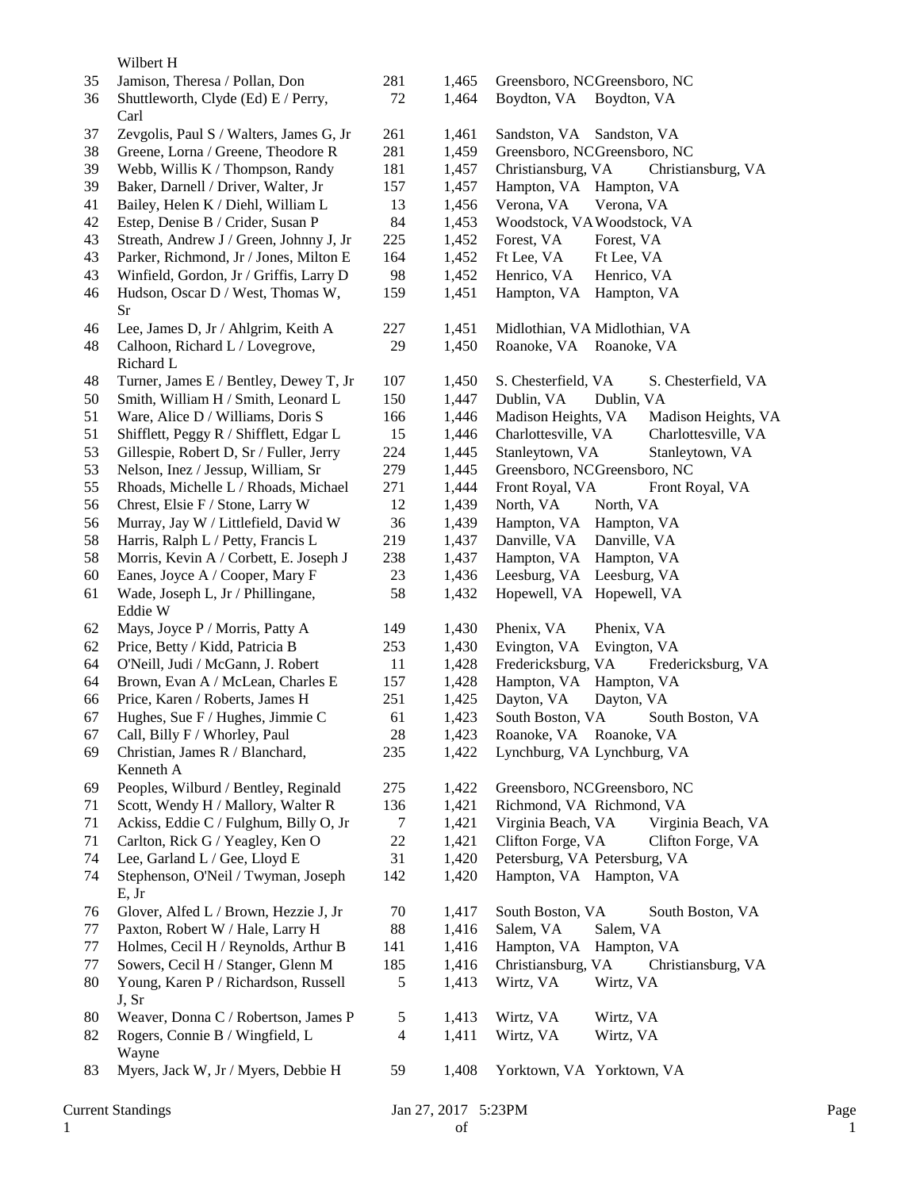| | Wilbert H | | | | |
|---|---|---|---|---|---|
| 35 | Jamison, Theresa / Pollan, Don | 281 | 1,465 | Greensboro, NC | Greensboro, NC |
| 36 | Shuttleworth, Clyde (Ed) E / Perry, Carl | 72 | 1,464 | Boydton, VA | Boydton, VA |
| 37 | Zevgolis, Paul S / Walters, James G, Jr | 261 | 1,461 | Sandston, VA | Sandston, VA |
| 38 | Greene, Lorna / Greene, Theodore R | 281 | 1,459 | Greensboro, NC | Greensboro, NC |
| 39 | Webb, Willis K / Thompson, Randy | 181 | 1,457 | Christiansburg, VA | Christiansburg, VA |
| 39 | Baker, Darnell / Driver, Walter, Jr | 157 | 1,457 | Hampton, VA | Hampton, VA |
| 41 | Bailey, Helen K / Diehl, William L | 13 | 1,456 | Verona, VA | Verona, VA |
| 42 | Estep, Denise B / Crider, Susan P | 84 | 1,453 | Woodstock, VA | Woodstock, VA |
| 43 | Streath, Andrew J / Green, Johnny J, Jr | 225 | 1,452 | Forest, VA | Forest, VA |
| 43 | Parker, Richmond, Jr / Jones, Milton E | 164 | 1,452 | Ft Lee, VA | Ft Lee, VA |
| 43 | Winfield, Gordon, Jr / Griffis, Larry D | 98 | 1,452 | Henrico, VA | Henrico, VA |
| 46 | Hudson, Oscar D / West, Thomas W, Sr | 159 | 1,451 | Hampton, VA | Hampton, VA |
| 46 | Lee, James D, Jr / Ahlgrim, Keith A | 227 | 1,451 | Midlothian, VA | Midlothian, VA |
| 48 | Calhoon, Richard L / Lovegrove, Richard L | 29 | 1,450 | Roanoke, VA | Roanoke, VA |
| 48 | Turner, James E / Bentley, Dewey T, Jr | 107 | 1,450 | S. Chesterfield, VA | S. Chesterfield, VA |
| 50 | Smith, William H / Smith, Leonard L | 150 | 1,447 | Dublin, VA | Dublin, VA |
| 51 | Ware, Alice D / Williams, Doris S | 166 | 1,446 | Madison Heights, VA | Madison Heights, VA |
| 51 | Shifflett, Peggy R / Shifflett, Edgar L | 15 | 1,446 | Charlottesville, VA | Charlottesville, VA |
| 53 | Gillespie, Robert D, Sr / Fuller, Jerry | 224 | 1,445 | Stanleytown, VA | Stanleytown, VA |
| 53 | Nelson, Inez / Jessup, William, Sr | 279 | 1,445 | Greensboro, NC | Greensboro, NC |
| 55 | Rhoads, Michelle L / Rhoads, Michael | 271 | 1,444 | Front Royal, VA | Front Royal, VA |
| 56 | Chrest, Elsie F / Stone, Larry W | 12 | 1,439 | North, VA | North, VA |
| 56 | Murray, Jay W / Littlefield, David W | 36 | 1,439 | Hampton, VA | Hampton, VA |
| 58 | Harris, Ralph L / Petty, Francis L | 219 | 1,437 | Danville, VA | Danville, VA |
| 58 | Morris, Kevin A / Corbett, E. Joseph J | 238 | 1,437 | Hampton, VA | Hampton, VA |
| 60 | Eanes, Joyce A / Cooper, Mary F | 23 | 1,436 | Leesburg, VA | Leesburg, VA |
| 61 | Wade, Joseph L, Jr / Phillingane, Eddie W | 58 | 1,432 | Hopewell, VA | Hopewell, VA |
| 62 | Mays, Joyce P / Morris, Patty A | 149 | 1,430 | Phenix, VA | Phenix, VA |
| 62 | Price, Betty / Kidd, Patricia B | 253 | 1,430 | Evington, VA | Evington, VA |
| 64 | O'Neill, Judi / McGann, J. Robert | 11 | 1,428 | Fredericksburg, VA | Fredericksburg, VA |
| 64 | Brown, Evan A / McLean, Charles E | 157 | 1,428 | Hampton, VA | Hampton, VA |
| 66 | Price, Karen / Roberts, James H | 251 | 1,425 | Dayton, VA | Dayton, VA |
| 67 | Hughes, Sue F / Hughes, Jimmie C | 61 | 1,423 | South Boston, VA | South Boston, VA |
| 67 | Call, Billy F / Whorley, Paul | 28 | 1,423 | Roanoke, VA | Roanoke, VA |
| 69 | Christian, James R / Blanchard, Kenneth A | 235 | 1,422 | Lynchburg, VA | Lynchburg, VA |
| 69 | Peoples, Wilburd / Bentley, Reginald | 275 | 1,422 | Greensboro, NC | Greensboro, NC |
| 71 | Scott, Wendy H / Mallory, Walter R | 136 | 1,421 | Richmond, VA | Richmond, VA |
| 71 | Ackiss, Eddie C / Fulghum, Billy O, Jr | 7 | 1,421 | Virginia Beach, VA | Virginia Beach, VA |
| 71 | Carlton, Rick G / Yeagley, Ken O | 22 | 1,421 | Clifton Forge, VA | Clifton Forge, VA |
| 74 | Lee, Garland L / Gee, Lloyd E | 31 | 1,420 | Petersburg, VA | Petersburg, VA |
| 74 | Stephenson, O'Neil / Twyman, Joseph E, Jr | 142 | 1,420 | Hampton, VA | Hampton, VA |
| 76 | Glover, Alfed L / Brown, Hezzie J, Jr | 70 | 1,417 | South Boston, VA | South Boston, VA |
| 77 | Paxton, Robert W / Hale, Larry H | 88 | 1,416 | Salem, VA | Salem, VA |
| 77 | Holmes, Cecil H / Reynolds, Arthur B | 141 | 1,416 | Hampton, VA | Hampton, VA |
| 77 | Sowers, Cecil H / Stanger, Glenn M | 185 | 1,416 | Christiansburg, VA | Christiansburg, VA |
| 80 | Young, Karen P / Richardson, Russell J, Sr | 5 | 1,413 | Wirtz, VA | Wirtz, VA |
| 80 | Weaver, Donna C / Robertson, James P | 5 | 1,413 | Wirtz, VA | Wirtz, VA |
| 82 | Rogers, Connie B / Wingfield, L Wayne | 4 | 1,411 | Wirtz, VA | Wirtz, VA |
| 83 | Myers, Jack W, Jr / Myers, Debbie H | 59 | 1,408 | Yorktown, VA | Yorktown, VA |

Current Standings Jan 27, 2017 5:23PM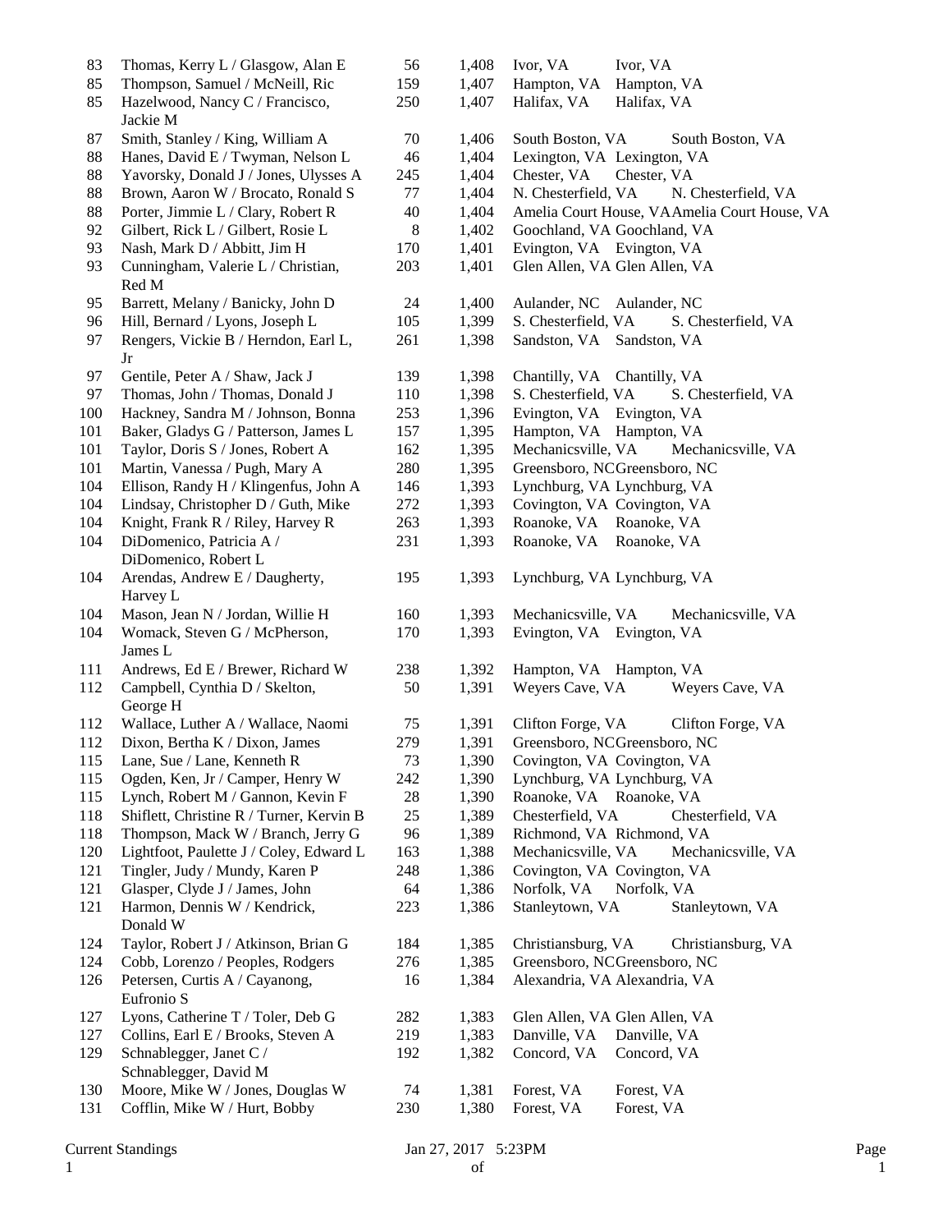| Rank | Names | No. | Score | City | City |
|---|---|---|---|---|---|
| 83 | Thomas, Kerry L / Glasgow, Alan E | 56 | 1,408 | Ivor, VA | Ivor, VA |
| 85 | Thompson, Samuel / McNeill, Ric | 159 | 1,407 | Hampton, VA | Hampton, VA |
| 85 | Hazelwood, Nancy C / Francisco, Jackie M | 250 | 1,407 | Halifax, VA | Halifax, VA |
| 87 | Smith, Stanley / King, William A | 70 | 1,406 | South Boston, VA | South Boston, VA |
| 88 | Hanes, David E / Twyman, Nelson L | 46 | 1,404 | Lexington, VA | Lexington, VA |
| 88 | Yavorsky, Donald J / Jones, Ulysses A | 245 | 1,404 | Chester, VA | Chester, VA |
| 88 | Brown, Aaron W / Brocato, Ronald S | 77 | 1,404 | N. Chesterfield, VA | N. Chesterfield, VA |
| 88 | Porter, Jimmie L / Clary, Robert R | 40 | 1,404 | Amelia Court House, VA | Amelia Court House, VA |
| 92 | Gilbert, Rick L / Gilbert, Rosie L | 8 | 1,402 | Goochland, VA | Goochland, VA |
| 93 | Nash, Mark D / Abbitt, Jim H | 170 | 1,401 | Evington, VA | Evington, VA |
| 93 | Cunningham, Valerie L / Christian, Red M | 203 | 1,401 | Glen Allen, VA | Glen Allen, VA |
| 95 | Barrett, Melany / Banicky, John D | 24 | 1,400 | Aulander, NC | Aulander, NC |
| 96 | Hill, Bernard / Lyons, Joseph L | 105 | 1,399 | S. Chesterfield, VA | S. Chesterfield, VA |
| 97 | Rengers, Vickie B / Herndon, Earl L, Jr | 261 | 1,398 | Sandston, VA | Sandston, VA |
| 97 | Gentile, Peter A / Shaw, Jack J | 139 | 1,398 | Chantilly, VA | Chantilly, VA |
| 97 | Thomas, John / Thomas, Donald J | 110 | 1,398 | S. Chesterfield, VA | S. Chesterfield, VA |
| 100 | Hackney, Sandra M / Johnson, Bonna | 253 | 1,396 | Evington, VA | Evington, VA |
| 101 | Baker, Gladys G / Patterson, James L | 157 | 1,395 | Hampton, VA | Hampton, VA |
| 101 | Taylor, Doris S / Jones, Robert A | 162 | 1,395 | Mechanicsville, VA | Mechanicsville, VA |
| 101 | Martin, Vanessa / Pugh, Mary A | 280 | 1,395 | Greensboro, NC | Greensboro, NC |
| 104 | Ellison, Randy H / Klingenfus, John A | 146 | 1,393 | Lynchburg, VA | Lynchburg, VA |
| 104 | Lindsay, Christopher D / Guth, Mike | 272 | 1,393 | Covington, VA | Covington, VA |
| 104 | Knight, Frank R / Riley, Harvey R | 263 | 1,393 | Roanoke, VA | Roanoke, VA |
| 104 | DiDomenico, Patricia A / DiDomenico, Robert L | 231 | 1,393 | Roanoke, VA | Roanoke, VA |
| 104 | Arendas, Andrew E / Daugherty, Harvey L | 195 | 1,393 | Lynchburg, VA | Lynchburg, VA |
| 104 | Mason, Jean N / Jordan, Willie H | 160 | 1,393 | Mechanicsville, VA | Mechanicsville, VA |
| 104 | Womack, Steven G / McPherson, James L | 170 | 1,393 | Evington, VA | Evington, VA |
| 111 | Andrews, Ed E / Brewer, Richard W | 238 | 1,392 | Hampton, VA | Hampton, VA |
| 112 | Campbell, Cynthia D / Skelton, George H | 50 | 1,391 | Weyers Cave, VA | Weyers Cave, VA |
| 112 | Wallace, Luther A / Wallace, Naomi | 75 | 1,391 | Clifton Forge, VA | Clifton Forge, VA |
| 112 | Dixon, Bertha K / Dixon, James | 279 | 1,391 | Greensboro, NC | Greensboro, NC |
| 115 | Lane, Sue / Lane, Kenneth R | 73 | 1,390 | Covington, VA | Covington, VA |
| 115 | Ogden, Ken, Jr / Camper, Henry W | 242 | 1,390 | Lynchburg, VA | Lynchburg, VA |
| 115 | Lynch, Robert M / Gannon, Kevin F | 28 | 1,390 | Roanoke, VA | Roanoke, VA |
| 118 | Shiflett, Christine R / Turner, Kervin B | 25 | 1,389 | Chesterfield, VA | Chesterfield, VA |
| 118 | Thompson, Mack W / Branch, Jerry G | 96 | 1,389 | Richmond, VA | Richmond, VA |
| 120 | Lightfoot, Paulette J / Coley, Edward L | 163 | 1,388 | Mechanicsville, VA | Mechanicsville, VA |
| 121 | Tingler, Judy / Mundy, Karen P | 248 | 1,386 | Covington, VA | Covington, VA |
| 121 | Glasper, Clyde J / James, John | 64 | 1,386 | Norfolk, VA | Norfolk, VA |
| 121 | Harmon, Dennis W / Kendrick, Donald W | 223 | 1,386 | Stanleytown, VA | Stanleytown, VA |
| 124 | Taylor, Robert J / Atkinson, Brian G | 184 | 1,385 | Christiansburg, VA | Christiansburg, VA |
| 124 | Cobb, Lorenzo / Peoples, Rodgers | 276 | 1,385 | Greensboro, NC | Greensboro, NC |
| 126 | Petersen, Curtis A / Cayanong, Eufronio S | 16 | 1,384 | Alexandria, VA | Alexandria, VA |
| 127 | Lyons, Catherine T / Toler, Deb G | 282 | 1,383 | Glen Allen, VA | Glen Allen, VA |
| 127 | Collins, Earl E / Brooks, Steven A | 219 | 1,383 | Danville, VA | Danville, VA |
| 129 | Schnablegger, Janet C / Schnablegger, David M | 192 | 1,382 | Concord, VA | Concord, VA |
| 130 | Moore, Mike W / Jones, Douglas W | 74 | 1,381 | Forest, VA | Forest, VA |
| 131 | Cofflin, Mike W / Hurt, Bobby | 230 | 1,380 | Forest, VA | Forest, VA |

Current Standings Jan 27, 2017 5:23PM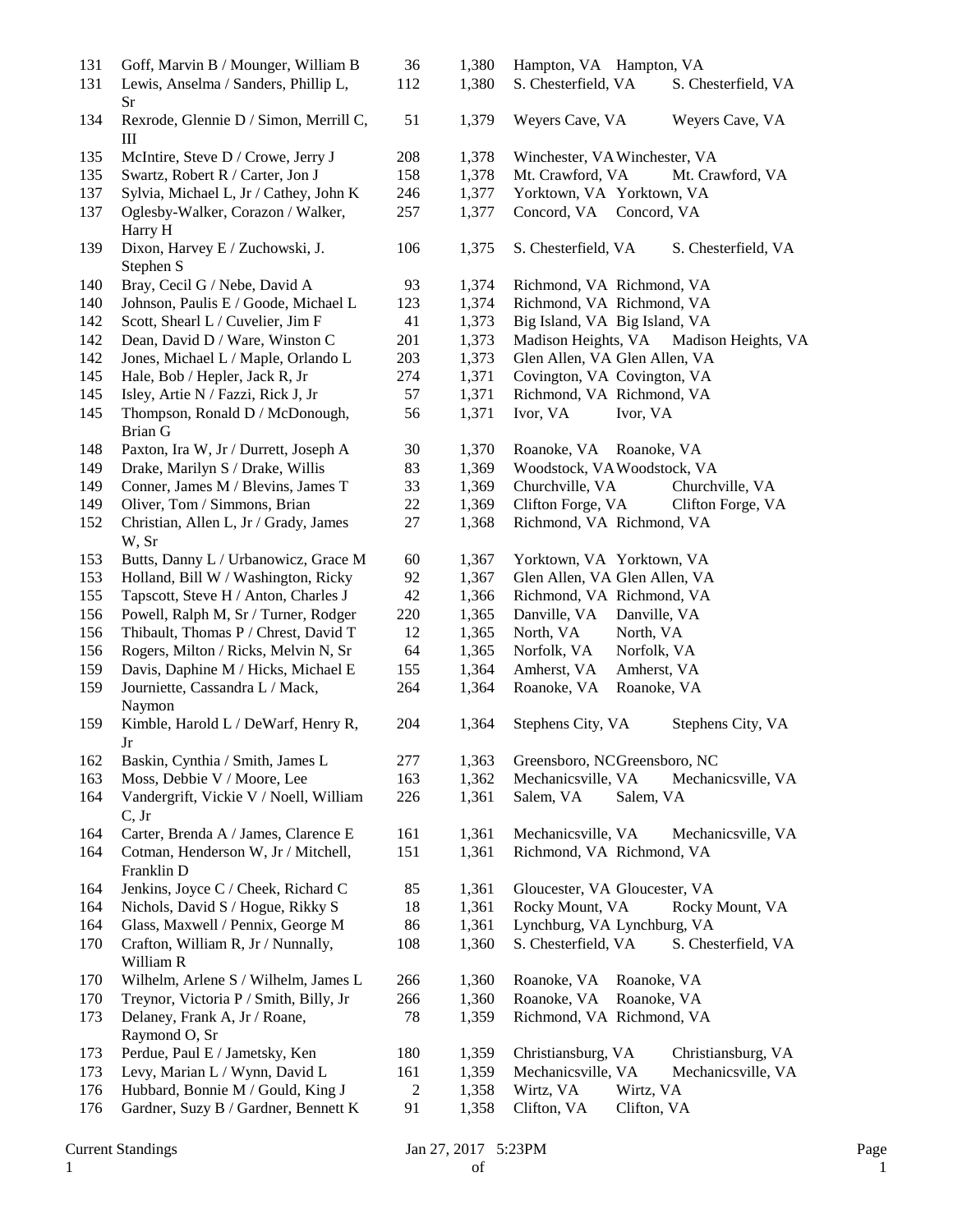| | | | | | |
|---|---|---|---|---|---|
| 131 | Goff, Marvin B / Mounger, William B | 36 | 1,380 | Hampton, VA | Hampton, VA |
| 131 | Lewis, Anselma / Sanders, Phillip L, Sr | 112 | 1,380 | S. Chesterfield, VA | S. Chesterfield, VA |
| 134 | Rexrode, Glennie D / Simon, Merrill C, III | 51 | 1,379 | Weyers Cave, VA | Weyers Cave, VA |
| 135 | McIntire, Steve D / Crowe, Jerry J | 208 | 1,378 | Winchester, VA | Winchester, VA |
| 135 | Swartz, Robert R / Carter, Jon J | 158 | 1,378 | Mt. Crawford, VA | Mt. Crawford, VA |
| 137 | Sylvia, Michael L, Jr / Cathey, John K | 246 | 1,377 | Yorktown, VA | Yorktown, VA |
| 137 | Oglesby-Walker, Corazon / Walker, Harry H | 257 | 1,377 | Concord, VA | Concord, VA |
| 139 | Dixon, Harvey E / Zuchowski, J. Stephen S | 106 | 1,375 | S. Chesterfield, VA | S. Chesterfield, VA |
| 140 | Bray, Cecil G / Nebe, David A | 93 | 1,374 | Richmond, VA | Richmond, VA |
| 140 | Johnson, Paulis E / Goode, Michael L | 123 | 1,374 | Richmond, VA | Richmond, VA |
| 142 | Scott, Shearl L / Cuvelier, Jim F | 41 | 1,373 | Big Island, VA | Big Island, VA |
| 142 | Dean, David D / Ware, Winston C | 201 | 1,373 | Madison Heights, VA | Madison Heights, VA |
| 142 | Jones, Michael L / Maple, Orlando L | 203 | 1,373 | Glen Allen, VA | Glen Allen, VA |
| 145 | Hale, Bob / Hepler, Jack R, Jr | 274 | 1,371 | Covington, VA | Covington, VA |
| 145 | Isley, Artie N / Fazzi, Rick J, Jr | 57 | 1,371 | Richmond, VA | Richmond, VA |
| 145 | Thompson, Ronald D / McDonough, Brian G | 56 | 1,371 | Ivor, VA | Ivor, VA |
| 148 | Paxton, Ira W, Jr / Durrett, Joseph A | 30 | 1,370 | Roanoke, VA | Roanoke, VA |
| 149 | Drake, Marilyn S / Drake, Willis | 83 | 1,369 | Woodstock, VA | Woodstock, VA |
| 149 | Conner, James M / Blevins, James T | 33 | 1,369 | Churchville, VA | Churchville, VA |
| 149 | Oliver, Tom / Simmons, Brian | 22 | 1,369 | Clifton Forge, VA | Clifton Forge, VA |
| 152 | Christian, Allen L, Jr / Grady, James W, Sr | 27 | 1,368 | Richmond, VA | Richmond, VA |
| 153 | Butts, Danny L / Urbanowicz, Grace M | 60 | 1,367 | Yorktown, VA | Yorktown, VA |
| 153 | Holland, Bill W / Washington, Ricky | 92 | 1,367 | Glen Allen, VA | Glen Allen, VA |
| 155 | Tapscott, Steve H / Anton, Charles J | 42 | 1,366 | Richmond, VA | Richmond, VA |
| 156 | Powell, Ralph M, Sr / Turner, Rodger | 220 | 1,365 | Danville, VA | Danville, VA |
| 156 | Thibault, Thomas P / Chrest, David T | 12 | 1,365 | North, VA | North, VA |
| 156 | Rogers, Milton / Ricks, Melvin N, Sr | 64 | 1,365 | Norfolk, VA | Norfolk, VA |
| 159 | Davis, Daphine M / Hicks, Michael E | 155 | 1,364 | Amherst, VA | Amherst, VA |
| 159 | Journiette, Cassandra L / Mack, Naymon | 264 | 1,364 | Roanoke, VA | Roanoke, VA |
| 159 | Kimble, Harold L / DeWarf, Henry R, Jr | 204 | 1,364 | Stephens City, VA | Stephens City, VA |
| 162 | Baskin, Cynthia / Smith, James L | 277 | 1,363 | Greensboro, NC | Greensboro, NC |
| 163 | Moss, Debbie V / Moore, Lee | 163 | 1,362 | Mechanicsville, VA | Mechanicsville, VA |
| 164 | Vandergrift, Vickie V / Noell, William C, Jr | 226 | 1,361 | Salem, VA | Salem, VA |
| 164 | Carter, Brenda A / James, Clarence E | 161 | 1,361 | Mechanicsville, VA | Mechanicsville, VA |
| 164 | Cotman, Henderson W, Jr / Mitchell, Franklin D | 151 | 1,361 | Richmond, VA | Richmond, VA |
| 164 | Jenkins, Joyce C / Cheek, Richard C | 85 | 1,361 | Gloucester, VA | Gloucester, VA |
| 164 | Nichols, David S / Hogue, Rikky S | 18 | 1,361 | Rocky Mount, VA | Rocky Mount, VA |
| 164 | Glass, Maxwell / Pennix, George M | 86 | 1,361 | Lynchburg, VA | Lynchburg, VA |
| 170 | Crafton, William R, Jr / Nunnally, William R | 108 | 1,360 | S. Chesterfield, VA | S. Chesterfield, VA |
| 170 | Wilhelm, Arlene S / Wilhelm, James L | 266 | 1,360 | Roanoke, VA | Roanoke, VA |
| 170 | Treynor, Victoria P / Smith, Billy, Jr | 266 | 1,360 | Roanoke, VA | Roanoke, VA |
| 173 | Delaney, Frank A, Jr / Roane, Raymond O, Sr | 78 | 1,359 | Richmond, VA | Richmond, VA |
| 173 | Perdue, Paul E / Jametsky, Ken | 180 | 1,359 | Christiansburg, VA | Christiansburg, VA |
| 173 | Levy, Marian L / Wynn, David L | 161 | 1,359 | Mechanicsville, VA | Mechanicsville, VA |
| 176 | Hubbard, Bonnie M / Gould, King J | 2 | 1,358 | Wirtz, VA | Wirtz, VA |
| 176 | Gardner, Suzy B / Gardner, Bennett K | 91 | 1,358 | Clifton, VA | Clifton, VA |

Current Standings Jan 27, 2017 5:23PM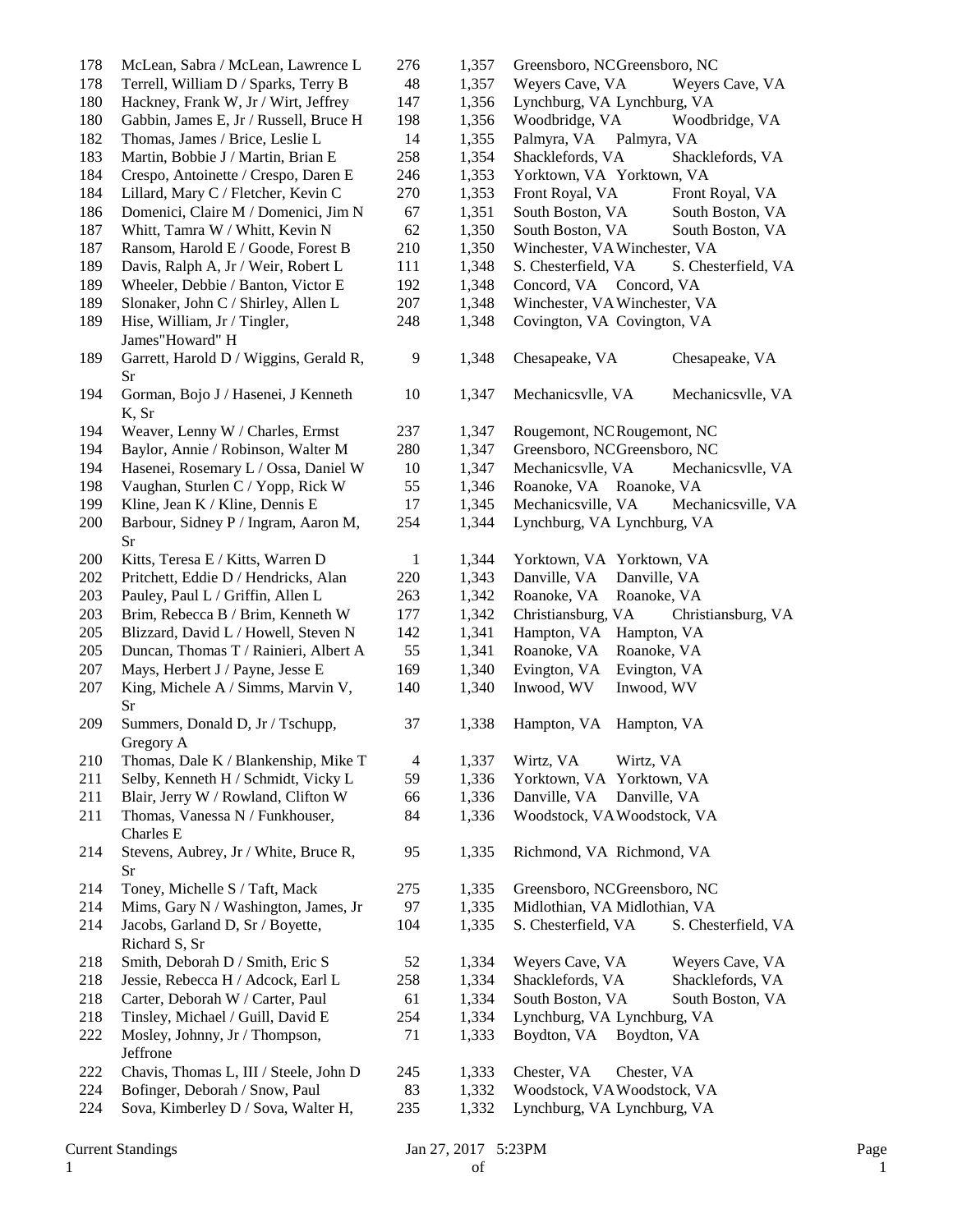| Rank | Names | No. | Score | City | City |
|---|---|---|---|---|---|
| 178 | McLean, Sabra / McLean, Lawrence L | 276 | 1,357 | Greensboro, NC | Greensboro, NC |
| 178 | Terrell, William D / Sparks, Terry B | 48 | 1,357 | Weyers Cave, VA | Weyers Cave, VA |
| 180 | Hackney, Frank W, Jr / Wirt, Jeffrey | 147 | 1,356 | Lynchburg, VA | Lynchburg, VA |
| 180 | Gabbin, James E, Jr / Russell, Bruce H | 198 | 1,356 | Woodbridge, VA | Woodbridge, VA |
| 182 | Thomas, James / Brice, Leslie L | 14 | 1,355 | Palmyra, VA | Palmyra, VA |
| 183 | Martin, Bobbie J / Martin, Brian E | 258 | 1,354 | Shacklefords, VA | Shacklefords, VA |
| 184 | Crespo, Antoinette / Crespo, Daren E | 246 | 1,353 | Yorktown, VA | Yorktown, VA |
| 184 | Lillard, Mary C / Fletcher, Kevin C | 270 | 1,353 | Front Royal, VA | Front Royal, VA |
| 186 | Domenici, Claire M / Domenici, Jim N | 67 | 1,351 | South Boston, VA | South Boston, VA |
| 187 | Whitt, Tamra W / Whitt, Kevin N | 62 | 1,350 | South Boston, VA | South Boston, VA |
| 187 | Ransom, Harold E / Goode, Forest B | 210 | 1,350 | Winchester, VA | Winchester, VA |
| 189 | Davis, Ralph A, Jr / Weir, Robert L | 111 | 1,348 | S. Chesterfield, VA | S. Chesterfield, VA |
| 189 | Wheeler, Debbie / Banton, Victor E | 192 | 1,348 | Concord, VA | Concord, VA |
| 189 | Slonaker, John C / Shirley, Allen L | 207 | 1,348 | Winchester, VA | Winchester, VA |
| 189 | Hise, William, Jr / Tingler, James"Howard" H | 248 | 1,348 | Covington, VA | Covington, VA |
| 189 | Garrett, Harold D / Wiggins, Gerald R, Sr | 9 | 1,348 | Chesapeake, VA | Chesapeake, VA |
| 194 | Gorman, Bojo J / Hasenei, J Kenneth K, Sr | 10 | 1,347 | Mechanicsvlle, VA | Mechanicsvlle, VA |
| 194 | Weaver, Lenny W / Charles, Ermst | 237 | 1,347 | Rougemont, NC | Rougemont, NC |
| 194 | Baylor, Annie / Robinson, Walter M | 280 | 1,347 | Greensboro, NC | Greensboro, NC |
| 194 | Hasenei, Rosemary L / Ossa, Daniel W | 10 | 1,347 | Mechanicsvlle, VA | Mechanicsvlle, VA |
| 198 | Vaughan, Sturlen C / Yopp, Rick W | 55 | 1,346 | Roanoke, VA | Roanoke, VA |
| 199 | Kline, Jean K / Kline, Dennis E | 17 | 1,345 | Mechanicsville, VA | Mechanicsville, VA |
| 200 | Barbour, Sidney P / Ingram, Aaron M, Sr | 254 | 1,344 | Lynchburg, VA | Lynchburg, VA |
| 200 | Kitts, Teresa E / Kitts, Warren D | 1 | 1,344 | Yorktown, VA | Yorktown, VA |
| 202 | Pritchett, Eddie D / Hendricks, Alan | 220 | 1,343 | Danville, VA | Danville, VA |
| 203 | Pauley, Paul L / Griffin, Allen L | 263 | 1,342 | Roanoke, VA | Roanoke, VA |
| 203 | Brim, Rebecca B / Brim, Kenneth W | 177 | 1,342 | Christiansburg, VA | Christiansburg, VA |
| 205 | Blizzard, David L / Howell, Steven N | 142 | 1,341 | Hampton, VA | Hampton, VA |
| 205 | Duncan, Thomas T / Rainieri, Albert A | 55 | 1,341 | Roanoke, VA | Roanoke, VA |
| 207 | Mays, Herbert J / Payne, Jesse E | 169 | 1,340 | Evington, VA | Evington, VA |
| 207 | King, Michele A / Simms, Marvin V, Sr | 140 | 1,340 | Inwood, WV | Inwood, WV |
| 209 | Summers, Donald D, Jr / Tschupp, Gregory A | 37 | 1,338 | Hampton, VA | Hampton, VA |
| 210 | Thomas, Dale K / Blankenship, Mike T | 4 | 1,337 | Wirtz, VA | Wirtz, VA |
| 211 | Selby, Kenneth H / Schmidt, Vicky L | 59 | 1,336 | Yorktown, VA | Yorktown, VA |
| 211 | Blair, Jerry W / Rowland, Clifton W | 66 | 1,336 | Danville, VA | Danville, VA |
| 211 | Thomas, Vanessa N / Funkhouser, Charles E | 84 | 1,336 | Woodstock, VA | Woodstock, VA |
| 214 | Stevens, Aubrey, Jr / White, Bruce R, Sr | 95 | 1,335 | Richmond, VA | Richmond, VA |
| 214 | Toney, Michelle S / Taft, Mack | 275 | 1,335 | Greensboro, NC | Greensboro, NC |
| 214 | Mims, Gary N / Washington, James, Jr | 97 | 1,335 | Midlothian, VA | Midlothian, VA |
| 214 | Jacobs, Garland D, Sr / Boyette, Richard S, Sr | 104 | 1,335 | S. Chesterfield, VA | S. Chesterfield, VA |
| 218 | Smith, Deborah D / Smith, Eric S | 52 | 1,334 | Weyers Cave, VA | Weyers Cave, VA |
| 218 | Jessie, Rebecca H / Adcock, Earl L | 258 | 1,334 | Shacklefords, VA | Shacklefords, VA |
| 218 | Carter, Deborah W / Carter, Paul | 61 | 1,334 | South Boston, VA | South Boston, VA |
| 218 | Tinsley, Michael / Guill, David E | 254 | 1,334 | Lynchburg, VA | Lynchburg, VA |
| 222 | Mosley, Johnny, Jr / Thompson, Jeffrone | 71 | 1,333 | Boydton, VA | Boydton, VA |
| 222 | Chavis, Thomas L, III / Steele, John D | 245 | 1,333 | Chester, VA | Chester, VA |
| 224 | Bofinger, Deborah / Snow, Paul | 83 | 1,332 | Woodstock, VA | Woodstock, VA |
| 224 | Sova, Kimberley D / Sova, Walter H, | 235 | 1,332 | Lynchburg, VA | Lynchburg, VA |

Current Standings Jan 27, 2017 5:23PM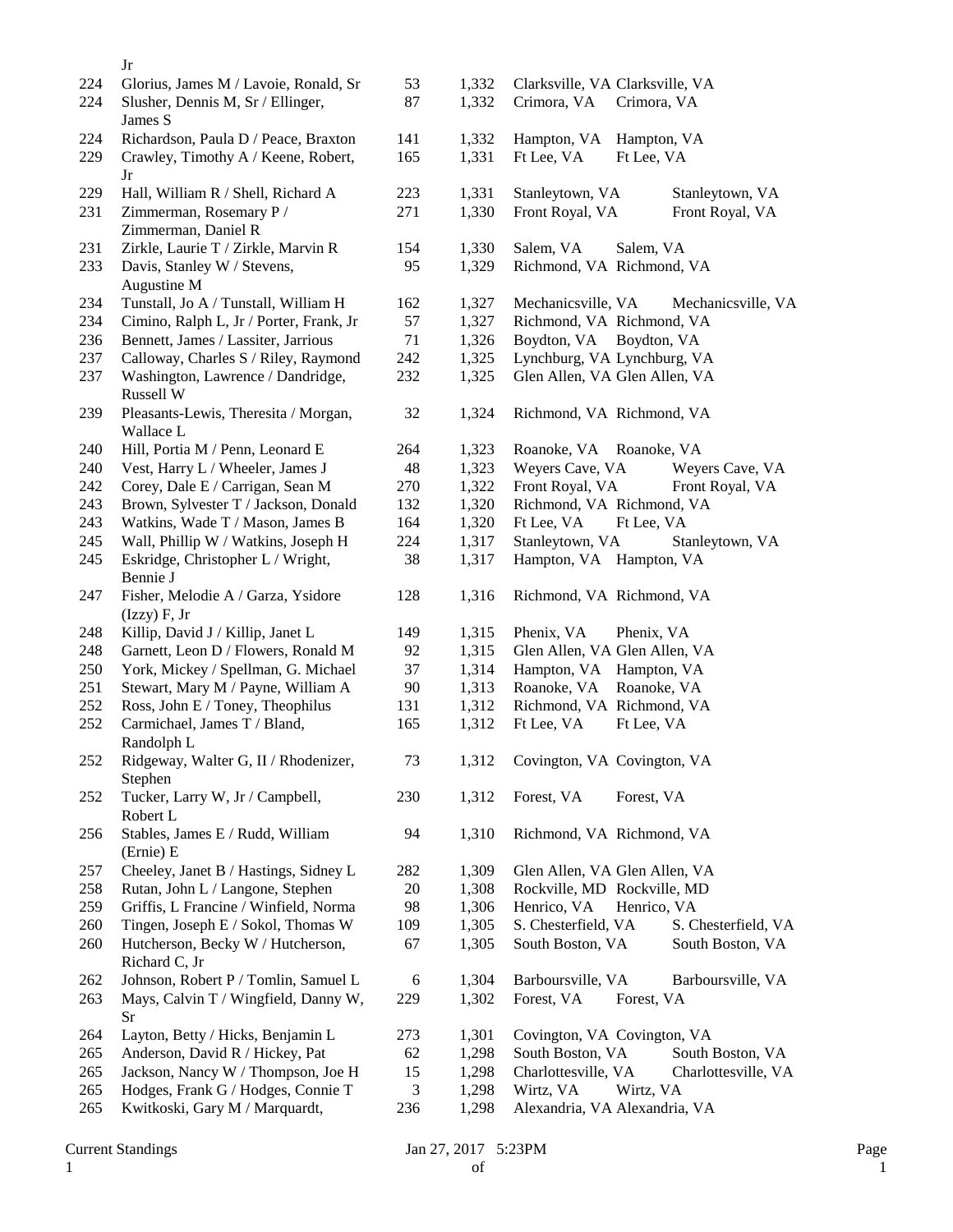| | | | | | |
|---|---|---|---|---|---|
| | Jr | | | | |
| 224 | Glorius, James M / Lavoie, Ronald, Sr | 53 | 1,332 | Clarksville, VA | Clarksville, VA |
| 224 | Slusher, Dennis M, Sr / Ellinger, James S | 87 | 1,332 | Crimora, VA | Crimora, VA |
| 224 | Richardson, Paula D / Peace, Braxton | 141 | 1,332 | Hampton, VA | Hampton, VA |
| 229 | Crawley, Timothy A / Keene, Robert, Jr | 165 | 1,331 | Ft Lee, VA | Ft Lee, VA |
| 229 | Hall, William R / Shell, Richard A | 223 | 1,331 | Stanleytown, VA | Stanleytown, VA |
| 231 | Zimmerman, Rosemary P / Zimmerman, Daniel R | 271 | 1,330 | Front Royal, VA | Front Royal, VA |
| 231 | Zirkle, Laurie T / Zirkle, Marvin R | 154 | 1,330 | Salem, VA | Salem, VA |
| 233 | Davis, Stanley W / Stevens, Augustine M | 95 | 1,329 | Richmond, VA | Richmond, VA |
| 234 | Tunstall, Jo A / Tunstall, William H | 162 | 1,327 | Mechanicsville, VA | Mechanicsville, VA |
| 234 | Cimino, Ralph L, Jr / Porter, Frank, Jr | 57 | 1,327 | Richmond, VA | Richmond, VA |
| 236 | Bennett, James / Lassiter, Jarrious | 71 | 1,326 | Boydton, VA | Boydton, VA |
| 237 | Calloway, Charles S / Riley, Raymond | 242 | 1,325 | Lynchburg, VA | Lynchburg, VA |
| 237 | Washington, Lawrence / Dandridge, Russell W | 232 | 1,325 | Glen Allen, VA | Glen Allen, VA |
| 239 | Pleasants-Lewis, Theresita / Morgan, Wallace L | 32 | 1,324 | Richmond, VA | Richmond, VA |
| 240 | Hill, Portia M / Penn, Leonard E | 264 | 1,323 | Roanoke, VA | Roanoke, VA |
| 240 | Vest, Harry L / Wheeler, James J | 48 | 1,323 | Weyers Cave, VA | Weyers Cave, VA |
| 242 | Corey, Dale E / Carrigan, Sean M | 270 | 1,322 | Front Royal, VA | Front Royal, VA |
| 243 | Brown, Sylvester T / Jackson, Donald | 132 | 1,320 | Richmond, VA | Richmond, VA |
| 243 | Watkins, Wade T / Mason, James B | 164 | 1,320 | Ft Lee, VA | Ft Lee, VA |
| 245 | Wall, Phillip W / Watkins, Joseph H | 224 | 1,317 | Stanleytown, VA | Stanleytown, VA |
| 245 | Eskridge, Christopher L / Wright, Bennie J | 38 | 1,317 | Hampton, VA | Hampton, VA |
| 247 | Fisher, Melodie A / Garza, Ysidore (Izzy) F, Jr | 128 | 1,316 | Richmond, VA | Richmond, VA |
| 248 | Killip, David J / Killip, Janet L | 149 | 1,315 | Phenix, VA | Phenix, VA |
| 248 | Garnett, Leon D / Flowers, Ronald M | 92 | 1,315 | Glen Allen, VA | Glen Allen, VA |
| 250 | York, Mickey / Spellman, G. Michael | 37 | 1,314 | Hampton, VA | Hampton, VA |
| 251 | Stewart, Mary M / Payne, William A | 90 | 1,313 | Roanoke, VA | Roanoke, VA |
| 252 | Ross, John E / Toney, Theophilus | 131 | 1,312 | Richmond, VA | Richmond, VA |
| 252 | Carmichael, James T / Bland, Randolph L | 165 | 1,312 | Ft Lee, VA | Ft Lee, VA |
| 252 | Ridgeway, Walter G, II / Rhodenizer, Stephen | 73 | 1,312 | Covington, VA | Covington, VA |
| 252 | Tucker, Larry W, Jr / Campbell, Robert L | 230 | 1,312 | Forest, VA | Forest, VA |
| 256 | Stables, James E / Rudd, William (Ernie) E | 94 | 1,310 | Richmond, VA | Richmond, VA |
| 257 | Cheeley, Janet B / Hastings, Sidney L | 282 | 1,309 | Glen Allen, VA | Glen Allen, VA |
| 258 | Rutan, John L / Langone, Stephen | 20 | 1,308 | Rockville, MD | Rockville, MD |
| 259 | Griffis, L Francine / Winfield, Norma | 98 | 1,306 | Henrico, VA | Henrico, VA |
| 260 | Tingen, Joseph E / Sokol, Thomas W | 109 | 1,305 | S. Chesterfield, VA | S. Chesterfield, VA |
| 260 | Hutcherson, Becky W / Hutcherson, Richard C, Jr | 67 | 1,305 | South Boston, VA | South Boston, VA |
| 262 | Johnson, Robert P / Tomlin, Samuel L | 6 | 1,304 | Barboursville, VA | Barboursville, VA |
| 263 | Mays, Calvin T / Wingfield, Danny W, Sr | 229 | 1,302 | Forest, VA | Forest, VA |
| 264 | Layton, Betty / Hicks, Benjamin L | 273 | 1,301 | Covington, VA | Covington, VA |
| 265 | Anderson, David R / Hickey, Pat | 62 | 1,298 | South Boston, VA | South Boston, VA |
| 265 | Jackson, Nancy W / Thompson, Joe H | 15 | 1,298 | Charlottesville, VA | Charlottesville, VA |
| 265 | Hodges, Frank G / Hodges, Connie T | 3 | 1,298 | Wirtz, VA | Wirtz, VA |
| 265 | Kwitkoski, Gary M / Marquardt, | 236 | 1,298 | Alexandria, VA | Alexandria, VA |

Current Standings    Jan 27, 2017 5:23PM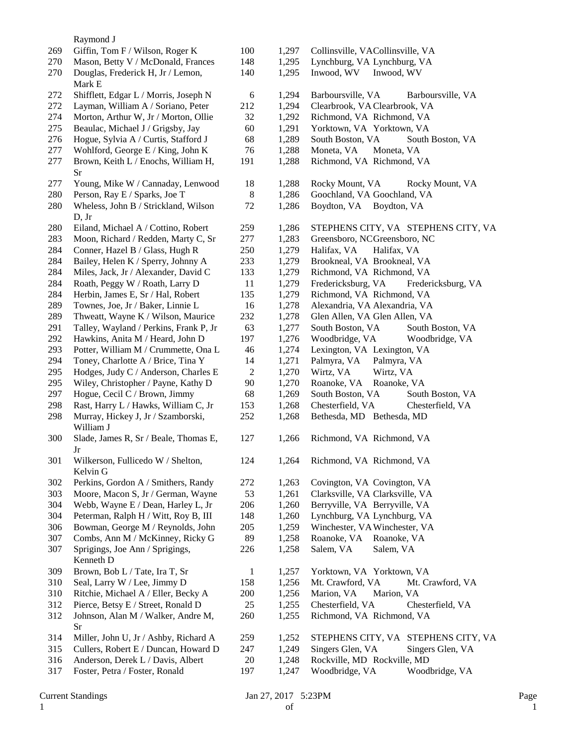| | | | | | |
|---|---|---|---|---|---|
| | Raymond J | | | | |
| 269 | Giffin, Tom F / Wilson, Roger K | 100 | 1,297 | Collinsville, VA | Collinsville, VA |
| 270 | Mason, Betty V / McDonald, Frances | 148 | 1,295 | Lynchburg, VA | Lynchburg, VA |
| 270 | Douglas, Frederick H, Jr / Lemon, Mark E | 140 | 1,295 | Inwood, WV | Inwood, WV |
| 272 | Shifflett, Edgar L / Morris, Joseph N | 6 | 1,294 | Barboursville, VA | Barboursville, VA |
| 272 | Layman, William A / Soriano, Peter | 212 | 1,294 | Clearbrook, VA | Clearbrook, VA |
| 274 | Morton, Arthur W, Jr / Morton, Ollie | 32 | 1,292 | Richmond, VA | Richmond, VA |
| 275 | Beaulac, Michael J / Grigsby, Jay | 60 | 1,291 | Yorktown, VA | Yorktown, VA |
| 276 | Hogue, Sylvia A / Curtis, Stafford J | 68 | 1,289 | South Boston, VA | South Boston, VA |
| 277 | Wohlford, George E / King, John K | 76 | 1,288 | Moneta, VA | Moneta, VA |
| 277 | Brown, Keith L / Enochs, William H, Sr | 191 | 1,288 | Richmond, VA | Richmond, VA |
| 277 | Young, Mike W / Cannaday, Lenwood | 18 | 1,288 | Rocky Mount, VA | Rocky Mount, VA |
| 280 | Person, Ray E / Sparks, Joe T | 8 | 1,286 | Goochland, VA | Goochland, VA |
| 280 | Wheless, John B / Strickland, Wilson D, Jr | 72 | 1,286 | Boydton, VA | Boydton, VA |
| 280 | Eiland, Michael A / Cottino, Robert | 259 | 1,286 | STEPHENS CITY, VA | STEPHENS CITY, VA |
| 283 | Moon, Richard / Redden, Marty C, Sr | 277 | 1,283 | Greensboro, NC | Greensboro, NC |
| 284 | Conner, Hazel B / Glass, Hugh R | 250 | 1,279 | Halifax, VA | Halifax, VA |
| 284 | Bailey, Helen K / Sperry, Johnny A | 233 | 1,279 | Brookneal, VA | Brookneal, VA |
| 284 | Miles, Jack, Jr / Alexander, David C | 133 | 1,279 | Richmond, VA | Richmond, VA |
| 284 | Roath, Peggy W / Roath, Larry D | 11 | 1,279 | Fredericksburg, VA | Fredericksburg, VA |
| 284 | Herbin, James E, Sr / Hal, Robert | 135 | 1,279 | Richmond, VA | Richmond, VA |
| 289 | Townes, Joe, Jr / Baker, Linnie L | 16 | 1,278 | Alexandria, VA | Alexandria, VA |
| 289 | Thweatt, Wayne K / Wilson, Maurice | 232 | 1,278 | Glen Allen, VA | Glen Allen, VA |
| 291 | Talley, Wayland / Perkins, Frank P, Jr | 63 | 1,277 | South Boston, VA | South Boston, VA |
| 292 | Hawkins, Anita M / Heard, John D | 197 | 1,276 | Woodbridge, VA | Woodbridge, VA |
| 293 | Potter, William M / Crummette, Ona L | 46 | 1,274 | Lexington, VA | Lexington, VA |
| 294 | Toney, Charlotte A / Brice, Tina Y | 14 | 1,271 | Palmyra, VA | Palmyra, VA |
| 295 | Hodges, Judy C / Anderson, Charles E | 2 | 1,270 | Wirtz, VA | Wirtz, VA |
| 295 | Wiley, Christopher / Payne, Kathy D | 90 | 1,270 | Roanoke, VA | Roanoke, VA |
| 297 | Hogue, Cecil C / Brown, Jimmy | 68 | 1,269 | South Boston, VA | South Boston, VA |
| 298 | Rast, Harry L / Hawks, William C, Jr | 153 | 1,268 | Chesterfield, VA | Chesterfield, VA |
| 298 | Murray, Hickey J, Jr / Szamborski, William J | 252 | 1,268 | Bethesda, MD | Bethesda, MD |
| 300 | Slade, James R, Sr / Beale, Thomas E, Jr | 127 | 1,266 | Richmond, VA | Richmond, VA |
| 301 | Wilkerson, Fullicedo W / Shelton, Kelvin G | 124 | 1,264 | Richmond, VA | Richmond, VA |
| 302 | Perkins, Gordon A / Smithers, Randy | 272 | 1,263 | Covington, VA | Covington, VA |
| 303 | Moore, Macon S, Jr / German, Wayne | 53 | 1,261 | Clarksville, VA | Clarksville, VA |
| 304 | Webb, Wayne E / Dean, Harley L, Jr | 206 | 1,260 | Berryville, VA | Berryville, VA |
| 304 | Peterman, Ralph H / Witt, Roy B, III | 148 | 1,260 | Lynchburg, VA | Lynchburg, VA |
| 306 | Bowman, George M / Reynolds, John | 205 | 1,259 | Winchester, VA | Winchester, VA |
| 307 | Combs, Ann M / McKinney, Ricky G | 89 | 1,258 | Roanoke, VA | Roanoke, VA |
| 307 | Sprigings, Joe Ann / Sprigings, Kenneth D | 226 | 1,258 | Salem, VA | Salem, VA |
| 309 | Brown, Bob L / Tate, Ira T, Sr | 1 | 1,257 | Yorktown, VA | Yorktown, VA |
| 310 | Seal, Larry W / Lee, Jimmy D | 158 | 1,256 | Mt. Crawford, VA | Mt. Crawford, VA |
| 310 | Ritchie, Michael A / Eller, Becky A | 200 | 1,256 | Marion, VA | Marion, VA |
| 312 | Pierce, Betsy E / Street, Ronald D | 25 | 1,255 | Chesterfield, VA | Chesterfield, VA |
| 312 | Johnson, Alan M / Walker, Andre M, Sr | 260 | 1,255 | Richmond, VA | Richmond, VA |
| 314 | Miller, John U, Jr / Ashby, Richard A | 259 | 1,252 | STEPHENS CITY, VA | STEPHENS CITY, VA |
| 315 | Cullers, Robert E / Duncan, Howard D | 247 | 1,249 | Singers Glen, VA | Singers Glen, VA |
| 316 | Anderson, Derek L / Davis, Albert | 20 | 1,248 | Rockville, MD | Rockville, MD |
| 317 | Foster, Petra / Foster, Ronald | 197 | 1,247 | Woodbridge, VA | Woodbridge, VA |

Current Standings Jan 27, 2017 5:23PM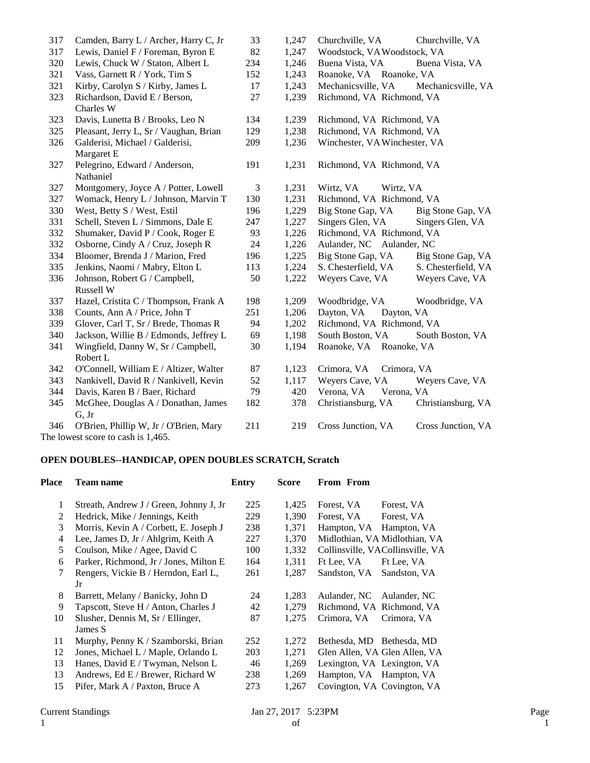| Place | Team name | Entry | Score | From | From |
|---|---|---|---|---|---|
| 317 | Camden, Barry L / Archer, Harry C, Jr | 33 | 1,247 | Churchville, VA | Churchville, VA |
| 317 | Lewis, Daniel F / Foreman, Byron E | 82 | 1,247 | Woodstock, VA | Woodstock, VA |
| 320 | Lewis, Chuck W / Staton, Albert L | 234 | 1,246 | Buena Vista, VA | Buena Vista, VA |
| 321 | Vass, Garnett R / York, Tim S | 152 | 1,243 | Roanoke, VA | Roanoke, VA |
| 321 | Kirby, Carolyn S / Kirby, James L | 17 | 1,243 | Mechanicsville, VA | Mechanicsville, VA |
| 323 | Richardson, David E / Berson, Charles W | 27 | 1,239 | Richmond, VA | Richmond, VA |
| 323 | Davis, Lunetta B / Brooks, Leo N | 134 | 1,239 | Richmond, VA | Richmond, VA |
| 325 | Pleasant, Jerry L, Sr / Vaughan, Brian | 129 | 1,238 | Richmond, VA | Richmond, VA |
| 326 | Galderisi, Michael / Galderisi, Margaret E | 209 | 1,236 | Winchester, VA | Winchester, VA |
| 327 | Pelegrino, Edward / Anderson, Nathaniel | 191 | 1,231 | Richmond, VA | Richmond, VA |
| 327 | Montgomery, Joyce A / Potter, Lowell | 3 | 1,231 | Wirtz, VA | Wirtz, VA |
| 327 | Womack, Henry L / Johnson, Marvin T | 130 | 1,231 | Richmond, VA | Richmond, VA |
| 330 | West, Betty S / West, Estil | 196 | 1,229 | Big Stone Gap, VA | Big Stone Gap, VA |
| 331 | Schell, Steven L / Simmons, Dale E | 247 | 1,227 | Singers Glen, VA | Singers Glen, VA |
| 332 | Shumaker, David P / Cook, Roger E | 93 | 1,226 | Richmond, VA | Richmond, VA |
| 332 | Osborne, Cindy A / Cruz, Joseph R | 24 | 1,226 | Aulander, NC | Aulander, NC |
| 334 | Bloomer, Brenda J / Marion, Fred | 196 | 1,225 | Big Stone Gap, VA | Big Stone Gap, VA |
| 335 | Jenkins, Naomi / Mabry, Elton L | 113 | 1,224 | S. Chesterfield, VA | S. Chesterfield, VA |
| 336 | Johnson, Robert G / Campbell, Russell W | 50 | 1,222 | Weyers Cave, VA | Weyers Cave, VA |
| 337 | Hazel, Cristita C / Thompson, Frank A | 198 | 1,209 | Woodbridge, VA | Woodbridge, VA |
| 338 | Counts, Ann A / Price, John T | 251 | 1,206 | Dayton, VA | Dayton, VA |
| 339 | Glover, Carl T, Sr / Brede, Thomas R | 94 | 1,202 | Richmond, VA | Richmond, VA |
| 340 | Jackson, Willie B / Edmonds, Jeffrey L | 69 | 1,198 | South Boston, VA | South Boston, VA |
| 341 | Wingfield, Danny W, Sr / Campbell, Robert L | 30 | 1,194 | Roanoke, VA | Roanoke, VA |
| 342 | O'Connell, William E / Altizer, Walter | 87 | 1,123 | Crimora, VA | Crimora, VA |
| 343 | Nankivell, David R / Nankivell, Kevin | 52 | 1,117 | Weyers Cave, VA | Weyers Cave, VA |
| 344 | Davis, Karen B / Baer, Richard | 79 | 420 | Verona, VA | Verona, VA |
| 345 | McGhee, Douglas A / Donathan, James G, Jr | 182 | 378 | Christiansburg, VA | Christiansburg, VA |
| 346 | O'Brien, Phillip W, Jr / O'Brien, Mary | 211 | 219 | Cross Junction, VA | Cross Junction, VA |

The lowest score to cash is 1,465.

**OPEN DOUBLES--HANDICAP, OPEN DOUBLES SCRATCH, Scratch**

| Place | Team name | Entry | Score | From | From |
|---|---|---|---|---|---|
| 1 | Streath, Andrew J / Green, Johnny J, Jr | 225 | 1,425 | Forest, VA | Forest, VA |
| 2 | Hedrick, Mike / Jennings, Keith | 229 | 1,390 | Forest, VA | Forest, VA |
| 3 | Morris, Kevin A / Corbett, E. Joseph J | 238 | 1,371 | Hampton, VA | Hampton, VA |
| 4 | Lee, James D, Jr / Ahlgrim, Keith A | 227 | 1,370 | Midlothian, VA | Midlothian, VA |
| 5 | Coulson, Mike / Agee, David C | 100 | 1,332 | Collinsville, VA | Collinsville, VA |
| 6 | Parker, Richmond, Jr / Jones, Milton E | 164 | 1,311 | Ft Lee, VA | Ft Lee, VA |
| 7 | Rengers, Vickie B / Herndon, Earl L, Jr | 261 | 1,287 | Sandston, VA | Sandston, VA |
| 8 | Barrett, Melany / Banicky, John D | 24 | 1,283 | Aulander, NC | Aulander, NC |
| 9 | Tapscott, Steve H / Anton, Charles J | 42 | 1,279 | Richmond, VA | Richmond, VA |
| 10 | Slusher, Dennis M, Sr / Ellinger, James S | 87 | 1,275 | Crimora, VA | Crimora, VA |
| 11 | Murphy, Penny K / Szamborski, Brian | 252 | 1,272 | Bethesda, MD | Bethesda, MD |
| 12 | Jones, Michael L / Maple, Orlando L | 203 | 1,271 | Glen Allen, VA | Glen Allen, VA |
| 13 | Hanes, David E / Twyman, Nelson L | 46 | 1,269 | Lexington, VA | Lexington, VA |
| 13 | Andrews, Ed E / Brewer, Richard W | 238 | 1,269 | Hampton, VA | Hampton, VA |
| 15 | Pifer, Mark A / Paxton, Bruce A | 273 | 1,267 | Covington, VA | Covington, VA |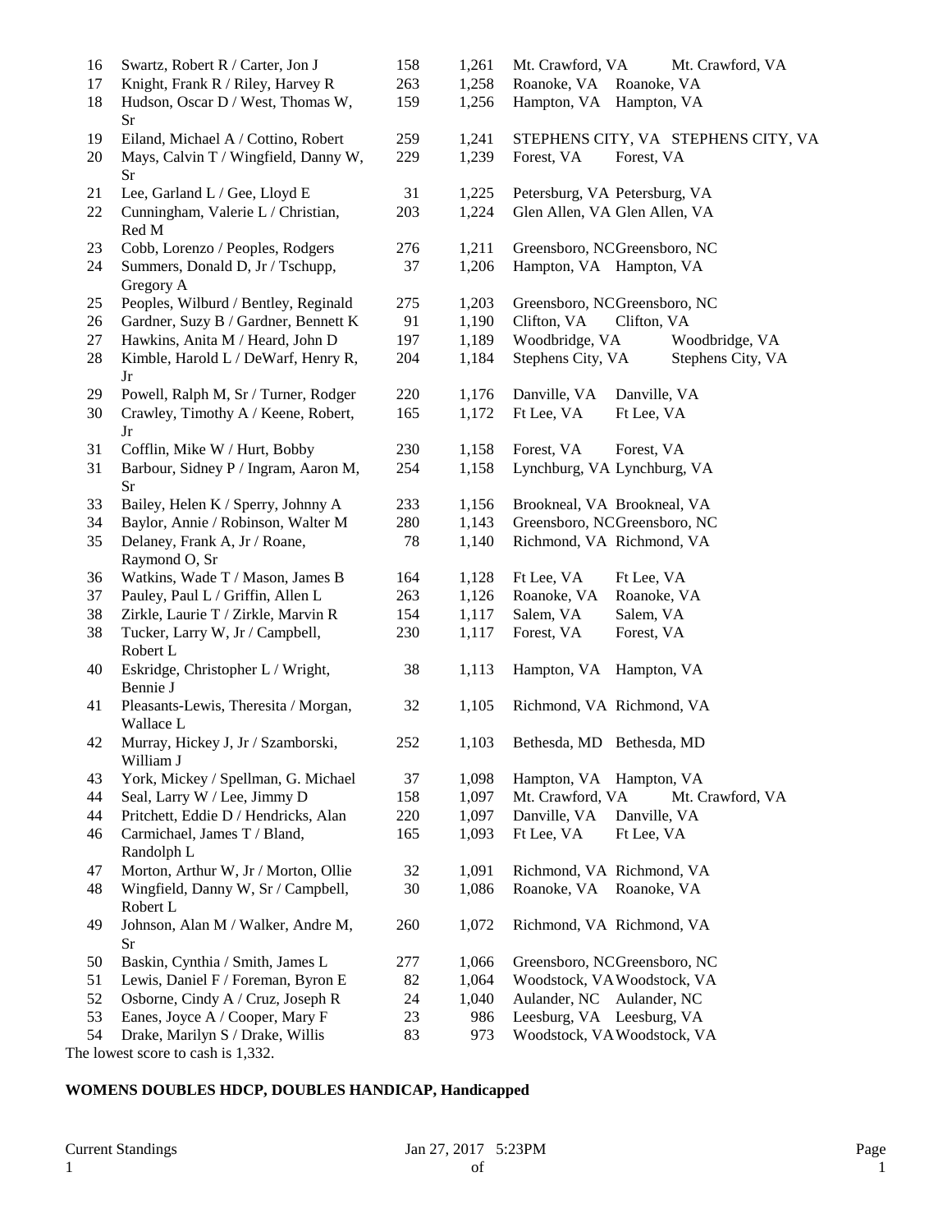| | | | | | |
|---|---|---|---|---|---|
| 16 | Swartz, Robert R / Carter, Jon J | 158 | 1,261 | Mt. Crawford, VA | Mt. Crawford, VA |
| 17 | Knight, Frank R / Riley, Harvey R | 263 | 1,258 | Roanoke, VA | Roanoke, VA |
| 18 | Hudson, Oscar D / West, Thomas W, Sr | 159 | 1,256 | Hampton, VA | Hampton, VA |
| 19 | Eiland, Michael A / Cottino, Robert | 259 | 1,241 | STEPHENS CITY, VA | STEPHENS CITY, VA |
| 20 | Mays, Calvin T / Wingfield, Danny W, Sr | 229 | 1,239 | Forest, VA | Forest, VA |
| 21 | Lee, Garland L / Gee, Lloyd E | 31 | 1,225 | Petersburg, VA | Petersburg, VA |
| 22 | Cunningham, Valerie L / Christian, Red M | 203 | 1,224 | Glen Allen, VA | Glen Allen, VA |
| 23 | Cobb, Lorenzo / Peoples, Rodgers | 276 | 1,211 | Greensboro, NC | Greensboro, NC |
| 24 | Summers, Donald D, Jr / Tschupp, Gregory A | 37 | 1,206 | Hampton, VA | Hampton, VA |
| 25 | Peoples, Wilburd / Bentley, Reginald | 275 | 1,203 | Greensboro, NC | Greensboro, NC |
| 26 | Gardner, Suzy B / Gardner, Bennett K | 91 | 1,190 | Clifton, VA | Clifton, VA |
| 27 | Hawkins, Anita M / Heard, John D | 197 | 1,189 | Woodbridge, VA | Woodbridge, VA |
| 28 | Kimble, Harold L / DeWarf, Henry R, Jr | 204 | 1,184 | Stephens City, VA | Stephens City, VA |
| 29 | Powell, Ralph M, Sr / Turner, Rodger | 220 | 1,176 | Danville, VA | Danville, VA |
| 30 | Crawley, Timothy A / Keene, Robert, Jr | 165 | 1,172 | Ft Lee, VA | Ft Lee, VA |
| 31 | Cofflin, Mike W / Hurt, Bobby | 230 | 1,158 | Forest, VA | Forest, VA |
| 31 | Barbour, Sidney P / Ingram, Aaron M, Sr | 254 | 1,158 | Lynchburg, VA | Lynchburg, VA |
| 33 | Bailey, Helen K / Sperry, Johnny A | 233 | 1,156 | Brookneal, VA | Brookneal, VA |
| 34 | Baylor, Annie / Robinson, Walter M | 280 | 1,143 | Greensboro, NC | Greensboro, NC |
| 35 | Delaney, Frank A, Jr / Roane, Raymond O, Sr | 78 | 1,140 | Richmond, VA | Richmond, VA |
| 36 | Watkins, Wade T / Mason, James B | 164 | 1,128 | Ft Lee, VA | Ft Lee, VA |
| 37 | Pauley, Paul L / Griffin, Allen L | 263 | 1,126 | Roanoke, VA | Roanoke, VA |
| 38 | Zirkle, Laurie T / Zirkle, Marvin R | 154 | 1,117 | Salem, VA | Salem, VA |
| 38 | Tucker, Larry W, Jr / Campbell, Robert L | 230 | 1,117 | Forest, VA | Forest, VA |
| 40 | Eskridge, Christopher L / Wright, Bennie J | 38 | 1,113 | Hampton, VA | Hampton, VA |
| 41 | Pleasants-Lewis, Theresita / Morgan, Wallace L | 32 | 1,105 | Richmond, VA | Richmond, VA |
| 42 | Murray, Hickey J, Jr / Szamborski, William J | 252 | 1,103 | Bethesda, MD | Bethesda, MD |
| 43 | York, Mickey / Spellman, G. Michael | 37 | 1,098 | Hampton, VA | Hampton, VA |
| 44 | Seal, Larry W / Lee, Jimmy D | 158 | 1,097 | Mt. Crawford, VA | Mt. Crawford, VA |
| 44 | Pritchett, Eddie D / Hendricks, Alan | 220 | 1,097 | Danville, VA | Danville, VA |
| 46 | Carmichael, James T / Bland, Randolph L | 165 | 1,093 | Ft Lee, VA | Ft Lee, VA |
| 47 | Morton, Arthur W, Jr / Morton, Ollie | 32 | 1,091 | Richmond, VA | Richmond, VA |
| 48 | Wingfield, Danny W, Sr / Campbell, Robert L | 30 | 1,086 | Roanoke, VA | Roanoke, VA |
| 49 | Johnson, Alan M / Walker, Andre M, Sr | 260 | 1,072 | Richmond, VA | Richmond, VA |
| 50 | Baskin, Cynthia / Smith, James L | 277 | 1,066 | Greensboro, NC | Greensboro, NC |
| 51 | Lewis, Daniel F / Foreman, Byron E | 82 | 1,064 | Woodstock, VA | Woodstock, VA |
| 52 | Osborne, Cindy A / Cruz, Joseph R | 24 | 1,040 | Aulander, NC | Aulander, NC |
| 53 | Eanes, Joyce A / Cooper, Mary F | 23 | 986 | Leesburg, VA | Leesburg, VA |
| 54 | Drake, Marilyn S / Drake, Willis | 83 | 973 | Woodstock, VA | Woodstock, VA |

The lowest score to cash is 1,332.

**WOMENS DOUBLES HDCP, DOUBLES HANDICAP, Handicapped**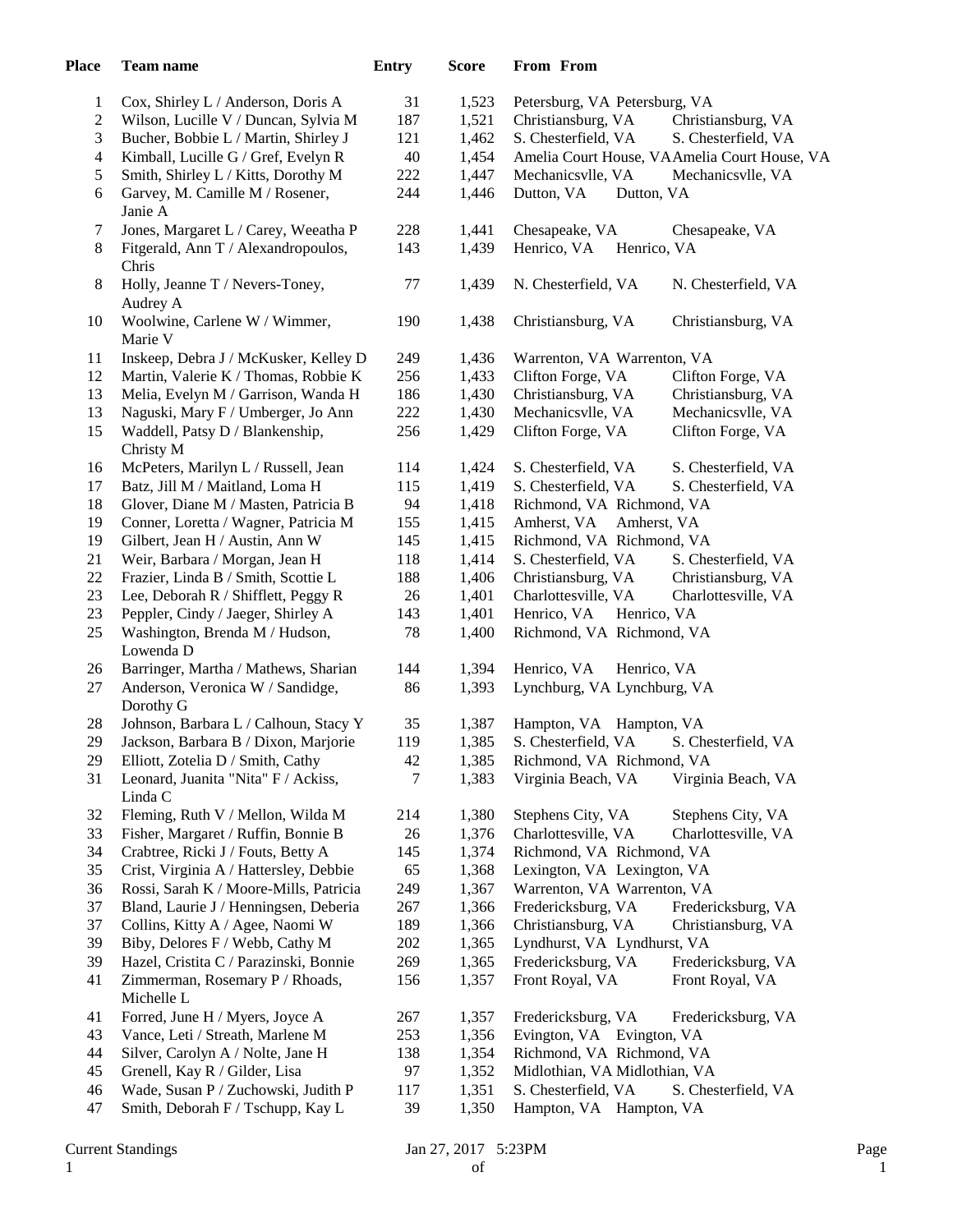| Place | Team name | Entry | Score | From | From |
|---|---|---|---|---|---|
| 1 | Cox, Shirley L / Anderson, Doris A | 31 | 1,523 | Petersburg, VA | Petersburg, VA |
| 2 | Wilson, Lucille V / Duncan, Sylvia M | 187 | 1,521 | Christiansburg, VA | Christiansburg, VA |
| 3 | Bucher, Bobbie L / Martin, Shirley J | 121 | 1,462 | S. Chesterfield, VA | S. Chesterfield, VA |
| 4 | Kimball, Lucille G / Gref, Evelyn R | 40 | 1,454 | Amelia Court House, VA | Amelia Court House, VA |
| 5 | Smith, Shirley L / Kitts, Dorothy M | 222 | 1,447 | Mechanicsvlle, VA | Mechanicsvlle, VA |
| 6 | Garvey, M. Camille M / Rosener, Janie A | 244 | 1,446 | Dutton, VA | Dutton, VA |
| 7 | Jones, Margaret L / Carey, Weeatha P | 228 | 1,441 | Chesapeake, VA | Chesapeake, VA |
| 8 | Fitgerald, Ann T / Alexandropoulos, Chris | 143 | 1,439 | Henrico, VA | Henrico, VA |
| 8 | Holly, Jeanne T / Nevers-Toney, Audrey A | 77 | 1,439 | N. Chesterfield, VA | N. Chesterfield, VA |
| 10 | Woolwine, Carlene W / Wimmer, Marie V | 190 | 1,438 | Christiansburg, VA | Christiansburg, VA |
| 11 | Inskeep, Debra J / McKusker, Kelley D | 249 | 1,436 | Warrenton, VA | Warrenton, VA |
| 12 | Martin, Valerie K / Thomas, Robbie K | 256 | 1,433 | Clifton Forge, VA | Clifton Forge, VA |
| 13 | Melia, Evelyn M / Garrison, Wanda H | 186 | 1,430 | Christiansburg, VA | Christiansburg, VA |
| 13 | Naguski, Mary F / Umberger, Jo Ann | 222 | 1,430 | Mechanicsvlle, VA | Mechanicsvlle, VA |
| 15 | Waddell, Patsy D / Blankenship, Christy M | 256 | 1,429 | Clifton Forge, VA | Clifton Forge, VA |
| 16 | McPeters, Marilyn L / Russell, Jean | 114 | 1,424 | S. Chesterfield, VA | S. Chesterfield, VA |
| 17 | Batz, Jill M / Maitland, Loma H | 115 | 1,419 | S. Chesterfield, VA | S. Chesterfield, VA |
| 18 | Glover, Diane M / Masten, Patricia B | 94 | 1,418 | Richmond, VA | Richmond, VA |
| 19 | Conner, Loretta / Wagner, Patricia M | 155 | 1,415 | Amherst, VA | Amherst, VA |
| 19 | Gilbert, Jean H / Austin, Ann W | 145 | 1,415 | Richmond, VA | Richmond, VA |
| 21 | Weir, Barbara / Morgan, Jean H | 118 | 1,414 | S. Chesterfield, VA | S. Chesterfield, VA |
| 22 | Frazier, Linda B / Smith, Scottie L | 188 | 1,406 | Christiansburg, VA | Christiansburg, VA |
| 23 | Lee, Deborah R / Shifflett, Peggy R | 26 | 1,401 | Charlottesville, VA | Charlottesville, VA |
| 23 | Peppler, Cindy / Jaeger, Shirley A | 143 | 1,401 | Henrico, VA | Henrico, VA |
| 25 | Washington, Brenda M / Hudson, Lowenda D | 78 | 1,400 | Richmond, VA | Richmond, VA |
| 26 | Barringer, Martha / Mathews, Sharian | 144 | 1,394 | Henrico, VA | Henrico, VA |
| 27 | Anderson, Veronica W / Sandidge, Dorothy G | 86 | 1,393 | Lynchburg, VA | Lynchburg, VA |
| 28 | Johnson, Barbara L / Calhoun, Stacy Y | 35 | 1,387 | Hampton, VA | Hampton, VA |
| 29 | Jackson, Barbara B / Dixon, Marjorie | 119 | 1,385 | S. Chesterfield, VA | S. Chesterfield, VA |
| 29 | Elliott, Zotelia D / Smith, Cathy | 42 | 1,385 | Richmond, VA | Richmond, VA |
| 31 | Leonard, Juanita "Nita" F / Ackiss, Linda C | 7 | 1,383 | Virginia Beach, VA | Virginia Beach, VA |
| 32 | Fleming, Ruth V / Mellon, Wilda M | 214 | 1,380 | Stephens City, VA | Stephens City, VA |
| 33 | Fisher, Margaret / Ruffin, Bonnie B | 26 | 1,376 | Charlottesville, VA | Charlottesville, VA |
| 34 | Crabtree, Ricki J / Fouts, Betty A | 145 | 1,374 | Richmond, VA | Richmond, VA |
| 35 | Crist, Virginia A / Hattersley, Debbie | 65 | 1,368 | Lexington, VA | Lexington, VA |
| 36 | Rossi, Sarah K / Moore-Mills, Patricia | 249 | 1,367 | Warrenton, VA | Warrenton, VA |
| 37 | Bland, Laurie J / Henningsen, Deberia | 267 | 1,366 | Fredericksburg, VA | Fredericksburg, VA |
| 37 | Collins, Kitty A / Agee, Naomi W | 189 | 1,366 | Christiansburg, VA | Christiansburg, VA |
| 39 | Biby, Delores F / Webb, Cathy M | 202 | 1,365 | Lyndhurst, VA | Lyndhurst, VA |
| 39 | Hazel, Cristita C / Parazinski, Bonnie | 269 | 1,365 | Fredericksburg, VA | Fredericksburg, VA |
| 41 | Zimmerman, Rosemary P / Rhoads, Michelle L | 156 | 1,357 | Front Royal, VA | Front Royal, VA |
| 41 | Forred, June H / Myers, Joyce A | 267 | 1,357 | Fredericksburg, VA | Fredericksburg, VA |
| 43 | Vance, Leti / Streath, Marlene M | 253 | 1,356 | Evington, VA | Evington, VA |
| 44 | Silver, Carolyn A / Nolte, Jane H | 138 | 1,354 | Richmond, VA | Richmond, VA |
| 45 | Grenell, Kay R / Gilder, Lisa | 97 | 1,352 | Midlothian, VA | Midlothian, VA |
| 46 | Wade, Susan P / Zuchowski, Judith P | 117 | 1,351 | S. Chesterfield, VA | S. Chesterfield, VA |
| 47 | Smith, Deborah F / Tschupp, Kay L | 39 | 1,350 | Hampton, VA | Hampton, VA |

Current Standings Jan 27, 2017 5:23PM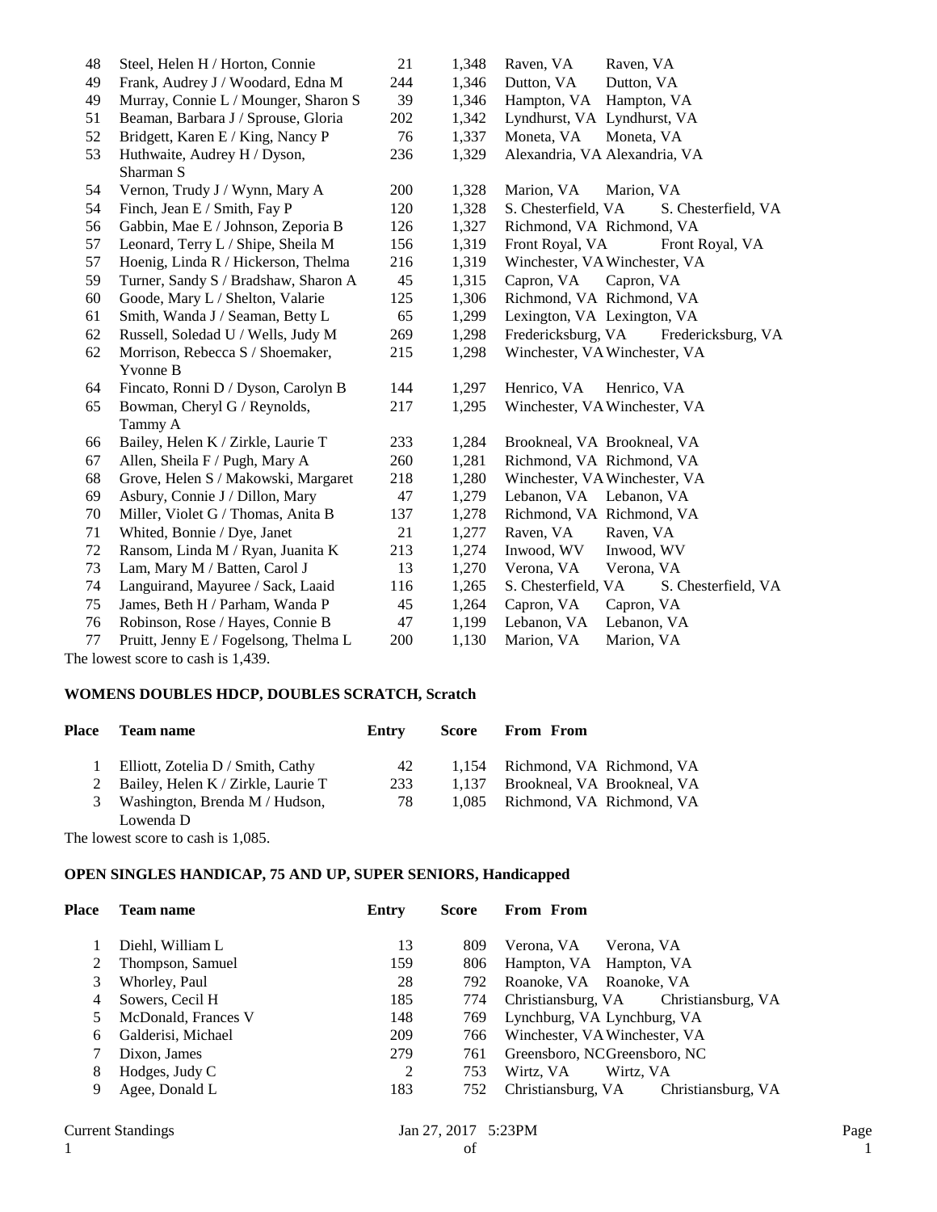| | | | | | |
|---|---|---|---|---|---|
| 48 | Steel, Helen H / Horton, Connie | 21 | 1,348 | Raven, VA | Raven, VA |
| 49 | Frank, Audrey J / Woodard, Edna M | 244 | 1,346 | Dutton, VA | Dutton, VA |
| 49 | Murray, Connie L / Mounger, Sharon S | 39 | 1,346 | Hampton, VA | Hampton, VA |
| 51 | Beaman, Barbara J / Sprouse, Gloria | 202 | 1,342 | Lyndhurst, VA | Lyndhurst, VA |
| 52 | Bridgett, Karen E / King, Nancy P | 76 | 1,337 | Moneta, VA | Moneta, VA |
| 53 | Huthwaite, Audrey H / Dyson, Sharman S | 236 | 1,329 | Alexandria, VA | Alexandria, VA |
| 54 | Vernon, Trudy J / Wynn, Mary A | 200 | 1,328 | Marion, VA | Marion, VA |
| 54 | Finch, Jean E / Smith, Fay P | 120 | 1,328 | S. Chesterfield, VA | S. Chesterfield, VA |
| 56 | Gabbin, Mae E / Johnson, Zeporia B | 126 | 1,327 | Richmond, VA | Richmond, VA |
| 57 | Leonard, Terry L / Shipe, Sheila M | 156 | 1,319 | Front Royal, VA | Front Royal, VA |
| 57 | Hoenig, Linda R / Hickerson, Thelma | 216 | 1,319 | Winchester, VA | Winchester, VA |
| 59 | Turner, Sandy S / Bradshaw, Sharon A | 45 | 1,315 | Capron, VA | Capron, VA |
| 60 | Goode, Mary L / Shelton, Valarie | 125 | 1,306 | Richmond, VA | Richmond, VA |
| 61 | Smith, Wanda J / Seaman, Betty L | 65 | 1,299 | Lexington, VA | Lexington, VA |
| 62 | Russell, Soledad U / Wells, Judy M | 269 | 1,298 | Fredericksburg, VA | Fredericksburg, VA |
| 62 | Morrison, Rebecca S / Shoemaker, Yvonne B | 215 | 1,298 | Winchester, VA | Winchester, VA |
| 64 | Fincato, Ronni D / Dyson, Carolyn B | 144 | 1,297 | Henrico, VA | Henrico, VA |
| 65 | Bowman, Cheryl G / Reynolds, Tammy A | 217 | 1,295 | Winchester, VA | Winchester, VA |
| 66 | Bailey, Helen K / Zirkle, Laurie T | 233 | 1,284 | Brookneal, VA | Brookneal, VA |
| 67 | Allen, Sheila F / Pugh, Mary A | 260 | 1,281 | Richmond, VA | Richmond, VA |
| 68 | Grove, Helen S / Makowski, Margaret | 218 | 1,280 | Winchester, VA | Winchester, VA |
| 69 | Asbury, Connie J / Dillon, Mary | 47 | 1,279 | Lebanon, VA | Lebanon, VA |
| 70 | Miller, Violet G / Thomas, Anita B | 137 | 1,278 | Richmond, VA | Richmond, VA |
| 71 | Whited, Bonnie / Dye, Janet | 21 | 1,277 | Raven, VA | Raven, VA |
| 72 | Ransom, Linda M / Ryan, Juanita K | 213 | 1,274 | Inwood, WV | Inwood, WV |
| 73 | Lam, Mary M / Batten, Carol J | 13 | 1,270 | Verona, VA | Verona, VA |
| 74 | Languirand, Mayuree / Sack, Laaid | 116 | 1,265 | S. Chesterfield, VA | S. Chesterfield, VA |
| 75 | James, Beth H / Parham, Wanda P | 45 | 1,264 | Capron, VA | Capron, VA |
| 76 | Robinson, Rose / Hayes, Connie B | 47 | 1,199 | Lebanon, VA | Lebanon, VA |
| 77 | Pruitt, Jenny E / Fogelsong, Thelma L | 200 | 1,130 | Marion, VA | Marion, VA |

The lowest score to cash is 1,439.

**WOMENS DOUBLES HDCP, DOUBLES SCRATCH, Scratch**

| Place | Team name | Entry | Score | From | From |
|---|---|---|---|---|---|
| 1 | Elliott, Zotelia D / Smith, Cathy | 42 | 1,154 | Richmond, VA | Richmond, VA |
| 2 | Bailey, Helen K / Zirkle, Laurie T | 233 | 1,137 | Brookneal, VA | Brookneal, VA |
| 3 | Washington, Brenda M / Hudson, Lowenda D | 78 | 1,085 | Richmond, VA | Richmond, VA |

The lowest score to cash is 1,085.

**OPEN SINGLES HANDICAP, 75 AND UP, SUPER SENIORS, Handicapped**

| Place | Team name | Entry | Score | From | From |
|---|---|---|---|---|---|
| 1 | Diehl, William L | 13 | 809 | Verona, VA | Verona, VA |
| 2 | Thompson, Samuel | 159 | 806 | Hampton, VA | Hampton, VA |
| 3 | Whorley, Paul | 28 | 792 | Roanoke, VA | Roanoke, VA |
| 4 | Sowers, Cecil H | 185 | 774 | Christiansburg, VA | Christiansburg, VA |
| 5 | McDonald, Frances V | 148 | 769 | Lynchburg, VA | Lynchburg, VA |
| 6 | Galderisi, Michael | 209 | 766 | Winchester, VA | Winchester, VA |
| 7 | Dixon, James | 279 | 761 | Greensboro, NC | Greensboro, NC |
| 8 | Hodges, Judy C | 2 | 753 | Wirtz, VA | Wirtz, VA |
| 9 | Agee, Donald L | 183 | 752 | Christiansburg, VA | Christiansburg, VA |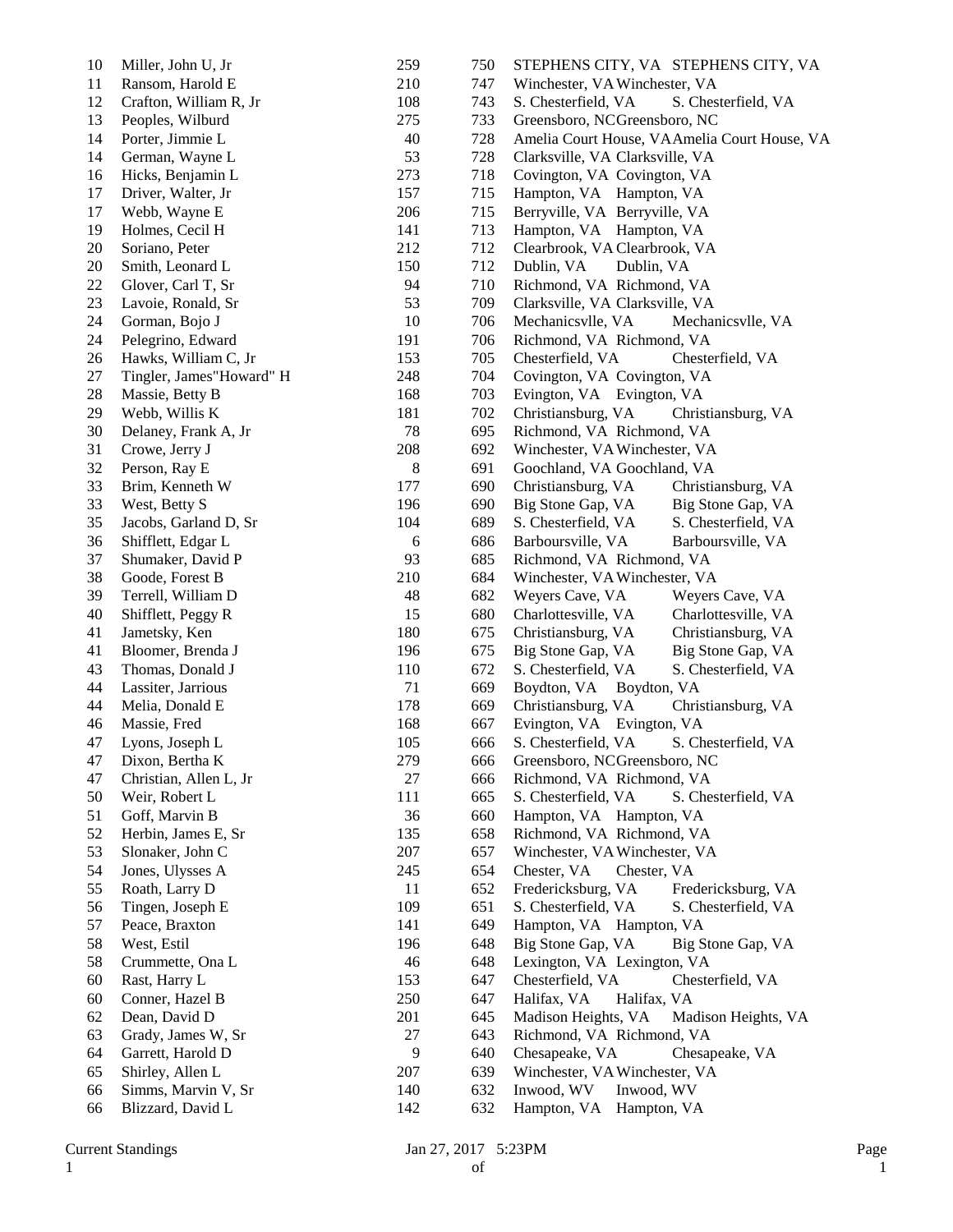| | | | | | |
|---|---|---|---|---|---|
| 10 | Miller, John U, Jr | 259 | 750 | STEPHENS CITY, VA | STEPHENS CITY, VA |
| 11 | Ransom, Harold E | 210 | 747 | Winchester, VA | Winchester, VA |
| 12 | Crafton, William R, Jr | 108 | 743 | S. Chesterfield, VA | S. Chesterfield, VA |
| 13 | Peoples, Wilburd | 275 | 733 | Greensboro, NC | Greensboro, NC |
| 14 | Porter, Jimmie L | 40 | 728 | Amelia Court House, VA | Amelia Court House, VA |
| 14 | German, Wayne L | 53 | 728 | Clarksville, VA | Clarksville, VA |
| 16 | Hicks, Benjamin L | 273 | 718 | Covington, VA | Covington, VA |
| 17 | Driver, Walter, Jr | 157 | 715 | Hampton, VA | Hampton, VA |
| 17 | Webb, Wayne E | 206 | 715 | Berryville, VA | Berryville, VA |
| 19 | Holmes, Cecil H | 141 | 713 | Hampton, VA | Hampton, VA |
| 20 | Soriano, Peter | 212 | 712 | Clearbrook, VA | Clearbrook, VA |
| 20 | Smith, Leonard L | 150 | 712 | Dublin, VA | Dublin, VA |
| 22 | Glover, Carl T, Sr | 94 | 710 | Richmond, VA | Richmond, VA |
| 23 | Lavoie, Ronald, Sr | 53 | 709 | Clarksville, VA | Clarksville, VA |
| 24 | Gorman, Bojo J | 10 | 706 | Mechanicsvlle, VA | Mechanicsvlle, VA |
| 24 | Pelegrino, Edward | 191 | 706 | Richmond, VA | Richmond, VA |
| 26 | Hawks, William C, Jr | 153 | 705 | Chesterfield, VA | Chesterfield, VA |
| 27 | Tingler, James"Howard" H | 248 | 704 | Covington, VA | Covington, VA |
| 28 | Massie, Betty B | 168 | 703 | Evington, VA | Evington, VA |
| 29 | Webb, Willis K | 181 | 702 | Christiansburg, VA | Christiansburg, VA |
| 30 | Delaney, Frank A, Jr | 78 | 695 | Richmond, VA | Richmond, VA |
| 31 | Crowe, Jerry J | 208 | 692 | Winchester, VA | Winchester, VA |
| 32 | Person, Ray E | 8 | 691 | Goochland, VA | Goochland, VA |
| 33 | Brim, Kenneth W | 177 | 690 | Christiansburg, VA | Christiansburg, VA |
| 33 | West, Betty S | 196 | 690 | Big Stone Gap, VA | Big Stone Gap, VA |
| 35 | Jacobs, Garland D, Sr | 104 | 689 | S. Chesterfield, VA | S. Chesterfield, VA |
| 36 | Shifflett, Edgar L | 6 | 686 | Barboursville, VA | Barboursville, VA |
| 37 | Shumaker, David P | 93 | 685 | Richmond, VA | Richmond, VA |
| 38 | Goode, Forest B | 210 | 684 | Winchester, VA | Winchester, VA |
| 39 | Terrell, William D | 48 | 682 | Weyers Cave, VA | Weyers Cave, VA |
| 40 | Shifflett, Peggy R | 15 | 680 | Charlottesville, VA | Charlottesville, VA |
| 41 | Jametsky, Ken | 180 | 675 | Christiansburg, VA | Christiansburg, VA |
| 41 | Bloomer, Brenda J | 196 | 675 | Big Stone Gap, VA | Big Stone Gap, VA |
| 43 | Thomas, Donald J | 110 | 672 | S. Chesterfield, VA | S. Chesterfield, VA |
| 44 | Lassiter, Jarrious | 71 | 669 | Boydton, VA | Boydton, VA |
| 44 | Melia, Donald E | 178 | 669 | Christiansburg, VA | Christiansburg, VA |
| 46 | Massie, Fred | 168 | 667 | Evington, VA | Evington, VA |
| 47 | Lyons, Joseph L | 105 | 666 | S. Chesterfield, VA | S. Chesterfield, VA |
| 47 | Dixon, Bertha K | 279 | 666 | Greensboro, NC | Greensboro, NC |
| 47 | Christian, Allen L, Jr | 27 | 666 | Richmond, VA | Richmond, VA |
| 50 | Weir, Robert L | 111 | 665 | S. Chesterfield, VA | S. Chesterfield, VA |
| 51 | Goff, Marvin B | 36 | 660 | Hampton, VA | Hampton, VA |
| 52 | Herbin, James E, Sr | 135 | 658 | Richmond, VA | Richmond, VA |
| 53 | Slonaker, John C | 207 | 657 | Winchester, VA | Winchester, VA |
| 54 | Jones, Ulysses A | 245 | 654 | Chester, VA | Chester, VA |
| 55 | Roath, Larry D | 11 | 652 | Fredericksburg, VA | Fredericksburg, VA |
| 56 | Tingen, Joseph E | 109 | 651 | S. Chesterfield, VA | S. Chesterfield, VA |
| 57 | Peace, Braxton | 141 | 649 | Hampton, VA | Hampton, VA |
| 58 | West, Estil | 196 | 648 | Big Stone Gap, VA | Big Stone Gap, VA |
| 58 | Crummette, Ona L | 46 | 648 | Lexington, VA | Lexington, VA |
| 60 | Rast, Harry L | 153 | 647 | Chesterfield, VA | Chesterfield, VA |
| 60 | Conner, Hazel B | 250 | 647 | Halifax, VA | Halifax, VA |
| 62 | Dean, David D | 201 | 645 | Madison Heights, VA | Madison Heights, VA |
| 63 | Grady, James W, Sr | 27 | 643 | Richmond, VA | Richmond, VA |
| 64 | Garrett, Harold D | 9 | 640 | Chesapeake, VA | Chesapeake, VA |
| 65 | Shirley, Allen L | 207 | 639 | Winchester, VA | Winchester, VA |
| 66 | Simms, Marvin V, Sr | 140 | 632 | Inwood, WV | Inwood, WV |
| 66 | Blizzard, David L | 142 | 632 | Hampton, VA | Hampton, VA |

Current Standings Jan 27, 2017 5:23PM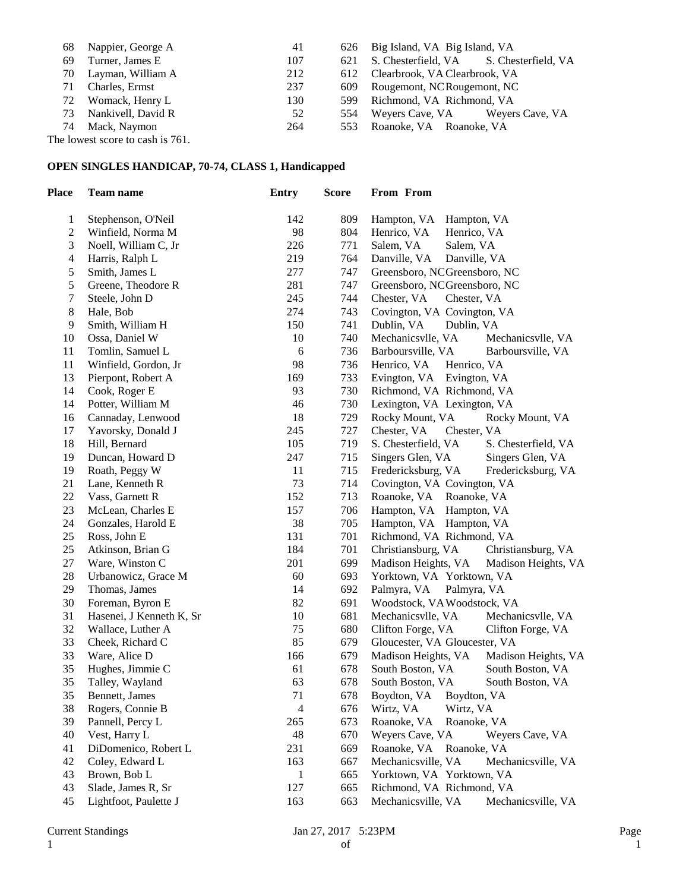| Place | Team name | Entry | Score | From | From |
|---|---|---|---|---|---|
| 68 | Nappier, George A | 41 | 626 | Big Island, VA | Big Island, VA |
| 69 | Turner, James E | 107 | 621 | S. Chesterfield, VA | S. Chesterfield, VA |
| 70 | Layman, William A | 212 | 612 | Clearbrook, VA | Clearbrook, VA |
| 71 | Charles, Ermst | 237 | 609 | Rougemont, NC | Rougemont, NC |
| 72 | Womack, Henry L | 130 | 599 | Richmond, VA | Richmond, VA |
| 73 | Nankivell, David R | 52 | 554 | Weyers Cave, VA | Weyers Cave, VA |
| 74 | Mack, Naymon | 264 | 553 | Roanoke, VA | Roanoke, VA |

The lowest score to cash is 761.

## OPEN SINGLES HANDICAP, 70-74, CLASS 1, Handicapped

| Place | Team name | Entry | Score | From | From |
|---|---|---|---|---|---|
| 1 | Stephenson, O'Neil | 142 | 809 | Hampton, VA | Hampton, VA |
| 2 | Winfield, Norma M | 98 | 804 | Henrico, VA | Henrico, VA |
| 3 | Noell, William C, Jr | 226 | 771 | Salem, VA | Salem, VA |
| 4 | Harris, Ralph L | 219 | 764 | Danville, VA | Danville, VA |
| 5 | Smith, James L | 277 | 747 | Greensboro, NC | Greensboro, NC |
| 5 | Greene, Theodore R | 281 | 747 | Greensboro, NC | Greensboro, NC |
| 7 | Steele, John D | 245 | 744 | Chester, VA | Chester, VA |
| 8 | Hale, Bob | 274 | 743 | Covington, VA | Covington, VA |
| 9 | Smith, William H | 150 | 741 | Dublin, VA | Dublin, VA |
| 10 | Ossa, Daniel W | 10 | 740 | Mechanicsvlle, VA | Mechanicsvlle, VA |
| 11 | Tomlin, Samuel L | 6 | 736 | Barboursville, VA | Barboursville, VA |
| 11 | Winfield, Gordon, Jr | 98 | 736 | Henrico, VA | Henrico, VA |
| 13 | Pierpont, Robert A | 169 | 733 | Evington, VA | Evington, VA |
| 14 | Cook, Roger E | 93 | 730 | Richmond, VA | Richmond, VA |
| 14 | Potter, William M | 46 | 730 | Lexington, VA | Lexington, VA |
| 16 | Cannaday, Lenwood | 18 | 729 | Rocky Mount, VA | Rocky Mount, VA |
| 17 | Yavorsky, Donald J | 245 | 727 | Chester, VA | Chester, VA |
| 18 | Hill, Bernard | 105 | 719 | S. Chesterfield, VA | S. Chesterfield, VA |
| 19 | Duncan, Howard D | 247 | 715 | Singers Glen, VA | Singers Glen, VA |
| 19 | Roath, Peggy W | 11 | 715 | Fredericksburg, VA | Fredericksburg, VA |
| 21 | Lane, Kenneth R | 73 | 714 | Covington, VA | Covington, VA |
| 22 | Vass, Garnett R | 152 | 713 | Roanoke, VA | Roanoke, VA |
| 23 | McLean, Charles E | 157 | 706 | Hampton, VA | Hampton, VA |
| 24 | Gonzales, Harold E | 38 | 705 | Hampton, VA | Hampton, VA |
| 25 | Ross, John E | 131 | 701 | Richmond, VA | Richmond, VA |
| 25 | Atkinson, Brian G | 184 | 701 | Christiansburg, VA | Christiansburg, VA |
| 27 | Ware, Winston C | 201 | 699 | Madison Heights, VA | Madison Heights, VA |
| 28 | Urbanowicz, Grace M | 60 | 693 | Yorktown, VA | Yorktown, VA |
| 29 | Thomas, James | 14 | 692 | Palmyra, VA | Palmyra, VA |
| 30 | Foreman, Byron E | 82 | 691 | Woodstock, VA | Woodstock, VA |
| 31 | Hasenei, J Kenneth K, Sr | 10 | 681 | Mechanicsvlle, VA | Mechanicsvlle, VA |
| 32 | Wallace, Luther A | 75 | 680 | Clifton Forge, VA | Clifton Forge, VA |
| 33 | Cheek, Richard C | 85 | 679 | Gloucester, VA | Gloucester, VA |
| 33 | Ware, Alice D | 166 | 679 | Madison Heights, VA | Madison Heights, VA |
| 35 | Hughes, Jimmie C | 61 | 678 | South Boston, VA | South Boston, VA |
| 35 | Talley, Wayland | 63 | 678 | South Boston, VA | South Boston, VA |
| 35 | Bennett, James | 71 | 678 | Boydton, VA | Boydton, VA |
| 38 | Rogers, Connie B | 4 | 676 | Wirtz, VA | Wirtz, VA |
| 39 | Pannell, Percy L | 265 | 673 | Roanoke, VA | Roanoke, VA |
| 40 | Vest, Harry L | 48 | 670 | Weyers Cave, VA | Weyers Cave, VA |
| 41 | DiDomenico, Robert L | 231 | 669 | Roanoke, VA | Roanoke, VA |
| 42 | Coley, Edward L | 163 | 667 | Mechanicsville, VA | Mechanicsville, VA |
| 43 | Brown, Bob L | 1 | 665 | Yorktown, VA | Yorktown, VA |
| 43 | Slade, James R, Sr | 127 | 665 | Richmond, VA | Richmond, VA |
| 45 | Lightfoot, Paulette J | 163 | 663 | Mechanicsville, VA | Mechanicsville, VA |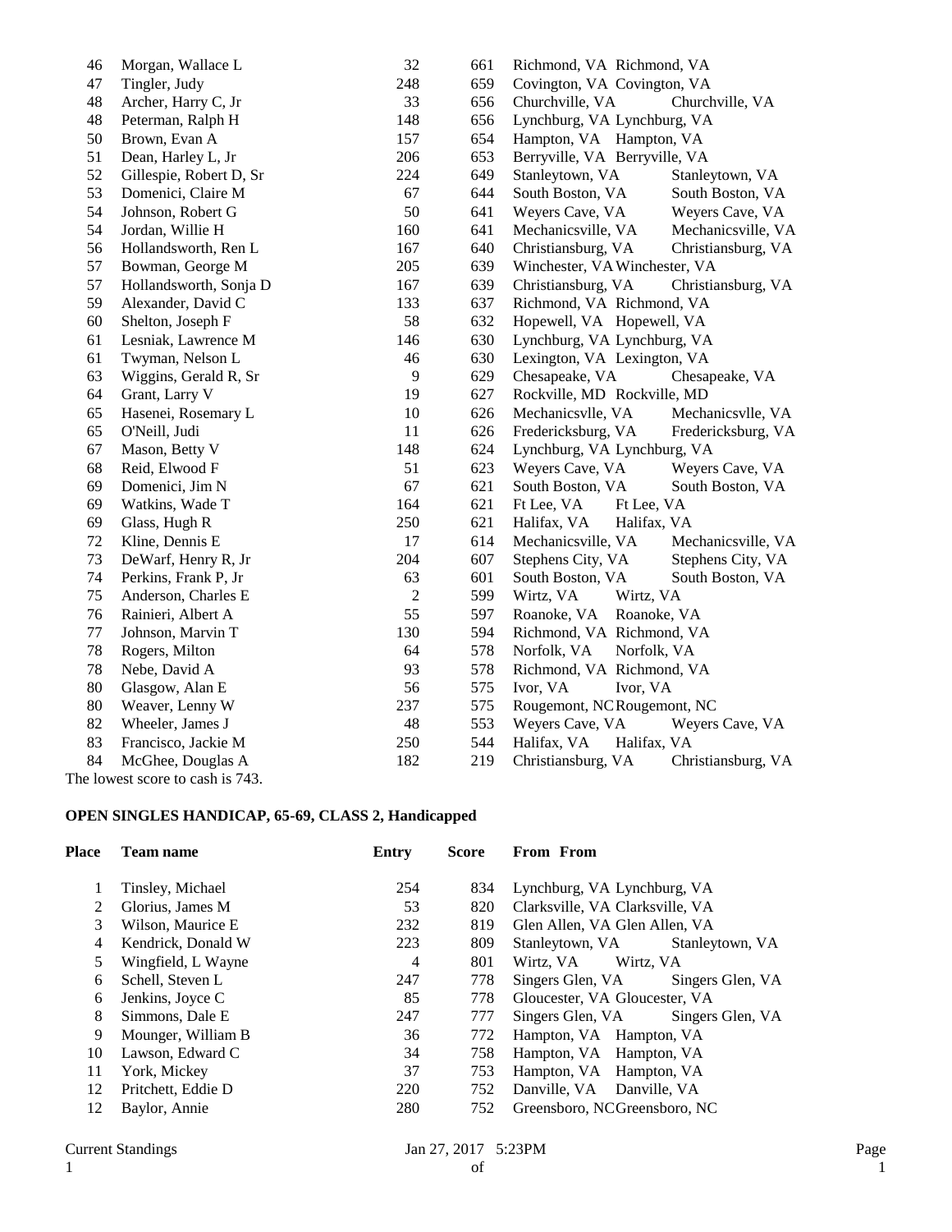| | | | | | |
|---|---|---|---|---|---|
| 46 | Morgan, Wallace L | 32 | 661 | Richmond, VA | Richmond, VA |
| 47 | Tingler, Judy | 248 | 659 | Covington, VA | Covington, VA |
| 48 | Archer, Harry C, Jr | 33 | 656 | Churchville, VA | Churchville, VA |
| 48 | Peterman, Ralph H | 148 | 656 | Lynchburg, VA | Lynchburg, VA |
| 50 | Brown, Evan A | 157 | 654 | Hampton, VA | Hampton, VA |
| 51 | Dean, Harley L, Jr | 206 | 653 | Berryville, VA | Berryville, VA |
| 52 | Gillespie, Robert D, Sr | 224 | 649 | Stanleytown, VA | Stanleytown, VA |
| 53 | Domenici, Claire M | 67 | 644 | South Boston, VA | South Boston, VA |
| 54 | Johnson, Robert G | 50 | 641 | Weyers Cave, VA | Weyers Cave, VA |
| 54 | Jordan, Willie H | 160 | 641 | Mechanicsville, VA | Mechanicsville, VA |
| 56 | Hollandsworth, Ren L | 167 | 640 | Christiansburg, VA | Christiansburg, VA |
| 57 | Bowman, George M | 205 | 639 | Winchester, VA | Winchester, VA |
| 57 | Hollandsworth, Sonja D | 167 | 639 | Christiansburg, VA | Christiansburg, VA |
| 59 | Alexander, David C | 133 | 637 | Richmond, VA | Richmond, VA |
| 60 | Shelton, Joseph F | 58 | 632 | Hopewell, VA | Hopewell, VA |
| 61 | Lesniak, Lawrence M | 146 | 630 | Lynchburg, VA | Lynchburg, VA |
| 61 | Twyman, Nelson L | 46 | 630 | Lexington, VA | Lexington, VA |
| 63 | Wiggins, Gerald R, Sr | 9 | 629 | Chesapeake, VA | Chesapeake, VA |
| 64 | Grant, Larry V | 19 | 627 | Rockville, MD | Rockville, MD |
| 65 | Hasenei, Rosemary L | 10 | 626 | Mechanicsvlle, VA | Mechanicsvlle, VA |
| 65 | O'Neill, Judi | 11 | 626 | Fredericksburg, VA | Fredericksburg, VA |
| 67 | Mason, Betty V | 148 | 624 | Lynchburg, VA | Lynchburg, VA |
| 68 | Reid, Elwood F | 51 | 623 | Weyers Cave, VA | Weyers Cave, VA |
| 69 | Domenici, Jim N | 67 | 621 | South Boston, VA | South Boston, VA |
| 69 | Watkins, Wade T | 164 | 621 | Ft Lee, VA | Ft Lee, VA |
| 69 | Glass, Hugh R | 250 | 621 | Halifax, VA | Halifax, VA |
| 72 | Kline, Dennis E | 17 | 614 | Mechanicsville, VA | Mechanicsville, VA |
| 73 | DeWarf, Henry R, Jr | 204 | 607 | Stephens City, VA | Stephens City, VA |
| 74 | Perkins, Frank P, Jr | 63 | 601 | South Boston, VA | South Boston, VA |
| 75 | Anderson, Charles E | 2 | 599 | Wirtz, VA | Wirtz, VA |
| 76 | Rainieri, Albert A | 55 | 597 | Roanoke, VA | Roanoke, VA |
| 77 | Johnson, Marvin T | 130 | 594 | Richmond, VA | Richmond, VA |
| 78 | Rogers, Milton | 64 | 578 | Norfolk, VA | Norfolk, VA |
| 78 | Nebe, David A | 93 | 578 | Richmond, VA | Richmond, VA |
| 80 | Glasgow, Alan E | 56 | 575 | Ivor, VA | Ivor, VA |
| 80 | Weaver, Lenny W | 237 | 575 | Rougemont, NC | Rougemont, NC |
| 82 | Wheeler, James J | 48 | 553 | Weyers Cave, VA | Weyers Cave, VA |
| 83 | Francisco, Jackie M | 250 | 544 | Halifax, VA | Halifax, VA |
| 84 | McGhee, Douglas A | 182 | 219 | Christiansburg, VA | Christiansburg, VA |

The lowest score to cash is 743.

**OPEN SINGLES HANDICAP, 65-69, CLASS 2, Handicapped**

| Place | Team name | Entry | Score | From | From |
|---|---|---|---|---|---|
| 1 | Tinsley, Michael | 254 | 834 | Lynchburg, VA | Lynchburg, VA |
| 2 | Glorius, James M | 53 | 820 | Clarksville, VA | Clarksville, VA |
| 3 | Wilson, Maurice E | 232 | 819 | Glen Allen, VA | Glen Allen, VA |
| 4 | Kendrick, Donald W | 223 | 809 | Stanleytown, VA | Stanleytown, VA |
| 5 | Wingfield, L Wayne | 4 | 801 | Wirtz, VA | Wirtz, VA |
| 6 | Schell, Steven L | 247 | 778 | Singers Glen, VA | Singers Glen, VA |
| 6 | Jenkins, Joyce C | 85 | 778 | Gloucester, VA | Gloucester, VA |
| 8 | Simmons, Dale E | 247 | 777 | Singers Glen, VA | Singers Glen, VA |
| 9 | Mounger, William B | 36 | 772 | Hampton, VA | Hampton, VA |
| 10 | Lawson, Edward C | 34 | 758 | Hampton, VA | Hampton, VA |
| 11 | York, Mickey | 37 | 753 | Hampton, VA | Hampton, VA |
| 12 | Pritchett, Eddie D | 220 | 752 | Danville, VA | Danville, VA |
| 12 | Baylor, Annie | 280 | 752 | Greensboro, NC | Greensboro, NC |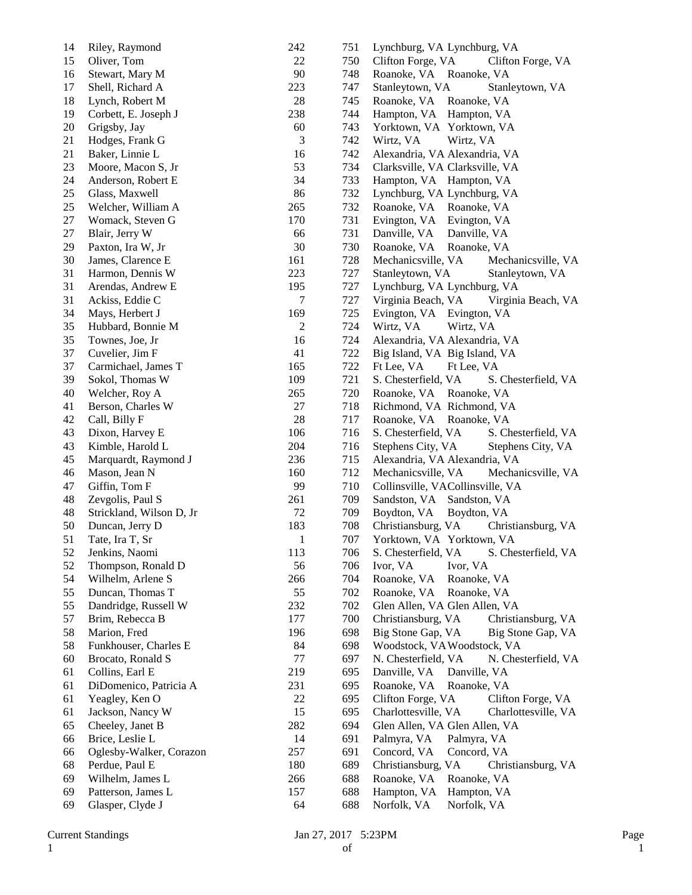| | | | | | |
|---|---|---|---|---|---|
| 14 | Riley, Raymond | 242 | 751 | Lynchburg, VA | Lynchburg, VA |
| 15 | Oliver, Tom | 22 | 750 | Clifton Forge, VA | Clifton Forge, VA |
| 16 | Stewart, Mary M | 90 | 748 | Roanoke, VA | Roanoke, VA |
| 17 | Shell, Richard A | 223 | 747 | Stanleytown, VA | Stanleytown, VA |
| 18 | Lynch, Robert M | 28 | 745 | Roanoke, VA | Roanoke, VA |
| 19 | Corbett, E. Joseph J | 238 | 744 | Hampton, VA | Hampton, VA |
| 20 | Grigsby, Jay | 60 | 743 | Yorktown, VA | Yorktown, VA |
| 21 | Hodges, Frank G | 3 | 742 | Wirtz, VA | Wirtz, VA |
| 21 | Baker, Linnie L | 16 | 742 | Alexandria, VA | Alexandria, VA |
| 23 | Moore, Macon S, Jr | 53 | 734 | Clarksville, VA | Clarksville, VA |
| 24 | Anderson, Robert E | 34 | 733 | Hampton, VA | Hampton, VA |
| 25 | Glass, Maxwell | 86 | 732 | Lynchburg, VA | Lynchburg, VA |
| 25 | Welcher, William A | 265 | 732 | Roanoke, VA | Roanoke, VA |
| 27 | Womack, Steven G | 170 | 731 | Evington, VA | Evington, VA |
| 27 | Blair, Jerry W | 66 | 731 | Danville, VA | Danville, VA |
| 29 | Paxton, Ira W, Jr | 30 | 730 | Roanoke, VA | Roanoke, VA |
| 30 | James, Clarence E | 161 | 728 | Mechanicsville, VA | Mechanicsville, VA |
| 31 | Harmon, Dennis W | 223 | 727 | Stanleytown, VA | Stanleytown, VA |
| 31 | Arendas, Andrew E | 195 | 727 | Lynchburg, VA | Lynchburg, VA |
| 31 | Ackiss, Eddie C | 7 | 727 | Virginia Beach, VA | Virginia Beach, VA |
| 34 | Mays, Herbert J | 169 | 725 | Evington, VA | Evington, VA |
| 35 | Hubbard, Bonnie M | 2 | 724 | Wirtz, VA | Wirtz, VA |
| 35 | Townes, Joe, Jr | 16 | 724 | Alexandria, VA | Alexandria, VA |
| 37 | Cuvelier, Jim F | 41 | 722 | Big Island, VA | Big Island, VA |
| 37 | Carmichael, James T | 165 | 722 | Ft Lee, VA | Ft Lee, VA |
| 39 | Sokol, Thomas W | 109 | 721 | S. Chesterfield, VA | S. Chesterfield, VA |
| 40 | Welcher, Roy A | 265 | 720 | Roanoke, VA | Roanoke, VA |
| 41 | Berson, Charles W | 27 | 718 | Richmond, VA | Richmond, VA |
| 42 | Call, Billy F | 28 | 717 | Roanoke, VA | Roanoke, VA |
| 43 | Dixon, Harvey E | 106 | 716 | S. Chesterfield, VA | S. Chesterfield, VA |
| 43 | Kimble, Harold L | 204 | 716 | Stephens City, VA | Stephens City, VA |
| 45 | Marquardt, Raymond J | 236 | 715 | Alexandria, VA | Alexandria, VA |
| 46 | Mason, Jean N | 160 | 712 | Mechanicsville, VA | Mechanicsville, VA |
| 47 | Giffin, Tom F | 99 | 710 | Collinsville, VA | Collinsville, VA |
| 48 | Zevgolis, Paul S | 261 | 709 | Sandston, VA | Sandston, VA |
| 48 | Strickland, Wilson D, Jr | 72 | 709 | Boydton, VA | Boydton, VA |
| 50 | Duncan, Jerry D | 183 | 708 | Christiansburg, VA | Christiansburg, VA |
| 51 | Tate, Ira T, Sr | 1 | 707 | Yorktown, VA | Yorktown, VA |
| 52 | Jenkins, Naomi | 113 | 706 | S. Chesterfield, VA | S. Chesterfield, VA |
| 52 | Thompson, Ronald D | 56 | 706 | Ivor, VA | Ivor, VA |
| 54 | Wilhelm, Arlene S | 266 | 704 | Roanoke, VA | Roanoke, VA |
| 55 | Duncan, Thomas T | 55 | 702 | Roanoke, VA | Roanoke, VA |
| 55 | Dandridge, Russell W | 232 | 702 | Glen Allen, VA | Glen Allen, VA |
| 57 | Brim, Rebecca B | 177 | 700 | Christiansburg, VA | Christiansburg, VA |
| 58 | Marion, Fred | 196 | 698 | Big Stone Gap, VA | Big Stone Gap, VA |
| 58 | Funkhouser, Charles E | 84 | 698 | Woodstock, VA | Woodstock, VA |
| 60 | Brocato, Ronald S | 77 | 697 | N. Chesterfield, VA | N. Chesterfield, VA |
| 61 | Collins, Earl E | 219 | 695 | Danville, VA | Danville, VA |
| 61 | DiDomenico, Patricia A | 231 | 695 | Roanoke, VA | Roanoke, VA |
| 61 | Yeagley, Ken O | 22 | 695 | Clifton Forge, VA | Clifton Forge, VA |
| 61 | Jackson, Nancy W | 15 | 695 | Charlottesville, VA | Charlottesville, VA |
| 65 | Cheeley, Janet B | 282 | 694 | Glen Allen, VA | Glen Allen, VA |
| 66 | Brice, Leslie L | 14 | 691 | Palmyra, VA | Palmyra, VA |
| 66 | Oglesby-Walker, Corazon | 257 | 691 | Concord, VA | Concord, VA |
| 68 | Perdue, Paul E | 180 | 689 | Christiansburg, VA | Christiansburg, VA |
| 69 | Wilhelm, James L | 266 | 688 | Roanoke, VA | Roanoke, VA |
| 69 | Patterson, James L | 157 | 688 | Hampton, VA | Hampton, VA |
| 69 | Glasper, Clyde J | 64 | 688 | Norfolk, VA | Norfolk, VA |

Current Standings Jan 27, 2017 5:23PM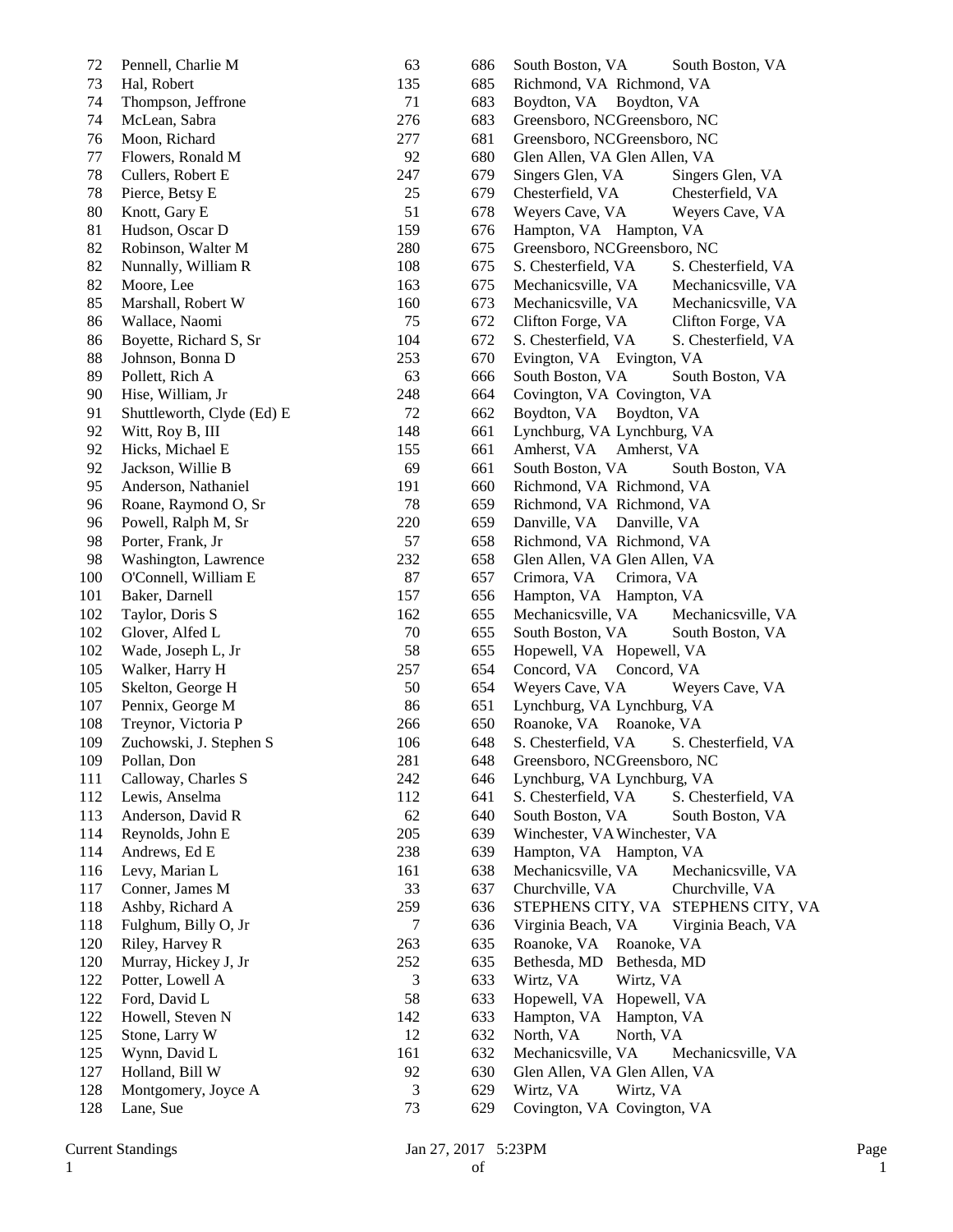| | | | | | |
|---|---|---|---|---|---|
| 72 | Pennell, Charlie M | 63 | 686 | South Boston, VA | South Boston, VA |
| 73 | Hal, Robert | 135 | 685 | Richmond, VA | Richmond, VA |
| 74 | Thompson, Jeffrone | 71 | 683 | Boydton, VA | Boydton, VA |
| 74 | McLean, Sabra | 276 | 683 | Greensboro, NC | Greensboro, NC |
| 76 | Moon, Richard | 277 | 681 | Greensboro, NC | Greensboro, NC |
| 77 | Flowers, Ronald M | 92 | 680 | Glen Allen, VA | Glen Allen, VA |
| 78 | Cullers, Robert E | 247 | 679 | Singers Glen, VA | Singers Glen, VA |
| 78 | Pierce, Betsy E | 25 | 679 | Chesterfield, VA | Chesterfield, VA |
| 80 | Knott, Gary E | 51 | 678 | Weyers Cave, VA | Weyers Cave, VA |
| 81 | Hudson, Oscar D | 159 | 676 | Hampton, VA | Hampton, VA |
| 82 | Robinson, Walter M | 280 | 675 | Greensboro, NC | Greensboro, NC |
| 82 | Nunnally, William R | 108 | 675 | S. Chesterfield, VA | S. Chesterfield, VA |
| 82 | Moore, Lee | 163 | 675 | Mechanicsville, VA | Mechanicsville, VA |
| 85 | Marshall, Robert W | 160 | 673 | Mechanicsville, VA | Mechanicsville, VA |
| 86 | Wallace, Naomi | 75 | 672 | Clifton Forge, VA | Clifton Forge, VA |
| 86 | Boyette, Richard S, Sr | 104 | 672 | S. Chesterfield, VA | S. Chesterfield, VA |
| 88 | Johnson, Bonna D | 253 | 670 | Evington, VA | Evington, VA |
| 89 | Pollett, Rich A | 63 | 666 | South Boston, VA | South Boston, VA |
| 90 | Hise, William, Jr | 248 | 664 | Covington, VA | Covington, VA |
| 91 | Shuttleworth, Clyde (Ed) E | 72 | 662 | Boydton, VA | Boydton, VA |
| 92 | Witt, Roy B, III | 148 | 661 | Lynchburg, VA | Lynchburg, VA |
| 92 | Hicks, Michael E | 155 | 661 | Amherst, VA | Amherst, VA |
| 92 | Jackson, Willie B | 69 | 661 | South Boston, VA | South Boston, VA |
| 95 | Anderson, Nathaniel | 191 | 660 | Richmond, VA | Richmond, VA |
| 96 | Roane, Raymond O, Sr | 78 | 659 | Richmond, VA | Richmond, VA |
| 96 | Powell, Ralph M, Sr | 220 | 659 | Danville, VA | Danville, VA |
| 98 | Porter, Frank, Jr | 57 | 658 | Richmond, VA | Richmond, VA |
| 98 | Washington, Lawrence | 232 | 658 | Glen Allen, VA | Glen Allen, VA |
| 100 | O'Connell, William E | 87 | 657 | Crimora, VA | Crimora, VA |
| 101 | Baker, Darnell | 157 | 656 | Hampton, VA | Hampton, VA |
| 102 | Taylor, Doris S | 162 | 655 | Mechanicsville, VA | Mechanicsville, VA |
| 102 | Glover, Alfed L | 70 | 655 | South Boston, VA | South Boston, VA |
| 102 | Wade, Joseph L, Jr | 58 | 655 | Hopewell, VA | Hopewell, VA |
| 105 | Walker, Harry H | 257 | 654 | Concord, VA | Concord, VA |
| 105 | Skelton, George H | 50 | 654 | Weyers Cave, VA | Weyers Cave, VA |
| 107 | Pennix, George M | 86 | 651 | Lynchburg, VA | Lynchburg, VA |
| 108 | Treynor, Victoria P | 266 | 650 | Roanoke, VA | Roanoke, VA |
| 109 | Zuchowski, J. Stephen S | 106 | 648 | S. Chesterfield, VA | S. Chesterfield, VA |
| 109 | Pollan, Don | 281 | 648 | Greensboro, NC | Greensboro, NC |
| 111 | Calloway, Charles S | 242 | 646 | Lynchburg, VA | Lynchburg, VA |
| 112 | Lewis, Anselma | 112 | 641 | S. Chesterfield, VA | S. Chesterfield, VA |
| 113 | Anderson, David R | 62 | 640 | South Boston, VA | South Boston, VA |
| 114 | Reynolds, John E | 205 | 639 | Winchester, VA | Winchester, VA |
| 114 | Andrews, Ed E | 238 | 639 | Hampton, VA | Hampton, VA |
| 116 | Levy, Marian L | 161 | 638 | Mechanicsville, VA | Mechanicsville, VA |
| 117 | Conner, James M | 33 | 637 | Churchville, VA | Churchville, VA |
| 118 | Ashby, Richard A | 259 | 636 | STEPHENS CITY, VA | STEPHENS CITY, VA |
| 118 | Fulghum, Billy O, Jr | 7 | 636 | Virginia Beach, VA | Virginia Beach, VA |
| 120 | Riley, Harvey R | 263 | 635 | Roanoke, VA | Roanoke, VA |
| 120 | Murray, Hickey J, Jr | 252 | 635 | Bethesda, MD | Bethesda, MD |
| 122 | Potter, Lowell A | 3 | 633 | Wirtz, VA | Wirtz, VA |
| 122 | Ford, David L | 58 | 633 | Hopewell, VA | Hopewell, VA |
| 122 | Howell, Steven N | 142 | 633 | Hampton, VA | Hampton, VA |
| 125 | Stone, Larry W | 12 | 632 | North, VA | North, VA |
| 125 | Wynn, David L | 161 | 632 | Mechanicsville, VA | Mechanicsville, VA |
| 127 | Holland, Bill W | 92 | 630 | Glen Allen, VA | Glen Allen, VA |
| 128 | Montgomery, Joyce A | 3 | 629 | Wirtz, VA | Wirtz, VA |
| 128 | Lane, Sue | 73 | 629 | Covington, VA | Covington, VA |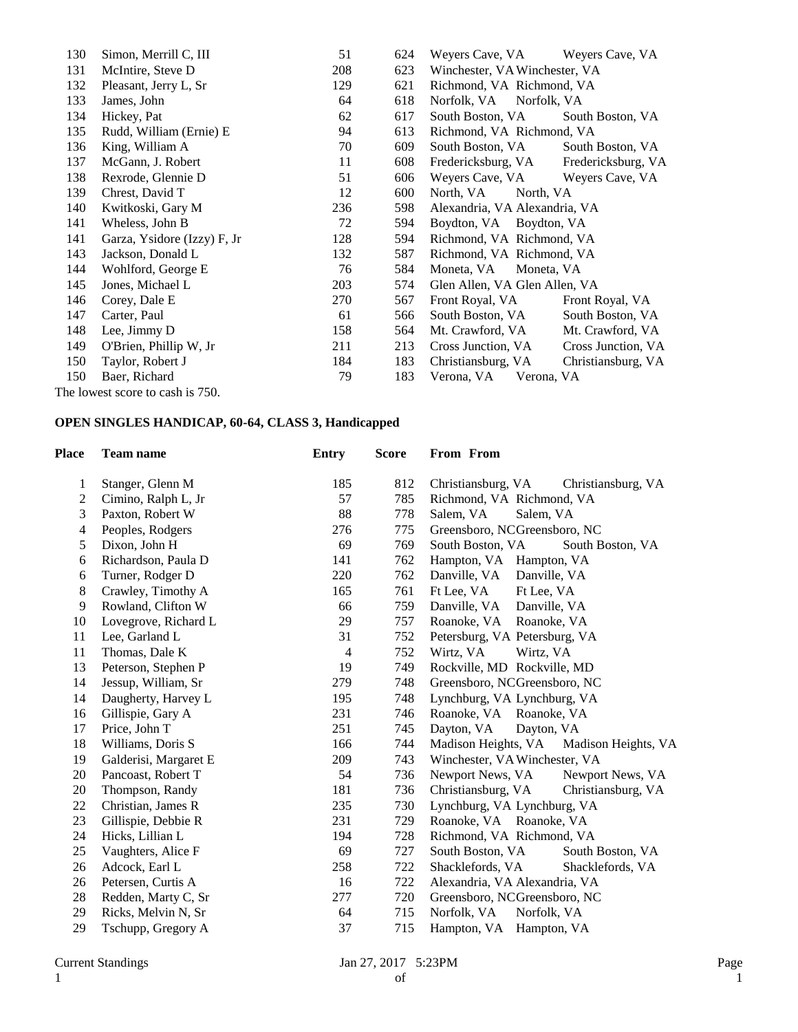| | | | | | |
|---|---|---|---|---|---|
| 130 | Simon, Merrill C, III | 51 | 624 | Weyers Cave, VA | Weyers Cave, VA |
| 131 | McIntire, Steve D | 208 | 623 | Winchester, VA | Winchester, VA |
| 132 | Pleasant, Jerry L, Sr | 129 | 621 | Richmond, VA | Richmond, VA |
| 133 | James, John | 64 | 618 | Norfolk, VA | Norfolk, VA |
| 134 | Hickey, Pat | 62 | 617 | South Boston, VA | South Boston, VA |
| 135 | Rudd, William (Ernie) E | 94 | 613 | Richmond, VA | Richmond, VA |
| 136 | King, William A | 70 | 609 | South Boston, VA | South Boston, VA |
| 137 | McGann, J. Robert | 11 | 608 | Fredericksburg, VA | Fredericksburg, VA |
| 138 | Rexrode, Glennie D | 51 | 606 | Weyers Cave, VA | Weyers Cave, VA |
| 139 | Chrest, David T | 12 | 600 | North, VA | North, VA |
| 140 | Kwitkoski, Gary M | 236 | 598 | Alexandria, VA | Alexandria, VA |
| 141 | Wheless, John B | 72 | 594 | Boydton, VA | Boydton, VA |
| 141 | Garza, Ysidore (Izzy) F, Jr | 128 | 594 | Richmond, VA | Richmond, VA |
| 143 | Jackson, Donald L | 132 | 587 | Richmond, VA | Richmond, VA |
| 144 | Wohlford, George E | 76 | 584 | Moneta, VA | Moneta, VA |
| 145 | Jones, Michael L | 203 | 574 | Glen Allen, VA | Glen Allen, VA |
| 146 | Corey, Dale E | 270 | 567 | Front Royal, VA | Front Royal, VA |
| 147 | Carter, Paul | 61 | 566 | South Boston, VA | South Boston, VA |
| 148 | Lee, Jimmy D | 158 | 564 | Mt. Crawford, VA | Mt. Crawford, VA |
| 149 | O'Brien, Phillip W, Jr | 211 | 213 | Cross Junction, VA | Cross Junction, VA |
| 150 | Taylor, Robert J | 184 | 183 | Christiansburg, VA | Christiansburg, VA |
| 150 | Baer, Richard | 79 | 183 | Verona, VA | Verona, VA |

The lowest score to cash is 750.

**OPEN SINGLES HANDICAP, 60-64, CLASS 3, Handicapped**

| Place | Team name | Entry | Score | From | From |
|---|---|---|---|---|---|
| 1 | Stanger, Glenn M | 185 | 812 | Christiansburg, VA | Christiansburg, VA |
| 2 | Cimino, Ralph L, Jr | 57 | 785 | Richmond, VA | Richmond, VA |
| 3 | Paxton, Robert W | 88 | 778 | Salem, VA | Salem, VA |
| 4 | Peoples, Rodgers | 276 | 775 | Greensboro, NC | Greensboro, NC |
| 5 | Dixon, John H | 69 | 769 | South Boston, VA | South Boston, VA |
| 6 | Richardson, Paula D | 141 | 762 | Hampton, VA | Hampton, VA |
| 6 | Turner, Rodger D | 220 | 762 | Danville, VA | Danville, VA |
| 8 | Crawley, Timothy A | 165 | 761 | Ft Lee, VA | Ft Lee, VA |
| 9 | Rowland, Clifton W | 66 | 759 | Danville, VA | Danville, VA |
| 10 | Lovegrove, Richard L | 29 | 757 | Roanoke, VA | Roanoke, VA |
| 11 | Lee, Garland L | 31 | 752 | Petersburg, VA | Petersburg, VA |
| 11 | Thomas, Dale K | 4 | 752 | Wirtz, VA | Wirtz, VA |
| 13 | Peterson, Stephen P | 19 | 749 | Rockville, MD | Rockville, MD |
| 14 | Jessup, William, Sr | 279 | 748 | Greensboro, NC | Greensboro, NC |
| 14 | Daugherty, Harvey L | 195 | 748 | Lynchburg, VA | Lynchburg, VA |
| 16 | Gillispie, Gary A | 231 | 746 | Roanoke, VA | Roanoke, VA |
| 17 | Price, John T | 251 | 745 | Dayton, VA | Dayton, VA |
| 18 | Williams, Doris S | 166 | 744 | Madison Heights, VA | Madison Heights, VA |
| 19 | Galderisi, Margaret E | 209 | 743 | Winchester, VA | Winchester, VA |
| 20 | Pancoast, Robert T | 54 | 736 | Newport News, VA | Newport News, VA |
| 20 | Thompson, Randy | 181 | 736 | Christiansburg, VA | Christiansburg, VA |
| 22 | Christian, James R | 235 | 730 | Lynchburg, VA | Lynchburg, VA |
| 23 | Gillispie, Debbie R | 231 | 729 | Roanoke, VA | Roanoke, VA |
| 24 | Hicks, Lillian L | 194 | 728 | Richmond, VA | Richmond, VA |
| 25 | Vaughters, Alice F | 69 | 727 | South Boston, VA | South Boston, VA |
| 26 | Adcock, Earl L | 258 | 722 | Shacklefords, VA | Shacklefords, VA |
| 26 | Petersen, Curtis A | 16 | 722 | Alexandria, VA | Alexandria, VA |
| 28 | Redden, Marty C, Sr | 277 | 720 | Greensboro, NC | Greensboro, NC |
| 29 | Ricks, Melvin N, Sr | 64 | 715 | Norfolk, VA | Norfolk, VA |
| 29 | Tschupp, Gregory A | 37 | 715 | Hampton, VA | Hampton, VA |

Current Standings — Jan 27, 2017 5:23PM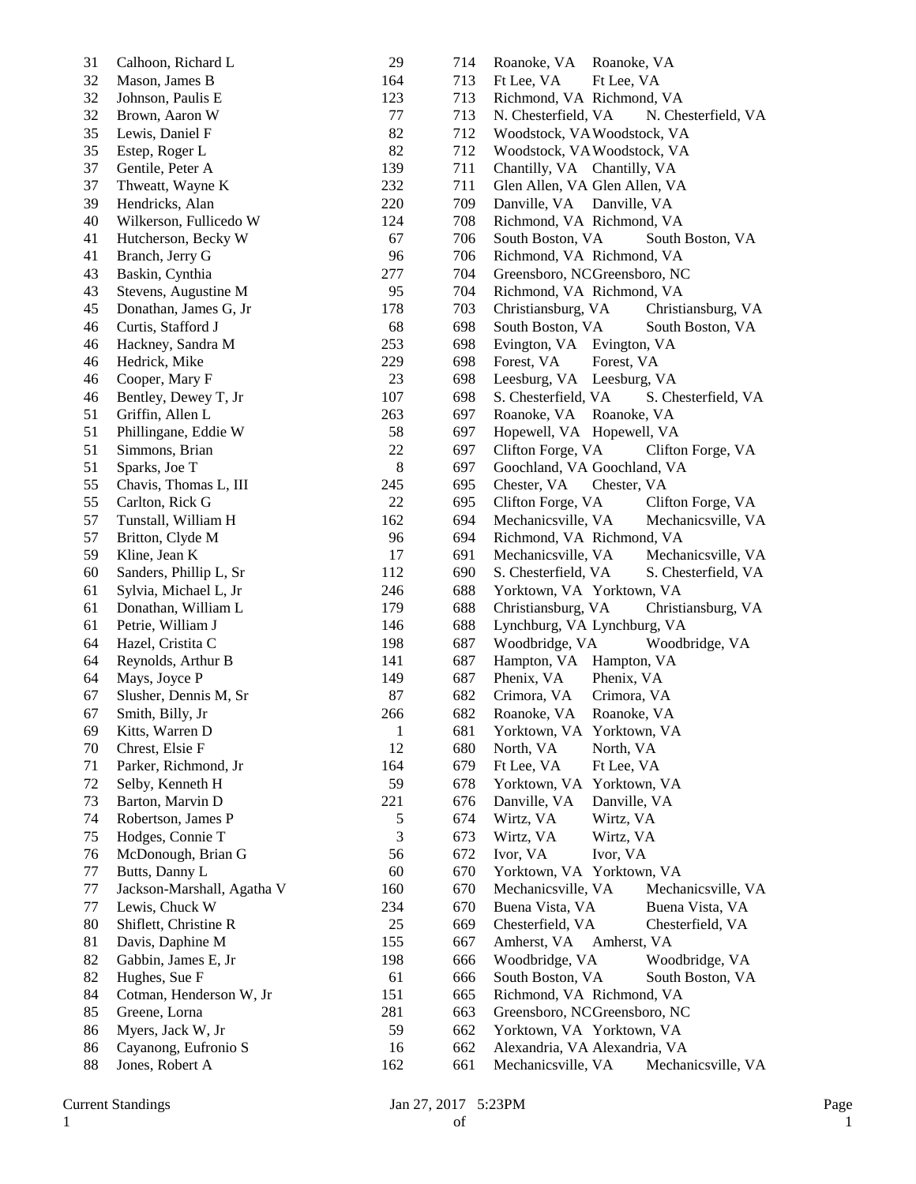| Rank | Name | ID | Score | City | Home |
|---|---|---|---|---|---|
| 31 | Calhoon, Richard L | 29 | 714 | Roanoke, VA | Roanoke, VA |
| 32 | Mason, James B | 164 | 713 | Ft Lee, VA | Ft Lee, VA |
| 32 | Johnson, Paulis E | 123 | 713 | Richmond, VA | Richmond, VA |
| 32 | Brown, Aaron W | 77 | 713 | N. Chesterfield, VA | N. Chesterfield, VA |
| 35 | Lewis, Daniel F | 82 | 712 | Woodstock, VA | Woodstock, VA |
| 35 | Estep, Roger L | 82 | 712 | Woodstock, VA | Woodstock, VA |
| 37 | Gentile, Peter A | 139 | 711 | Chantilly, VA | Chantilly, VA |
| 37 | Thweatt, Wayne K | 232 | 711 | Glen Allen, VA | Glen Allen, VA |
| 39 | Hendricks, Alan | 220 | 709 | Danville, VA | Danville, VA |
| 40 | Wilkerson, Fullicedo W | 124 | 708 | Richmond, VA | Richmond, VA |
| 41 | Hutcherson, Becky W | 67 | 706 | South Boston, VA | South Boston, VA |
| 41 | Branch, Jerry G | 96 | 706 | Richmond, VA | Richmond, VA |
| 43 | Baskin, Cynthia | 277 | 704 | Greensboro, NC | Greensboro, NC |
| 43 | Stevens, Augustine M | 95 | 704 | Richmond, VA | Richmond, VA |
| 45 | Donathan, James G, Jr | 178 | 703 | Christiansburg, VA | Christiansburg, VA |
| 46 | Curtis, Stafford J | 68 | 698 | South Boston, VA | South Boston, VA |
| 46 | Hackney, Sandra M | 253 | 698 | Evington, VA | Evington, VA |
| 46 | Hedrick, Mike | 229 | 698 | Forest, VA | Forest, VA |
| 46 | Cooper, Mary F | 23 | 698 | Leesburg, VA | Leesburg, VA |
| 46 | Bentley, Dewey T, Jr | 107 | 698 | S. Chesterfield, VA | S. Chesterfield, VA |
| 51 | Griffin, Allen L | 263 | 697 | Roanoke, VA | Roanoke, VA |
| 51 | Phillingane, Eddie W | 58 | 697 | Hopewell, VA | Hopewell, VA |
| 51 | Simmons, Brian | 22 | 697 | Clifton Forge, VA | Clifton Forge, VA |
| 51 | Sparks, Joe T | 8 | 697 | Goochland, VA | Goochland, VA |
| 55 | Chavis, Thomas L, III | 245 | 695 | Chester, VA | Chester, VA |
| 55 | Carlton, Rick G | 22 | 695 | Clifton Forge, VA | Clifton Forge, VA |
| 57 | Tunstall, William H | 162 | 694 | Mechanicsville, VA | Mechanicsville, VA |
| 57 | Britton, Clyde M | 96 | 694 | Richmond, VA | Richmond, VA |
| 59 | Kline, Jean K | 17 | 691 | Mechanicsville, VA | Mechanicsville, VA |
| 60 | Sanders, Phillip L, Sr | 112 | 690 | S. Chesterfield, VA | S. Chesterfield, VA |
| 61 | Sylvia, Michael L, Jr | 246 | 688 | Yorktown, VA | Yorktown, VA |
| 61 | Donathan, William L | 179 | 688 | Christiansburg, VA | Christiansburg, VA |
| 61 | Petrie, William J | 146 | 688 | Lynchburg, VA | Lynchburg, VA |
| 64 | Hazel, Cristita C | 198 | 687 | Woodbridge, VA | Woodbridge, VA |
| 64 | Reynolds, Arthur B | 141 | 687 | Hampton, VA | Hampton, VA |
| 64 | Mays, Joyce P | 149 | 687 | Phenix, VA | Phenix, VA |
| 67 | Slusher, Dennis M, Sr | 87 | 682 | Crimora, VA | Crimora, VA |
| 67 | Smith, Billy, Jr | 266 | 682 | Roanoke, VA | Roanoke, VA |
| 69 | Kitts, Warren D | 1 | 681 | Yorktown, VA | Yorktown, VA |
| 70 | Chrest, Elsie F | 12 | 680 | North, VA | North, VA |
| 71 | Parker, Richmond, Jr | 164 | 679 | Ft Lee, VA | Ft Lee, VA |
| 72 | Selby, Kenneth H | 59 | 678 | Yorktown, VA | Yorktown, VA |
| 73 | Barton, Marvin D | 221 | 676 | Danville, VA | Danville, VA |
| 74 | Robertson, James P | 5 | 674 | Wirtz, VA | Wirtz, VA |
| 75 | Hodges, Connie T | 3 | 673 | Wirtz, VA | Wirtz, VA |
| 76 | McDonough, Brian G | 56 | 672 | Ivor, VA | Ivor, VA |
| 77 | Butts, Danny L | 60 | 670 | Yorktown, VA | Yorktown, VA |
| 77 | Jackson-Marshall, Agatha V | 160 | 670 | Mechanicsville, VA | Mechanicsville, VA |
| 77 | Lewis, Chuck W | 234 | 670 | Buena Vista, VA | Buena Vista, VA |
| 80 | Shiflett, Christine R | 25 | 669 | Chesterfield, VA | Chesterfield, VA |
| 81 | Davis, Daphine M | 155 | 667 | Amherst, VA | Amherst, VA |
| 82 | Gabbin, James E, Jr | 198 | 666 | Woodbridge, VA | Woodbridge, VA |
| 82 | Hughes, Sue F | 61 | 666 | South Boston, VA | South Boston, VA |
| 84 | Cotman, Henderson W, Jr | 151 | 665 | Richmond, VA | Richmond, VA |
| 85 | Greene, Lorna | 281 | 663 | Greensboro, NC | Greensboro, NC |
| 86 | Myers, Jack W, Jr | 59 | 662 | Yorktown, VA | Yorktown, VA |
| 86 | Cayanong, Eufronio S | 16 | 662 | Alexandria, VA | Alexandria, VA |
| 88 | Jones, Robert A | 162 | 661 | Mechanicsville, VA | Mechanicsville, VA |

Current Standings — Jan 27, 2017 5:23PM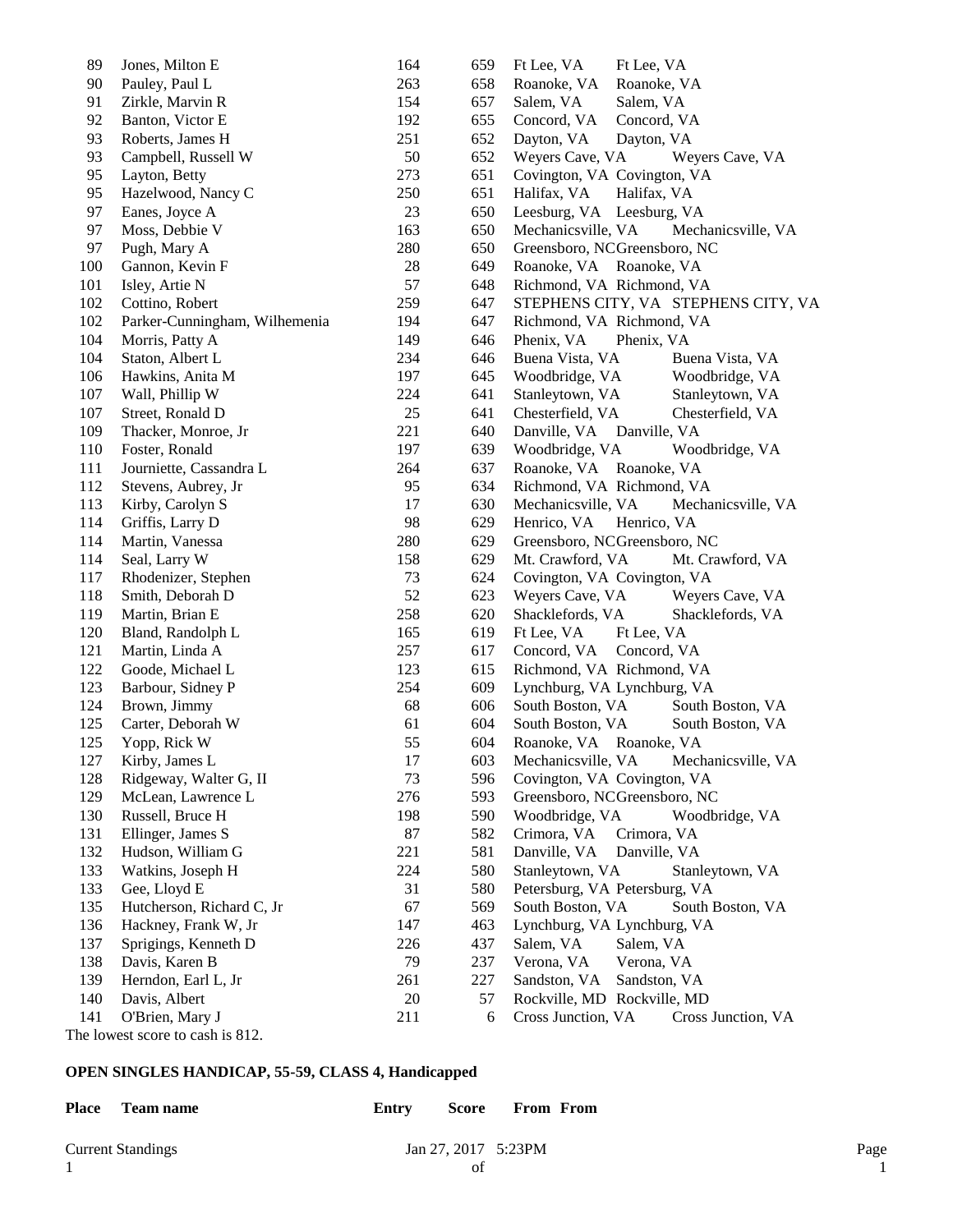| | | | | | |
|---|---|---|---|---|---|
| 89 | Jones, Milton E | 164 | 659 | Ft Lee, VA | Ft Lee, VA |
| 90 | Pauley, Paul L | 263 | 658 | Roanoke, VA | Roanoke, VA |
| 91 | Zirkle, Marvin R | 154 | 657 | Salem, VA | Salem, VA |
| 92 | Banton, Victor E | 192 | 655 | Concord, VA | Concord, VA |
| 93 | Roberts, James H | 251 | 652 | Dayton, VA | Dayton, VA |
| 93 | Campbell, Russell W | 50 | 652 | Weyers Cave, VA | Weyers Cave, VA |
| 95 | Layton, Betty | 273 | 651 | Covington, VA | Covington, VA |
| 95 | Hazelwood, Nancy C | 250 | 651 | Halifax, VA | Halifax, VA |
| 97 | Eanes, Joyce A | 23 | 650 | Leesburg, VA | Leesburg, VA |
| 97 | Moss, Debbie V | 163 | 650 | Mechanicsville, VA | Mechanicsville, VA |
| 97 | Pugh, Mary A | 280 | 650 | Greensboro, NC | Greensboro, NC |
| 100 | Gannon, Kevin F | 28 | 649 | Roanoke, VA | Roanoke, VA |
| 101 | Isley, Artie N | 57 | 648 | Richmond, VA | Richmond, VA |
| 102 | Cottino, Robert | 259 | 647 | STEPHENS CITY, VA | STEPHENS CITY, VA |
| 102 | Parker-Cunningham, Wilhemenia | 194 | 647 | Richmond, VA | Richmond, VA |
| 104 | Morris, Patty A | 149 | 646 | Phenix, VA | Phenix, VA |
| 104 | Staton, Albert L | 234 | 646 | Buena Vista, VA | Buena Vista, VA |
| 106 | Hawkins, Anita M | 197 | 645 | Woodbridge, VA | Woodbridge, VA |
| 107 | Wall, Phillip W | 224 | 641 | Stanleytown, VA | Stanleytown, VA |
| 107 | Street, Ronald D | 25 | 641 | Chesterfield, VA | Chesterfield, VA |
| 109 | Thacker, Monroe, Jr | 221 | 640 | Danville, VA | Danville, VA |
| 110 | Foster, Ronald | 197 | 639 | Woodbridge, VA | Woodbridge, VA |
| 111 | Journiette, Cassandra L | 264 | 637 | Roanoke, VA | Roanoke, VA |
| 112 | Stevens, Aubrey, Jr | 95 | 634 | Richmond, VA | Richmond, VA |
| 113 | Kirby, Carolyn S | 17 | 630 | Mechanicsville, VA | Mechanicsville, VA |
| 114 | Griffis, Larry D | 98 | 629 | Henrico, VA | Henrico, VA |
| 114 | Martin, Vanessa | 280 | 629 | Greensboro, NC | Greensboro, NC |
| 114 | Seal, Larry W | 158 | 629 | Mt. Crawford, VA | Mt. Crawford, VA |
| 117 | Rhodenizer, Stephen | 73 | 624 | Covington, VA | Covington, VA |
| 118 | Smith, Deborah D | 52 | 623 | Weyers Cave, VA | Weyers Cave, VA |
| 119 | Martin, Brian E | 258 | 620 | Shacklefords, VA | Shacklefords, VA |
| 120 | Bland, Randolph L | 165 | 619 | Ft Lee, VA | Ft Lee, VA |
| 121 | Martin, Linda A | 257 | 617 | Concord, VA | Concord, VA |
| 122 | Goode, Michael L | 123 | 615 | Richmond, VA | Richmond, VA |
| 123 | Barbour, Sidney P | 254 | 609 | Lynchburg, VA | Lynchburg, VA |
| 124 | Brown, Jimmy | 68 | 606 | South Boston, VA | South Boston, VA |
| 125 | Carter, Deborah W | 61 | 604 | South Boston, VA | South Boston, VA |
| 125 | Yopp, Rick W | 55 | 604 | Roanoke, VA | Roanoke, VA |
| 127 | Kirby, James L | 17 | 603 | Mechanicsville, VA | Mechanicsville, VA |
| 128 | Ridgeway, Walter G, II | 73 | 596 | Covington, VA | Covington, VA |
| 129 | McLean, Lawrence L | 276 | 593 | Greensboro, NC | Greensboro, NC |
| 130 | Russell, Bruce H | 198 | 590 | Woodbridge, VA | Woodbridge, VA |
| 131 | Ellinger, James S | 87 | 582 | Crimora, VA | Crimora, VA |
| 132 | Hudson, William G | 221 | 581 | Danville, VA | Danville, VA |
| 133 | Watkins, Joseph H | 224 | 580 | Stanleytown, VA | Stanleytown, VA |
| 133 | Gee, Lloyd E | 31 | 580 | Petersburg, VA | Petersburg, VA |
| 135 | Hutcherson, Richard C, Jr | 67 | 569 | South Boston, VA | South Boston, VA |
| 136 | Hackney, Frank W, Jr | 147 | 463 | Lynchburg, VA | Lynchburg, VA |
| 137 | Sprigings, Kenneth D | 226 | 437 | Salem, VA | Salem, VA |
| 138 | Davis, Karen B | 79 | 237 | Verona, VA | Verona, VA |
| 139 | Herndon, Earl L, Jr | 261 | 227 | Sandston, VA | Sandston, VA |
| 140 | Davis, Albert | 20 | 57 | Rockville, MD | Rockville, MD |
| 141 | O'Brien, Mary J | 211 | 6 | Cross Junction, VA | Cross Junction, VA |

The lowest score to cash is 812.

**OPEN SINGLES HANDICAP, 55-59, CLASS 4, Handicapped**

| Place | Team name | Entry | Score | From | From |
|---|---|---|---|---|---|

Current Standings Jan 27, 2017 5:23PM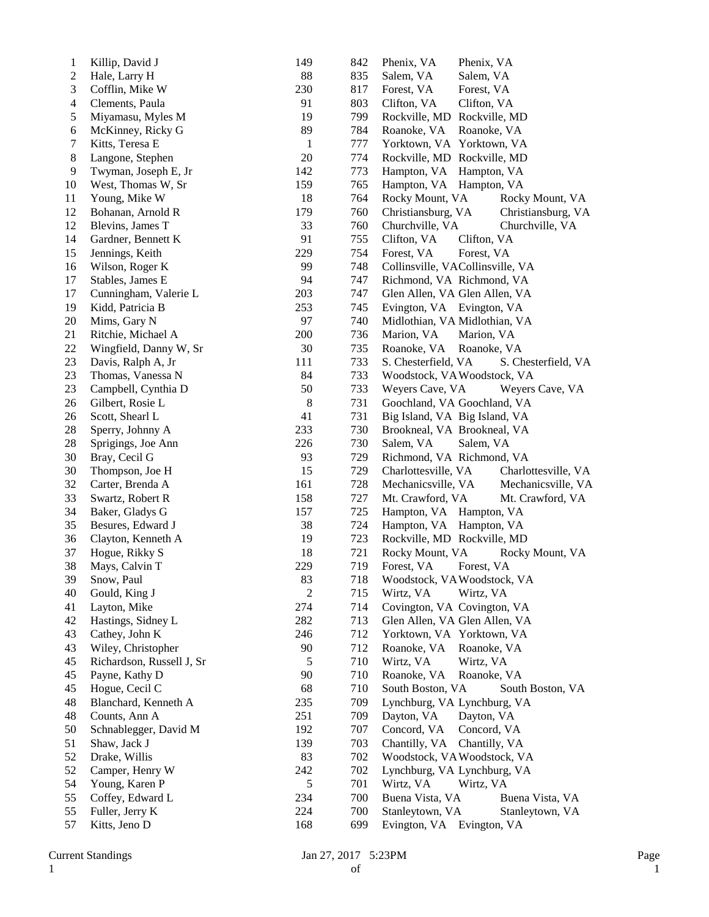| | | | | | |
|---|---|---|---|---|---|
| 1 | Killip, David J | 149 | 842 | Phenix, VA | Phenix, VA |
| 2 | Hale, Larry H | 88 | 835 | Salem, VA | Salem, VA |
| 3 | Cofflin, Mike W | 230 | 817 | Forest, VA | Forest, VA |
| 4 | Clements, Paula | 91 | 803 | Clifton, VA | Clifton, VA |
| 5 | Miyamasu, Myles M | 19 | 799 | Rockville, MD | Rockville, MD |
| 6 | McKinney, Ricky G | 89 | 784 | Roanoke, VA | Roanoke, VA |
| 7 | Kitts, Teresa E | 1 | 777 | Yorktown, VA | Yorktown, VA |
| 8 | Langone, Stephen | 20 | 774 | Rockville, MD | Rockville, MD |
| 9 | Twyman, Joseph E, Jr | 142 | 773 | Hampton, VA | Hampton, VA |
| 10 | West, Thomas W, Sr | 159 | 765 | Hampton, VA | Hampton, VA |
| 11 | Young, Mike W | 18 | 764 | Rocky Mount, VA | Rocky Mount, VA |
| 12 | Bohanan, Arnold R | 179 | 760 | Christiansburg, VA | Christiansburg, VA |
| 12 | Blevins, James T | 33 | 760 | Churchville, VA | Churchville, VA |
| 14 | Gardner, Bennett K | 91 | 755 | Clifton, VA | Clifton, VA |
| 15 | Jennings, Keith | 229 | 754 | Forest, VA | Forest, VA |
| 16 | Wilson, Roger K | 99 | 748 | Collinsville, VA | Collinsville, VA |
| 17 | Stables, James E | 94 | 747 | Richmond, VA | Richmond, VA |
| 17 | Cunningham, Valerie L | 203 | 747 | Glen Allen, VA | Glen Allen, VA |
| 19 | Kidd, Patricia B | 253 | 745 | Evington, VA | Evington, VA |
| 20 | Mims, Gary N | 97 | 740 | Midlothian, VA | Midlothian, VA |
| 21 | Ritchie, Michael A | 200 | 736 | Marion, VA | Marion, VA |
| 22 | Wingfield, Danny W, Sr | 30 | 735 | Roanoke, VA | Roanoke, VA |
| 23 | Davis, Ralph A, Jr | 111 | 733 | S. Chesterfield, VA | S. Chesterfield, VA |
| 23 | Thomas, Vanessa N | 84 | 733 | Woodstock, VA | Woodstock, VA |
| 23 | Campbell, Cynthia D | 50 | 733 | Weyers Cave, VA | Weyers Cave, VA |
| 26 | Gilbert, Rosie L | 8 | 731 | Goochland, VA | Goochland, VA |
| 26 | Scott, Shearl L | 41 | 731 | Big Island, VA | Big Island, VA |
| 28 | Sperry, Johnny A | 233 | 730 | Brookneal, VA | Brookneal, VA |
| 28 | Sprigings, Joe Ann | 226 | 730 | Salem, VA | Salem, VA |
| 30 | Bray, Cecil G | 93 | 729 | Richmond, VA | Richmond, VA |
| 30 | Thompson, Joe H | 15 | 729 | Charlottesville, VA | Charlottesville, VA |
| 32 | Carter, Brenda A | 161 | 728 | Mechanicsville, VA | Mechanicsville, VA |
| 33 | Swartz, Robert R | 158 | 727 | Mt. Crawford, VA | Mt. Crawford, VA |
| 34 | Baker, Gladys G | 157 | 725 | Hampton, VA | Hampton, VA |
| 35 | Besures, Edward J | 38 | 724 | Hampton, VA | Hampton, VA |
| 36 | Clayton, Kenneth A | 19 | 723 | Rockville, MD | Rockville, MD |
| 37 | Hogue, Rikky S | 18 | 721 | Rocky Mount, VA | Rocky Mount, VA |
| 38 | Mays, Calvin T | 229 | 719 | Forest, VA | Forest, VA |
| 39 | Snow, Paul | 83 | 718 | Woodstock, VA | Woodstock, VA |
| 40 | Gould, King J | 2 | 715 | Wirtz, VA | Wirtz, VA |
| 41 | Layton, Mike | 274 | 714 | Covington, VA | Covington, VA |
| 42 | Hastings, Sidney L | 282 | 713 | Glen Allen, VA | Glen Allen, VA |
| 43 | Cathey, John K | 246 | 712 | Yorktown, VA | Yorktown, VA |
| 43 | Wiley, Christopher | 90 | 712 | Roanoke, VA | Roanoke, VA |
| 45 | Richardson, Russell J, Sr | 5 | 710 | Wirtz, VA | Wirtz, VA |
| 45 | Payne, Kathy D | 90 | 710 | Roanoke, VA | Roanoke, VA |
| 45 | Hogue, Cecil C | 68 | 710 | South Boston, VA | South Boston, VA |
| 48 | Blanchard, Kenneth A | 235 | 709 | Lynchburg, VA | Lynchburg, VA |
| 48 | Counts, Ann A | 251 | 709 | Dayton, VA | Dayton, VA |
| 50 | Schnablegger, David M | 192 | 707 | Concord, VA | Concord, VA |
| 51 | Shaw, Jack J | 139 | 703 | Chantilly, VA | Chantilly, VA |
| 52 | Drake, Willis | 83 | 702 | Woodstock, VA | Woodstock, VA |
| 52 | Camper, Henry W | 242 | 702 | Lynchburg, VA | Lynchburg, VA |
| 54 | Young, Karen P | 5 | 701 | Wirtz, VA | Wirtz, VA |
| 55 | Coffey, Edward L | 234 | 700 | Buena Vista, VA | Buena Vista, VA |
| 55 | Fuller, Jerry K | 224 | 700 | Stanleytown, VA | Stanleytown, VA |
| 57 | Kitts, Jeno D | 168 | 699 | Evington, VA | Evington, VA |

Current Standings Jan 27, 2017 5:23PM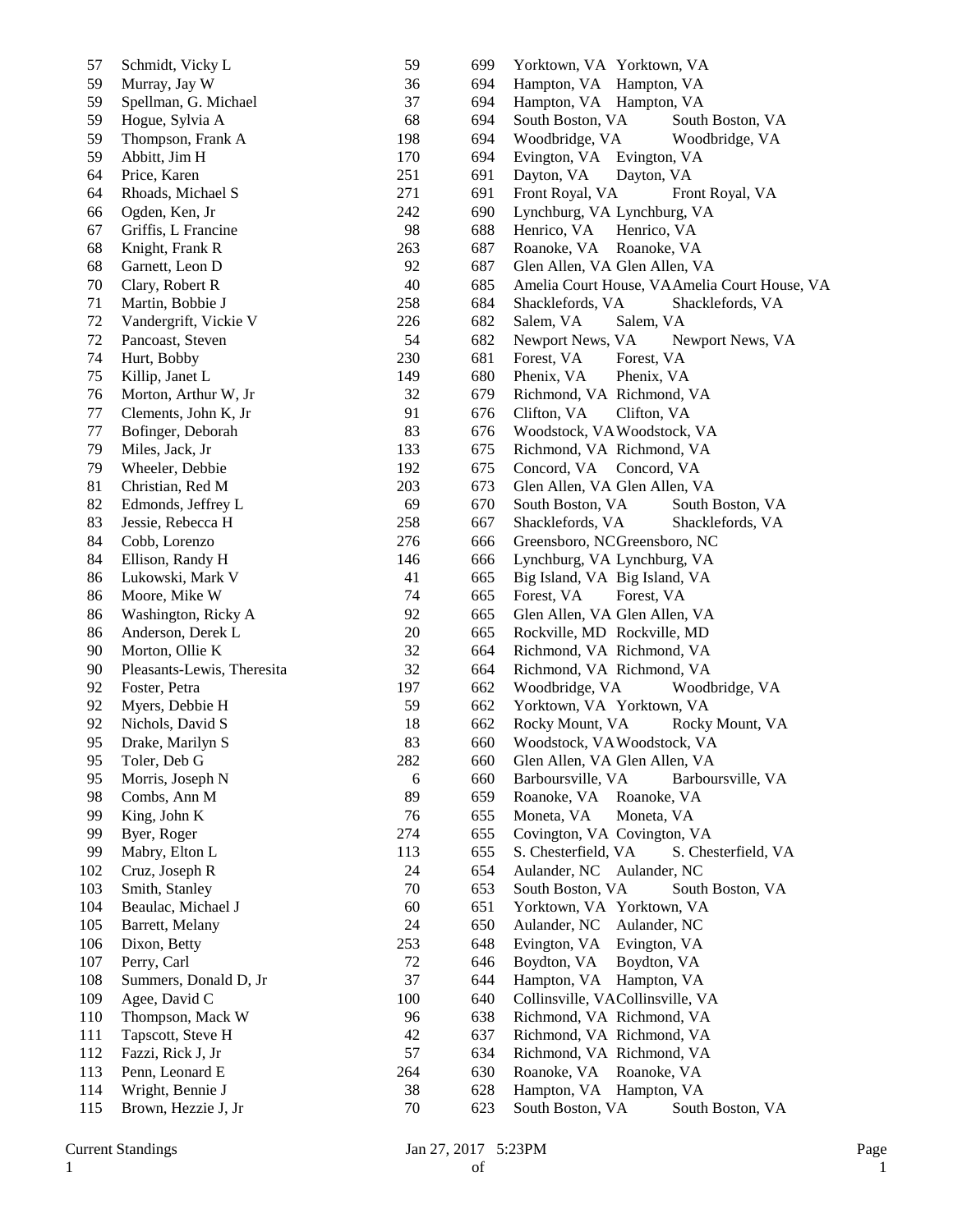| | | | | | |
|---|---|---|---|---|---|
| 57 | Schmidt, Vicky L | 59 | 699 | Yorktown, VA | Yorktown, VA |
| 59 | Murray, Jay W | 36 | 694 | Hampton, VA | Hampton, VA |
| 59 | Spellman, G. Michael | 37 | 694 | Hampton, VA | Hampton, VA |
| 59 | Hogue, Sylvia A | 68 | 694 | South Boston, VA | South Boston, VA |
| 59 | Thompson, Frank A | 198 | 694 | Woodbridge, VA | Woodbridge, VA |
| 59 | Abbitt, Jim H | 170 | 694 | Evington, VA | Evington, VA |
| 64 | Price, Karen | 251 | 691 | Dayton, VA | Dayton, VA |
| 64 | Rhoads, Michael S | 271 | 691 | Front Royal, VA | Front Royal, VA |
| 66 | Ogden, Ken, Jr | 242 | 690 | Lynchburg, VA | Lynchburg, VA |
| 67 | Griffis, L Francine | 98 | 688 | Henrico, VA | Henrico, VA |
| 68 | Knight, Frank R | 263 | 687 | Roanoke, VA | Roanoke, VA |
| 68 | Garnett, Leon D | 92 | 687 | Glen Allen, VA | Glen Allen, VA |
| 70 | Clary, Robert R | 40 | 685 | Amelia Court House, VA | Amelia Court House, VA |
| 71 | Martin, Bobbie J | 258 | 684 | Shacklefords, VA | Shacklefords, VA |
| 72 | Vandergrift, Vickie V | 226 | 682 | Salem, VA | Salem, VA |
| 72 | Pancoast, Steven | 54 | 682 | Newport News, VA | Newport News, VA |
| 74 | Hurt, Bobby | 230 | 681 | Forest, VA | Forest, VA |
| 75 | Killip, Janet L | 149 | 680 | Phenix, VA | Phenix, VA |
| 76 | Morton, Arthur W, Jr | 32 | 679 | Richmond, VA | Richmond, VA |
| 77 | Clements, John K, Jr | 91 | 676 | Clifton, VA | Clifton, VA |
| 77 | Bofinger, Deborah | 83 | 676 | Woodstock, VA | Woodstock, VA |
| 79 | Miles, Jack, Jr | 133 | 675 | Richmond, VA | Richmond, VA |
| 79 | Wheeler, Debbie | 192 | 675 | Concord, VA | Concord, VA |
| 81 | Christian, Red M | 203 | 673 | Glen Allen, VA | Glen Allen, VA |
| 82 | Edmonds, Jeffrey L | 69 | 670 | South Boston, VA | South Boston, VA |
| 83 | Jessie, Rebecca H | 258 | 667 | Shacklefords, VA | Shacklefords, VA |
| 84 | Cobb, Lorenzo | 276 | 666 | Greensboro, NC | Greensboro, NC |
| 84 | Ellison, Randy H | 146 | 666 | Lynchburg, VA | Lynchburg, VA |
| 86 | Lukowski, Mark V | 41 | 665 | Big Island, VA | Big Island, VA |
| 86 | Moore, Mike W | 74 | 665 | Forest, VA | Forest, VA |
| 86 | Washington, Ricky A | 92 | 665 | Glen Allen, VA | Glen Allen, VA |
| 86 | Anderson, Derek L | 20 | 665 | Rockville, MD | Rockville, MD |
| 90 | Morton, Ollie K | 32 | 664 | Richmond, VA | Richmond, VA |
| 90 | Pleasants-Lewis, Theresita | 32 | 664 | Richmond, VA | Richmond, VA |
| 92 | Foster, Petra | 197 | 662 | Woodbridge, VA | Woodbridge, VA |
| 92 | Myers, Debbie H | 59 | 662 | Yorktown, VA | Yorktown, VA |
| 92 | Nichols, David S | 18 | 662 | Rocky Mount, VA | Rocky Mount, VA |
| 95 | Drake, Marilyn S | 83 | 660 | Woodstock, VA | Woodstock, VA |
| 95 | Toler, Deb G | 282 | 660 | Glen Allen, VA | Glen Allen, VA |
| 95 | Morris, Joseph N | 6 | 660 | Barboursville, VA | Barboursville, VA |
| 98 | Combs, Ann M | 89 | 659 | Roanoke, VA | Roanoke, VA |
| 99 | King, John K | 76 | 655 | Moneta, VA | Moneta, VA |
| 99 | Byer, Roger | 274 | 655 | Covington, VA | Covington, VA |
| 99 | Mabry, Elton L | 113 | 655 | S. Chesterfield, VA | S. Chesterfield, VA |
| 102 | Cruz, Joseph R | 24 | 654 | Aulander, NC | Aulander, NC |
| 103 | Smith, Stanley | 70 | 653 | South Boston, VA | South Boston, VA |
| 104 | Beaulac, Michael J | 60 | 651 | Yorktown, VA | Yorktown, VA |
| 105 | Barrett, Melany | 24 | 650 | Aulander, NC | Aulander, NC |
| 106 | Dixon, Betty | 253 | 648 | Evington, VA | Evington, VA |
| 107 | Perry, Carl | 72 | 646 | Boydton, VA | Boydton, VA |
| 108 | Summers, Donald D, Jr | 37 | 644 | Hampton, VA | Hampton, VA |
| 109 | Agee, David C | 100 | 640 | Collinsville, VA | Collinsville, VA |
| 110 | Thompson, Mack W | 96 | 638 | Richmond, VA | Richmond, VA |
| 111 | Tapscott, Steve H | 42 | 637 | Richmond, VA | Richmond, VA |
| 112 | Fazzi, Rick J, Jr | 57 | 634 | Richmond, VA | Richmond, VA |
| 113 | Penn, Leonard E | 264 | 630 | Roanoke, VA | Roanoke, VA |
| 114 | Wright, Bennie J | 38 | 628 | Hampton, VA | Hampton, VA |
| 115 | Brown, Hezzie J, Jr | 70 | 623 | South Boston, VA | South Boston, VA |

Current Standings    Jan 27, 2017 5:23PM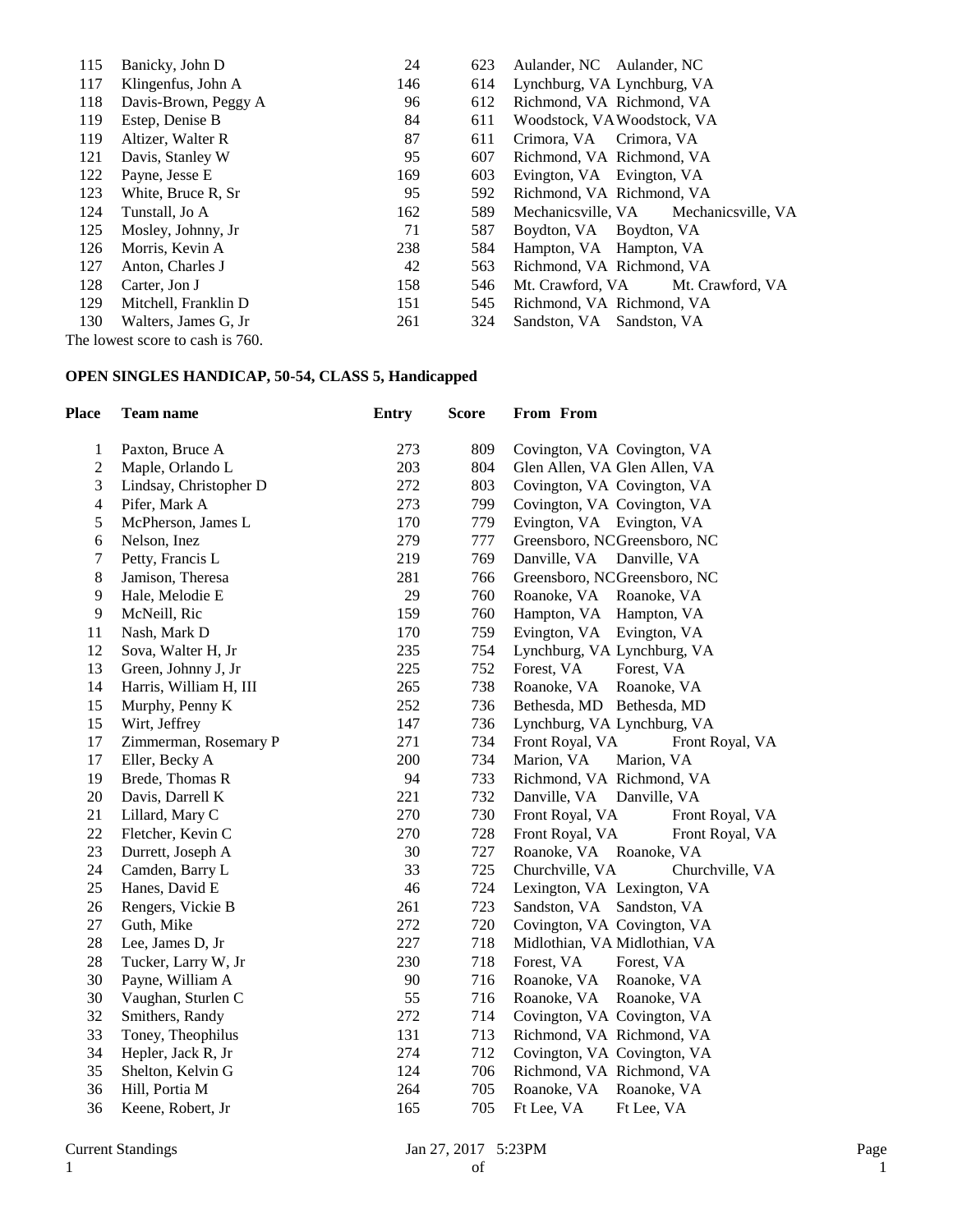| Place | Team name | Entry | Score | From | From |
|---|---|---|---|---|---|
| 115 | Banicky, John D | 24 | 623 | Aulander, NC | Aulander, NC |
| 117 | Klingenfus, John A | 146 | 614 | Lynchburg, VA | Lynchburg, VA |
| 118 | Davis-Brown, Peggy A | 96 | 612 | Richmond, VA | Richmond, VA |
| 119 | Estep, Denise B | 84 | 611 | Woodstock, VA | Woodstock, VA |
| 119 | Altizer, Walter R | 87 | 611 | Crimora, VA | Crimora, VA |
| 121 | Davis, Stanley W | 95 | 607 | Richmond, VA | Richmond, VA |
| 122 | Payne, Jesse E | 169 | 603 | Evington, VA | Evington, VA |
| 123 | White, Bruce R, Sr | 95 | 592 | Richmond, VA | Richmond, VA |
| 124 | Tunstall, Jo A | 162 | 589 | Mechanicsville, VA | Mechanicsville, VA |
| 125 | Mosley, Johnny, Jr | 71 | 587 | Boydton, VA | Boydton, VA |
| 126 | Morris, Kevin A | 238 | 584 | Hampton, VA | Hampton, VA |
| 127 | Anton, Charles J | 42 | 563 | Richmond, VA | Richmond, VA |
| 128 | Carter, Jon J | 158 | 546 | Mt. Crawford, VA | Mt. Crawford, VA |
| 129 | Mitchell, Franklin D | 151 | 545 | Richmond, VA | Richmond, VA |
| 130 | Walters, James G, Jr | 261 | 324 | Sandston, VA | Sandston, VA |

The lowest score to cash is 760.

**OPEN SINGLES HANDICAP, 50-54, CLASS 5, Handicapped**

| Place | Team name | Entry | Score | From | From |
|---|---|---|---|---|---|
| 1 | Paxton, Bruce A | 273 | 809 | Covington, VA | Covington, VA |
| 2 | Maple, Orlando L | 203 | 804 | Glen Allen, VA | Glen Allen, VA |
| 3 | Lindsay, Christopher D | 272 | 803 | Covington, VA | Covington, VA |
| 4 | Pifer, Mark A | 273 | 799 | Covington, VA | Covington, VA |
| 5 | McPherson, James L | 170 | 779 | Evington, VA | Evington, VA |
| 6 | Nelson, Inez | 279 | 777 | Greensboro, NC | Greensboro, NC |
| 7 | Petty, Francis L | 219 | 769 | Danville, VA | Danville, VA |
| 8 | Jamison, Theresa | 281 | 766 | Greensboro, NC | Greensboro, NC |
| 9 | Hale, Melodie E | 29 | 760 | Roanoke, VA | Roanoke, VA |
| 9 | McNeill, Ric | 159 | 760 | Hampton, VA | Hampton, VA |
| 11 | Nash, Mark D | 170 | 759 | Evington, VA | Evington, VA |
| 12 | Sova, Walter H, Jr | 235 | 754 | Lynchburg, VA | Lynchburg, VA |
| 13 | Green, Johnny J, Jr | 225 | 752 | Forest, VA | Forest, VA |
| 14 | Harris, William H, III | 265 | 738 | Roanoke, VA | Roanoke, VA |
| 15 | Murphy, Penny K | 252 | 736 | Bethesda, MD | Bethesda, MD |
| 15 | Wirt, Jeffrey | 147 | 736 | Lynchburg, VA | Lynchburg, VA |
| 17 | Zimmerman, Rosemary P | 271 | 734 | Front Royal, VA | Front Royal, VA |
| 17 | Eller, Becky A | 200 | 734 | Marion, VA | Marion, VA |
| 19 | Brede, Thomas R | 94 | 733 | Richmond, VA | Richmond, VA |
| 20 | Davis, Darrell K | 221 | 732 | Danville, VA | Danville, VA |
| 21 | Lillard, Mary C | 270 | 730 | Front Royal, VA | Front Royal, VA |
| 22 | Fletcher, Kevin C | 270 | 728 | Front Royal, VA | Front Royal, VA |
| 23 | Durrett, Joseph A | 30 | 727 | Roanoke, VA | Roanoke, VA |
| 24 | Camden, Barry L | 33 | 725 | Churchville, VA | Churchville, VA |
| 25 | Hanes, David E | 46 | 724 | Lexington, VA | Lexington, VA |
| 26 | Rengers, Vickie B | 261 | 723 | Sandston, VA | Sandston, VA |
| 27 | Guth, Mike | 272 | 720 | Covington, VA | Covington, VA |
| 28 | Lee, James D, Jr | 227 | 718 | Midlothian, VA | Midlothian, VA |
| 28 | Tucker, Larry W, Jr | 230 | 718 | Forest, VA | Forest, VA |
| 30 | Payne, William A | 90 | 716 | Roanoke, VA | Roanoke, VA |
| 30 | Vaughan, Sturlen C | 55 | 716 | Roanoke, VA | Roanoke, VA |
| 32 | Smithers, Randy | 272 | 714 | Covington, VA | Covington, VA |
| 33 | Toney, Theophilus | 131 | 713 | Richmond, VA | Richmond, VA |
| 34 | Hepler, Jack R, Jr | 274 | 712 | Covington, VA | Covington, VA |
| 35 | Shelton, Kelvin G | 124 | 706 | Richmond, VA | Richmond, VA |
| 36 | Hill, Portia M | 264 | 705 | Roanoke, VA | Roanoke, VA |
| 36 | Keene, Robert, Jr | 165 | 705 | Ft Lee, VA | Ft Lee, VA |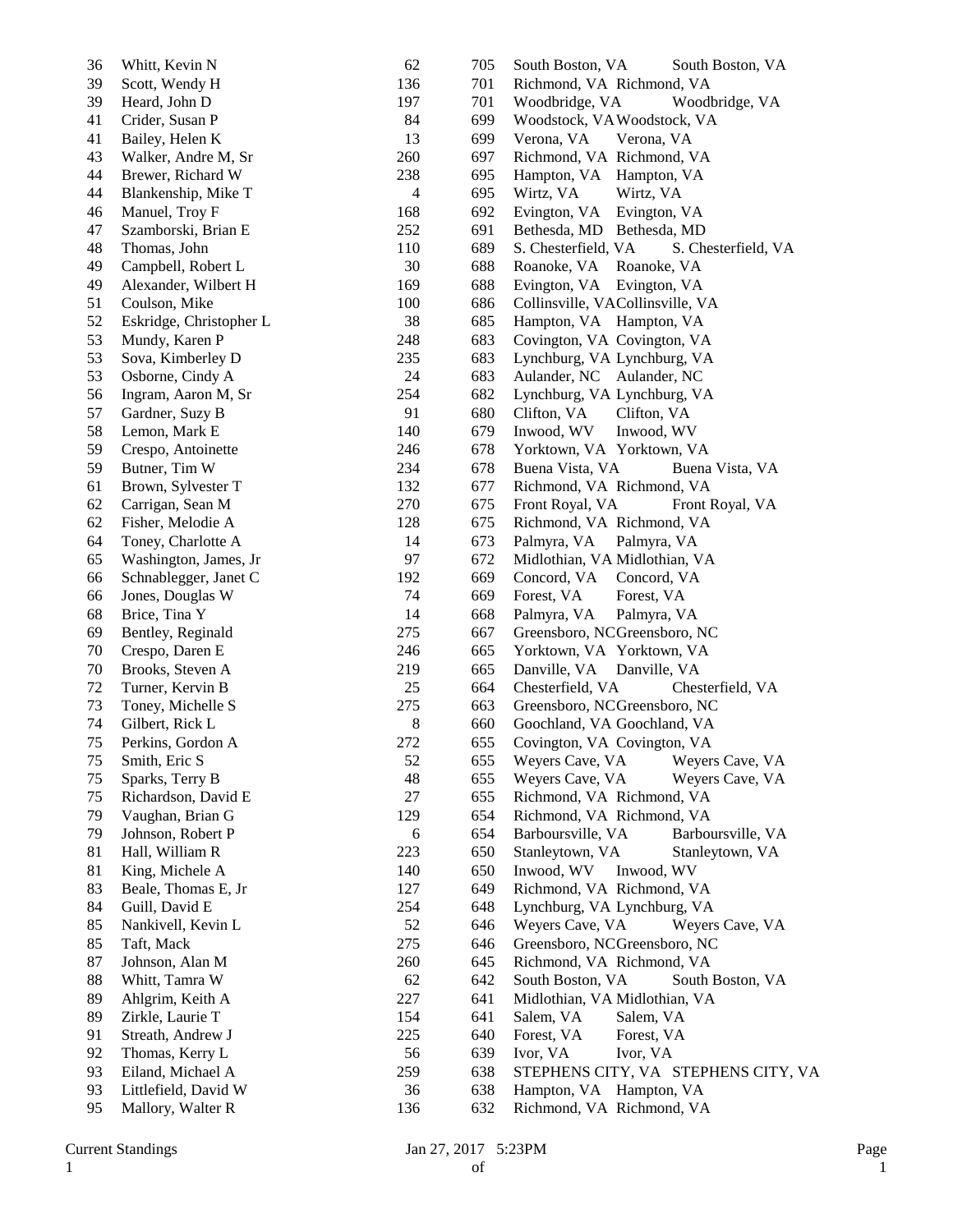| | | | | | |
|---|---|---|---|---|---|
| 36 | Whitt, Kevin N | 62 | 705 | South Boston, VA | South Boston, VA |
| 39 | Scott, Wendy H | 136 | 701 | Richmond, VA | Richmond, VA |
| 39 | Heard, John D | 197 | 701 | Woodbridge, VA | Woodbridge, VA |
| 41 | Crider, Susan P | 84 | 699 | Woodstock, VA | Woodstock, VA |
| 41 | Bailey, Helen K | 13 | 699 | Verona, VA | Verona, VA |
| 43 | Walker, Andre M, Sr | 260 | 697 | Richmond, VA | Richmond, VA |
| 44 | Brewer, Richard W | 238 | 695 | Hampton, VA | Hampton, VA |
| 44 | Blankenship, Mike T | 4 | 695 | Wirtz, VA | Wirtz, VA |
| 46 | Manuel, Troy F | 168 | 692 | Evington, VA | Evington, VA |
| 47 | Szamborski, Brian E | 252 | 691 | Bethesda, MD | Bethesda, MD |
| 48 | Thomas, John | 110 | 689 | S. Chesterfield, VA | S. Chesterfield, VA |
| 49 | Campbell, Robert L | 30 | 688 | Roanoke, VA | Roanoke, VA |
| 49 | Alexander, Wilbert H | 169 | 688 | Evington, VA | Evington, VA |
| 51 | Coulson, Mike | 100 | 686 | Collinsville, VA | Collinsville, VA |
| 52 | Eskridge, Christopher L | 38 | 685 | Hampton, VA | Hampton, VA |
| 53 | Mundy, Karen P | 248 | 683 | Covington, VA | Covington, VA |
| 53 | Sova, Kimberley D | 235 | 683 | Lynchburg, VA | Lynchburg, VA |
| 53 | Osborne, Cindy A | 24 | 683 | Aulander, NC | Aulander, NC |
| 56 | Ingram, Aaron M, Sr | 254 | 682 | Lynchburg, VA | Lynchburg, VA |
| 57 | Gardner, Suzy B | 91 | 680 | Clifton, VA | Clifton, VA |
| 58 | Lemon, Mark E | 140 | 679 | Inwood, WV | Inwood, WV |
| 59 | Crespo, Antoinette | 246 | 678 | Yorktown, VA | Yorktown, VA |
| 59 | Butner, Tim W | 234 | 678 | Buena Vista, VA | Buena Vista, VA |
| 61 | Brown, Sylvester T | 132 | 677 | Richmond, VA | Richmond, VA |
| 62 | Carrigan, Sean M | 270 | 675 | Front Royal, VA | Front Royal, VA |
| 62 | Fisher, Melodie A | 128 | 675 | Richmond, VA | Richmond, VA |
| 64 | Toney, Charlotte A | 14 | 673 | Palmyra, VA | Palmyra, VA |
| 65 | Washington, James, Jr | 97 | 672 | Midlothian, VA | Midlothian, VA |
| 66 | Schnablegger, Janet C | 192 | 669 | Concord, VA | Concord, VA |
| 66 | Jones, Douglas W | 74 | 669 | Forest, VA | Forest, VA |
| 68 | Brice, Tina Y | 14 | 668 | Palmyra, VA | Palmyra, VA |
| 69 | Bentley, Reginald | 275 | 667 | Greensboro, NC | Greensboro, NC |
| 70 | Crespo, Daren E | 246 | 665 | Yorktown, VA | Yorktown, VA |
| 70 | Brooks, Steven A | 219 | 665 | Danville, VA | Danville, VA |
| 72 | Turner, Kervin B | 25 | 664 | Chesterfield, VA | Chesterfield, VA |
| 73 | Toney, Michelle S | 275 | 663 | Greensboro, NC | Greensboro, NC |
| 74 | Gilbert, Rick L | 8 | 660 | Goochland, VA | Goochland, VA |
| 75 | Perkins, Gordon A | 272 | 655 | Covington, VA | Covington, VA |
| 75 | Smith, Eric S | 52 | 655 | Weyers Cave, VA | Weyers Cave, VA |
| 75 | Sparks, Terry B | 48 | 655 | Weyers Cave, VA | Weyers Cave, VA |
| 75 | Richardson, David E | 27 | 655 | Richmond, VA | Richmond, VA |
| 79 | Vaughan, Brian G | 129 | 654 | Richmond, VA | Richmond, VA |
| 79 | Johnson, Robert P | 6 | 654 | Barboursville, VA | Barboursville, VA |
| 81 | Hall, William R | 223 | 650 | Stanleytown, VA | Stanleytown, VA |
| 81 | King, Michele A | 140 | 650 | Inwood, WV | Inwood, WV |
| 83 | Beale, Thomas E, Jr | 127 | 649 | Richmond, VA | Richmond, VA |
| 84 | Guill, David E | 254 | 648 | Lynchburg, VA | Lynchburg, VA |
| 85 | Nankivell, Kevin L | 52 | 646 | Weyers Cave, VA | Weyers Cave, VA |
| 85 | Taft, Mack | 275 | 646 | Greensboro, NC | Greensboro, NC |
| 87 | Johnson, Alan M | 260 | 645 | Richmond, VA | Richmond, VA |
| 88 | Whitt, Tamra W | 62 | 642 | South Boston, VA | South Boston, VA |
| 89 | Ahlgrim, Keith A | 227 | 641 | Midlothian, VA | Midlothian, VA |
| 89 | Zirkle, Laurie T | 154 | 641 | Salem, VA | Salem, VA |
| 91 | Streath, Andrew J | 225 | 640 | Forest, VA | Forest, VA |
| 92 | Thomas, Kerry L | 56 | 639 | Ivor, VA | Ivor, VA |
| 93 | Eiland, Michael A | 259 | 638 | STEPHENS CITY, VA | STEPHENS CITY, VA |
| 93 | Littlefield, David W | 36 | 638 | Hampton, VA | Hampton, VA |
| 95 | Mallory, Walter R | 136 | 632 | Richmond, VA | Richmond, VA |

Current Standings Jan 27, 2017 5:23PM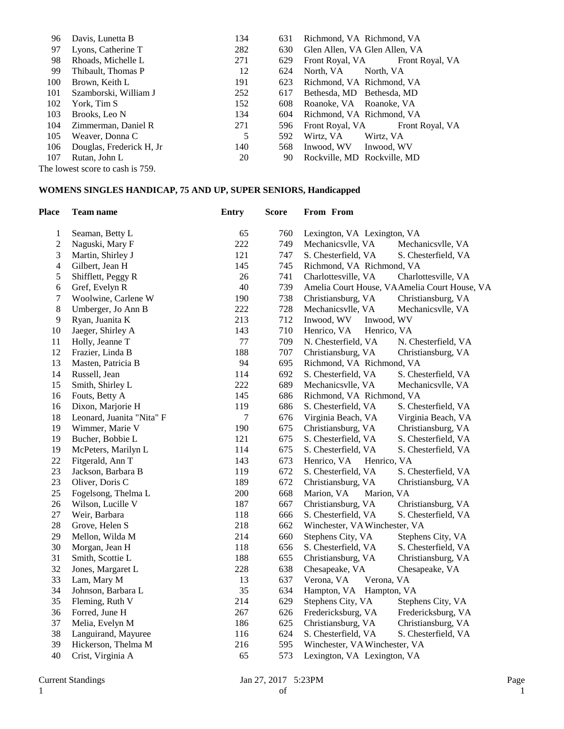| Place | Team name | Entry | Score | From | From |
|---|---|---|---|---|---|
| 96 | Davis, Lunetta B | 134 | 631 | Richmond, VA | Richmond, VA |
| 97 | Lyons, Catherine T | 282 | 630 | Glen Allen, VA | Glen Allen, VA |
| 98 | Rhoads, Michelle L | 271 | 629 | Front Royal, VA | Front Royal, VA |
| 99 | Thibault, Thomas P | 12 | 624 | North, VA | North, VA |
| 100 | Brown, Keith L | 191 | 623 | Richmond, VA | Richmond, VA |
| 101 | Szamborski, William J | 252 | 617 | Bethesda, MD | Bethesda, MD |
| 102 | York, Tim S | 152 | 608 | Roanoke, VA | Roanoke, VA |
| 103 | Brooks, Leo N | 134 | 604 | Richmond, VA | Richmond, VA |
| 104 | Zimmerman, Daniel R | 271 | 596 | Front Royal, VA | Front Royal, VA |
| 105 | Weaver, Donna C | 5 | 592 | Wirtz, VA | Wirtz, VA |
| 106 | Douglas, Frederick H, Jr | 140 | 568 | Inwood, WV | Inwood, WV |
| 107 | Rutan, John L | 20 | 90 | Rockville, MD | Rockville, MD |

The lowest score to cash is 759.

**WOMENS SINGLES HANDICAP, 75 AND UP, SUPER SENIORS, Handicapped**

| Place | Team name | Entry | Score | From | From |
|---|---|---|---|---|---|
| 1 | Seaman, Betty L | 65 | 760 | Lexington, VA | Lexington, VA |
| 2 | Naguski, Mary F | 222 | 749 | Mechanicsvlle, VA | Mechanicsvlle, VA |
| 3 | Martin, Shirley J | 121 | 747 | S. Chesterfield, VA | S. Chesterfield, VA |
| 4 | Gilbert, Jean H | 145 | 745 | Richmond, VA | Richmond, VA |
| 5 | Shifflett, Peggy R | 26 | 741 | Charlottesville, VA | Charlottesville, VA |
| 6 | Gref, Evelyn R | 40 | 739 | Amelia Court House, VA | Amelia Court House, VA |
| 7 | Woolwine, Carlene W | 190 | 738 | Christiansburg, VA | Christiansburg, VA |
| 8 | Umberger, Jo Ann B | 222 | 728 | Mechanicsvlle, VA | Mechanicsvlle, VA |
| 9 | Ryan, Juanita K | 213 | 712 | Inwood, WV | Inwood, WV |
| 10 | Jaeger, Shirley A | 143 | 710 | Henrico, VA | Henrico, VA |
| 11 | Holly, Jeanne T | 77 | 709 | N. Chesterfield, VA | N. Chesterfield, VA |
| 12 | Frazier, Linda B | 188 | 707 | Christiansburg, VA | Christiansburg, VA |
| 13 | Masten, Patricia B | 94 | 695 | Richmond, VA | Richmond, VA |
| 14 | Russell, Jean | 114 | 692 | S. Chesterfield, VA | S. Chesterfield, VA |
| 15 | Smith, Shirley L | 222 | 689 | Mechanicsvlle, VA | Mechanicsvlle, VA |
| 16 | Fouts, Betty A | 145 | 686 | Richmond, VA | Richmond, VA |
| 16 | Dixon, Marjorie H | 119 | 686 | S. Chesterfield, VA | S. Chesterfield, VA |
| 18 | Leonard, Juanita "Nita" F | 7 | 676 | Virginia Beach, VA | Virginia Beach, VA |
| 19 | Wimmer, Marie V | 190 | 675 | Christiansburg, VA | Christiansburg, VA |
| 19 | Bucher, Bobbie L | 121 | 675 | S. Chesterfield, VA | S. Chesterfield, VA |
| 19 | McPeters, Marilyn L | 114 | 675 | S. Chesterfield, VA | S. Chesterfield, VA |
| 22 | Fitgerald, Ann T | 143 | 673 | Henrico, VA | Henrico, VA |
| 23 | Jackson, Barbara B | 119 | 672 | S. Chesterfield, VA | S. Chesterfield, VA |
| 23 | Oliver, Doris C | 189 | 672 | Christiansburg, VA | Christiansburg, VA |
| 25 | Fogelsong, Thelma L | 200 | 668 | Marion, VA | Marion, VA |
| 26 | Wilson, Lucille V | 187 | 667 | Christiansburg, VA | Christiansburg, VA |
| 27 | Weir, Barbara | 118 | 666 | S. Chesterfield, VA | S. Chesterfield, VA |
| 28 | Grove, Helen S | 218 | 662 | Winchester, VA | Winchester, VA |
| 29 | Mellon, Wilda M | 214 | 660 | Stephens City, VA | Stephens City, VA |
| 30 | Morgan, Jean H | 118 | 656 | S. Chesterfield, VA | S. Chesterfield, VA |
| 31 | Smith, Scottie L | 188 | 655 | Christiansburg, VA | Christiansburg, VA |
| 32 | Jones, Margaret L | 228 | 638 | Chesapeake, VA | Chesapeake, VA |
| 33 | Lam, Mary M | 13 | 637 | Verona, VA | Verona, VA |
| 34 | Johnson, Barbara L | 35 | 634 | Hampton, VA | Hampton, VA |
| 35 | Fleming, Ruth V | 214 | 629 | Stephens City, VA | Stephens City, VA |
| 36 | Forred, June H | 267 | 626 | Fredericksburg, VA | Fredericksburg, VA |
| 37 | Melia, Evelyn M | 186 | 625 | Christiansburg, VA | Christiansburg, VA |
| 38 | Languirand, Mayuree | 116 | 624 | S. Chesterfield, VA | S. Chesterfield, VA |
| 39 | Hickerson, Thelma M | 216 | 595 | Winchester, VA | Winchester, VA |
| 40 | Crist, Virginia A | 65 | 573 | Lexington, VA | Lexington, VA |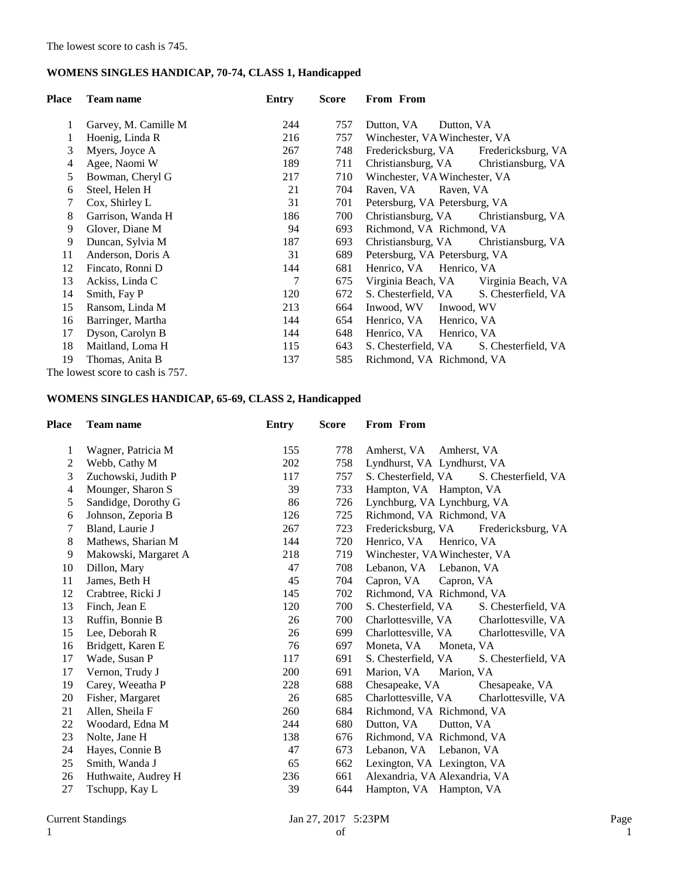The lowest score to cash is 745.

**WOMENS SINGLES HANDICAP, 70-74, CLASS 1, Handicapped**

| Place | Team name | Entry | Score | From | From |
|---|---|---|---|---|---|
| 1 | Garvey, M. Camille M | 244 | 757 | Dutton, VA | Dutton, VA |
| 1 | Hoenig, Linda R | 216 | 757 | Winchester, VA | Winchester, VA |
| 3 | Myers, Joyce A | 267 | 748 | Fredericksburg, VA | Fredericksburg, VA |
| 4 | Agee, Naomi W | 189 | 711 | Christiansburg, VA | Christiansburg, VA |
| 5 | Bowman, Cheryl G | 217 | 710 | Winchester, VA | Winchester, VA |
| 6 | Steel, Helen H | 21 | 704 | Raven, VA | Raven, VA |
| 7 | Cox, Shirley L | 31 | 701 | Petersburg, VA | Petersburg, VA |
| 8 | Garrison, Wanda H | 186 | 700 | Christiansburg, VA | Christiansburg, VA |
| 9 | Glover, Diane M | 94 | 693 | Richmond, VA | Richmond, VA |
| 9 | Duncan, Sylvia M | 187 | 693 | Christiansburg, VA | Christiansburg, VA |
| 11 | Anderson, Doris A | 31 | 689 | Petersburg, VA | Petersburg, VA |
| 12 | Fincato, Ronni D | 144 | 681 | Henrico, VA | Henrico, VA |
| 13 | Ackiss, Linda C | 7 | 675 | Virginia Beach, VA | Virginia Beach, VA |
| 14 | Smith, Fay P | 120 | 672 | S. Chesterfield, VA | S. Chesterfield, VA |
| 15 | Ransom, Linda M | 213 | 664 | Inwood, WV | Inwood, WV |
| 16 | Barringer, Martha | 144 | 654 | Henrico, VA | Henrico, VA |
| 17 | Dyson, Carolyn B | 144 | 648 | Henrico, VA | Henrico, VA |
| 18 | Maitland, Loma H | 115 | 643 | S. Chesterfield, VA | S. Chesterfield, VA |
| 19 | Thomas, Anita B | 137 | 585 | Richmond, VA | Richmond, VA |

The lowest score to cash is 757.

**WOMENS SINGLES HANDICAP, 65-69, CLASS 2, Handicapped**

| Place | Team name | Entry | Score | From | From |
|---|---|---|---|---|---|
| 1 | Wagner, Patricia M | 155 | 778 | Amherst, VA | Amherst, VA |
| 2 | Webb, Cathy M | 202 | 758 | Lyndhurst, VA | Lyndhurst, VA |
| 3 | Zuchowski, Judith P | 117 | 757 | S. Chesterfield, VA | S. Chesterfield, VA |
| 4 | Mounger, Sharon S | 39 | 733 | Hampton, VA | Hampton, VA |
| 5 | Sandidge, Dorothy G | 86 | 726 | Lynchburg, VA | Lynchburg, VA |
| 6 | Johnson, Zeporia B | 126 | 725 | Richmond, VA | Richmond, VA |
| 7 | Bland, Laurie J | 267 | 723 | Fredericksburg, VA | Fredericksburg, VA |
| 8 | Mathews, Sharian M | 144 | 720 | Henrico, VA | Henrico, VA |
| 9 | Makowski, Margaret A | 218 | 719 | Winchester, VA | Winchester, VA |
| 10 | Dillon, Mary | 47 | 708 | Lebanon, VA | Lebanon, VA |
| 11 | James, Beth H | 45 | 704 | Capron, VA | Capron, VA |
| 12 | Crabtree, Ricki J | 145 | 702 | Richmond, VA | Richmond, VA |
| 13 | Finch, Jean E | 120 | 700 | S. Chesterfield, VA | S. Chesterfield, VA |
| 13 | Ruffin, Bonnie B | 26 | 700 | Charlottesville, VA | Charlottesville, VA |
| 15 | Lee, Deborah R | 26 | 699 | Charlottesville, VA | Charlottesville, VA |
| 16 | Bridgett, Karen E | 76 | 697 | Moneta, VA | Moneta, VA |
| 17 | Wade, Susan P | 117 | 691 | S. Chesterfield, VA | S. Chesterfield, VA |
| 17 | Vernon, Trudy J | 200 | 691 | Marion, VA | Marion, VA |
| 19 | Carey, Weeatha P | 228 | 688 | Chesapeake, VA | Chesapeake, VA |
| 20 | Fisher, Margaret | 26 | 685 | Charlottesville, VA | Charlottesville, VA |
| 21 | Allen, Sheila F | 260 | 684 | Richmond, VA | Richmond, VA |
| 22 | Woodard, Edna M | 244 | 680 | Dutton, VA | Dutton, VA |
| 23 | Nolte, Jane H | 138 | 676 | Richmond, VA | Richmond, VA |
| 24 | Hayes, Connie B | 47 | 673 | Lebanon, VA | Lebanon, VA |
| 25 | Smith, Wanda J | 65 | 662 | Lexington, VA | Lexington, VA |
| 26 | Huthwaite, Audrey H | 236 | 661 | Alexandria, VA | Alexandria, VA |
| 27 | Tschupp, Kay L | 39 | 644 | Hampton, VA | Hampton, VA |

Current Standings Jan 27, 2017 5:23PM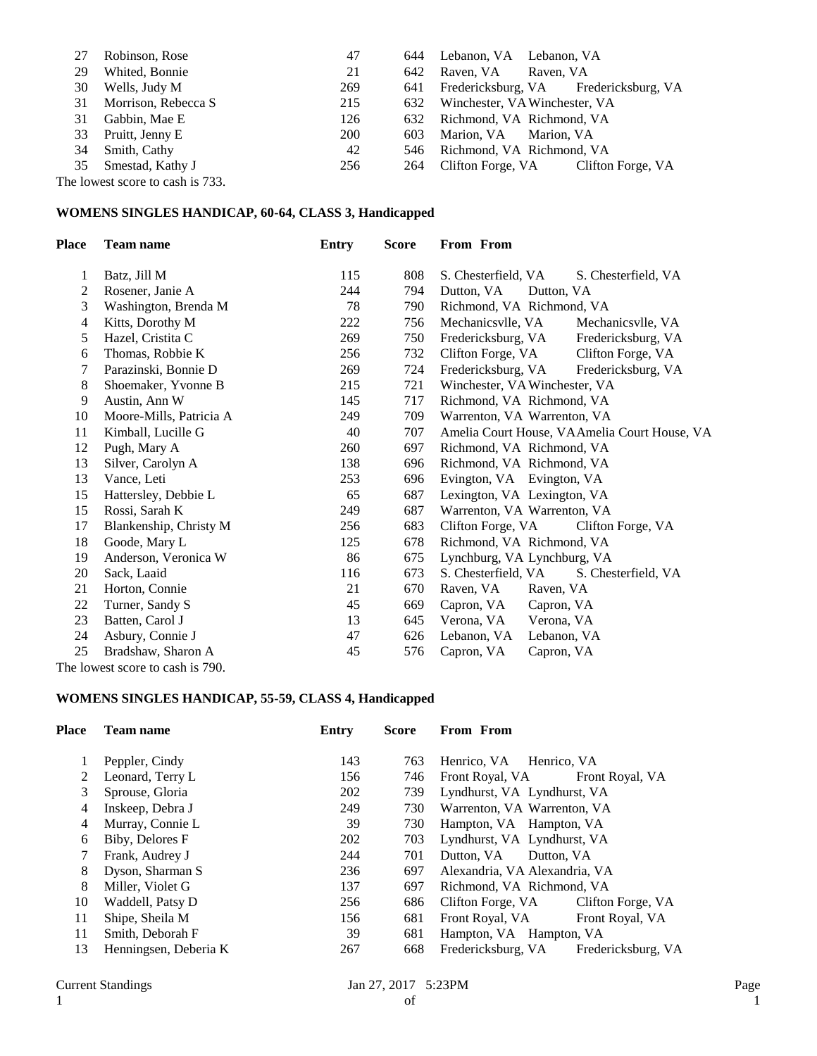| Place | Team name | Entry | Score | From | From |
|---|---|---|---|---|---|
| 27 | Robinson, Rose | 47 | 644 | Lebanon, VA | Lebanon, VA |
| 29 | Whited, Bonnie | 21 | 642 | Raven, VA | Raven, VA |
| 30 | Wells, Judy M | 269 | 641 | Fredericksburg, VA | Fredericksburg, VA |
| 31 | Morrison, Rebecca S | 215 | 632 | Winchester, VA | Winchester, VA |
| 31 | Gabbin, Mae E | 126 | 632 | Richmond, VA | Richmond, VA |
| 33 | Pruitt, Jenny E | 200 | 603 | Marion, VA | Marion, VA |
| 34 | Smith, Cathy | 42 | 546 | Richmond, VA | Richmond, VA |
| 35 | Smestad, Kathy J | 256 | 264 | Clifton Forge, VA | Clifton Forge, VA |

The lowest score to cash is 733.

### WOMENS SINGLES HANDICAP, 60-64, CLASS 3, Handicapped

| Place | Team name | Entry | Score | From | From |
|---|---|---|---|---|---|
| 1 | Batz, Jill M | 115 | 808 | S. Chesterfield, VA | S. Chesterfield, VA |
| 2 | Rosener, Janie A | 244 | 794 | Dutton, VA | Dutton, VA |
| 3 | Washington, Brenda M | 78 | 790 | Richmond, VA | Richmond, VA |
| 4 | Kitts, Dorothy M | 222 | 756 | Mechanicsvlle, VA | Mechanicsvlle, VA |
| 5 | Hazel, Cristita C | 269 | 750 | Fredericksburg, VA | Fredericksburg, VA |
| 6 | Thomas, Robbie K | 256 | 732 | Clifton Forge, VA | Clifton Forge, VA |
| 7 | Parazinski, Bonnie D | 269 | 724 | Fredericksburg, VA | Fredericksburg, VA |
| 8 | Shoemaker, Yvonne B | 215 | 721 | Winchester, VA | Winchester, VA |
| 9 | Austin, Ann W | 145 | 717 | Richmond, VA | Richmond, VA |
| 10 | Moore-Mills, Patricia A | 249 | 709 | Warrenton, VA | Warrenton, VA |
| 11 | Kimball, Lucille G | 40 | 707 | Amelia Court House, VA | Amelia Court House, VA |
| 12 | Pugh, Mary A | 260 | 697 | Richmond, VA | Richmond, VA |
| 13 | Silver, Carolyn A | 138 | 696 | Richmond, VA | Richmond, VA |
| 13 | Vance, Leti | 253 | 696 | Evington, VA | Evington, VA |
| 15 | Hattersley, Debbie L | 65 | 687 | Lexington, VA | Lexington, VA |
| 15 | Rossi, Sarah K | 249 | 687 | Warrenton, VA | Warrenton, VA |
| 17 | Blankenship, Christy M | 256 | 683 | Clifton Forge, VA | Clifton Forge, VA |
| 18 | Goode, Mary L | 125 | 678 | Richmond, VA | Richmond, VA |
| 19 | Anderson, Veronica W | 86 | 675 | Lynchburg, VA | Lynchburg, VA |
| 20 | Sack, Laaid | 116 | 673 | S. Chesterfield, VA | S. Chesterfield, VA |
| 21 | Horton, Connie | 21 | 670 | Raven, VA | Raven, VA |
| 22 | Turner, Sandy S | 45 | 669 | Capron, VA | Capron, VA |
| 23 | Batten, Carol J | 13 | 645 | Verona, VA | Verona, VA |
| 24 | Asbury, Connie J | 47 | 626 | Lebanon, VA | Lebanon, VA |
| 25 | Bradshaw, Sharon A | 45 | 576 | Capron, VA | Capron, VA |

The lowest score to cash is 790.

### WOMENS SINGLES HANDICAP, 55-59, CLASS 4, Handicapped

| Place | Team name | Entry | Score | From | From |
|---|---|---|---|---|---|
| 1 | Peppler, Cindy | 143 | 763 | Henrico, VA | Henrico, VA |
| 2 | Leonard, Terry L | 156 | 746 | Front Royal, VA | Front Royal, VA |
| 3 | Sprouse, Gloria | 202 | 739 | Lyndhurst, VA | Lyndhurst, VA |
| 4 | Inskeep, Debra J | 249 | 730 | Warrenton, VA | Warrenton, VA |
| 4 | Murray, Connie L | 39 | 730 | Hampton, VA | Hampton, VA |
| 6 | Biby, Delores F | 202 | 703 | Lyndhurst, VA | Lyndhurst, VA |
| 7 | Frank, Audrey J | 244 | 701 | Dutton, VA | Dutton, VA |
| 8 | Dyson, Sharman S | 236 | 697 | Alexandria, VA | Alexandria, VA |
| 8 | Miller, Violet G | 137 | 697 | Richmond, VA | Richmond, VA |
| 10 | Waddell, Patsy D | 256 | 686 | Clifton Forge, VA | Clifton Forge, VA |
| 11 | Shipe, Sheila M | 156 | 681 | Front Royal, VA | Front Royal, VA |
| 11 | Smith, Deborah F | 39 | 681 | Hampton, VA | Hampton, VA |
| 13 | Henningsen, Deberia K | 267 | 668 | Fredericksburg, VA | Fredericksburg, VA |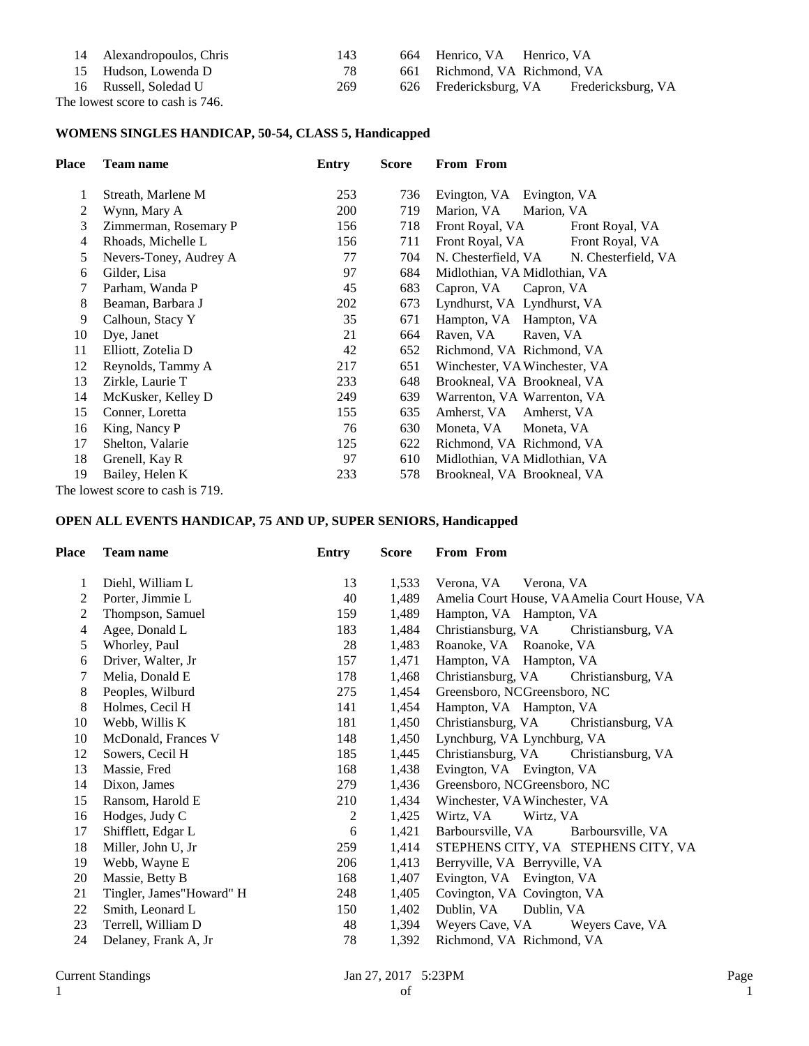| Place | Team name | Entry | Score | From | From |
|---|---|---|---|---|---|
| 14 | Alexandropoulos, Chris | 143 | 664 | Henrico, VA | Henrico, VA |
| 15 | Hudson, Lowenda D | 78 | 661 | Richmond, VA | Richmond, VA |
| 16 | Russell, Soledad U | 269 | 626 | Fredericksburg, VA | Fredericksburg, VA |

The lowest score to cash is 746.

### WOMENS SINGLES HANDICAP, 50-54, CLASS 5, Handicapped

| Place | Team name | Entry | Score | From | From |
|---|---|---|---|---|---|
| 1 | Streath, Marlene M | 253 | 736 | Evington, VA | Evington, VA |
| 2 | Wynn, Mary A | 200 | 719 | Marion, VA | Marion, VA |
| 3 | Zimmerman, Rosemary P | 156 | 718 | Front Royal, VA | Front Royal, VA |
| 4 | Rhoads, Michelle L | 156 | 711 | Front Royal, VA | Front Royal, VA |
| 5 | Nevers-Toney, Audrey A | 77 | 704 | N. Chesterfield, VA | N. Chesterfield, VA |
| 6 | Gilder, Lisa | 97 | 684 | Midlothian, VA | Midlothian, VA |
| 7 | Parham, Wanda P | 45 | 683 | Capron, VA | Capron, VA |
| 8 | Beaman, Barbara J | 202 | 673 | Lyndhurst, VA | Lyndhurst, VA |
| 9 | Calhoun, Stacy Y | 35 | 671 | Hampton, VA | Hampton, VA |
| 10 | Dye, Janet | 21 | 664 | Raven, VA | Raven, VA |
| 11 | Elliott, Zotelia D | 42 | 652 | Richmond, VA | Richmond, VA |
| 12 | Reynolds, Tammy A | 217 | 651 | Winchester, VA | Winchester, VA |
| 13 | Zirkle, Laurie T | 233 | 648 | Brookneal, VA | Brookneal, VA |
| 14 | McKusker, Kelley D | 249 | 639 | Warrenton, VA | Warrenton, VA |
| 15 | Conner, Loretta | 155 | 635 | Amherst, VA | Amherst, VA |
| 16 | King, Nancy P | 76 | 630 | Moneta, VA | Moneta, VA |
| 17 | Shelton, Valarie | 125 | 622 | Richmond, VA | Richmond, VA |
| 18 | Grenell, Kay R | 97 | 610 | Midlothian, VA | Midlothian, VA |
| 19 | Bailey, Helen K | 233 | 578 | Brookneal, VA | Brookneal, VA |

The lowest score to cash is 719.

### OPEN ALL EVENTS HANDICAP, 75 AND UP, SUPER SENIORS, Handicapped

| Place | Team name | Entry | Score | From | From |
|---|---|---|---|---|---|
| 1 | Diehl, William L | 13 | 1,533 | Verona, VA | Verona, VA |
| 2 | Porter, Jimmie L | 40 | 1,489 | Amelia Court House, VA | Amelia Court House, VA |
| 2 | Thompson, Samuel | 159 | 1,489 | Hampton, VA | Hampton, VA |
| 4 | Agee, Donald L | 183 | 1,484 | Christiansburg, VA | Christiansburg, VA |
| 5 | Whorley, Paul | 28 | 1,483 | Roanoke, VA | Roanoke, VA |
| 6 | Driver, Walter, Jr | 157 | 1,471 | Hampton, VA | Hampton, VA |
| 7 | Melia, Donald E | 178 | 1,468 | Christiansburg, VA | Christiansburg, VA |
| 8 | Peoples, Wilburd | 275 | 1,454 | Greensboro, NC | Greensboro, NC |
| 8 | Holmes, Cecil H | 141 | 1,454 | Hampton, VA | Hampton, VA |
| 10 | Webb, Willis K | 181 | 1,450 | Christiansburg, VA | Christiansburg, VA |
| 10 | McDonald, Frances V | 148 | 1,450 | Lynchburg, VA | Lynchburg, VA |
| 12 | Sowers, Cecil H | 185 | 1,445 | Christiansburg, VA | Christiansburg, VA |
| 13 | Massie, Fred | 168 | 1,438 | Evington, VA | Evington, VA |
| 14 | Dixon, James | 279 | 1,436 | Greensboro, NC | Greensboro, NC |
| 15 | Ransom, Harold E | 210 | 1,434 | Winchester, VA | Winchester, VA |
| 16 | Hodges, Judy C | 2 | 1,425 | Wirtz, VA | Wirtz, VA |
| 17 | Shifflett, Edgar L | 6 | 1,421 | Barboursville, VA | Barboursville, VA |
| 18 | Miller, John U, Jr | 259 | 1,414 | STEPHENS CITY, VA | STEPHENS CITY, VA |
| 19 | Webb, Wayne E | 206 | 1,413 | Berryville, VA | Berryville, VA |
| 20 | Massie, Betty B | 168 | 1,407 | Evington, VA | Evington, VA |
| 21 | Tingler, James"Howard" H | 248 | 1,405 | Covington, VA | Covington, VA |
| 22 | Smith, Leonard L | 150 | 1,402 | Dublin, VA | Dublin, VA |
| 23 | Terrell, William D | 48 | 1,394 | Weyers Cave, VA | Weyers Cave, VA |
| 24 | Delaney, Frank A, Jr | 78 | 1,392 | Richmond, VA | Richmond, VA |

Current Standings Jan 27, 2017 5:23PM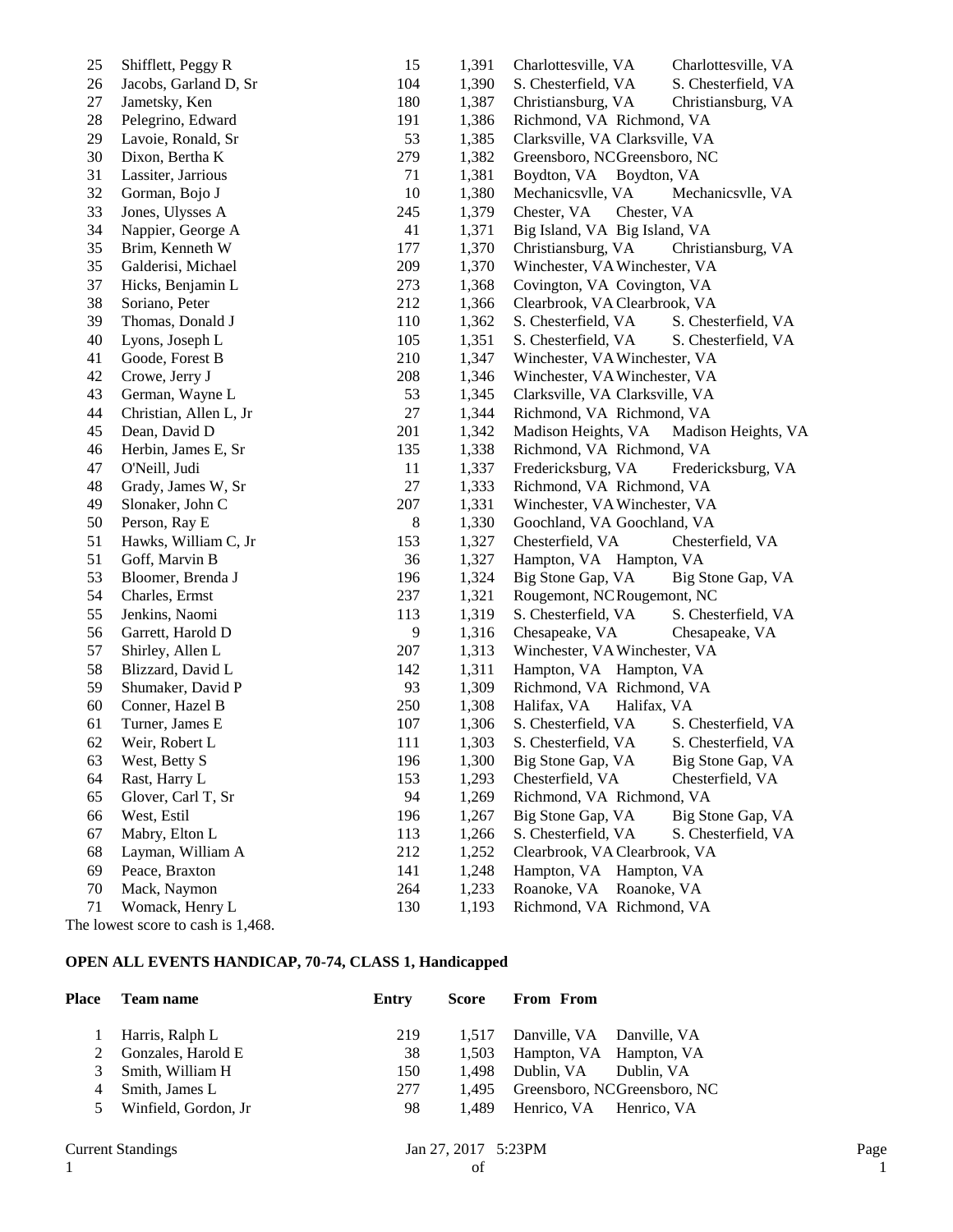| Place | Team name | Entry | Score | From | From |
|---|---|---|---|---|---|
| 25 | Shifflett, Peggy R | 15 | 1,391 | Charlottesville, VA | Charlottesville, VA |
| 26 | Jacobs, Garland D, Sr | 104 | 1,390 | S. Chesterfield, VA | S. Chesterfield, VA |
| 27 | Jametsky, Ken | 180 | 1,387 | Christiansburg, VA | Christiansburg, VA |
| 28 | Pelegrino, Edward | 191 | 1,386 | Richmond, VA | Richmond, VA |
| 29 | Lavoie, Ronald, Sr | 53 | 1,385 | Clarksville, VA | Clarksville, VA |
| 30 | Dixon, Bertha K | 279 | 1,382 | Greensboro, NC | Greensboro, NC |
| 31 | Lassiter, Jarrious | 71 | 1,381 | Boydton, VA | Boydton, VA |
| 32 | Gorman, Bojo J | 10 | 1,380 | Mechanicsvlle, VA | Mechanicsvlle, VA |
| 33 | Jones, Ulysses A | 245 | 1,379 | Chester, VA | Chester, VA |
| 34 | Nappier, George A | 41 | 1,371 | Big Island, VA | Big Island, VA |
| 35 | Brim, Kenneth W | 177 | 1,370 | Christiansburg, VA | Christiansburg, VA |
| 35 | Galderisi, Michael | 209 | 1,370 | Winchester, VA | Winchester, VA |
| 37 | Hicks, Benjamin L | 273 | 1,368 | Covington, VA | Covington, VA |
| 38 | Soriano, Peter | 212 | 1,366 | Clearbrook, VA | Clearbrook, VA |
| 39 | Thomas, Donald J | 110 | 1,362 | S. Chesterfield, VA | S. Chesterfield, VA |
| 40 | Lyons, Joseph L | 105 | 1,351 | S. Chesterfield, VA | S. Chesterfield, VA |
| 41 | Goode, Forest B | 210 | 1,347 | Winchester, VA | Winchester, VA |
| 42 | Crowe, Jerry J | 208 | 1,346 | Winchester, VA | Winchester, VA |
| 43 | German, Wayne L | 53 | 1,345 | Clarksville, VA | Clarksville, VA |
| 44 | Christian, Allen L, Jr | 27 | 1,344 | Richmond, VA | Richmond, VA |
| 45 | Dean, David D | 201 | 1,342 | Madison Heights, VA | Madison Heights, VA |
| 46 | Herbin, James E, Sr | 135 | 1,338 | Richmond, VA | Richmond, VA |
| 47 | O'Neill, Judi | 11 | 1,337 | Fredericksburg, VA | Fredericksburg, VA |
| 48 | Grady, James W, Sr | 27 | 1,333 | Richmond, VA | Richmond, VA |
| 49 | Slonaker, John C | 207 | 1,331 | Winchester, VA | Winchester, VA |
| 50 | Person, Ray E | 8 | 1,330 | Goochland, VA | Goochland, VA |
| 51 | Hawks, William C, Jr | 153 | 1,327 | Chesterfield, VA | Chesterfield, VA |
| 51 | Goff, Marvin B | 36 | 1,327 | Hampton, VA | Hampton, VA |
| 53 | Bloomer, Brenda J | 196 | 1,324 | Big Stone Gap, VA | Big Stone Gap, VA |
| 54 | Charles, Ermst | 237 | 1,321 | Rougemont, NC | Rougemont, NC |
| 55 | Jenkins, Naomi | 113 | 1,319 | S. Chesterfield, VA | S. Chesterfield, VA |
| 56 | Garrett, Harold D | 9 | 1,316 | Chesapeake, VA | Chesapeake, VA |
| 57 | Shirley, Allen L | 207 | 1,313 | Winchester, VA | Winchester, VA |
| 58 | Blizzard, David L | 142 | 1,311 | Hampton, VA | Hampton, VA |
| 59 | Shumaker, David P | 93 | 1,309 | Richmond, VA | Richmond, VA |
| 60 | Conner, Hazel B | 250 | 1,308 | Halifax, VA | Halifax, VA |
| 61 | Turner, James E | 107 | 1,306 | S. Chesterfield, VA | S. Chesterfield, VA |
| 62 | Weir, Robert L | 111 | 1,303 | S. Chesterfield, VA | S. Chesterfield, VA |
| 63 | West, Betty S | 196 | 1,300 | Big Stone Gap, VA | Big Stone Gap, VA |
| 64 | Rast, Harry L | 153 | 1,293 | Chesterfield, VA | Chesterfield, VA |
| 65 | Glover, Carl T, Sr | 94 | 1,269 | Richmond, VA | Richmond, VA |
| 66 | West, Estil | 196 | 1,267 | Big Stone Gap, VA | Big Stone Gap, VA |
| 67 | Mabry, Elton L | 113 | 1,266 | S. Chesterfield, VA | S. Chesterfield, VA |
| 68 | Layman, William A | 212 | 1,252 | Clearbrook, VA | Clearbrook, VA |
| 69 | Peace, Braxton | 141 | 1,248 | Hampton, VA | Hampton, VA |
| 70 | Mack, Naymon | 264 | 1,233 | Roanoke, VA | Roanoke, VA |
| 71 | Womack, Henry L | 130 | 1,193 | Richmond, VA | Richmond, VA |

The lowest score to cash is 1,468.

**OPEN ALL EVENTS HANDICAP, 70-74, CLASS 1, Handicapped**

| Place | Team name | Entry | Score | From | From |
|---|---|---|---|---|---|
| 1 | Harris, Ralph L | 219 | 1,517 | Danville, VA | Danville, VA |
| 2 | Gonzales, Harold E | 38 | 1,503 | Hampton, VA | Hampton, VA |
| 3 | Smith, William H | 150 | 1,498 | Dublin, VA | Dublin, VA |
| 4 | Smith, James L | 277 | 1,495 | Greensboro, NC | Greensboro, NC |
| 5 | Winfield, Gordon, Jr | 98 | 1,489 | Henrico, VA | Henrico, VA |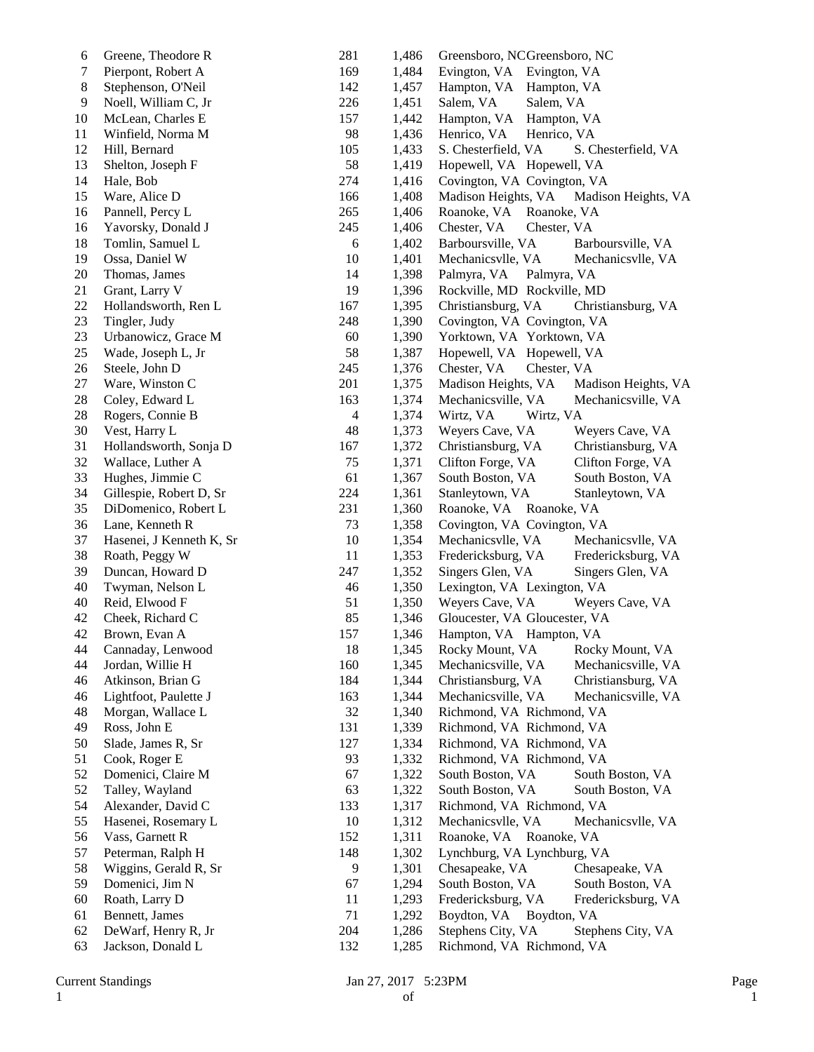| | | | | | |
|---|---|---|---|---|---|
| 6 | Greene, Theodore R | 281 | 1,486 | Greensboro, NC | Greensboro, NC |
| 7 | Pierpont, Robert A | 169 | 1,484 | Evington, VA | Evington, VA |
| 8 | Stephenson, O'Neil | 142 | 1,457 | Hampton, VA | Hampton, VA |
| 9 | Noell, William C, Jr | 226 | 1,451 | Salem, VA | Salem, VA |
| 10 | McLean, Charles E | 157 | 1,442 | Hampton, VA | Hampton, VA |
| 11 | Winfield, Norma M | 98 | 1,436 | Henrico, VA | Henrico, VA |
| 12 | Hill, Bernard | 105 | 1,433 | S. Chesterfield, VA | S. Chesterfield, VA |
| 13 | Shelton, Joseph F | 58 | 1,419 | Hopewell, VA | Hopewell, VA |
| 14 | Hale, Bob | 274 | 1,416 | Covington, VA | Covington, VA |
| 15 | Ware, Alice D | 166 | 1,408 | Madison Heights, VA | Madison Heights, VA |
| 16 | Pannell, Percy L | 265 | 1,406 | Roanoke, VA | Roanoke, VA |
| 16 | Yavorsky, Donald J | 245 | 1,406 | Chester, VA | Chester, VA |
| 18 | Tomlin, Samuel L | 6 | 1,402 | Barboursville, VA | Barboursville, VA |
| 19 | Ossa, Daniel W | 10 | 1,401 | Mechanicsvlle, VA | Mechanicsvlle, VA |
| 20 | Thomas, James | 14 | 1,398 | Palmyra, VA | Palmyra, VA |
| 21 | Grant, Larry V | 19 | 1,396 | Rockville, MD | Rockville, MD |
| 22 | Hollandsworth, Ren L | 167 | 1,395 | Christiansburg, VA | Christiansburg, VA |
| 23 | Tingler, Judy | 248 | 1,390 | Covington, VA | Covington, VA |
| 23 | Urbanowicz, Grace M | 60 | 1,390 | Yorktown, VA | Yorktown, VA |
| 25 | Wade, Joseph L, Jr | 58 | 1,387 | Hopewell, VA | Hopewell, VA |
| 26 | Steele, John D | 245 | 1,376 | Chester, VA | Chester, VA |
| 27 | Ware, Winston C | 201 | 1,375 | Madison Heights, VA | Madison Heights, VA |
| 28 | Coley, Edward L | 163 | 1,374 | Mechanicsville, VA | Mechanicsville, VA |
| 28 | Rogers, Connie B | 4 | 1,374 | Wirtz, VA | Wirtz, VA |
| 30 | Vest, Harry L | 48 | 1,373 | Weyers Cave, VA | Weyers Cave, VA |
| 31 | Hollandsworth, Sonja D | 167 | 1,372 | Christiansburg, VA | Christiansburg, VA |
| 32 | Wallace, Luther A | 75 | 1,371 | Clifton Forge, VA | Clifton Forge, VA |
| 33 | Hughes, Jimmie C | 61 | 1,367 | South Boston, VA | South Boston, VA |
| 34 | Gillespie, Robert D, Sr | 224 | 1,361 | Stanleytown, VA | Stanleytown, VA |
| 35 | DiDomenico, Robert L | 231 | 1,360 | Roanoke, VA | Roanoke, VA |
| 36 | Lane, Kenneth R | 73 | 1,358 | Covington, VA | Covington, VA |
| 37 | Hasenei, J Kenneth K, Sr | 10 | 1,354 | Mechanicsvlle, VA | Mechanicsvlle, VA |
| 38 | Roath, Peggy W | 11 | 1,353 | Fredericksburg, VA | Fredericksburg, VA |
| 39 | Duncan, Howard D | 247 | 1,352 | Singers Glen, VA | Singers Glen, VA |
| 40 | Twyman, Nelson L | 46 | 1,350 | Lexington, VA | Lexington, VA |
| 40 | Reid, Elwood F | 51 | 1,350 | Weyers Cave, VA | Weyers Cave, VA |
| 42 | Cheek, Richard C | 85 | 1,346 | Gloucester, VA | Gloucester, VA |
| 42 | Brown, Evan A | 157 | 1,346 | Hampton, VA | Hampton, VA |
| 44 | Cannaday, Lenwood | 18 | 1,345 | Rocky Mount, VA | Rocky Mount, VA |
| 44 | Jordan, Willie H | 160 | 1,345 | Mechanicsville, VA | Mechanicsville, VA |
| 46 | Atkinson, Brian G | 184 | 1,344 | Christiansburg, VA | Christiansburg, VA |
| 46 | Lightfoot, Paulette J | 163 | 1,344 | Mechanicsville, VA | Mechanicsville, VA |
| 48 | Morgan, Wallace L | 32 | 1,340 | Richmond, VA | Richmond, VA |
| 49 | Ross, John E | 131 | 1,339 | Richmond, VA | Richmond, VA |
| 50 | Slade, James R, Sr | 127 | 1,334 | Richmond, VA | Richmond, VA |
| 51 | Cook, Roger E | 93 | 1,332 | Richmond, VA | Richmond, VA |
| 52 | Domenici, Claire M | 67 | 1,322 | South Boston, VA | South Boston, VA |
| 52 | Talley, Wayland | 63 | 1,322 | South Boston, VA | South Boston, VA |
| 54 | Alexander, David C | 133 | 1,317 | Richmond, VA | Richmond, VA |
| 55 | Hasenei, Rosemary L | 10 | 1,312 | Mechanicsvlle, VA | Mechanicsvlle, VA |
| 56 | Vass, Garnett R | 152 | 1,311 | Roanoke, VA | Roanoke, VA |
| 57 | Peterman, Ralph H | 148 | 1,302 | Lynchburg, VA | Lynchburg, VA |
| 58 | Wiggins, Gerald R, Sr | 9 | 1,301 | Chesapeake, VA | Chesapeake, VA |
| 59 | Domenici, Jim N | 67 | 1,294 | South Boston, VA | South Boston, VA |
| 60 | Roath, Larry D | 11 | 1,293 | Fredericksburg, VA | Fredericksburg, VA |
| 61 | Bennett, James | 71 | 1,292 | Boydton, VA | Boydton, VA |
| 62 | DeWarf, Henry R, Jr | 204 | 1,286 | Stephens City, VA | Stephens City, VA |
| 63 | Jackson, Donald L | 132 | 1,285 | Richmond, VA | Richmond, VA |

Current Standings Jan 27, 2017 5:23PM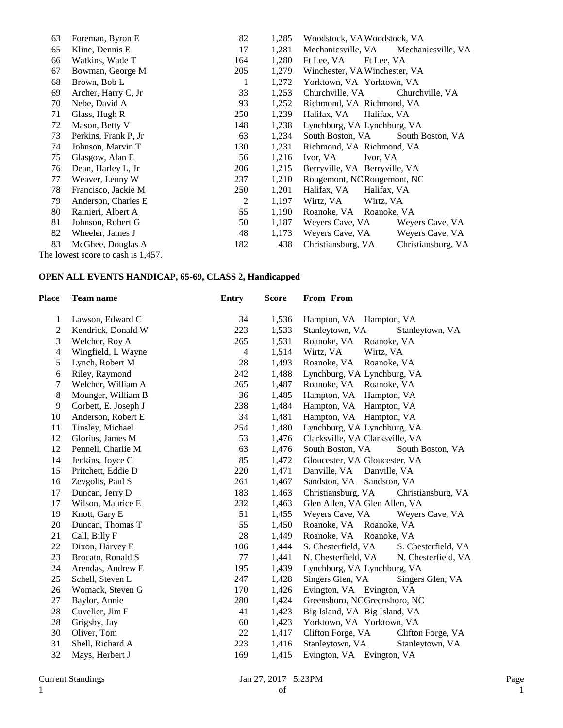| Place | Team name | Entry | Score | From | From |
|---|---|---|---|---|---|
| 63 | Foreman, Byron E | 82 | 1,285 | Woodstock, VA | Woodstock, VA |
| 65 | Kline, Dennis E | 17 | 1,281 | Mechanicsville, VA | Mechanicsville, VA |
| 66 | Watkins, Wade T | 164 | 1,280 | Ft Lee, VA | Ft Lee, VA |
| 67 | Bowman, George M | 205 | 1,279 | Winchester, VA | Winchester, VA |
| 68 | Brown, Bob L | 1 | 1,272 | Yorktown, VA | Yorktown, VA |
| 69 | Archer, Harry C, Jr | 33 | 1,253 | Churchville, VA | Churchville, VA |
| 70 | Nebe, David A | 93 | 1,252 | Richmond, VA | Richmond, VA |
| 71 | Glass, Hugh R | 250 | 1,239 | Halifax, VA | Halifax, VA |
| 72 | Mason, Betty V | 148 | 1,238 | Lynchburg, VA | Lynchburg, VA |
| 73 | Perkins, Frank P, Jr | 63 | 1,234 | South Boston, VA | South Boston, VA |
| 74 | Johnson, Marvin T | 130 | 1,231 | Richmond, VA | Richmond, VA |
| 75 | Glasgow, Alan E | 56 | 1,216 | Ivor, VA | Ivor, VA |
| 76 | Dean, Harley L, Jr | 206 | 1,215 | Berryville, VA | Berryville, VA |
| 77 | Weaver, Lenny W | 237 | 1,210 | Rougemont, NC | Rougemont, NC |
| 78 | Francisco, Jackie M | 250 | 1,201 | Halifax, VA | Halifax, VA |
| 79 | Anderson, Charles E | 2 | 1,197 | Wirtz, VA | Wirtz, VA |
| 80 | Rainieri, Albert A | 55 | 1,190 | Roanoke, VA | Roanoke, VA |
| 81 | Johnson, Robert G | 50 | 1,187 | Weyers Cave, VA | Weyers Cave, VA |
| 82 | Wheeler, James J | 48 | 1,173 | Weyers Cave, VA | Weyers Cave, VA |
| 83 | McGhee, Douglas A | 182 | 438 | Christiansburg, VA | Christiansburg, VA |

The lowest score to cash is 1,457.

**OPEN ALL EVENTS HANDICAP, 65-69, CLASS 2, Handicapped**

| Place | Team name | Entry | Score | From | From |
|---|---|---|---|---|---|
| 1 | Lawson, Edward C | 34 | 1,536 | Hampton, VA | Hampton, VA |
| 2 | Kendrick, Donald W | 223 | 1,533 | Stanleytown, VA | Stanleytown, VA |
| 3 | Welcher, Roy A | 265 | 1,531 | Roanoke, VA | Roanoke, VA |
| 4 | Wingfield, L Wayne | 4 | 1,514 | Wirtz, VA | Wirtz, VA |
| 5 | Lynch, Robert M | 28 | 1,493 | Roanoke, VA | Roanoke, VA |
| 6 | Riley, Raymond | 242 | 1,488 | Lynchburg, VA | Lynchburg, VA |
| 7 | Welcher, William A | 265 | 1,487 | Roanoke, VA | Roanoke, VA |
| 8 | Mounger, William B | 36 | 1,485 | Hampton, VA | Hampton, VA |
| 9 | Corbett, E. Joseph J | 238 | 1,484 | Hampton, VA | Hampton, VA |
| 10 | Anderson, Robert E | 34 | 1,481 | Hampton, VA | Hampton, VA |
| 11 | Tinsley, Michael | 254 | 1,480 | Lynchburg, VA | Lynchburg, VA |
| 12 | Glorius, James M | 53 | 1,476 | Clarksville, VA | Clarksville, VA |
| 12 | Pennell, Charlie M | 63 | 1,476 | South Boston, VA | South Boston, VA |
| 14 | Jenkins, Joyce C | 85 | 1,472 | Gloucester, VA | Gloucester, VA |
| 15 | Pritchett, Eddie D | 220 | 1,471 | Danville, VA | Danville, VA |
| 16 | Zevgolis, Paul S | 261 | 1,467 | Sandston, VA | Sandston, VA |
| 17 | Duncan, Jerry D | 183 | 1,463 | Christiansburg, VA | Christiansburg, VA |
| 17 | Wilson, Maurice E | 232 | 1,463 | Glen Allen, VA | Glen Allen, VA |
| 19 | Knott, Gary E | 51 | 1,455 | Weyers Cave, VA | Weyers Cave, VA |
| 20 | Duncan, Thomas T | 55 | 1,450 | Roanoke, VA | Roanoke, VA |
| 21 | Call, Billy F | 28 | 1,449 | Roanoke, VA | Roanoke, VA |
| 22 | Dixon, Harvey E | 106 | 1,444 | S. Chesterfield, VA | S. Chesterfield, VA |
| 23 | Brocato, Ronald S | 77 | 1,441 | N. Chesterfield, VA | N. Chesterfield, VA |
| 24 | Arendas, Andrew E | 195 | 1,439 | Lynchburg, VA | Lynchburg, VA |
| 25 | Schell, Steven L | 247 | 1,428 | Singers Glen, VA | Singers Glen, VA |
| 26 | Womack, Steven G | 170 | 1,426 | Evington, VA | Evington, VA |
| 27 | Baylor, Annie | 280 | 1,424 | Greensboro, NC | Greensboro, NC |
| 28 | Cuvelier, Jim F | 41 | 1,423 | Big Island, VA | Big Island, VA |
| 28 | Grigsby, Jay | 60 | 1,423 | Yorktown, VA | Yorktown, VA |
| 30 | Oliver, Tom | 22 | 1,417 | Clifton Forge, VA | Clifton Forge, VA |
| 31 | Shell, Richard A | 223 | 1,416 | Stanleytown, VA | Stanleytown, VA |
| 32 | Mays, Herbert J | 169 | 1,415 | Evington, VA | Evington, VA |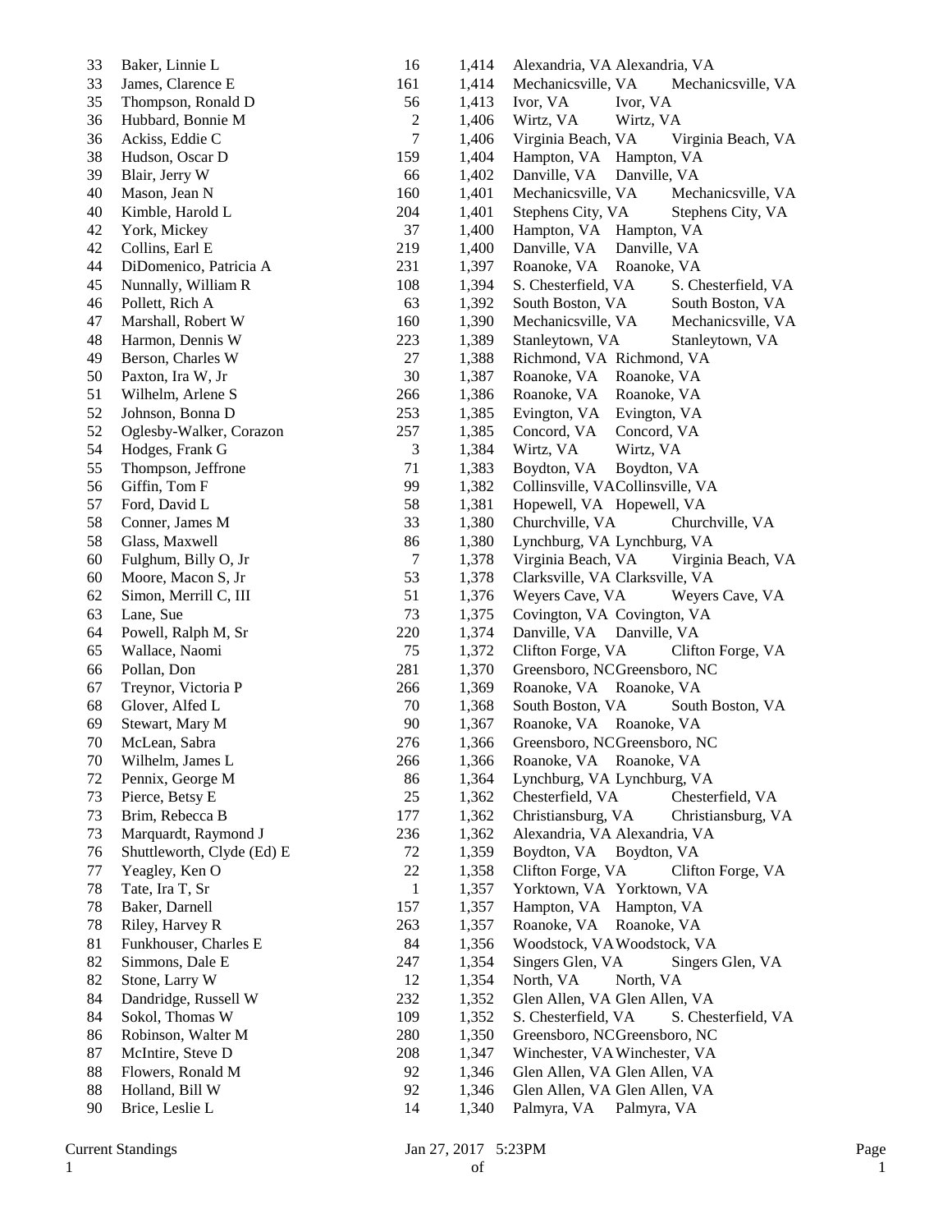| | | | | | |
|---|---|---|---|---|---|
| 33 | Baker, Linnie L | 16 | 1,414 | Alexandria, VA | Alexandria, VA |
| 33 | James, Clarence E | 161 | 1,414 | Mechanicsville, VA | Mechanicsville, VA |
| 35 | Thompson, Ronald D | 56 | 1,413 | Ivor, VA | Ivor, VA |
| 36 | Hubbard, Bonnie M | 2 | 1,406 | Wirtz, VA | Wirtz, VA |
| 36 | Ackiss, Eddie C | 7 | 1,406 | Virginia Beach, VA | Virginia Beach, VA |
| 38 | Hudson, Oscar D | 159 | 1,404 | Hampton, VA | Hampton, VA |
| 39 | Blair, Jerry W | 66 | 1,402 | Danville, VA | Danville, VA |
| 40 | Mason, Jean N | 160 | 1,401 | Mechanicsville, VA | Mechanicsville, VA |
| 40 | Kimble, Harold L | 204 | 1,401 | Stephens City, VA | Stephens City, VA |
| 42 | York, Mickey | 37 | 1,400 | Hampton, VA | Hampton, VA |
| 42 | Collins, Earl E | 219 | 1,400 | Danville, VA | Danville, VA |
| 44 | DiDomenico, Patricia A | 231 | 1,397 | Roanoke, VA | Roanoke, VA |
| 45 | Nunnally, William R | 108 | 1,394 | S. Chesterfield, VA | S. Chesterfield, VA |
| 46 | Pollett, Rich A | 63 | 1,392 | South Boston, VA | South Boston, VA |
| 47 | Marshall, Robert W | 160 | 1,390 | Mechanicsville, VA | Mechanicsville, VA |
| 48 | Harmon, Dennis W | 223 | 1,389 | Stanleytown, VA | Stanleytown, VA |
| 49 | Berson, Charles W | 27 | 1,388 | Richmond, VA | Richmond, VA |
| 50 | Paxton, Ira W, Jr | 30 | 1,387 | Roanoke, VA | Roanoke, VA |
| 51 | Wilhelm, Arlene S | 266 | 1,386 | Roanoke, VA | Roanoke, VA |
| 52 | Johnson, Bonna D | 253 | 1,385 | Evington, VA | Evington, VA |
| 52 | Oglesby-Walker, Corazon | 257 | 1,385 | Concord, VA | Concord, VA |
| 54 | Hodges, Frank G | 3 | 1,384 | Wirtz, VA | Wirtz, VA |
| 55 | Thompson, Jeffrone | 71 | 1,383 | Boydton, VA | Boydton, VA |
| 56 | Giffin, Tom F | 99 | 1,382 | Collinsville, VA | Collinsville, VA |
| 57 | Ford, David L | 58 | 1,381 | Hopewell, VA | Hopewell, VA |
| 58 | Conner, James M | 33 | 1,380 | Churchville, VA | Churchville, VA |
| 58 | Glass, Maxwell | 86 | 1,380 | Lynchburg, VA | Lynchburg, VA |
| 60 | Fulghum, Billy O, Jr | 7 | 1,378 | Virginia Beach, VA | Virginia Beach, VA |
| 60 | Moore, Macon S, Jr | 53 | 1,378 | Clarksville, VA | Clarksville, VA |
| 62 | Simon, Merrill C, III | 51 | 1,376 | Weyers Cave, VA | Weyers Cave, VA |
| 63 | Lane, Sue | 73 | 1,375 | Covington, VA | Covington, VA |
| 64 | Powell, Ralph M, Sr | 220 | 1,374 | Danville, VA | Danville, VA |
| 65 | Wallace, Naomi | 75 | 1,372 | Clifton Forge, VA | Clifton Forge, VA |
| 66 | Pollan, Don | 281 | 1,370 | Greensboro, NC | Greensboro, NC |
| 67 | Treynor, Victoria P | 266 | 1,369 | Roanoke, VA | Roanoke, VA |
| 68 | Glover, Alfed L | 70 | 1,368 | South Boston, VA | South Boston, VA |
| 69 | Stewart, Mary M | 90 | 1,367 | Roanoke, VA | Roanoke, VA |
| 70 | McLean, Sabra | 276 | 1,366 | Greensboro, NC | Greensboro, NC |
| 70 | Wilhelm, James L | 266 | 1,366 | Roanoke, VA | Roanoke, VA |
| 72 | Pennix, George M | 86 | 1,364 | Lynchburg, VA | Lynchburg, VA |
| 73 | Pierce, Betsy E | 25 | 1,362 | Chesterfield, VA | Chesterfield, VA |
| 73 | Brim, Rebecca B | 177 | 1,362 | Christiansburg, VA | Christiansburg, VA |
| 73 | Marquardt, Raymond J | 236 | 1,362 | Alexandria, VA | Alexandria, VA |
| 76 | Shuttleworth, Clyde (Ed) E | 72 | 1,359 | Boydton, VA | Boydton, VA |
| 77 | Yeagley, Ken O | 22 | 1,358 | Clifton Forge, VA | Clifton Forge, VA |
| 78 | Tate, Ira T, Sr | 1 | 1,357 | Yorktown, VA | Yorktown, VA |
| 78 | Baker, Darnell | 157 | 1,357 | Hampton, VA | Hampton, VA |
| 78 | Riley, Harvey R | 263 | 1,357 | Roanoke, VA | Roanoke, VA |
| 81 | Funkhouser, Charles E | 84 | 1,356 | Woodstock, VA | Woodstock, VA |
| 82 | Simmons, Dale E | 247 | 1,354 | Singers Glen, VA | Singers Glen, VA |
| 82 | Stone, Larry W | 12 | 1,354 | North, VA | North, VA |
| 84 | Dandridge, Russell W | 232 | 1,352 | Glen Allen, VA | Glen Allen, VA |
| 84 | Sokol, Thomas W | 109 | 1,352 | S. Chesterfield, VA | S. Chesterfield, VA |
| 86 | Robinson, Walter M | 280 | 1,350 | Greensboro, NC | Greensboro, NC |
| 87 | McIntire, Steve D | 208 | 1,347 | Winchester, VA | Winchester, VA |
| 88 | Flowers, Ronald M | 92 | 1,346 | Glen Allen, VA | Glen Allen, VA |
| 88 | Holland, Bill W | 92 | 1,346 | Glen Allen, VA | Glen Allen, VA |
| 90 | Brice, Leslie L | 14 | 1,340 | Palmyra, VA | Palmyra, VA |

Current Standings    Jan 27, 2017 5:23PM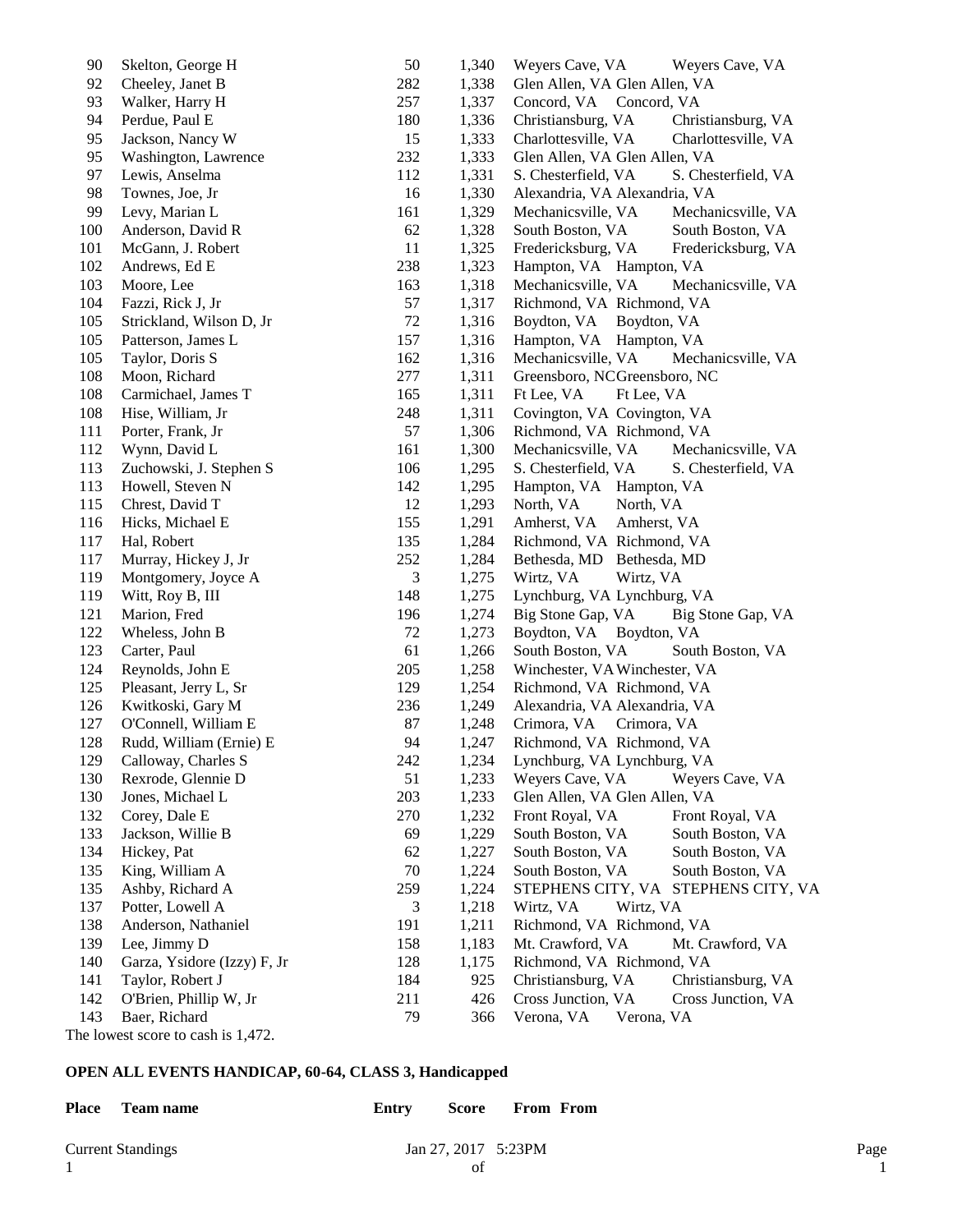| Place | Team name | Entry | Score | From | From |
|---|---|---|---|---|---|
| 90 | Skelton, George H | 50 | 1,340 | Weyers Cave, VA | Weyers Cave, VA |
| 92 | Cheeley, Janet B | 282 | 1,338 | Glen Allen, VA | Glen Allen, VA |
| 93 | Walker, Harry H | 257 | 1,337 | Concord, VA | Concord, VA |
| 94 | Perdue, Paul E | 180 | 1,336 | Christiansburg, VA | Christiansburg, VA |
| 95 | Jackson, Nancy W | 15 | 1,333 | Charlottesville, VA | Charlottesville, VA |
| 95 | Washington, Lawrence | 232 | 1,333 | Glen Allen, VA | Glen Allen, VA |
| 97 | Lewis, Anselma | 112 | 1,331 | S. Chesterfield, VA | S. Chesterfield, VA |
| 98 | Townes, Joe, Jr | 16 | 1,330 | Alexandria, VA | Alexandria, VA |
| 99 | Levy, Marian L | 161 | 1,329 | Mechanicsville, VA | Mechanicsville, VA |
| 100 | Anderson, David R | 62 | 1,328 | South Boston, VA | South Boston, VA |
| 101 | McGann, J. Robert | 11 | 1,325 | Fredericksburg, VA | Fredericksburg, VA |
| 102 | Andrews, Ed E | 238 | 1,323 | Hampton, VA | Hampton, VA |
| 103 | Moore, Lee | 163 | 1,318 | Mechanicsville, VA | Mechanicsville, VA |
| 104 | Fazzi, Rick J, Jr | 57 | 1,317 | Richmond, VA | Richmond, VA |
| 105 | Strickland, Wilson D, Jr | 72 | 1,316 | Boydton, VA | Boydton, VA |
| 105 | Patterson, James L | 157 | 1,316 | Hampton, VA | Hampton, VA |
| 105 | Taylor, Doris S | 162 | 1,316 | Mechanicsville, VA | Mechanicsville, VA |
| 108 | Moon, Richard | 277 | 1,311 | Greensboro, NC | Greensboro, NC |
| 108 | Carmichael, James T | 165 | 1,311 | Ft Lee, VA | Ft Lee, VA |
| 108 | Hise, William, Jr | 248 | 1,311 | Covington, VA | Covington, VA |
| 111 | Porter, Frank, Jr | 57 | 1,306 | Richmond, VA | Richmond, VA |
| 112 | Wynn, David L | 161 | 1,300 | Mechanicsville, VA | Mechanicsville, VA |
| 113 | Zuchowski, J. Stephen S | 106 | 1,295 | S. Chesterfield, VA | S. Chesterfield, VA |
| 113 | Howell, Steven N | 142 | 1,295 | Hampton, VA | Hampton, VA |
| 115 | Chrest, David T | 12 | 1,293 | North, VA | North, VA |
| 116 | Hicks, Michael E | 155 | 1,291 | Amherst, VA | Amherst, VA |
| 117 | Hal, Robert | 135 | 1,284 | Richmond, VA | Richmond, VA |
| 117 | Murray, Hickey J, Jr | 252 | 1,284 | Bethesda, MD | Bethesda, MD |
| 119 | Montgomery, Joyce A | 3 | 1,275 | Wirtz, VA | Wirtz, VA |
| 119 | Witt, Roy B, III | 148 | 1,275 | Lynchburg, VA | Lynchburg, VA |
| 121 | Marion, Fred | 196 | 1,274 | Big Stone Gap, VA | Big Stone Gap, VA |
| 122 | Wheless, John B | 72 | 1,273 | Boydton, VA | Boydton, VA |
| 123 | Carter, Paul | 61 | 1,266 | South Boston, VA | South Boston, VA |
| 124 | Reynolds, John E | 205 | 1,258 | Winchester, VA | Winchester, VA |
| 125 | Pleasant, Jerry L, Sr | 129 | 1,254 | Richmond, VA | Richmond, VA |
| 126 | Kwitkoski, Gary M | 236 | 1,249 | Alexandria, VA | Alexandria, VA |
| 127 | O'Connell, William E | 87 | 1,248 | Crimora, VA | Crimora, VA |
| 128 | Rudd, William (Ernie) E | 94 | 1,247 | Richmond, VA | Richmond, VA |
| 129 | Calloway, Charles S | 242 | 1,234 | Lynchburg, VA | Lynchburg, VA |
| 130 | Rexrode, Glennie D | 51 | 1,233 | Weyers Cave, VA | Weyers Cave, VA |
| 130 | Jones, Michael L | 203 | 1,233 | Glen Allen, VA | Glen Allen, VA |
| 132 | Corey, Dale E | 270 | 1,232 | Front Royal, VA | Front Royal, VA |
| 133 | Jackson, Willie B | 69 | 1,229 | South Boston, VA | South Boston, VA |
| 134 | Hickey, Pat | 62 | 1,227 | South Boston, VA | South Boston, VA |
| 135 | King, William A | 70 | 1,224 | South Boston, VA | South Boston, VA |
| 135 | Ashby, Richard A | 259 | 1,224 | STEPHENS CITY, VA | STEPHENS CITY, VA |
| 137 | Potter, Lowell A | 3 | 1,218 | Wirtz, VA | Wirtz, VA |
| 138 | Anderson, Nathaniel | 191 | 1,211 | Richmond, VA | Richmond, VA |
| 139 | Lee, Jimmy D | 158 | 1,183 | Mt. Crawford, VA | Mt. Crawford, VA |
| 140 | Garza, Ysidore (Izzy) F, Jr | 128 | 1,175 | Richmond, VA | Richmond, VA |
| 141 | Taylor, Robert J | 184 | 925 | Christiansburg, VA | Christiansburg, VA |
| 142 | O'Brien, Phillip W, Jr | 211 | 426 | Cross Junction, VA | Cross Junction, VA |
| 143 | Baer, Richard | 79 | 366 | Verona, VA | Verona, VA |

The lowest score to cash is 1,472.

**OPEN ALL EVENTS HANDICAP, 60-64, CLASS 3, Handicapped**

| Place | Team name | Entry | Score | From | From |
|---|---|---|---|---|---|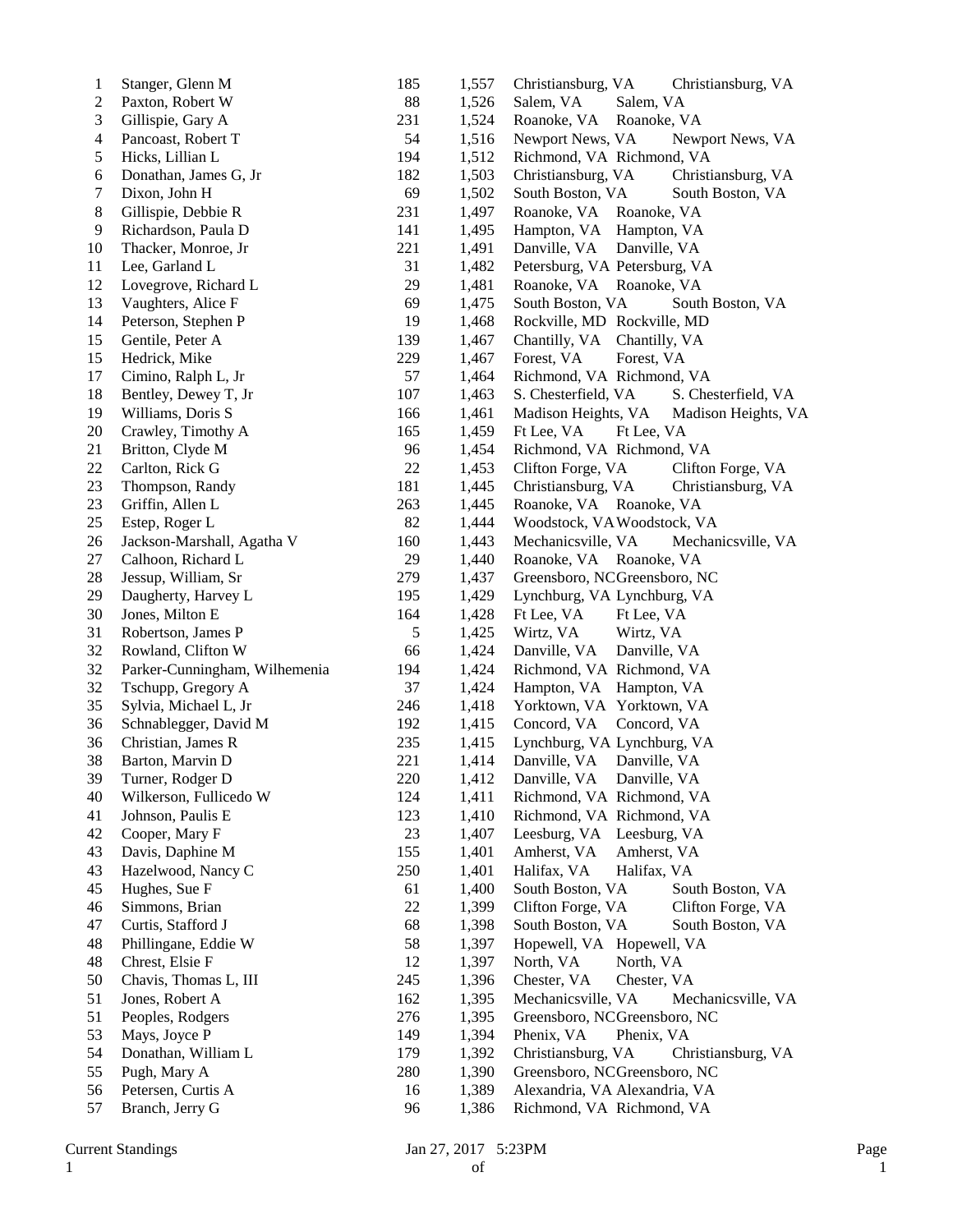| | | | | | |
|---|---|---|---|---|---|
| 1 | Stanger, Glenn M | 185 | 1,557 | Christiansburg, VA | Christiansburg, VA |
| 2 | Paxton, Robert W | 88 | 1,526 | Salem, VA | Salem, VA |
| 3 | Gillispie, Gary A | 231 | 1,524 | Roanoke, VA | Roanoke, VA |
| 4 | Pancoast, Robert T | 54 | 1,516 | Newport News, VA | Newport News, VA |
| 5 | Hicks, Lillian L | 194 | 1,512 | Richmond, VA | Richmond, VA |
| 6 | Donathan, James G, Jr | 182 | 1,503 | Christiansburg, VA | Christiansburg, VA |
| 7 | Dixon, John H | 69 | 1,502 | South Boston, VA | South Boston, VA |
| 8 | Gillispie, Debbie R | 231 | 1,497 | Roanoke, VA | Roanoke, VA |
| 9 | Richardson, Paula D | 141 | 1,495 | Hampton, VA | Hampton, VA |
| 10 | Thacker, Monroe, Jr | 221 | 1,491 | Danville, VA | Danville, VA |
| 11 | Lee, Garland L | 31 | 1,482 | Petersburg, VA | Petersburg, VA |
| 12 | Lovegrove, Richard L | 29 | 1,481 | Roanoke, VA | Roanoke, VA |
| 13 | Vaughters, Alice F | 69 | 1,475 | South Boston, VA | South Boston, VA |
| 14 | Peterson, Stephen P | 19 | 1,468 | Rockville, MD | Rockville, MD |
| 15 | Gentile, Peter A | 139 | 1,467 | Chantilly, VA | Chantilly, VA |
| 15 | Hedrick, Mike | 229 | 1,467 | Forest, VA | Forest, VA |
| 17 | Cimino, Ralph L, Jr | 57 | 1,464 | Richmond, VA | Richmond, VA |
| 18 | Bentley, Dewey T, Jr | 107 | 1,463 | S. Chesterfield, VA | S. Chesterfield, VA |
| 19 | Williams, Doris S | 166 | 1,461 | Madison Heights, VA | Madison Heights, VA |
| 20 | Crawley, Timothy A | 165 | 1,459 | Ft Lee, VA | Ft Lee, VA |
| 21 | Britton, Clyde M | 96 | 1,454 | Richmond, VA | Richmond, VA |
| 22 | Carlton, Rick G | 22 | 1,453 | Clifton Forge, VA | Clifton Forge, VA |
| 23 | Thompson, Randy | 181 | 1,445 | Christiansburg, VA | Christiansburg, VA |
| 23 | Griffin, Allen L | 263 | 1,445 | Roanoke, VA | Roanoke, VA |
| 25 | Estep, Roger L | 82 | 1,444 | Woodstock, VA | Woodstock, VA |
| 26 | Jackson-Marshall, Agatha V | 160 | 1,443 | Mechanicsville, VA | Mechanicsville, VA |
| 27 | Calhoon, Richard L | 29 | 1,440 | Roanoke, VA | Roanoke, VA |
| 28 | Jessup, William, Sr | 279 | 1,437 | Greensboro, NC | Greensboro, NC |
| 29 | Daugherty, Harvey L | 195 | 1,429 | Lynchburg, VA | Lynchburg, VA |
| 30 | Jones, Milton E | 164 | 1,428 | Ft Lee, VA | Ft Lee, VA |
| 31 | Robertson, James P | 5 | 1,425 | Wirtz, VA | Wirtz, VA |
| 32 | Rowland, Clifton W | 66 | 1,424 | Danville, VA | Danville, VA |
| 32 | Parker-Cunningham, Wilhemenia | 194 | 1,424 | Richmond, VA | Richmond, VA |
| 32 | Tschupp, Gregory A | 37 | 1,424 | Hampton, VA | Hampton, VA |
| 35 | Sylvia, Michael L, Jr | 246 | 1,418 | Yorktown, VA | Yorktown, VA |
| 36 | Schnablegger, David M | 192 | 1,415 | Concord, VA | Concord, VA |
| 36 | Christian, James R | 235 | 1,415 | Lynchburg, VA | Lynchburg, VA |
| 38 | Barton, Marvin D | 221 | 1,414 | Danville, VA | Danville, VA |
| 39 | Turner, Rodger D | 220 | 1,412 | Danville, VA | Danville, VA |
| 40 | Wilkerson, Fullicedo W | 124 | 1,411 | Richmond, VA | Richmond, VA |
| 41 | Johnson, Paulis E | 123 | 1,410 | Richmond, VA | Richmond, VA |
| 42 | Cooper, Mary F | 23 | 1,407 | Leesburg, VA | Leesburg, VA |
| 43 | Davis, Daphine M | 155 | 1,401 | Amherst, VA | Amherst, VA |
| 43 | Hazelwood, Nancy C | 250 | 1,401 | Halifax, VA | Halifax, VA |
| 45 | Hughes, Sue F | 61 | 1,400 | South Boston, VA | South Boston, VA |
| 46 | Simmons, Brian | 22 | 1,399 | Clifton Forge, VA | Clifton Forge, VA |
| 47 | Curtis, Stafford J | 68 | 1,398 | South Boston, VA | South Boston, VA |
| 48 | Phillingane, Eddie W | 58 | 1,397 | Hopewell, VA | Hopewell, VA |
| 48 | Chrest, Elsie F | 12 | 1,397 | North, VA | North, VA |
| 50 | Chavis, Thomas L, III | 245 | 1,396 | Chester, VA | Chester, VA |
| 51 | Jones, Robert A | 162 | 1,395 | Mechanicsville, VA | Mechanicsville, VA |
| 51 | Peoples, Rodgers | 276 | 1,395 | Greensboro, NC | Greensboro, NC |
| 53 | Mays, Joyce P | 149 | 1,394 | Phenix, VA | Phenix, VA |
| 54 | Donathan, William L | 179 | 1,392 | Christiansburg, VA | Christiansburg, VA |
| 55 | Pugh, Mary A | 280 | 1,390 | Greensboro, NC | Greensboro, NC |
| 56 | Petersen, Curtis A | 16 | 1,389 | Alexandria, VA | Alexandria, VA |
| 57 | Branch, Jerry G | 96 | 1,386 | Richmond, VA | Richmond, VA |

Current Standings    Jan 27, 2017 5:23PM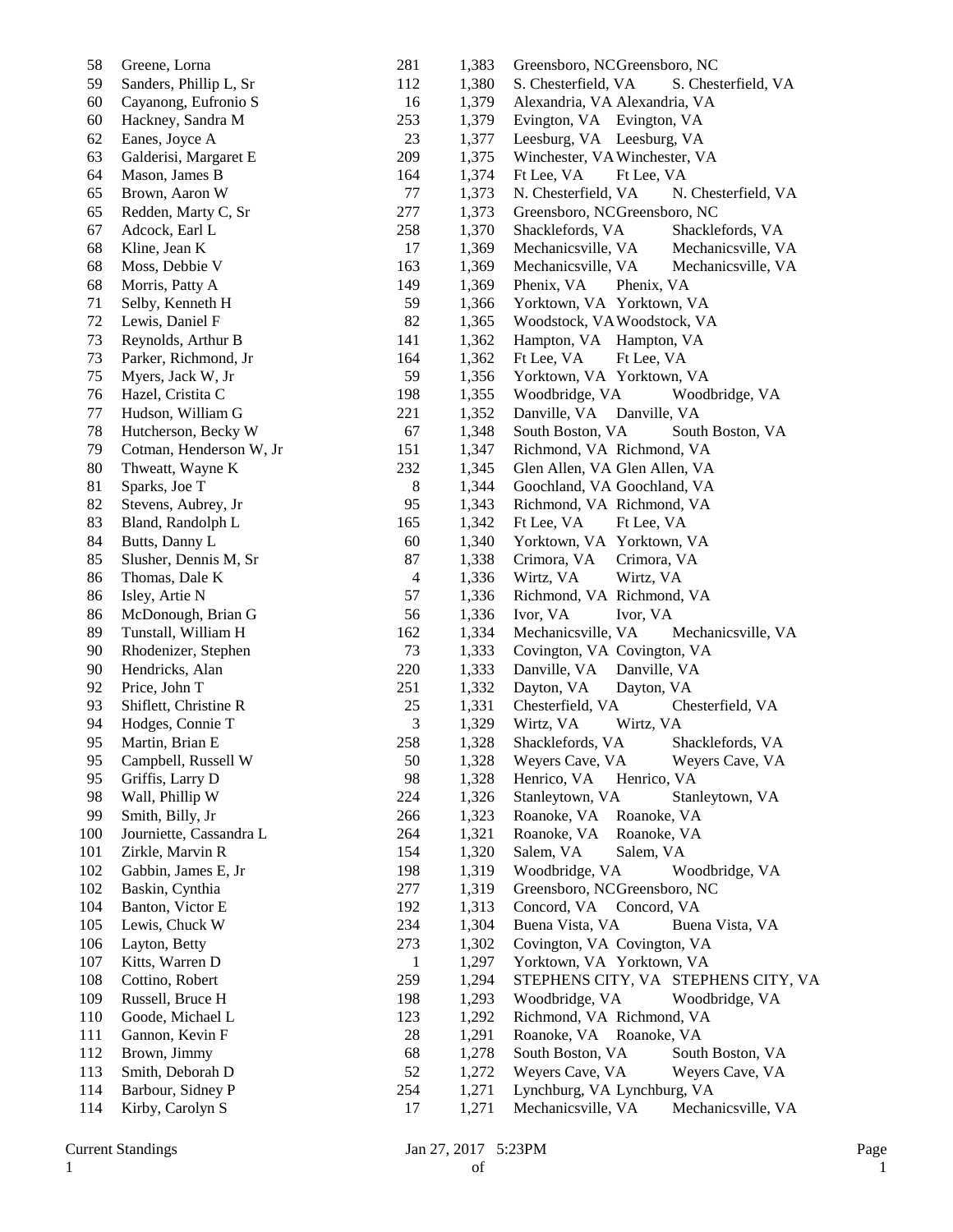| | | | | | |
|---|---|---|---|---|---|
| 58 | Greene, Lorna | 281 | 1,383 | Greensboro, NC | Greensboro, NC |
| 59 | Sanders, Phillip L, Sr | 112 | 1,380 | S. Chesterfield, VA | S. Chesterfield, VA |
| 60 | Cayanong, Eufronio S | 16 | 1,379 | Alexandria, VA | Alexandria, VA |
| 60 | Hackney, Sandra M | 253 | 1,379 | Evington, VA | Evington, VA |
| 62 | Eanes, Joyce A | 23 | 1,377 | Leesburg, VA | Leesburg, VA |
| 63 | Galderisi, Margaret E | 209 | 1,375 | Winchester, VA | Winchester, VA |
| 64 | Mason, James B | 164 | 1,374 | Ft Lee, VA | Ft Lee, VA |
| 65 | Brown, Aaron W | 77 | 1,373 | N. Chesterfield, VA | N. Chesterfield, VA |
| 65 | Redden, Marty C, Sr | 277 | 1,373 | Greensboro, NC | Greensboro, NC |
| 67 | Adcock, Earl L | 258 | 1,370 | Shacklefords, VA | Shacklefords, VA |
| 68 | Kline, Jean K | 17 | 1,369 | Mechanicsville, VA | Mechanicsville, VA |
| 68 | Moss, Debbie V | 163 | 1,369 | Mechanicsville, VA | Mechanicsville, VA |
| 68 | Morris, Patty A | 149 | 1,369 | Phenix, VA | Phenix, VA |
| 71 | Selby, Kenneth H | 59 | 1,366 | Yorktown, VA | Yorktown, VA |
| 72 | Lewis, Daniel F | 82 | 1,365 | Woodstock, VA | Woodstock, VA |
| 73 | Reynolds, Arthur B | 141 | 1,362 | Hampton, VA | Hampton, VA |
| 73 | Parker, Richmond, Jr | 164 | 1,362 | Ft Lee, VA | Ft Lee, VA |
| 75 | Myers, Jack W, Jr | 59 | 1,356 | Yorktown, VA | Yorktown, VA |
| 76 | Hazel, Cristita C | 198 | 1,355 | Woodbridge, VA | Woodbridge, VA |
| 77 | Hudson, William G | 221 | 1,352 | Danville, VA | Danville, VA |
| 78 | Hutcherson, Becky W | 67 | 1,348 | South Boston, VA | South Boston, VA |
| 79 | Cotman, Henderson W, Jr | 151 | 1,347 | Richmond, VA | Richmond, VA |
| 80 | Thweatt, Wayne K | 232 | 1,345 | Glen Allen, VA | Glen Allen, VA |
| 81 | Sparks, Joe T | 8 | 1,344 | Goochland, VA | Goochland, VA |
| 82 | Stevens, Aubrey, Jr | 95 | 1,343 | Richmond, VA | Richmond, VA |
| 83 | Bland, Randolph L | 165 | 1,342 | Ft Lee, VA | Ft Lee, VA |
| 84 | Butts, Danny L | 60 | 1,340 | Yorktown, VA | Yorktown, VA |
| 85 | Slusher, Dennis M, Sr | 87 | 1,338 | Crimora, VA | Crimora, VA |
| 86 | Thomas, Dale K | 4 | 1,336 | Wirtz, VA | Wirtz, VA |
| 86 | Isley, Artie N | 57 | 1,336 | Richmond, VA | Richmond, VA |
| 86 | McDonough, Brian G | 56 | 1,336 | Ivor, VA | Ivor, VA |
| 89 | Tunstall, William H | 162 | 1,334 | Mechanicsville, VA | Mechanicsville, VA |
| 90 | Rhodenizer, Stephen | 73 | 1,333 | Covington, VA | Covington, VA |
| 90 | Hendricks, Alan | 220 | 1,333 | Danville, VA | Danville, VA |
| 92 | Price, John T | 251 | 1,332 | Dayton, VA | Dayton, VA |
| 93 | Shiflett, Christine R | 25 | 1,331 | Chesterfield, VA | Chesterfield, VA |
| 94 | Hodges, Connie T | 3 | 1,329 | Wirtz, VA | Wirtz, VA |
| 95 | Martin, Brian E | 258 | 1,328 | Shacklefords, VA | Shacklefords, VA |
| 95 | Campbell, Russell W | 50 | 1,328 | Weyers Cave, VA | Weyers Cave, VA |
| 95 | Griffis, Larry D | 98 | 1,328 | Henrico, VA | Henrico, VA |
| 98 | Wall, Phillip W | 224 | 1,326 | Stanleytown, VA | Stanleytown, VA |
| 99 | Smith, Billy, Jr | 266 | 1,323 | Roanoke, VA | Roanoke, VA |
| 100 | Journiette, Cassandra L | 264 | 1,321 | Roanoke, VA | Roanoke, VA |
| 101 | Zirkle, Marvin R | 154 | 1,320 | Salem, VA | Salem, VA |
| 102 | Gabbin, James E, Jr | 198 | 1,319 | Woodbridge, VA | Woodbridge, VA |
| 102 | Baskin, Cynthia | 277 | 1,319 | Greensboro, NC | Greensboro, NC |
| 104 | Banton, Victor E | 192 | 1,313 | Concord, VA | Concord, VA |
| 105 | Lewis, Chuck W | 234 | 1,304 | Buena Vista, VA | Buena Vista, VA |
| 106 | Layton, Betty | 273 | 1,302 | Covington, VA | Covington, VA |
| 107 | Kitts, Warren D | 1 | 1,297 | Yorktown, VA | Yorktown, VA |
| 108 | Cottino, Robert | 259 | 1,294 | STEPHENS CITY, VA | STEPHENS CITY, VA |
| 109 | Russell, Bruce H | 198 | 1,293 | Woodbridge, VA | Woodbridge, VA |
| 110 | Goode, Michael L | 123 | 1,292 | Richmond, VA | Richmond, VA |
| 111 | Gannon, Kevin F | 28 | 1,291 | Roanoke, VA | Roanoke, VA |
| 112 | Brown, Jimmy | 68 | 1,278 | South Boston, VA | South Boston, VA |
| 113 | Smith, Deborah D | 52 | 1,272 | Weyers Cave, VA | Weyers Cave, VA |
| 114 | Barbour, Sidney P | 254 | 1,271 | Lynchburg, VA | Lynchburg, VA |
| 114 | Kirby, Carolyn S | 17 | 1,271 | Mechanicsville, VA | Mechanicsville, VA |

Current Standings — Jan 27, 2017 5:23PM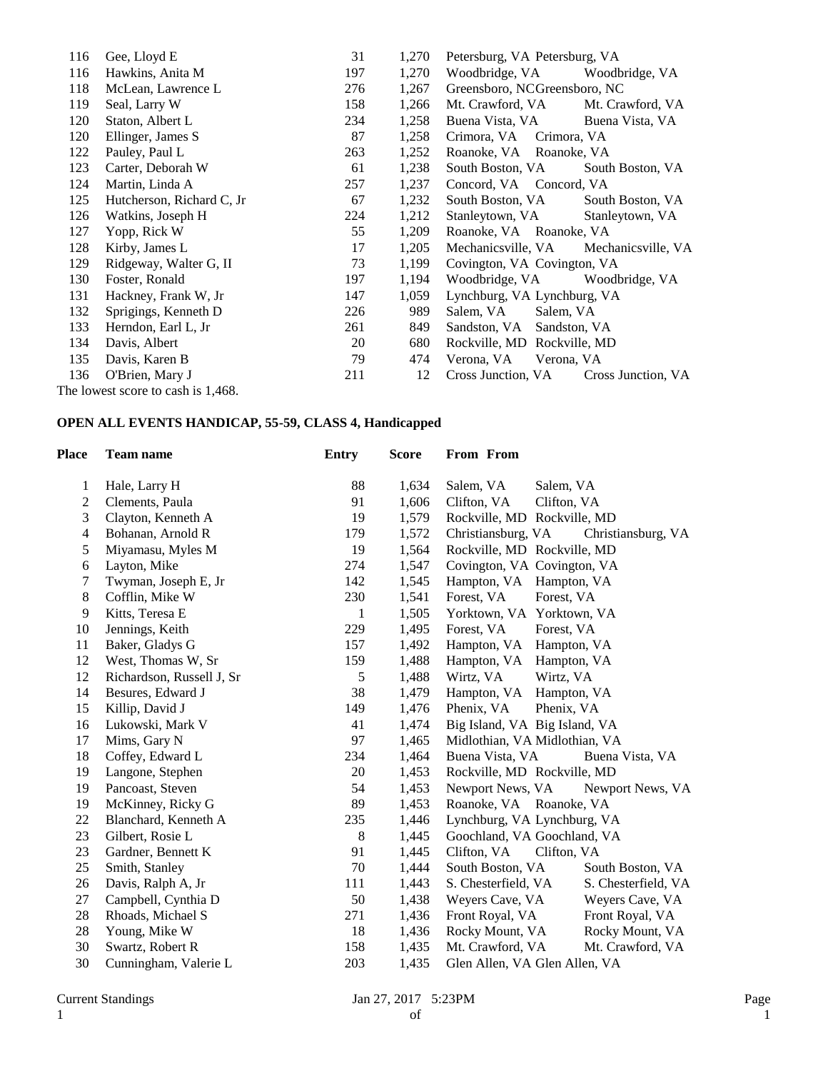| Place | Team name | Entry | Score | From | From |
|---|---|---|---|---|---|
| 116 | Gee, Lloyd E | 31 | 1,270 | Petersburg, VA | Petersburg, VA |
| 116 | Hawkins, Anita M | 197 | 1,270 | Woodbridge, VA | Woodbridge, VA |
| 118 | McLean, Lawrence L | 276 | 1,267 | Greensboro, NC | Greensboro, NC |
| 119 | Seal, Larry W | 158 | 1,266 | Mt. Crawford, VA | Mt. Crawford, VA |
| 120 | Staton, Albert L | 234 | 1,258 | Buena Vista, VA | Buena Vista, VA |
| 120 | Ellinger, James S | 87 | 1,258 | Crimora, VA | Crimora, VA |
| 122 | Pauley, Paul L | 263 | 1,252 | Roanoke, VA | Roanoke, VA |
| 123 | Carter, Deborah W | 61 | 1,238 | South Boston, VA | South Boston, VA |
| 124 | Martin, Linda A | 257 | 1,237 | Concord, VA | Concord, VA |
| 125 | Hutcherson, Richard C, Jr | 67 | 1,232 | South Boston, VA | South Boston, VA |
| 126 | Watkins, Joseph H | 224 | 1,212 | Stanleytown, VA | Stanleytown, VA |
| 127 | Yopp, Rick W | 55 | 1,209 | Roanoke, VA | Roanoke, VA |
| 128 | Kirby, James L | 17 | 1,205 | Mechanicsville, VA | Mechanicsville, VA |
| 129 | Ridgeway, Walter G, II | 73 | 1,199 | Covington, VA | Covington, VA |
| 130 | Foster, Ronald | 197 | 1,194 | Woodbridge, VA | Woodbridge, VA |
| 131 | Hackney, Frank W, Jr | 147 | 1,059 | Lynchburg, VA | Lynchburg, VA |
| 132 | Sprigings, Kenneth D | 226 | 989 | Salem, VA | Salem, VA |
| 133 | Herndon, Earl L, Jr | 261 | 849 | Sandston, VA | Sandston, VA |
| 134 | Davis, Albert | 20 | 680 | Rockville, MD | Rockville, MD |
| 135 | Davis, Karen B | 79 | 474 | Verona, VA | Verona, VA |
| 136 | O'Brien, Mary J | 211 | 12 | Cross Junction, VA | Cross Junction, VA |

The lowest score to cash is 1,468.

## OPEN ALL EVENTS HANDICAP, 55-59, CLASS 4, Handicapped

| Place | Team name | Entry | Score | From | From |
|---|---|---|---|---|---|
| 1 | Hale, Larry H | 88 | 1,634 | Salem, VA | Salem, VA |
| 2 | Clements, Paula | 91 | 1,606 | Clifton, VA | Clifton, VA |
| 3 | Clayton, Kenneth A | 19 | 1,579 | Rockville, MD | Rockville, MD |
| 4 | Bohanan, Arnold R | 179 | 1,572 | Christiansburg, VA | Christiansburg, VA |
| 5 | Miyamasu, Myles M | 19 | 1,564 | Rockville, MD | Rockville, MD |
| 6 | Layton, Mike | 274 | 1,547 | Covington, VA | Covington, VA |
| 7 | Twyman, Joseph E, Jr | 142 | 1,545 | Hampton, VA | Hampton, VA |
| 8 | Cofflin, Mike W | 230 | 1,541 | Forest, VA | Forest, VA |
| 9 | Kitts, Teresa E | 1 | 1,505 | Yorktown, VA | Yorktown, VA |
| 10 | Jennings, Keith | 229 | 1,495 | Forest, VA | Forest, VA |
| 11 | Baker, Gladys G | 157 | 1,492 | Hampton, VA | Hampton, VA |
| 12 | West, Thomas W, Sr | 159 | 1,488 | Hampton, VA | Hampton, VA |
| 12 | Richardson, Russell J, Sr | 5 | 1,488 | Wirtz, VA | Wirtz, VA |
| 14 | Besures, Edward J | 38 | 1,479 | Hampton, VA | Hampton, VA |
| 15 | Killip, David J | 149 | 1,476 | Phenix, VA | Phenix, VA |
| 16 | Lukowski, Mark V | 41 | 1,474 | Big Island, VA | Big Island, VA |
| 17 | Mims, Gary N | 97 | 1,465 | Midlothian, VA | Midlothian, VA |
| 18 | Coffey, Edward L | 234 | 1,464 | Buena Vista, VA | Buena Vista, VA |
| 19 | Langone, Stephen | 20 | 1,453 | Rockville, MD | Rockville, MD |
| 19 | Pancoast, Steven | 54 | 1,453 | Newport News, VA | Newport News, VA |
| 19 | McKinney, Ricky G | 89 | 1,453 | Roanoke, VA | Roanoke, VA |
| 22 | Blanchard, Kenneth A | 235 | 1,446 | Lynchburg, VA | Lynchburg, VA |
| 23 | Gilbert, Rosie L | 8 | 1,445 | Goochland, VA | Goochland, VA |
| 23 | Gardner, Bennett K | 91 | 1,445 | Clifton, VA | Clifton, VA |
| 25 | Smith, Stanley | 70 | 1,444 | South Boston, VA | South Boston, VA |
| 26 | Davis, Ralph A, Jr | 111 | 1,443 | S. Chesterfield, VA | S. Chesterfield, VA |
| 27 | Campbell, Cynthia D | 50 | 1,438 | Weyers Cave, VA | Weyers Cave, VA |
| 28 | Rhoads, Michael S | 271 | 1,436 | Front Royal, VA | Front Royal, VA |
| 28 | Young, Mike W | 18 | 1,436 | Rocky Mount, VA | Rocky Mount, VA |
| 30 | Swartz, Robert R | 158 | 1,435 | Mt. Crawford, VA | Mt. Crawford, VA |
| 30 | Cunningham, Valerie L | 203 | 1,435 | Glen Allen, VA | Glen Allen, VA |

Current Standings Jan 27, 2017 5:23PM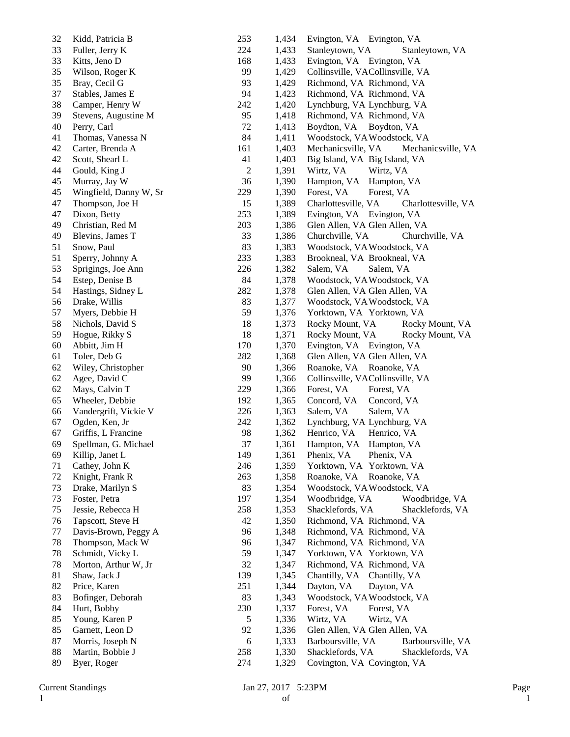| | | | | | |
|---|---|---|---|---|---|
| 32 | Kidd, Patricia B | 253 | 1,434 | Evington, VA | Evington, VA |
| 33 | Fuller, Jerry K | 224 | 1,433 | Stanleytown, VA | Stanleytown, VA |
| 33 | Kitts, Jeno D | 168 | 1,433 | Evington, VA | Evington, VA |
| 35 | Wilson, Roger K | 99 | 1,429 | Collinsville, VA | Collinsville, VA |
| 35 | Bray, Cecil G | 93 | 1,429 | Richmond, VA | Richmond, VA |
| 37 | Stables, James E | 94 | 1,423 | Richmond, VA | Richmond, VA |
| 38 | Camper, Henry W | 242 | 1,420 | Lynchburg, VA | Lynchburg, VA |
| 39 | Stevens, Augustine M | 95 | 1,418 | Richmond, VA | Richmond, VA |
| 40 | Perry, Carl | 72 | 1,413 | Boydton, VA | Boydton, VA |
| 41 | Thomas, Vanessa N | 84 | 1,411 | Woodstock, VA | Woodstock, VA |
| 42 | Carter, Brenda A | 161 | 1,403 | Mechanicsville, VA | Mechanicsville, VA |
| 42 | Scott, Shearl L | 41 | 1,403 | Big Island, VA | Big Island, VA |
| 44 | Gould, King J | 2 | 1,391 | Wirtz, VA | Wirtz, VA |
| 45 | Murray, Jay W | 36 | 1,390 | Hampton, VA | Hampton, VA |
| 45 | Wingfield, Danny W, Sr | 229 | 1,390 | Forest, VA | Forest, VA |
| 47 | Thompson, Joe H | 15 | 1,389 | Charlottesville, VA | Charlottesville, VA |
| 47 | Dixon, Betty | 253 | 1,389 | Evington, VA | Evington, VA |
| 49 | Christian, Red M | 203 | 1,386 | Glen Allen, VA | Glen Allen, VA |
| 49 | Blevins, James T | 33 | 1,386 | Churchville, VA | Churchville, VA |
| 51 | Snow, Paul | 83 | 1,383 | Woodstock, VA | Woodstock, VA |
| 51 | Sperry, Johnny A | 233 | 1,383 | Brookneal, VA | Brookneal, VA |
| 53 | Sprigings, Joe Ann | 226 | 1,382 | Salem, VA | Salem, VA |
| 54 | Estep, Denise B | 84 | 1,378 | Woodstock, VA | Woodstock, VA |
| 54 | Hastings, Sidney L | 282 | 1,378 | Glen Allen, VA | Glen Allen, VA |
| 56 | Drake, Willis | 83 | 1,377 | Woodstock, VA | Woodstock, VA |
| 57 | Myers, Debbie H | 59 | 1,376 | Yorktown, VA | Yorktown, VA |
| 58 | Nichols, David S | 18 | 1,373 | Rocky Mount, VA | Rocky Mount, VA |
| 59 | Hogue, Rikky S | 18 | 1,371 | Rocky Mount, VA | Rocky Mount, VA |
| 60 | Abbitt, Jim H | 170 | 1,370 | Evington, VA | Evington, VA |
| 61 | Toler, Deb G | 282 | 1,368 | Glen Allen, VA | Glen Allen, VA |
| 62 | Wiley, Christopher | 90 | 1,366 | Roanoke, VA | Roanoke, VA |
| 62 | Agee, David C | 99 | 1,366 | Collinsville, VA | Collinsville, VA |
| 62 | Mays, Calvin T | 229 | 1,366 | Forest, VA | Forest, VA |
| 65 | Wheeler, Debbie | 192 | 1,365 | Concord, VA | Concord, VA |
| 66 | Vandergrift, Vickie V | 226 | 1,363 | Salem, VA | Salem, VA |
| 67 | Ogden, Ken, Jr | 242 | 1,362 | Lynchburg, VA | Lynchburg, VA |
| 67 | Griffis, L Francine | 98 | 1,362 | Henrico, VA | Henrico, VA |
| 69 | Spellman, G. Michael | 37 | 1,361 | Hampton, VA | Hampton, VA |
| 69 | Killip, Janet L | 149 | 1,361 | Phenix, VA | Phenix, VA |
| 71 | Cathey, John K | 246 | 1,359 | Yorktown, VA | Yorktown, VA |
| 72 | Knight, Frank R | 263 | 1,358 | Roanoke, VA | Roanoke, VA |
| 73 | Drake, Marilyn S | 83 | 1,354 | Woodstock, VA | Woodstock, VA |
| 73 | Foster, Petra | 197 | 1,354 | Woodbridge, VA | Woodbridge, VA |
| 75 | Jessie, Rebecca H | 258 | 1,353 | Shacklefords, VA | Shacklefords, VA |
| 76 | Tapscott, Steve H | 42 | 1,350 | Richmond, VA | Richmond, VA |
| 77 | Davis-Brown, Peggy A | 96 | 1,348 | Richmond, VA | Richmond, VA |
| 78 | Thompson, Mack W | 96 | 1,347 | Richmond, VA | Richmond, VA |
| 78 | Schmidt, Vicky L | 59 | 1,347 | Yorktown, VA | Yorktown, VA |
| 78 | Morton, Arthur W, Jr | 32 | 1,347 | Richmond, VA | Richmond, VA |
| 81 | Shaw, Jack J | 139 | 1,345 | Chantilly, VA | Chantilly, VA |
| 82 | Price, Karen | 251 | 1,344 | Dayton, VA | Dayton, VA |
| 83 | Bofinger, Deborah | 83 | 1,343 | Woodstock, VA | Woodstock, VA |
| 84 | Hurt, Bobby | 230 | 1,337 | Forest, VA | Forest, VA |
| 85 | Young, Karen P | 5 | 1,336 | Wirtz, VA | Wirtz, VA |
| 85 | Garnett, Leon D | 92 | 1,336 | Glen Allen, VA | Glen Allen, VA |
| 87 | Morris, Joseph N | 6 | 1,333 | Barboursville, VA | Barboursville, VA |
| 88 | Martin, Bobbie J | 258 | 1,330 | Shacklefords, VA | Shacklefords, VA |
| 89 | Byer, Roger | 274 | 1,329 | Covington, VA | Covington, VA |

Current Standings    Jan 27, 2017 5:23PM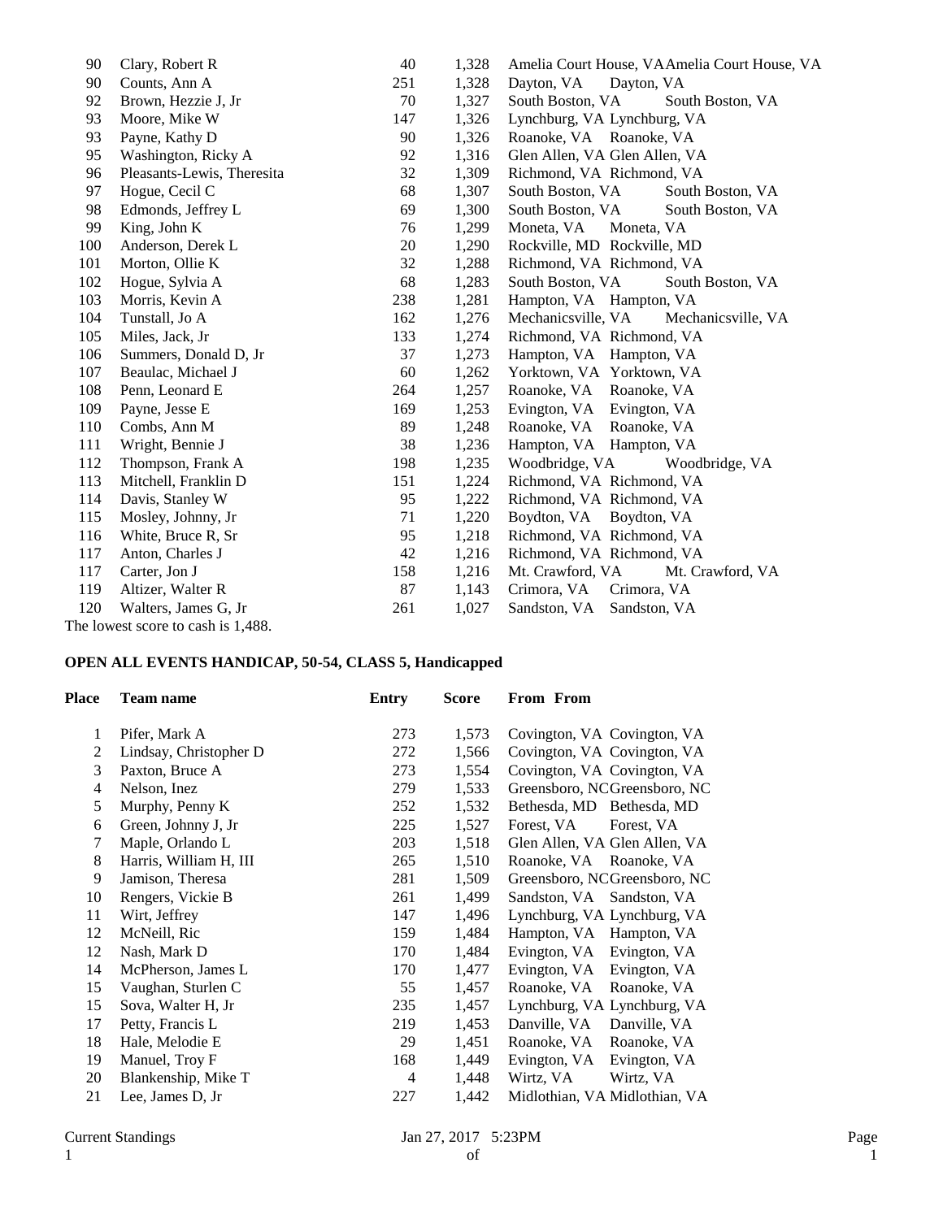| Place | Team name | Entry | Score | From | From |
|---|---|---|---|---|---|
| 90 | Clary, Robert R | 40 | 1,328 | Amelia Court House, VA | Amelia Court House, VA |
| 90 | Counts, Ann A | 251 | 1,328 | Dayton, VA | Dayton, VA |
| 92 | Brown, Hezzie J, Jr | 70 | 1,327 | South Boston, VA | South Boston, VA |
| 93 | Moore, Mike W | 147 | 1,326 | Lynchburg, VA | Lynchburg, VA |
| 93 | Payne, Kathy D | 90 | 1,326 | Roanoke, VA | Roanoke, VA |
| 95 | Washington, Ricky A | 92 | 1,316 | Glen Allen, VA | Glen Allen, VA |
| 96 | Pleasants-Lewis, Theresita | 32 | 1,309 | Richmond, VA | Richmond, VA |
| 97 | Hogue, Cecil C | 68 | 1,307 | South Boston, VA | South Boston, VA |
| 98 | Edmonds, Jeffrey L | 69 | 1,300 | South Boston, VA | South Boston, VA |
| 99 | King, John K | 76 | 1,299 | Moneta, VA | Moneta, VA |
| 100 | Anderson, Derek L | 20 | 1,290 | Rockville, MD | Rockville, MD |
| 101 | Morton, Ollie K | 32 | 1,288 | Richmond, VA | Richmond, VA |
| 102 | Hogue, Sylvia A | 68 | 1,283 | South Boston, VA | South Boston, VA |
| 103 | Morris, Kevin A | 238 | 1,281 | Hampton, VA | Hampton, VA |
| 104 | Tunstall, Jo A | 162 | 1,276 | Mechanicsville, VA | Mechanicsville, VA |
| 105 | Miles, Jack, Jr | 133 | 1,274 | Richmond, VA | Richmond, VA |
| 106 | Summers, Donald D, Jr | 37 | 1,273 | Hampton, VA | Hampton, VA |
| 107 | Beaulac, Michael J | 60 | 1,262 | Yorktown, VA | Yorktown, VA |
| 108 | Penn, Leonard E | 264 | 1,257 | Roanoke, VA | Roanoke, VA |
| 109 | Payne, Jesse E | 169 | 1,253 | Evington, VA | Evington, VA |
| 110 | Combs, Ann M | 89 | 1,248 | Roanoke, VA | Roanoke, VA |
| 111 | Wright, Bennie J | 38 | 1,236 | Hampton, VA | Hampton, VA |
| 112 | Thompson, Frank A | 198 | 1,235 | Woodbridge, VA | Woodbridge, VA |
| 113 | Mitchell, Franklin D | 151 | 1,224 | Richmond, VA | Richmond, VA |
| 114 | Davis, Stanley W | 95 | 1,222 | Richmond, VA | Richmond, VA |
| 115 | Mosley, Johnny, Jr | 71 | 1,220 | Boydton, VA | Boydton, VA |
| 116 | White, Bruce R, Sr | 95 | 1,218 | Richmond, VA | Richmond, VA |
| 117 | Anton, Charles J | 42 | 1,216 | Richmond, VA | Richmond, VA |
| 117 | Carter, Jon J | 158 | 1,216 | Mt. Crawford, VA | Mt. Crawford, VA |
| 119 | Altizer, Walter R | 87 | 1,143 | Crimora, VA | Crimora, VA |
| 120 | Walters, James G, Jr | 261 | 1,027 | Sandston, VA | Sandston, VA |

The lowest score to cash is 1,488.

### OPEN ALL EVENTS HANDICAP, 50-54, CLASS 5, Handicapped

| Place | Team name | Entry | Score | From | From |
|---|---|---|---|---|---|
| 1 | Pifer, Mark A | 273 | 1,573 | Covington, VA | Covington, VA |
| 2 | Lindsay, Christopher D | 272 | 1,566 | Covington, VA | Covington, VA |
| 3 | Paxton, Bruce A | 273 | 1,554 | Covington, VA | Covington, VA |
| 4 | Nelson, Inez | 279 | 1,533 | Greensboro, NC | Greensboro, NC |
| 5 | Murphy, Penny K | 252 | 1,532 | Bethesda, MD | Bethesda, MD |
| 6 | Green, Johnny J, Jr | 225 | 1,527 | Forest, VA | Forest, VA |
| 7 | Maple, Orlando L | 203 | 1,518 | Glen Allen, VA | Glen Allen, VA |
| 8 | Harris, William H, III | 265 | 1,510 | Roanoke, VA | Roanoke, VA |
| 9 | Jamison, Theresa | 281 | 1,509 | Greensboro, NC | Greensboro, NC |
| 10 | Rengers, Vickie B | 261 | 1,499 | Sandston, VA | Sandston, VA |
| 11 | Wirt, Jeffrey | 147 | 1,496 | Lynchburg, VA | Lynchburg, VA |
| 12 | McNeill, Ric | 159 | 1,484 | Hampton, VA | Hampton, VA |
| 12 | Nash, Mark D | 170 | 1,484 | Evington, VA | Evington, VA |
| 14 | McPherson, James L | 170 | 1,477 | Evington, VA | Evington, VA |
| 15 | Vaughan, Sturlen C | 55 | 1,457 | Roanoke, VA | Roanoke, VA |
| 15 | Sova, Walter H, Jr | 235 | 1,457 | Lynchburg, VA | Lynchburg, VA |
| 17 | Petty, Francis L | 219 | 1,453 | Danville, VA | Danville, VA |
| 18 | Hale, Melodie E | 29 | 1,451 | Roanoke, VA | Roanoke, VA |
| 19 | Manuel, Troy F | 168 | 1,449 | Evington, VA | Evington, VA |
| 20 | Blankenship, Mike T | 4 | 1,448 | Wirtz, VA | Wirtz, VA |
| 21 | Lee, James D, Jr | 227 | 1,442 | Midlothian, VA | Midlothian, VA |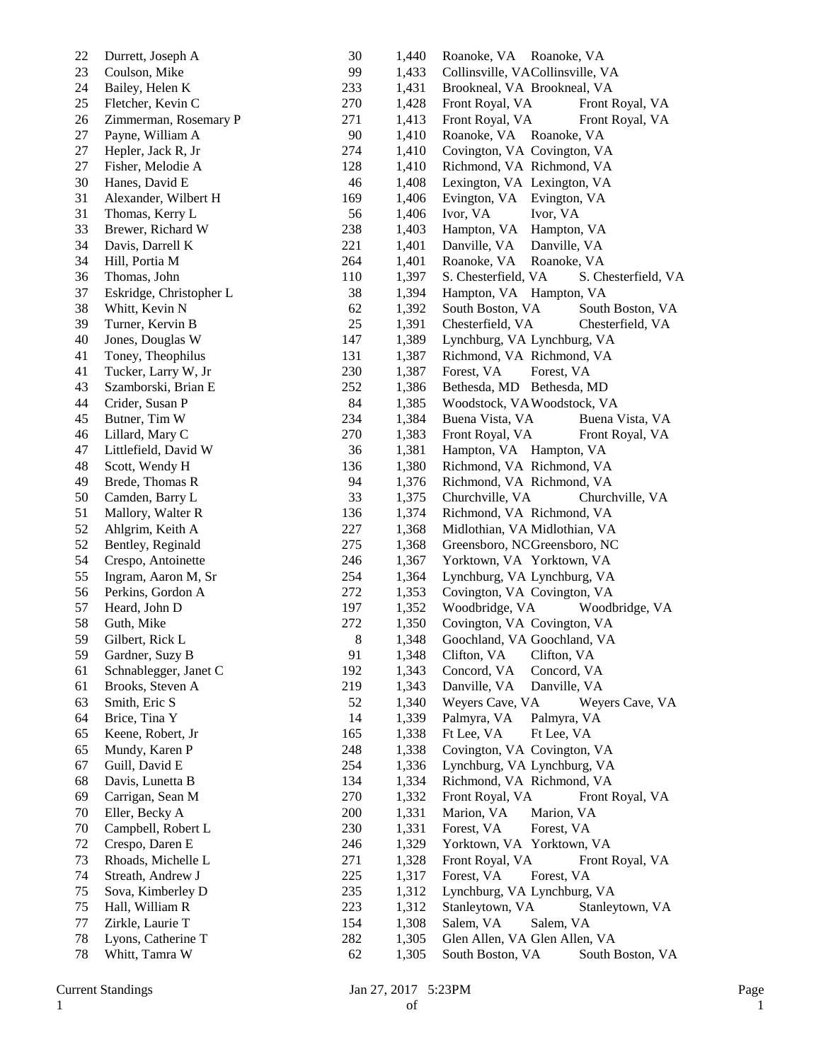| | | | | | |
|---|---|---|---|---|---|
| 22 | Durrett, Joseph A | 30 | 1,440 | Roanoke, VA | Roanoke, VA |
| 23 | Coulson, Mike | 99 | 1,433 | Collinsville, VA | Collinsville, VA |
| 24 | Bailey, Helen K | 233 | 1,431 | Brookneal, VA | Brookneal, VA |
| 25 | Fletcher, Kevin C | 270 | 1,428 | Front Royal, VA | Front Royal, VA |
| 26 | Zimmerman, Rosemary P | 271 | 1,413 | Front Royal, VA | Front Royal, VA |
| 27 | Payne, William A | 90 | 1,410 | Roanoke, VA | Roanoke, VA |
| 27 | Hepler, Jack R, Jr | 274 | 1,410 | Covington, VA | Covington, VA |
| 27 | Fisher, Melodie A | 128 | 1,410 | Richmond, VA | Richmond, VA |
| 30 | Hanes, David E | 46 | 1,408 | Lexington, VA | Lexington, VA |
| 31 | Alexander, Wilbert H | 169 | 1,406 | Evington, VA | Evington, VA |
| 31 | Thomas, Kerry L | 56 | 1,406 | Ivor, VA | Ivor, VA |
| 33 | Brewer, Richard W | 238 | 1,403 | Hampton, VA | Hampton, VA |
| 34 | Davis, Darrell K | 221 | 1,401 | Danville, VA | Danville, VA |
| 34 | Hill, Portia M | 264 | 1,401 | Roanoke, VA | Roanoke, VA |
| 36 | Thomas, John | 110 | 1,397 | S. Chesterfield, VA | S. Chesterfield, VA |
| 37 | Eskridge, Christopher L | 38 | 1,394 | Hampton, VA | Hampton, VA |
| 38 | Whitt, Kevin N | 62 | 1,392 | South Boston, VA | South Boston, VA |
| 39 | Turner, Kervin B | 25 | 1,391 | Chesterfield, VA | Chesterfield, VA |
| 40 | Jones, Douglas W | 147 | 1,389 | Lynchburg, VA | Lynchburg, VA |
| 41 | Toney, Theophilus | 131 | 1,387 | Richmond, VA | Richmond, VA |
| 41 | Tucker, Larry W, Jr | 230 | 1,387 | Forest, VA | Forest, VA |
| 43 | Szamborski, Brian E | 252 | 1,386 | Bethesda, MD | Bethesda, MD |
| 44 | Crider, Susan P | 84 | 1,385 | Woodstock, VA | Woodstock, VA |
| 45 | Butner, Tim W | 234 | 1,384 | Buena Vista, VA | Buena Vista, VA |
| 46 | Lillard, Mary C | 270 | 1,383 | Front Royal, VA | Front Royal, VA |
| 47 | Littlefield, David W | 36 | 1,381 | Hampton, VA | Hampton, VA |
| 48 | Scott, Wendy H | 136 | 1,380 | Richmond, VA | Richmond, VA |
| 49 | Brede, Thomas R | 94 | 1,376 | Richmond, VA | Richmond, VA |
| 50 | Camden, Barry L | 33 | 1,375 | Churchville, VA | Churchville, VA |
| 51 | Mallory, Walter R | 136 | 1,374 | Richmond, VA | Richmond, VA |
| 52 | Ahlgrim, Keith A | 227 | 1,368 | Midlothian, VA | Midlothian, VA |
| 52 | Bentley, Reginald | 275 | 1,368 | Greensboro, NC | Greensboro, NC |
| 54 | Crespo, Antoinette | 246 | 1,367 | Yorktown, VA | Yorktown, VA |
| 55 | Ingram, Aaron M, Sr | 254 | 1,364 | Lynchburg, VA | Lynchburg, VA |
| 56 | Perkins, Gordon A | 272 | 1,353 | Covington, VA | Covington, VA |
| 57 | Heard, John D | 197 | 1,352 | Woodbridge, VA | Woodbridge, VA |
| 58 | Guth, Mike | 272 | 1,350 | Covington, VA | Covington, VA |
| 59 | Gilbert, Rick L | 8 | 1,348 | Goochland, VA | Goochland, VA |
| 59 | Gardner, Suzy B | 91 | 1,348 | Clifton, VA | Clifton, VA |
| 61 | Schnablegger, Janet C | 192 | 1,343 | Concord, VA | Concord, VA |
| 61 | Brooks, Steven A | 219 | 1,343 | Danville, VA | Danville, VA |
| 63 | Smith, Eric S | 52 | 1,340 | Weyers Cave, VA | Weyers Cave, VA |
| 64 | Brice, Tina Y | 14 | 1,339 | Palmyra, VA | Palmyra, VA |
| 65 | Keene, Robert, Jr | 165 | 1,338 | Ft Lee, VA | Ft Lee, VA |
| 65 | Mundy, Karen P | 248 | 1,338 | Covington, VA | Covington, VA |
| 67 | Guill, David E | 254 | 1,336 | Lynchburg, VA | Lynchburg, VA |
| 68 | Davis, Lunetta B | 134 | 1,334 | Richmond, VA | Richmond, VA |
| 69 | Carrigan, Sean M | 270 | 1,332 | Front Royal, VA | Front Royal, VA |
| 70 | Eller, Becky A | 200 | 1,331 | Marion, VA | Marion, VA |
| 70 | Campbell, Robert L | 230 | 1,331 | Forest, VA | Forest, VA |
| 72 | Crespo, Daren E | 246 | 1,329 | Yorktown, VA | Yorktown, VA |
| 73 | Rhoads, Michelle L | 271 | 1,328 | Front Royal, VA | Front Royal, VA |
| 74 | Streath, Andrew J | 225 | 1,317 | Forest, VA | Forest, VA |
| 75 | Sova, Kimberley D | 235 | 1,312 | Lynchburg, VA | Lynchburg, VA |
| 75 | Hall, William R | 223 | 1,312 | Stanleytown, VA | Stanleytown, VA |
| 77 | Zirkle, Laurie T | 154 | 1,308 | Salem, VA | Salem, VA |
| 78 | Lyons, Catherine T | 282 | 1,305 | Glen Allen, VA | Glen Allen, VA |
| 78 | Whitt, Tamra W | 62 | 1,305 | South Boston, VA | South Boston, VA |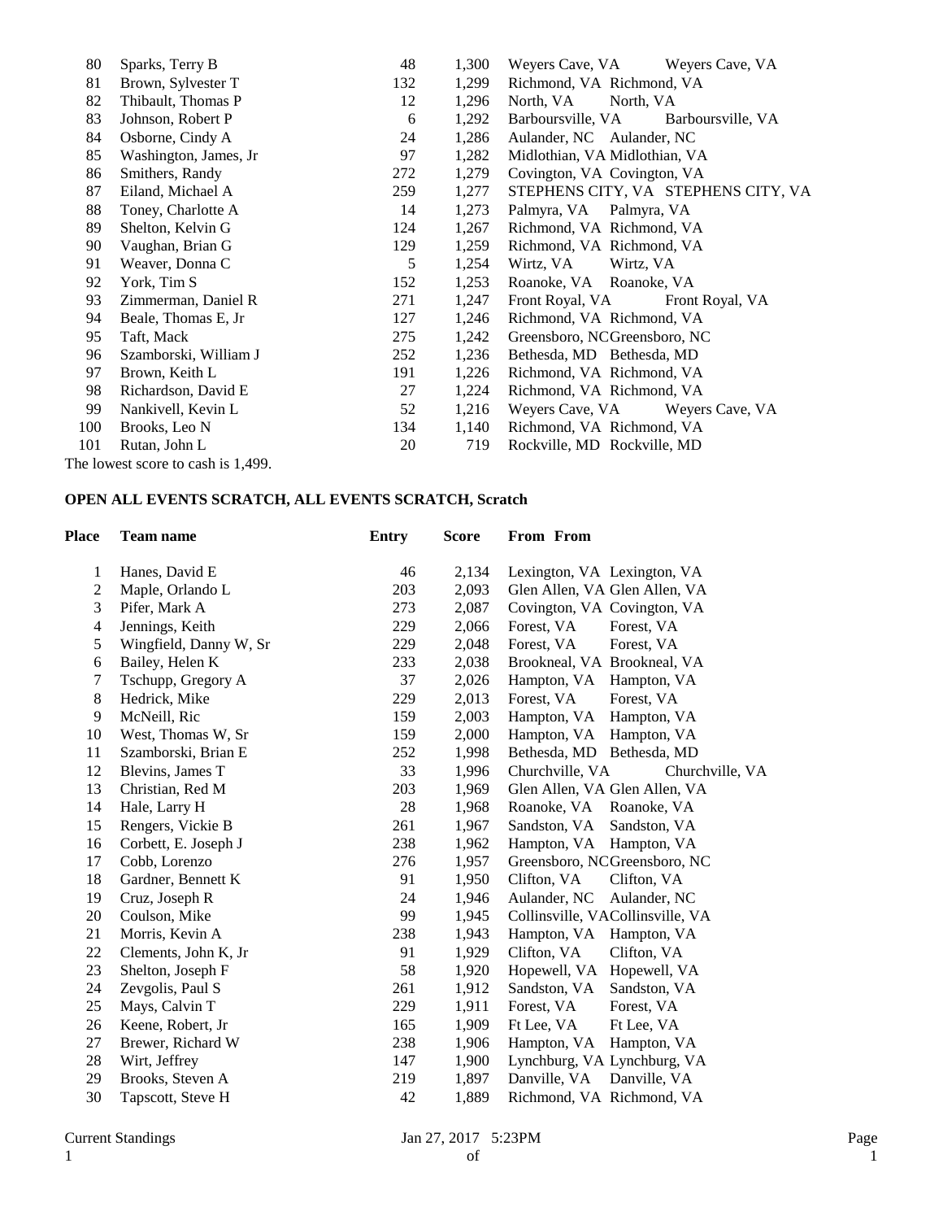| | | | | | |
|---|---|---|---|---|---|
| 80 | Sparks, Terry B | 48 | 1,300 | Weyers Cave, VA | Weyers Cave, VA |
| 81 | Brown, Sylvester T | 132 | 1,299 | Richmond, VA | Richmond, VA |
| 82 | Thibault, Thomas P | 12 | 1,296 | North, VA | North, VA |
| 83 | Johnson, Robert P | 6 | 1,292 | Barboursville, VA | Barboursville, VA |
| 84 | Osborne, Cindy A | 24 | 1,286 | Aulander, NC | Aulander, NC |
| 85 | Washington, James, Jr | 97 | 1,282 | Midlothian, VA | Midlothian, VA |
| 86 | Smithers, Randy | 272 | 1,279 | Covington, VA | Covington, VA |
| 87 | Eiland, Michael A | 259 | 1,277 | STEPHENS CITY, VA | STEPHENS CITY, VA |
| 88 | Toney, Charlotte A | 14 | 1,273 | Palmyra, VA | Palmyra, VA |
| 89 | Shelton, Kelvin G | 124 | 1,267 | Richmond, VA | Richmond, VA |
| 90 | Vaughan, Brian G | 129 | 1,259 | Richmond, VA | Richmond, VA |
| 91 | Weaver, Donna C | 5 | 1,254 | Wirtz, VA | Wirtz, VA |
| 92 | York, Tim S | 152 | 1,253 | Roanoke, VA | Roanoke, VA |
| 93 | Zimmerman, Daniel R | 271 | 1,247 | Front Royal, VA | Front Royal, VA |
| 94 | Beale, Thomas E, Jr | 127 | 1,246 | Richmond, VA | Richmond, VA |
| 95 | Taft, Mack | 275 | 1,242 | Greensboro, NC | Greensboro, NC |
| 96 | Szamborski, William J | 252 | 1,236 | Bethesda, MD | Bethesda, MD |
| 97 | Brown, Keith L | 191 | 1,226 | Richmond, VA | Richmond, VA |
| 98 | Richardson, David E | 27 | 1,224 | Richmond, VA | Richmond, VA |
| 99 | Nankivell, Kevin L | 52 | 1,216 | Weyers Cave, VA | Weyers Cave, VA |
| 100 | Brooks, Leo N | 134 | 1,140 | Richmond, VA | Richmond, VA |
| 101 | Rutan, John L | 20 | 719 | Rockville, MD | Rockville, MD |

The lowest score to cash is 1,499.

**OPEN ALL EVENTS SCRATCH, ALL EVENTS SCRATCH, Scratch**

| Place | Team name | Entry | Score | From | From |
|---|---|---|---|---|---|
| 1 | Hanes, David E | 46 | 2,134 | Lexington, VA | Lexington, VA |
| 2 | Maple, Orlando L | 203 | 2,093 | Glen Allen, VA | Glen Allen, VA |
| 3 | Pifer, Mark A | 273 | 2,087 | Covington, VA | Covington, VA |
| 4 | Jennings, Keith | 229 | 2,066 | Forest, VA | Forest, VA |
| 5 | Wingfield, Danny W, Sr | 229 | 2,048 | Forest, VA | Forest, VA |
| 6 | Bailey, Helen K | 233 | 2,038 | Brookneal, VA | Brookneal, VA |
| 7 | Tschupp, Gregory A | 37 | 2,026 | Hampton, VA | Hampton, VA |
| 8 | Hedrick, Mike | 229 | 2,013 | Forest, VA | Forest, VA |
| 9 | McNeill, Ric | 159 | 2,003 | Hampton, VA | Hampton, VA |
| 10 | West, Thomas W, Sr | 159 | 2,000 | Hampton, VA | Hampton, VA |
| 11 | Szamborski, Brian E | 252 | 1,998 | Bethesda, MD | Bethesda, MD |
| 12 | Blevins, James T | 33 | 1,996 | Churchville, VA | Churchville, VA |
| 13 | Christian, Red M | 203 | 1,969 | Glen Allen, VA | Glen Allen, VA |
| 14 | Hale, Larry H | 28 | 1,968 | Roanoke, VA | Roanoke, VA |
| 15 | Rengers, Vickie B | 261 | 1,967 | Sandston, VA | Sandston, VA |
| 16 | Corbett, E. Joseph J | 238 | 1,962 | Hampton, VA | Hampton, VA |
| 17 | Cobb, Lorenzo | 276 | 1,957 | Greensboro, NC | Greensboro, NC |
| 18 | Gardner, Bennett K | 91 | 1,950 | Clifton, VA | Clifton, VA |
| 19 | Cruz, Joseph R | 24 | 1,946 | Aulander, NC | Aulander, NC |
| 20 | Coulson, Mike | 99 | 1,945 | Collinsville, VA | Collinsville, VA |
| 21 | Morris, Kevin A | 238 | 1,943 | Hampton, VA | Hampton, VA |
| 22 | Clements, John K, Jr | 91 | 1,929 | Clifton, VA | Clifton, VA |
| 23 | Shelton, Joseph F | 58 | 1,920 | Hopewell, VA | Hopewell, VA |
| 24 | Zevgolis, Paul S | 261 | 1,912 | Sandston, VA | Sandston, VA |
| 25 | Mays, Calvin T | 229 | 1,911 | Forest, VA | Forest, VA |
| 26 | Keene, Robert, Jr | 165 | 1,909 | Ft Lee, VA | Ft Lee, VA |
| 27 | Brewer, Richard W | 238 | 1,906 | Hampton, VA | Hampton, VA |
| 28 | Wirt, Jeffrey | 147 | 1,900 | Lynchburg, VA | Lynchburg, VA |
| 29 | Brooks, Steven A | 219 | 1,897 | Danville, VA | Danville, VA |
| 30 | Tapscott, Steve H | 42 | 1,889 | Richmond, VA | Richmond, VA |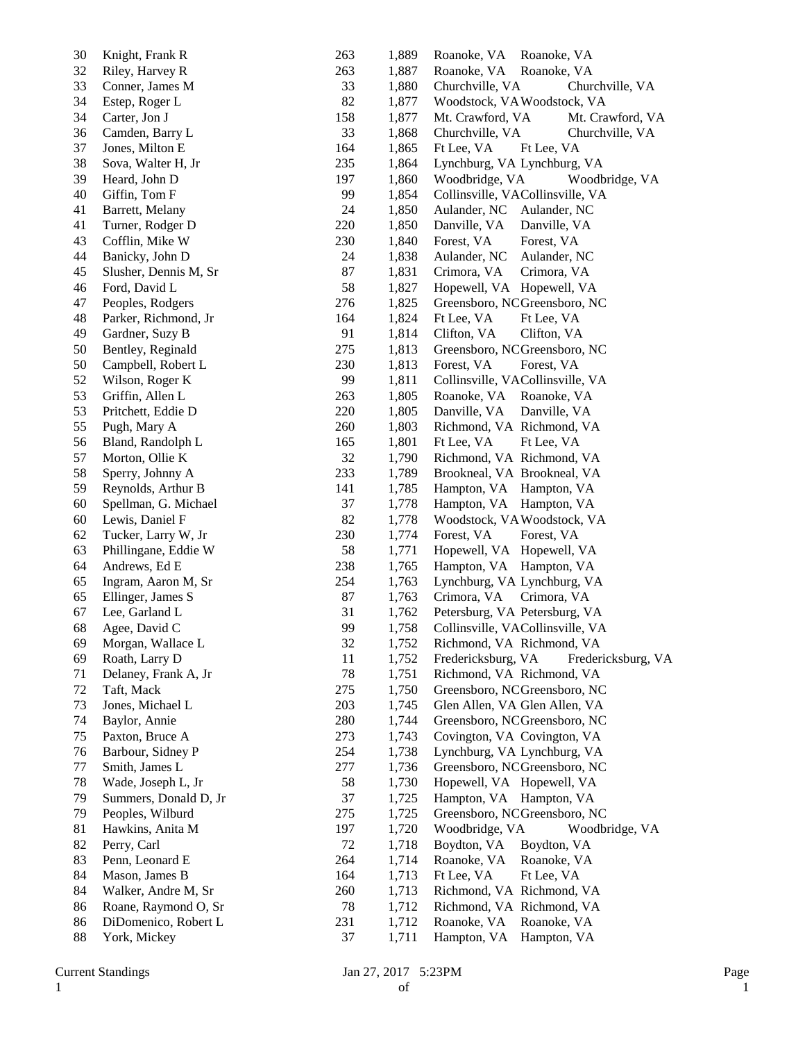| | | | | | |
|---|---|---|---|---|---|
| 30 | Knight, Frank R | 263 | 1,889 | Roanoke, VA | Roanoke, VA |
| 32 | Riley, Harvey R | 263 | 1,887 | Roanoke, VA | Roanoke, VA |
| 33 | Conner, James M | 33 | 1,880 | Churchville, VA | Churchville, VA |
| 34 | Estep, Roger L | 82 | 1,877 | Woodstock, VA | Woodstock, VA |
| 34 | Carter, Jon J | 158 | 1,877 | Mt. Crawford, VA | Mt. Crawford, VA |
| 36 | Camden, Barry L | 33 | 1,868 | Churchville, VA | Churchville, VA |
| 37 | Jones, Milton E | 164 | 1,865 | Ft Lee, VA | Ft Lee, VA |
| 38 | Sova, Walter H, Jr | 235 | 1,864 | Lynchburg, VA | Lynchburg, VA |
| 39 | Heard, John D | 197 | 1,860 | Woodbridge, VA | Woodbridge, VA |
| 40 | Giffin, Tom F | 99 | 1,854 | Collinsville, VA | Collinsville, VA |
| 41 | Barrett, Melany | 24 | 1,850 | Aulander, NC | Aulander, NC |
| 41 | Turner, Rodger D | 220 | 1,850 | Danville, VA | Danville, VA |
| 43 | Cofflin, Mike W | 230 | 1,840 | Forest, VA | Forest, VA |
| 44 | Banicky, John D | 24 | 1,838 | Aulander, NC | Aulander, NC |
| 45 | Slusher, Dennis M, Sr | 87 | 1,831 | Crimora, VA | Crimora, VA |
| 46 | Ford, David L | 58 | 1,827 | Hopewell, VA | Hopewell, VA |
| 47 | Peoples, Rodgers | 276 | 1,825 | Greensboro, NC | Greensboro, NC |
| 48 | Parker, Richmond, Jr | 164 | 1,824 | Ft Lee, VA | Ft Lee, VA |
| 49 | Gardner, Suzy B | 91 | 1,814 | Clifton, VA | Clifton, VA |
| 50 | Bentley, Reginald | 275 | 1,813 | Greensboro, NC | Greensboro, NC |
| 50 | Campbell, Robert L | 230 | 1,813 | Forest, VA | Forest, VA |
| 52 | Wilson, Roger K | 99 | 1,811 | Collinsville, VA | Collinsville, VA |
| 53 | Griffin, Allen L | 263 | 1,805 | Roanoke, VA | Roanoke, VA |
| 53 | Pritchett, Eddie D | 220 | 1,805 | Danville, VA | Danville, VA |
| 55 | Pugh, Mary A | 260 | 1,803 | Richmond, VA | Richmond, VA |
| 56 | Bland, Randolph L | 165 | 1,801 | Ft Lee, VA | Ft Lee, VA |
| 57 | Morton, Ollie K | 32 | 1,790 | Richmond, VA | Richmond, VA |
| 58 | Sperry, Johnny A | 233 | 1,789 | Brookneal, VA | Brookneal, VA |
| 59 | Reynolds, Arthur B | 141 | 1,785 | Hampton, VA | Hampton, VA |
| 60 | Spellman, G. Michael | 37 | 1,778 | Hampton, VA | Hampton, VA |
| 60 | Lewis, Daniel F | 82 | 1,778 | Woodstock, VA | Woodstock, VA |
| 62 | Tucker, Larry W, Jr | 230 | 1,774 | Forest, VA | Forest, VA |
| 63 | Phillingane, Eddie W | 58 | 1,771 | Hopewell, VA | Hopewell, VA |
| 64 | Andrews, Ed E | 238 | 1,765 | Hampton, VA | Hampton, VA |
| 65 | Ingram, Aaron M, Sr | 254 | 1,763 | Lynchburg, VA | Lynchburg, VA |
| 65 | Ellinger, James S | 87 | 1,763 | Crimora, VA | Crimora, VA |
| 67 | Lee, Garland L | 31 | 1,762 | Petersburg, VA | Petersburg, VA |
| 68 | Agee, David C | 99 | 1,758 | Collinsville, VA | Collinsville, VA |
| 69 | Morgan, Wallace L | 32 | 1,752 | Richmond, VA | Richmond, VA |
| 69 | Roath, Larry D | 11 | 1,752 | Fredericksburg, VA | Fredericksburg, VA |
| 71 | Delaney, Frank A, Jr | 78 | 1,751 | Richmond, VA | Richmond, VA |
| 72 | Taft, Mack | 275 | 1,750 | Greensboro, NC | Greensboro, NC |
| 73 | Jones, Michael L | 203 | 1,745 | Glen Allen, VA | Glen Allen, VA |
| 74 | Baylor, Annie | 280 | 1,744 | Greensboro, NC | Greensboro, NC |
| 75 | Paxton, Bruce A | 273 | 1,743 | Covington, VA | Covington, VA |
| 76 | Barbour, Sidney P | 254 | 1,738 | Lynchburg, VA | Lynchburg, VA |
| 77 | Smith, James L | 277 | 1,736 | Greensboro, NC | Greensboro, NC |
| 78 | Wade, Joseph L, Jr | 58 | 1,730 | Hopewell, VA | Hopewell, VA |
| 79 | Summers, Donald D, Jr | 37 | 1,725 | Hampton, VA | Hampton, VA |
| 79 | Peoples, Wilburd | 275 | 1,725 | Greensboro, NC | Greensboro, NC |
| 81 | Hawkins, Anita M | 197 | 1,720 | Woodbridge, VA | Woodbridge, VA |
| 82 | Perry, Carl | 72 | 1,718 | Boydton, VA | Boydton, VA |
| 83 | Penn, Leonard E | 264 | 1,714 | Roanoke, VA | Roanoke, VA |
| 84 | Mason, James B | 164 | 1,713 | Ft Lee, VA | Ft Lee, VA |
| 84 | Walker, Andre M, Sr | 260 | 1,713 | Richmond, VA | Richmond, VA |
| 86 | Roane, Raymond O, Sr | 78 | 1,712 | Richmond, VA | Richmond, VA |
| 86 | DiDomenico, Robert L | 231 | 1,712 | Roanoke, VA | Roanoke, VA |
| 88 | York, Mickey | 37 | 1,711 | Hampton, VA | Hampton, VA |

Current Standings — Jan 27, 2017 5:23PM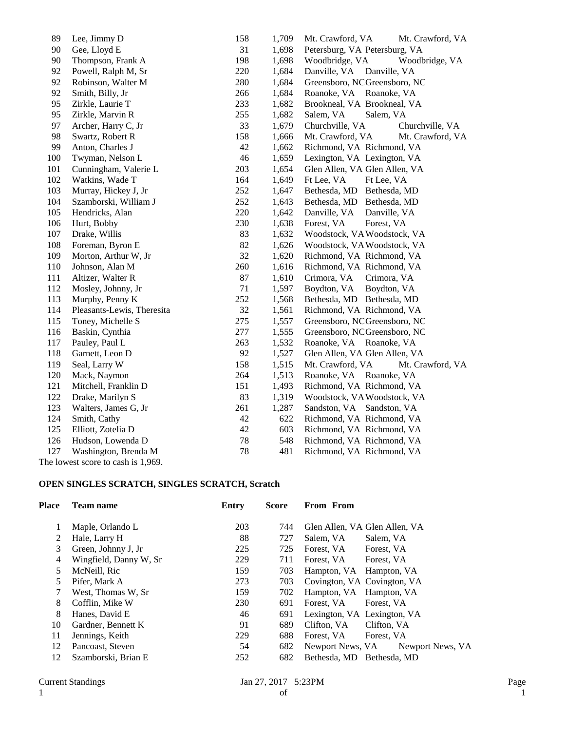| Place | Team name | Entry | Score | From | From |
|---|---|---|---|---|---|
| 89 | Lee, Jimmy D | 158 | 1,709 | Mt. Crawford, VA | Mt. Crawford, VA |
| 90 | Gee, Lloyd E | 31 | 1,698 | Petersburg, VA | Petersburg, VA |
| 90 | Thompson, Frank A | 198 | 1,698 | Woodbridge, VA | Woodbridge, VA |
| 92 | Powell, Ralph M, Sr | 220 | 1,684 | Danville, VA | Danville, VA |
| 92 | Robinson, Walter M | 280 | 1,684 | Greensboro, NC | Greensboro, NC |
| 92 | Smith, Billy, Jr | 266 | 1,684 | Roanoke, VA | Roanoke, VA |
| 95 | Zirkle, Laurie T | 233 | 1,682 | Brookneal, VA | Brookneal, VA |
| 95 | Zirkle, Marvin R | 255 | 1,682 | Salem, VA | Salem, VA |
| 97 | Archer, Harry C, Jr | 33 | 1,679 | Churchville, VA | Churchville, VA |
| 98 | Swartz, Robert R | 158 | 1,666 | Mt. Crawford, VA | Mt. Crawford, VA |
| 99 | Anton, Charles J | 42 | 1,662 | Richmond, VA | Richmond, VA |
| 100 | Twyman, Nelson L | 46 | 1,659 | Lexington, VA | Lexington, VA |
| 101 | Cunningham, Valerie L | 203 | 1,654 | Glen Allen, VA | Glen Allen, VA |
| 102 | Watkins, Wade T | 164 | 1,649 | Ft Lee, VA | Ft Lee, VA |
| 103 | Murray, Hickey J, Jr | 252 | 1,647 | Bethesda, MD | Bethesda, MD |
| 104 | Szamborski, William J | 252 | 1,643 | Bethesda, MD | Bethesda, MD |
| 105 | Hendricks, Alan | 220 | 1,642 | Danville, VA | Danville, VA |
| 106 | Hurt, Bobby | 230 | 1,638 | Forest, VA | Forest, VA |
| 107 | Drake, Willis | 83 | 1,632 | Woodstock, VA | Woodstock, VA |
| 108 | Foreman, Byron E | 82 | 1,626 | Woodstock, VA | Woodstock, VA |
| 109 | Morton, Arthur W, Jr | 32 | 1,620 | Richmond, VA | Richmond, VA |
| 110 | Johnson, Alan M | 260 | 1,616 | Richmond, VA | Richmond, VA |
| 111 | Altizer, Walter R | 87 | 1,610 | Crimora, VA | Crimora, VA |
| 112 | Mosley, Johnny, Jr | 71 | 1,597 | Boydton, VA | Boydton, VA |
| 113 | Murphy, Penny K | 252 | 1,568 | Bethesda, MD | Bethesda, MD |
| 114 | Pleasants-Lewis, Theresita | 32 | 1,561 | Richmond, VA | Richmond, VA |
| 115 | Toney, Michelle S | 275 | 1,557 | Greensboro, NC | Greensboro, NC |
| 116 | Baskin, Cynthia | 277 | 1,555 | Greensboro, NC | Greensboro, NC |
| 117 | Pauley, Paul L | 263 | 1,532 | Roanoke, VA | Roanoke, VA |
| 118 | Garnett, Leon D | 92 | 1,527 | Glen Allen, VA | Glen Allen, VA |
| 119 | Seal, Larry W | 158 | 1,515 | Mt. Crawford, VA | Mt. Crawford, VA |
| 120 | Mack, Naymon | 264 | 1,513 | Roanoke, VA | Roanoke, VA |
| 121 | Mitchell, Franklin D | 151 | 1,493 | Richmond, VA | Richmond, VA |
| 122 | Drake, Marilyn S | 83 | 1,319 | Woodstock, VA | Woodstock, VA |
| 123 | Walters, James G, Jr | 261 | 1,287 | Sandston, VA | Sandston, VA |
| 124 | Smith, Cathy | 42 | 622 | Richmond, VA | Richmond, VA |
| 125 | Elliott, Zotelia D | 42 | 603 | Richmond, VA | Richmond, VA |
| 126 | Hudson, Lowenda D | 78 | 548 | Richmond, VA | Richmond, VA |
| 127 | Washington, Brenda M | 78 | 481 | Richmond, VA | Richmond, VA |

The lowest score to cash is 1,969.

**OPEN SINGLES SCRATCH, SINGLES SCRATCH, Scratch**

| Place | Team name | Entry | Score | From | From |
|---|---|---|---|---|---|
| 1 | Maple, Orlando L | 203 | 744 | Glen Allen, VA | Glen Allen, VA |
| 2 | Hale, Larry H | 88 | 727 | Salem, VA | Salem, VA |
| 3 | Green, Johnny J, Jr | 225 | 725 | Forest, VA | Forest, VA |
| 4 | Wingfield, Danny W, Sr | 229 | 711 | Forest, VA | Forest, VA |
| 5 | McNeill, Ric | 159 | 703 | Hampton, VA | Hampton, VA |
| 5 | Pifer, Mark A | 273 | 703 | Covington, VA | Covington, VA |
| 7 | West, Thomas W, Sr | 159 | 702 | Hampton, VA | Hampton, VA |
| 8 | Cofflin, Mike W | 230 | 691 | Forest, VA | Forest, VA |
| 8 | Hanes, David E | 46 | 691 | Lexington, VA | Lexington, VA |
| 10 | Gardner, Bennett K | 91 | 689 | Clifton, VA | Clifton, VA |
| 11 | Jennings, Keith | 229 | 688 | Forest, VA | Forest, VA |
| 12 | Pancoast, Steven | 54 | 682 | Newport News, VA | Newport News, VA |
| 12 | Szamborski, Brian E | 252 | 682 | Bethesda, MD | Bethesda, MD |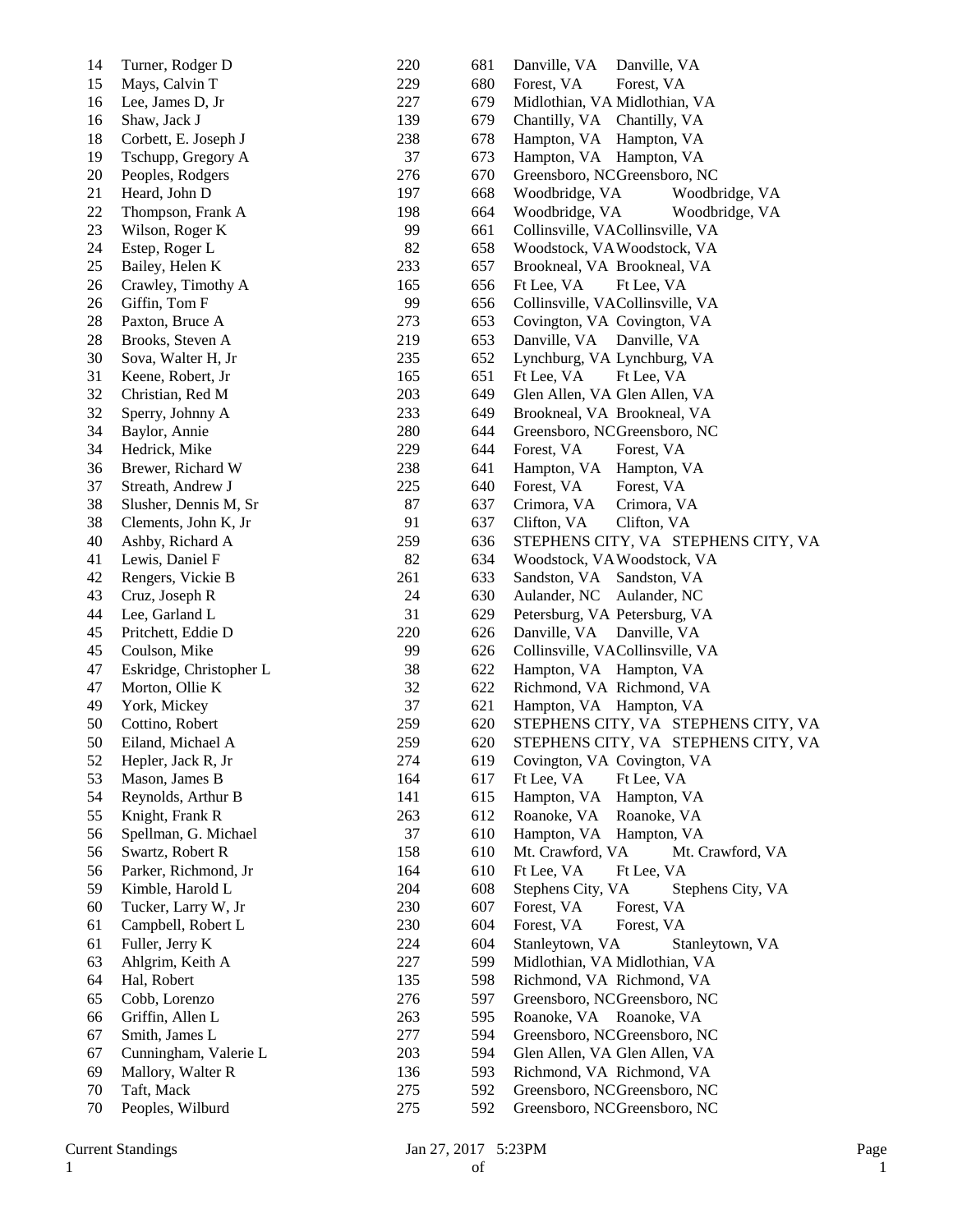| | | | | | |
|---|---|---|---|---|---|
| 14 | Turner, Rodger D | 220 | 681 | Danville, VA | Danville, VA |
| 15 | Mays, Calvin T | 229 | 680 | Forest, VA | Forest, VA |
| 16 | Lee, James D, Jr | 227 | 679 | Midlothian, VA | Midlothian, VA |
| 16 | Shaw, Jack J | 139 | 679 | Chantilly, VA | Chantilly, VA |
| 18 | Corbett, E. Joseph J | 238 | 678 | Hampton, VA | Hampton, VA |
| 19 | Tschupp, Gregory A | 37 | 673 | Hampton, VA | Hampton, VA |
| 20 | Peoples, Rodgers | 276 | 670 | Greensboro, NC | Greensboro, NC |
| 21 | Heard, John D | 197 | 668 | Woodbridge, VA | Woodbridge, VA |
| 22 | Thompson, Frank A | 198 | 664 | Woodbridge, VA | Woodbridge, VA |
| 23 | Wilson, Roger K | 99 | 661 | Collinsville, VA | Collinsville, VA |
| 24 | Estep, Roger L | 82 | 658 | Woodstock, VA | Woodstock, VA |
| 25 | Bailey, Helen K | 233 | 657 | Brookneal, VA | Brookneal, VA |
| 26 | Crawley, Timothy A | 165 | 656 | Ft Lee, VA | Ft Lee, VA |
| 26 | Giffin, Tom F | 99 | 656 | Collinsville, VA | Collinsville, VA |
| 28 | Paxton, Bruce A | 273 | 653 | Covington, VA | Covington, VA |
| 28 | Brooks, Steven A | 219 | 653 | Danville, VA | Danville, VA |
| 30 | Sova, Walter H, Jr | 235 | 652 | Lynchburg, VA | Lynchburg, VA |
| 31 | Keene, Robert, Jr | 165 | 651 | Ft Lee, VA | Ft Lee, VA |
| 32 | Christian, Red M | 203 | 649 | Glen Allen, VA | Glen Allen, VA |
| 32 | Sperry, Johnny A | 233 | 649 | Brookneal, VA | Brookneal, VA |
| 34 | Baylor, Annie | 280 | 644 | Greensboro, NC | Greensboro, NC |
| 34 | Hedrick, Mike | 229 | 644 | Forest, VA | Forest, VA |
| 36 | Brewer, Richard W | 238 | 641 | Hampton, VA | Hampton, VA |
| 37 | Streath, Andrew J | 225 | 640 | Forest, VA | Forest, VA |
| 38 | Slusher, Dennis M, Sr | 87 | 637 | Crimora, VA | Crimora, VA |
| 38 | Clements, John K, Jr | 91 | 637 | Clifton, VA | Clifton, VA |
| 40 | Ashby, Richard A | 259 | 636 | STEPHENS CITY, VA | STEPHENS CITY, VA |
| 41 | Lewis, Daniel F | 82 | 634 | Woodstock, VA | Woodstock, VA |
| 42 | Rengers, Vickie B | 261 | 633 | Sandston, VA | Sandston, VA |
| 43 | Cruz, Joseph R | 24 | 630 | Aulander, NC | Aulander, NC |
| 44 | Lee, Garland L | 31 | 629 | Petersburg, VA | Petersburg, VA |
| 45 | Pritchett, Eddie D | 220 | 626 | Danville, VA | Danville, VA |
| 45 | Coulson, Mike | 99 | 626 | Collinsville, VA | Collinsville, VA |
| 47 | Eskridge, Christopher L | 38 | 622 | Hampton, VA | Hampton, VA |
| 47 | Morton, Ollie K | 32 | 622 | Richmond, VA | Richmond, VA |
| 49 | York, Mickey | 37 | 621 | Hampton, VA | Hampton, VA |
| 50 | Cottino, Robert | 259 | 620 | STEPHENS CITY, VA | STEPHENS CITY, VA |
| 50 | Eiland, Michael A | 259 | 620 | STEPHENS CITY, VA | STEPHENS CITY, VA |
| 52 | Hepler, Jack R, Jr | 274 | 619 | Covington, VA | Covington, VA |
| 53 | Mason, James B | 164 | 617 | Ft Lee, VA | Ft Lee, VA |
| 54 | Reynolds, Arthur B | 141 | 615 | Hampton, VA | Hampton, VA |
| 55 | Knight, Frank R | 263 | 612 | Roanoke, VA | Roanoke, VA |
| 56 | Spellman, G. Michael | 37 | 610 | Hampton, VA | Hampton, VA |
| 56 | Swartz, Robert R | 158 | 610 | Mt. Crawford, VA | Mt. Crawford, VA |
| 56 | Parker, Richmond, Jr | 164 | 610 | Ft Lee, VA | Ft Lee, VA |
| 59 | Kimble, Harold L | 204 | 608 | Stephens City, VA | Stephens City, VA |
| 60 | Tucker, Larry W, Jr | 230 | 607 | Forest, VA | Forest, VA |
| 61 | Campbell, Robert L | 230 | 604 | Forest, VA | Forest, VA |
| 61 | Fuller, Jerry K | 224 | 604 | Stanleytown, VA | Stanleytown, VA |
| 63 | Ahlgrim, Keith A | 227 | 599 | Midlothian, VA | Midlothian, VA |
| 64 | Hal, Robert | 135 | 598 | Richmond, VA | Richmond, VA |
| 65 | Cobb, Lorenzo | 276 | 597 | Greensboro, NC | Greensboro, NC |
| 66 | Griffin, Allen L | 263 | 595 | Roanoke, VA | Roanoke, VA |
| 67 | Smith, James L | 277 | 594 | Greensboro, NC | Greensboro, NC |
| 67 | Cunningham, Valerie L | 203 | 594 | Glen Allen, VA | Glen Allen, VA |
| 69 | Mallory, Walter R | 136 | 593 | Richmond, VA | Richmond, VA |
| 70 | Taft, Mack | 275 | 592 | Greensboro, NC | Greensboro, NC |
| 70 | Peoples, Wilburd | 275 | 592 | Greensboro, NC | Greensboro, NC |

Current Standings    Jan 27, 2017 5:23PM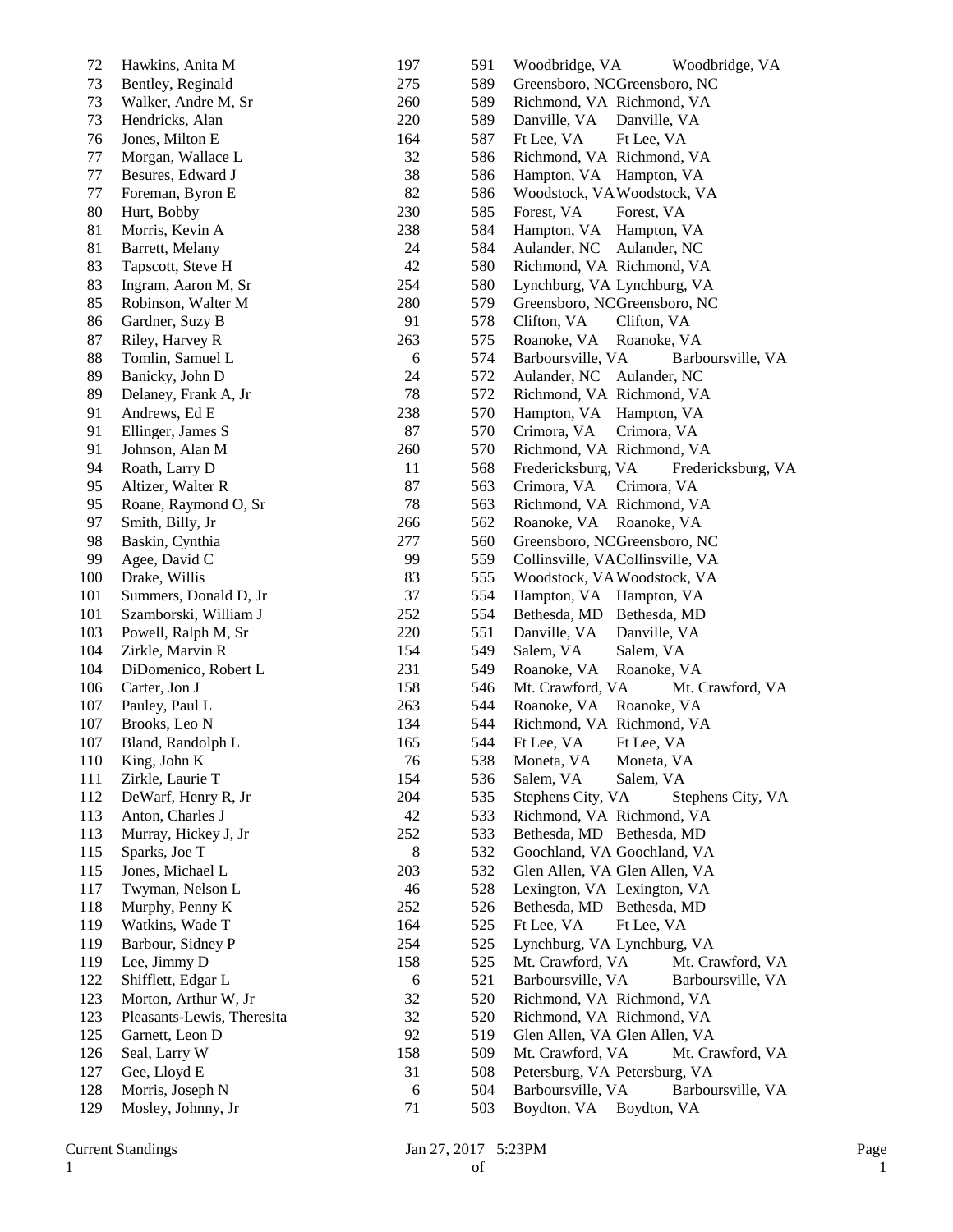| | | | | | |
|---|---|---|---|---|---|
| 72 | Hawkins, Anita M | 197 | 591 | Woodbridge, VA | Woodbridge, VA |
| 73 | Bentley, Reginald | 275 | 589 | Greensboro, NC | Greensboro, NC |
| 73 | Walker, Andre M, Sr | 260 | 589 | Richmond, VA | Richmond, VA |
| 73 | Hendricks, Alan | 220 | 589 | Danville, VA | Danville, VA |
| 76 | Jones, Milton E | 164 | 587 | Ft Lee, VA | Ft Lee, VA |
| 77 | Morgan, Wallace L | 32 | 586 | Richmond, VA | Richmond, VA |
| 77 | Besures, Edward J | 38 | 586 | Hampton, VA | Hampton, VA |
| 77 | Foreman, Byron E | 82 | 586 | Woodstock, VA | Woodstock, VA |
| 80 | Hurt, Bobby | 230 | 585 | Forest, VA | Forest, VA |
| 81 | Morris, Kevin A | 238 | 584 | Hampton, VA | Hampton, VA |
| 81 | Barrett, Melany | 24 | 584 | Aulander, NC | Aulander, NC |
| 83 | Tapscott, Steve H | 42 | 580 | Richmond, VA | Richmond, VA |
| 83 | Ingram, Aaron M, Sr | 254 | 580 | Lynchburg, VA | Lynchburg, VA |
| 85 | Robinson, Walter M | 280 | 579 | Greensboro, NC | Greensboro, NC |
| 86 | Gardner, Suzy B | 91 | 578 | Clifton, VA | Clifton, VA |
| 87 | Riley, Harvey R | 263 | 575 | Roanoke, VA | Roanoke, VA |
| 88 | Tomlin, Samuel L | 6 | 574 | Barboursville, VA | Barboursville, VA |
| 89 | Banicky, John D | 24 | 572 | Aulander, NC | Aulander, NC |
| 89 | Delaney, Frank A, Jr | 78 | 572 | Richmond, VA | Richmond, VA |
| 91 | Andrews, Ed E | 238 | 570 | Hampton, VA | Hampton, VA |
| 91 | Ellinger, James S | 87 | 570 | Crimora, VA | Crimora, VA |
| 91 | Johnson, Alan M | 260 | 570 | Richmond, VA | Richmond, VA |
| 94 | Roath, Larry D | 11 | 568 | Fredericksburg, VA | Fredericksburg, VA |
| 95 | Altizer, Walter R | 87 | 563 | Crimora, VA | Crimora, VA |
| 95 | Roane, Raymond O, Sr | 78 | 563 | Richmond, VA | Richmond, VA |
| 97 | Smith, Billy, Jr | 266 | 562 | Roanoke, VA | Roanoke, VA |
| 98 | Baskin, Cynthia | 277 | 560 | Greensboro, NC | Greensboro, NC |
| 99 | Agee, David C | 99 | 559 | Collinsville, VA | Collinsville, VA |
| 100 | Drake, Willis | 83 | 555 | Woodstock, VA | Woodstock, VA |
| 101 | Summers, Donald D, Jr | 37 | 554 | Hampton, VA | Hampton, VA |
| 101 | Szamborski, William J | 252 | 554 | Bethesda, MD | Bethesda, MD |
| 103 | Powell, Ralph M, Sr | 220 | 551 | Danville, VA | Danville, VA |
| 104 | Zirkle, Marvin R | 154 | 549 | Salem, VA | Salem, VA |
| 104 | DiDomenico, Robert L | 231 | 549 | Roanoke, VA | Roanoke, VA |
| 106 | Carter, Jon J | 158 | 546 | Mt. Crawford, VA | Mt. Crawford, VA |
| 107 | Pauley, Paul L | 263 | 544 | Roanoke, VA | Roanoke, VA |
| 107 | Brooks, Leo N | 134 | 544 | Richmond, VA | Richmond, VA |
| 107 | Bland, Randolph L | 165 | 544 | Ft Lee, VA | Ft Lee, VA |
| 110 | King, John K | 76 | 538 | Moneta, VA | Moneta, VA |
| 111 | Zirkle, Laurie T | 154 | 536 | Salem, VA | Salem, VA |
| 112 | DeWarf, Henry R, Jr | 204 | 535 | Stephens City, VA | Stephens City, VA |
| 113 | Anton, Charles J | 42 | 533 | Richmond, VA | Richmond, VA |
| 113 | Murray, Hickey J, Jr | 252 | 533 | Bethesda, MD | Bethesda, MD |
| 115 | Sparks, Joe T | 8 | 532 | Goochland, VA | Goochland, VA |
| 115 | Jones, Michael L | 203 | 532 | Glen Allen, VA | Glen Allen, VA |
| 117 | Twyman, Nelson L | 46 | 528 | Lexington, VA | Lexington, VA |
| 118 | Murphy, Penny K | 252 | 526 | Bethesda, MD | Bethesda, MD |
| 119 | Watkins, Wade T | 164 | 525 | Ft Lee, VA | Ft Lee, VA |
| 119 | Barbour, Sidney P | 254 | 525 | Lynchburg, VA | Lynchburg, VA |
| 119 | Lee, Jimmy D | 158 | 525 | Mt. Crawford, VA | Mt. Crawford, VA |
| 122 | Shifflett, Edgar L | 6 | 521 | Barboursville, VA | Barboursville, VA |
| 123 | Morton, Arthur W, Jr | 32 | 520 | Richmond, VA | Richmond, VA |
| 123 | Pleasants-Lewis, Theresita | 32 | 520 | Richmond, VA | Richmond, VA |
| 125 | Garnett, Leon D | 92 | 519 | Glen Allen, VA | Glen Allen, VA |
| 126 | Seal, Larry W | 158 | 509 | Mt. Crawford, VA | Mt. Crawford, VA |
| 127 | Gee, Lloyd E | 31 | 508 | Petersburg, VA | Petersburg, VA |
| 128 | Morris, Joseph N | 6 | 504 | Barboursville, VA | Barboursville, VA |
| 129 | Mosley, Johnny, Jr | 71 | 503 | Boydton, VA | Boydton, VA |

Current Standings Jan 27, 2017 5:23PM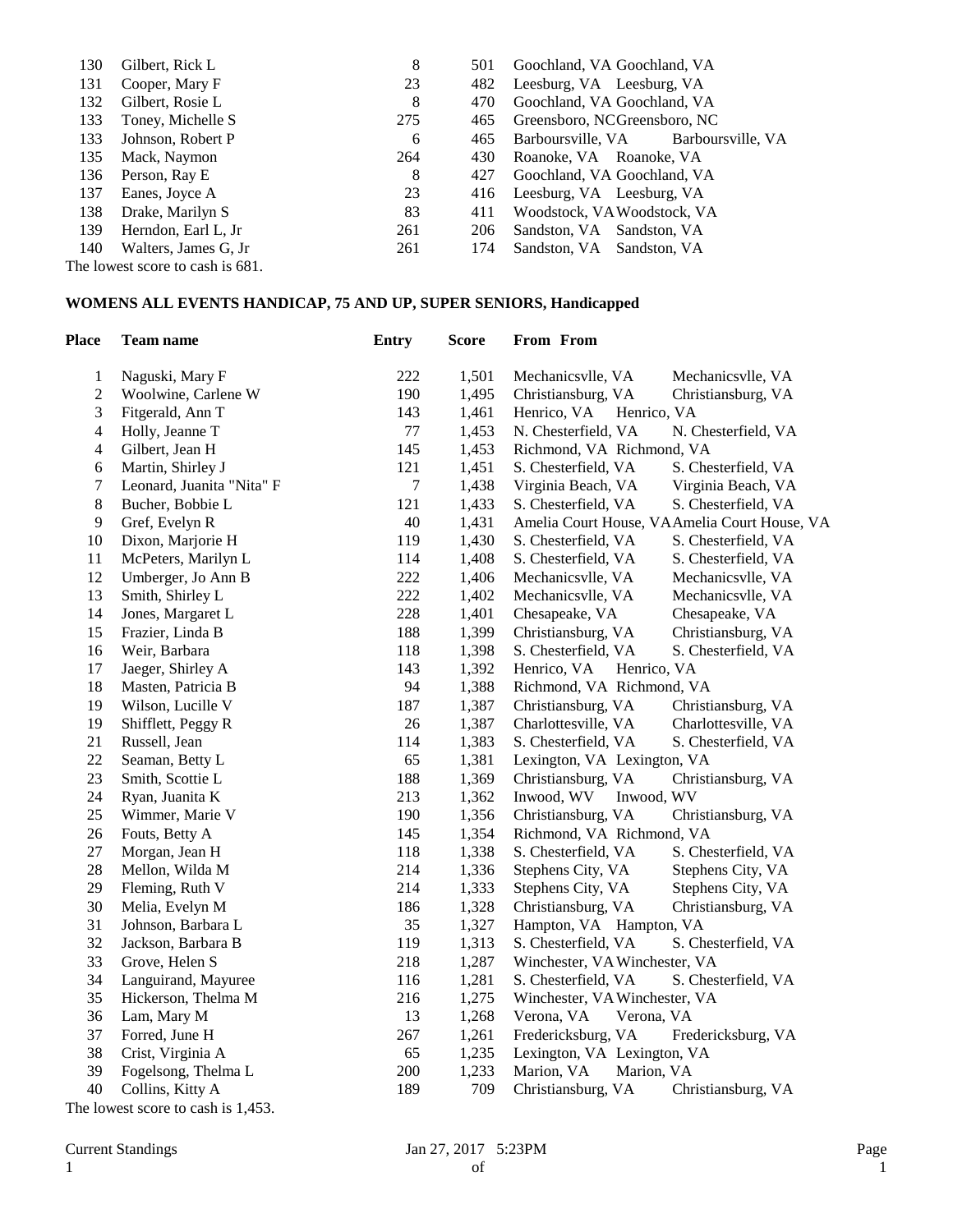| 130 | Gilbert, Rick L | 8 | 501 | Goochland, VA | Goochland, VA |
|---|---|---|---|---|---|
| 131 | Cooper, Mary F | 23 | 482 | Leesburg, VA | Leesburg, VA |
| 132 | Gilbert, Rosie L | 8 | 470 | Goochland, VA | Goochland, VA |
| 133 | Toney, Michelle S | 275 | 465 | Greensboro, NC | Greensboro, NC |
| 133 | Johnson, Robert P | 6 | 465 | Barboursville, VA | Barboursville, VA |
| 135 | Mack, Naymon | 264 | 430 | Roanoke, VA | Roanoke, VA |
| 136 | Person, Ray E | 8 | 427 | Goochland, VA | Goochland, VA |
| 137 | Eanes, Joyce A | 23 | 416 | Leesburg, VA | Leesburg, VA |
| 138 | Drake, Marilyn S | 83 | 411 | Woodstock, VA | Woodstock, VA |
| 139 | Herndon, Earl L, Jr | 261 | 206 | Sandston, VA | Sandston, VA |
| 140 | Walters, James G, Jr | 261 | 174 | Sandston, VA | Sandston, VA |

The lowest score to cash is 681.

**WOMENS ALL EVENTS HANDICAP, 75 AND UP, SUPER SENIORS, Handicapped**

| Place | Team name | Entry | Score | From | From |
|---|---|---|---|---|---|
| 1 | Naguski, Mary F | 222 | 1,501 | Mechanicsvlle, VA | Mechanicsvlle, VA |
| 2 | Woolwine, Carlene W | 190 | 1,495 | Christiansburg, VA | Christiansburg, VA |
| 3 | Fitgerald, Ann T | 143 | 1,461 | Henrico, VA | Henrico, VA |
| 4 | Holly, Jeanne T | 77 | 1,453 | N. Chesterfield, VA | N. Chesterfield, VA |
| 4 | Gilbert, Jean H | 145 | 1,453 | Richmond, VA | Richmond, VA |
| 6 | Martin, Shirley J | 121 | 1,451 | S. Chesterfield, VA | S. Chesterfield, VA |
| 7 | Leonard, Juanita "Nita" F | 7 | 1,438 | Virginia Beach, VA | Virginia Beach, VA |
| 8 | Bucher, Bobbie L | 121 | 1,433 | S. Chesterfield, VA | S. Chesterfield, VA |
| 9 | Gref, Evelyn R | 40 | 1,431 | Amelia Court House, VA | Amelia Court House, VA |
| 10 | Dixon, Marjorie H | 119 | 1,430 | S. Chesterfield, VA | S. Chesterfield, VA |
| 11 | McPeters, Marilyn L | 114 | 1,408 | S. Chesterfield, VA | S. Chesterfield, VA |
| 12 | Umberger, Jo Ann B | 222 | 1,406 | Mechanicsvlle, VA | Mechanicsvlle, VA |
| 13 | Smith, Shirley L | 222 | 1,402 | Mechanicsvlle, VA | Mechanicsvlle, VA |
| 14 | Jones, Margaret L | 228 | 1,401 | Chesapeake, VA | Chesapeake, VA |
| 15 | Frazier, Linda B | 188 | 1,399 | Christiansburg, VA | Christiansburg, VA |
| 16 | Weir, Barbara | 118 | 1,398 | S. Chesterfield, VA | S. Chesterfield, VA |
| 17 | Jaeger, Shirley A | 143 | 1,392 | Henrico, VA | Henrico, VA |
| 18 | Masten, Patricia B | 94 | 1,388 | Richmond, VA | Richmond, VA |
| 19 | Wilson, Lucille V | 187 | 1,387 | Christiansburg, VA | Christiansburg, VA |
| 19 | Shifflett, Peggy R | 26 | 1,387 | Charlottesville, VA | Charlottesville, VA |
| 21 | Russell, Jean | 114 | 1,383 | S. Chesterfield, VA | S. Chesterfield, VA |
| 22 | Seaman, Betty L | 65 | 1,381 | Lexington, VA | Lexington, VA |
| 23 | Smith, Scottie L | 188 | 1,369 | Christiansburg, VA | Christiansburg, VA |
| 24 | Ryan, Juanita K | 213 | 1,362 | Inwood, WV | Inwood, WV |
| 25 | Wimmer, Marie V | 190 | 1,356 | Christiansburg, VA | Christiansburg, VA |
| 26 | Fouts, Betty A | 145 | 1,354 | Richmond, VA | Richmond, VA |
| 27 | Morgan, Jean H | 118 | 1,338 | S. Chesterfield, VA | S. Chesterfield, VA |
| 28 | Mellon, Wilda M | 214 | 1,336 | Stephens City, VA | Stephens City, VA |
| 29 | Fleming, Ruth V | 214 | 1,333 | Stephens City, VA | Stephens City, VA |
| 30 | Melia, Evelyn M | 186 | 1,328 | Christiansburg, VA | Christiansburg, VA |
| 31 | Johnson, Barbara L | 35 | 1,327 | Hampton, VA | Hampton, VA |
| 32 | Jackson, Barbara B | 119 | 1,313 | S. Chesterfield, VA | S. Chesterfield, VA |
| 33 | Grove, Helen S | 218 | 1,287 | Winchester, VA | Winchester, VA |
| 34 | Languirand, Mayuree | 116 | 1,281 | S. Chesterfield, VA | S. Chesterfield, VA |
| 35 | Hickerson, Thelma M | 216 | 1,275 | Winchester, VA | Winchester, VA |
| 36 | Lam, Mary M | 13 | 1,268 | Verona, VA | Verona, VA |
| 37 | Forred, June H | 267 | 1,261 | Fredericksburg, VA | Fredericksburg, VA |
| 38 | Crist, Virginia A | 65 | 1,235 | Lexington, VA | Lexington, VA |
| 39 | Fogelsong, Thelma L | 200 | 1,233 | Marion, VA | Marion, VA |
| 40 | Collins, Kitty A | 189 | 709 | Christiansburg, VA | Christiansburg, VA |

The lowest score to cash is 1,453.

Current Standings Jan 27, 2017 5:23PM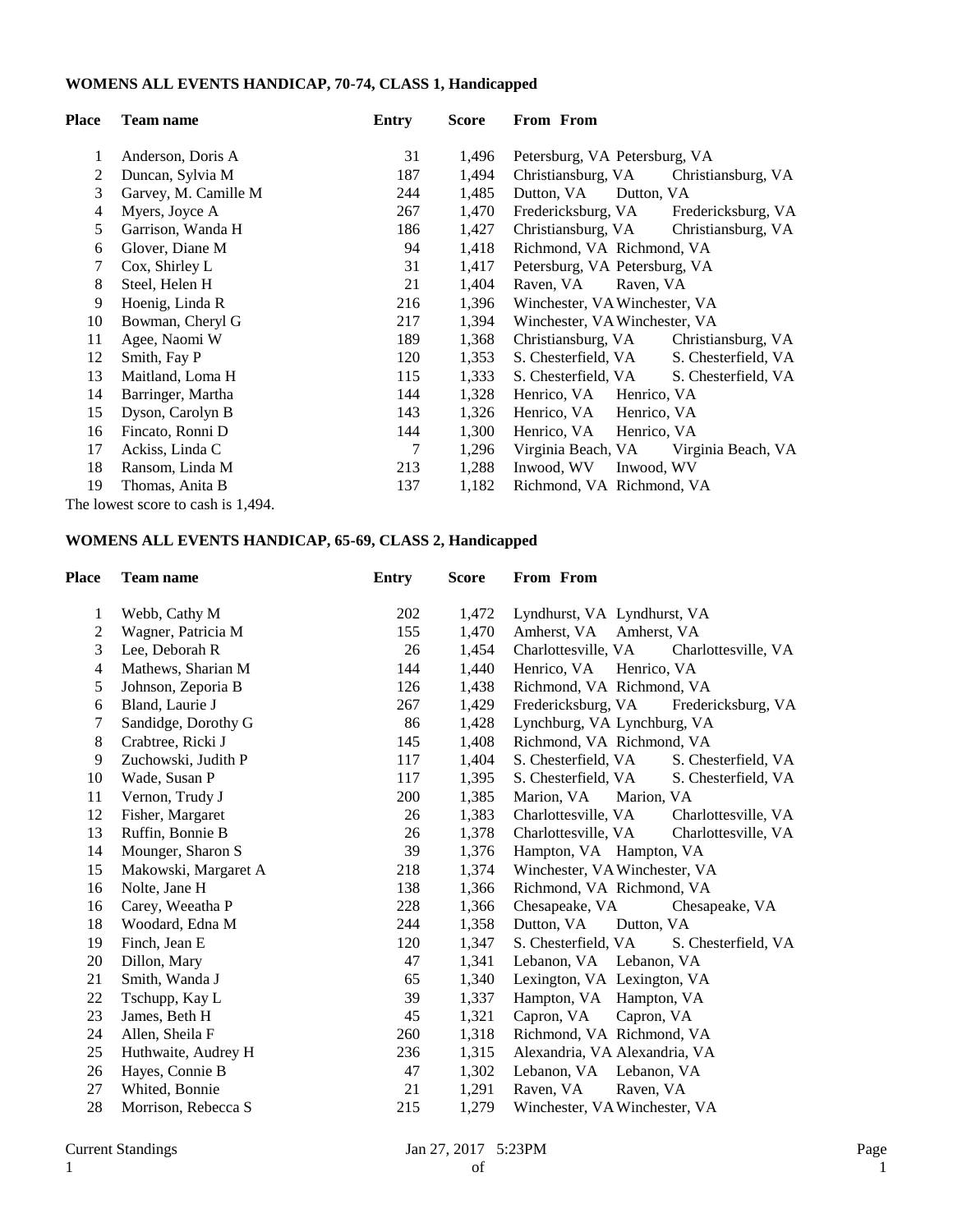### WOMENS ALL EVENTS HANDICAP, 70-74, CLASS 1, Handicapped

| Place | Team name | Entry | Score | From | From |
|---|---|---|---|---|---|
| 1 | Anderson, Doris A | 31 | 1,496 | Petersburg, VA | Petersburg, VA |
| 2 | Duncan, Sylvia M | 187 | 1,494 | Christiansburg, VA | Christiansburg, VA |
| 3 | Garvey, M. Camille M | 244 | 1,485 | Dutton, VA | Dutton, VA |
| 4 | Myers, Joyce A | 267 | 1,470 | Fredericksburg, VA | Fredericksburg, VA |
| 5 | Garrison, Wanda H | 186 | 1,427 | Christiansburg, VA | Christiansburg, VA |
| 6 | Glover, Diane M | 94 | 1,418 | Richmond, VA | Richmond, VA |
| 7 | Cox, Shirley L | 31 | 1,417 | Petersburg, VA | Petersburg, VA |
| 8 | Steel, Helen H | 21 | 1,404 | Raven, VA | Raven, VA |
| 9 | Hoenig, Linda R | 216 | 1,396 | Winchester, VA | Winchester, VA |
| 10 | Bowman, Cheryl G | 217 | 1,394 | Winchester, VA | Winchester, VA |
| 11 | Agee, Naomi W | 189 | 1,368 | Christiansburg, VA | Christiansburg, VA |
| 12 | Smith, Fay P | 120 | 1,353 | S. Chesterfield, VA | S. Chesterfield, VA |
| 13 | Maitland, Loma H | 115 | 1,333 | S. Chesterfield, VA | S. Chesterfield, VA |
| 14 | Barringer, Martha | 144 | 1,328 | Henrico, VA | Henrico, VA |
| 15 | Dyson, Carolyn B | 143 | 1,326 | Henrico, VA | Henrico, VA |
| 16 | Fincato, Ronni D | 144 | 1,300 | Henrico, VA | Henrico, VA |
| 17 | Ackiss, Linda C | 7 | 1,296 | Virginia Beach, VA | Virginia Beach, VA |
| 18 | Ransom, Linda M | 213 | 1,288 | Inwood, WV | Inwood, WV |
| 19 | Thomas, Anita B | 137 | 1,182 | Richmond, VA | Richmond, VA |

The lowest score to cash is 1,494.

### WOMENS ALL EVENTS HANDICAP, 65-69, CLASS 2, Handicapped

| Place | Team name | Entry | Score | From | From |
|---|---|---|---|---|---|
| 1 | Webb, Cathy M | 202 | 1,472 | Lyndhurst, VA | Lyndhurst, VA |
| 2 | Wagner, Patricia M | 155 | 1,470 | Amherst, VA | Amherst, VA |
| 3 | Lee, Deborah R | 26 | 1,454 | Charlottesville, VA | Charlottesville, VA |
| 4 | Mathews, Sharian M | 144 | 1,440 | Henrico, VA | Henrico, VA |
| 5 | Johnson, Zeporia B | 126 | 1,438 | Richmond, VA | Richmond, VA |
| 6 | Bland, Laurie J | 267 | 1,429 | Fredericksburg, VA | Fredericksburg, VA |
| 7 | Sandidge, Dorothy G | 86 | 1,428 | Lynchburg, VA | Lynchburg, VA |
| 8 | Crabtree, Ricki J | 145 | 1,408 | Richmond, VA | Richmond, VA |
| 9 | Zuchowski, Judith P | 117 | 1,404 | S. Chesterfield, VA | S. Chesterfield, VA |
| 10 | Wade, Susan P | 117 | 1,395 | S. Chesterfield, VA | S. Chesterfield, VA |
| 11 | Vernon, Trudy J | 200 | 1,385 | Marion, VA | Marion, VA |
| 12 | Fisher, Margaret | 26 | 1,383 | Charlottesville, VA | Charlottesville, VA |
| 13 | Ruffin, Bonnie B | 26 | 1,378 | Charlottesville, VA | Charlottesville, VA |
| 14 | Mounger, Sharon S | 39 | 1,376 | Hampton, VA | Hampton, VA |
| 15 | Makowski, Margaret A | 218 | 1,374 | Winchester, VA | Winchester, VA |
| 16 | Nolte, Jane H | 138 | 1,366 | Richmond, VA | Richmond, VA |
| 16 | Carey, Weeatha P | 228 | 1,366 | Chesapeake, VA | Chesapeake, VA |
| 18 | Woodard, Edna M | 244 | 1,358 | Dutton, VA | Dutton, VA |
| 19 | Finch, Jean E | 120 | 1,347 | S. Chesterfield, VA | S. Chesterfield, VA |
| 20 | Dillon, Mary | 47 | 1,341 | Lebanon, VA | Lebanon, VA |
| 21 | Smith, Wanda J | 65 | 1,340 | Lexington, VA | Lexington, VA |
| 22 | Tschupp, Kay L | 39 | 1,337 | Hampton, VA | Hampton, VA |
| 23 | James, Beth H | 45 | 1,321 | Capron, VA | Capron, VA |
| 24 | Allen, Sheila F | 260 | 1,318 | Richmond, VA | Richmond, VA |
| 25 | Huthwaite, Audrey H | 236 | 1,315 | Alexandria, VA | Alexandria, VA |
| 26 | Hayes, Connie B | 47 | 1,302 | Lebanon, VA | Lebanon, VA |
| 27 | Whited, Bonnie | 21 | 1,291 | Raven, VA | Raven, VA |
| 28 | Morrison, Rebecca S | 215 | 1,279 | Winchester, VA | Winchester, VA |

Current Standings Jan 27, 2017 5:23PM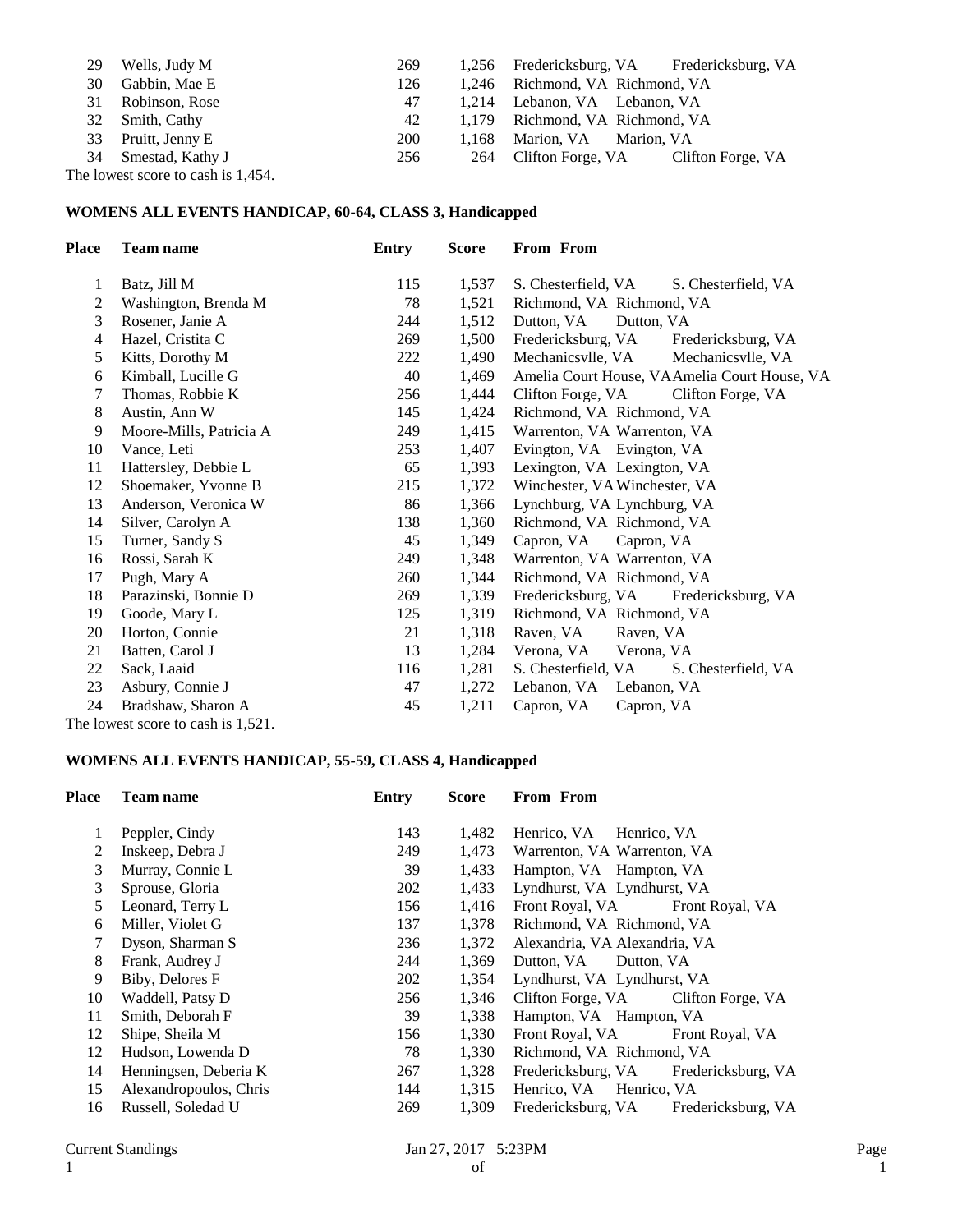| Place | Team name | Entry | Score | From | From |
|---|---|---|---|---|---|
| 29 | Wells, Judy M | 269 | 1,256 | Fredericksburg, VA | Fredericksburg, VA |
| 30 | Gabbin, Mae E | 126 | 1,246 | Richmond, VA | Richmond, VA |
| 31 | Robinson, Rose | 47 | 1,214 | Lebanon, VA | Lebanon, VA |
| 32 | Smith, Cathy | 42 | 1,179 | Richmond, VA | Richmond, VA |
| 33 | Pruitt, Jenny E | 200 | 1,168 | Marion, VA | Marion, VA |
| 34 | Smestad, Kathy J | 256 | 264 | Clifton Forge, VA | Clifton Forge, VA |

The lowest score to cash is 1,454.

**WOMENS ALL EVENTS HANDICAP, 60-64, CLASS 3, Handicapped**

| Place | Team name | Entry | Score | From | From |
|---|---|---|---|---|---|
| 1 | Batz, Jill M | 115 | 1,537 | S. Chesterfield, VA | S. Chesterfield, VA |
| 2 | Washington, Brenda M | 78 | 1,521 | Richmond, VA | Richmond, VA |
| 3 | Rosener, Janie A | 244 | 1,512 | Dutton, VA | Dutton, VA |
| 4 | Hazel, Cristita C | 269 | 1,500 | Fredericksburg, VA | Fredericksburg, VA |
| 5 | Kitts, Dorothy M | 222 | 1,490 | Mechanicsvlle, VA | Mechanicsvlle, VA |
| 6 | Kimball, Lucille G | 40 | 1,469 | Amelia Court House, VA | Amelia Court House, VA |
| 7 | Thomas, Robbie K | 256 | 1,444 | Clifton Forge, VA | Clifton Forge, VA |
| 8 | Austin, Ann W | 145 | 1,424 | Richmond, VA | Richmond, VA |
| 9 | Moore-Mills, Patricia A | 249 | 1,415 | Warrenton, VA | Warrenton, VA |
| 10 | Vance, Leti | 253 | 1,407 | Evington, VA | Evington, VA |
| 11 | Hattersley, Debbie L | 65 | 1,393 | Lexington, VA | Lexington, VA |
| 12 | Shoemaker, Yvonne B | 215 | 1,372 | Winchester, VA | Winchester, VA |
| 13 | Anderson, Veronica W | 86 | 1,366 | Lynchburg, VA | Lynchburg, VA |
| 14 | Silver, Carolyn A | 138 | 1,360 | Richmond, VA | Richmond, VA |
| 15 | Turner, Sandy S | 45 | 1,349 | Capron, VA | Capron, VA |
| 16 | Rossi, Sarah K | 249 | 1,348 | Warrenton, VA | Warrenton, VA |
| 17 | Pugh, Mary A | 260 | 1,344 | Richmond, VA | Richmond, VA |
| 18 | Parazinski, Bonnie D | 269 | 1,339 | Fredericksburg, VA | Fredericksburg, VA |
| 19 | Goode, Mary L | 125 | 1,319 | Richmond, VA | Richmond, VA |
| 20 | Horton, Connie | 21 | 1,318 | Raven, VA | Raven, VA |
| 21 | Batten, Carol J | 13 | 1,284 | Verona, VA | Verona, VA |
| 22 | Sack, Laaid | 116 | 1,281 | S. Chesterfield, VA | S. Chesterfield, VA |
| 23 | Asbury, Connie J | 47 | 1,272 | Lebanon, VA | Lebanon, VA |
| 24 | Bradshaw, Sharon A | 45 | 1,211 | Capron, VA | Capron, VA |

The lowest score to cash is 1,521.

**WOMENS ALL EVENTS HANDICAP, 55-59, CLASS 4, Handicapped**

| Place | Team name | Entry | Score | From | From |
|---|---|---|---|---|---|
| 1 | Peppler, Cindy | 143 | 1,482 | Henrico, VA | Henrico, VA |
| 2 | Inskeep, Debra J | 249 | 1,473 | Warrenton, VA | Warrenton, VA |
| 3 | Murray, Connie L | 39 | 1,433 | Hampton, VA | Hampton, VA |
| 3 | Sprouse, Gloria | 202 | 1,433 | Lyndhurst, VA | Lyndhurst, VA |
| 5 | Leonard, Terry L | 156 | 1,416 | Front Royal, VA | Front Royal, VA |
| 6 | Miller, Violet G | 137 | 1,378 | Richmond, VA | Richmond, VA |
| 7 | Dyson, Sharman S | 236 | 1,372 | Alexandria, VA | Alexandria, VA |
| 8 | Frank, Audrey J | 244 | 1,369 | Dutton, VA | Dutton, VA |
| 9 | Biby, Delores F | 202 | 1,354 | Lyndhurst, VA | Lyndhurst, VA |
| 10 | Waddell, Patsy D | 256 | 1,346 | Clifton Forge, VA | Clifton Forge, VA |
| 11 | Smith, Deborah F | 39 | 1,338 | Hampton, VA | Hampton, VA |
| 12 | Shipe, Sheila M | 156 | 1,330 | Front Royal, VA | Front Royal, VA |
| 12 | Hudson, Lowenda D | 78 | 1,330 | Richmond, VA | Richmond, VA |
| 14 | Henningsen, Deberia K | 267 | 1,328 | Fredericksburg, VA | Fredericksburg, VA |
| 15 | Alexandropoulos, Chris | 144 | 1,315 | Henrico, VA | Henrico, VA |
| 16 | Russell, Soledad U | 269 | 1,309 | Fredericksburg, VA | Fredericksburg, VA |

Current Standings Jan 27, 2017 5:23PM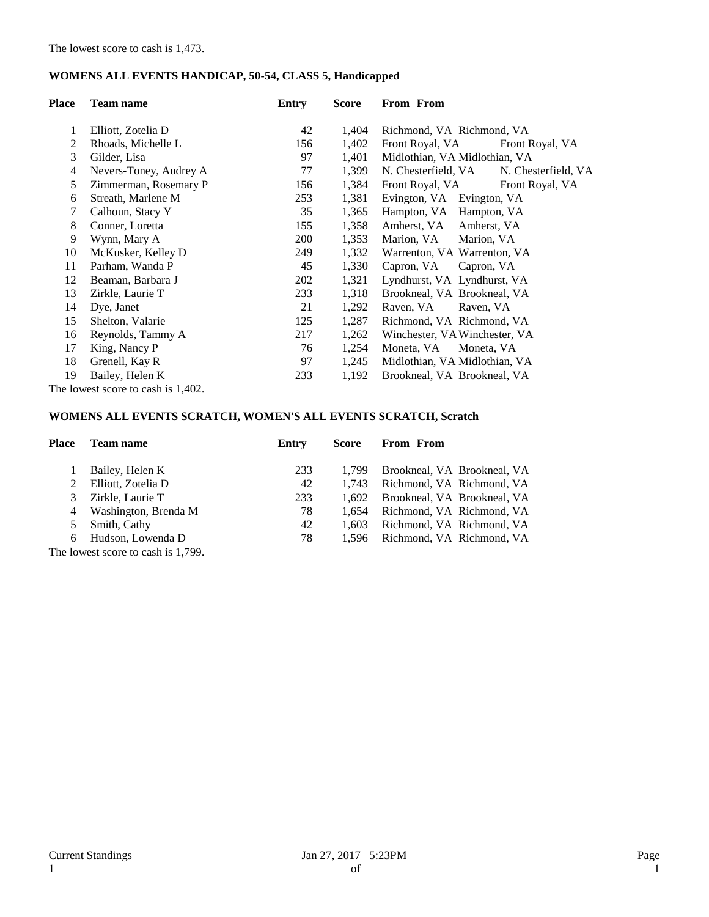The lowest score to cash is 1,473.

**WOMENS ALL EVENTS HANDICAP, 50-54, CLASS 5, Handicapped**

| Place | Team name | Entry | Score | From | From |
|---|---|---|---|---|---|
| 1 | Elliott, Zotelia D | 42 | 1,404 | Richmond, VA | Richmond, VA |
| 2 | Rhoads, Michelle L | 156 | 1,402 | Front Royal, VA | Front Royal, VA |
| 3 | Gilder, Lisa | 97 | 1,401 | Midlothian, VA | Midlothian, VA |
| 4 | Nevers-Toney, Audrey A | 77 | 1,399 | N. Chesterfield, VA | N. Chesterfield, VA |
| 5 | Zimmerman, Rosemary P | 156 | 1,384 | Front Royal, VA | Front Royal, VA |
| 6 | Streath, Marlene M | 253 | 1,381 | Evington, VA | Evington, VA |
| 7 | Calhoun, Stacy Y | 35 | 1,365 | Hampton, VA | Hampton, VA |
| 8 | Conner, Loretta | 155 | 1,358 | Amherst, VA | Amherst, VA |
| 9 | Wynn, Mary A | 200 | 1,353 | Marion, VA | Marion, VA |
| 10 | McKusker, Kelley D | 249 | 1,332 | Warrenton, VA | Warrenton, VA |
| 11 | Parham, Wanda P | 45 | 1,330 | Capron, VA | Capron, VA |
| 12 | Beaman, Barbara J | 202 | 1,321 | Lyndhurst, VA | Lyndhurst, VA |
| 13 | Zirkle, Laurie T | 233 | 1,318 | Brookneal, VA | Brookneal, VA |
| 14 | Dye, Janet | 21 | 1,292 | Raven, VA | Raven, VA |
| 15 | Shelton, Valarie | 125 | 1,287 | Richmond, VA | Richmond, VA |
| 16 | Reynolds, Tammy A | 217 | 1,262 | Winchester, VA | Winchester, VA |
| 17 | King, Nancy P | 76 | 1,254 | Moneta, VA | Moneta, VA |
| 18 | Grenell, Kay R | 97 | 1,245 | Midlothian, VA | Midlothian, VA |
| 19 | Bailey, Helen K | 233 | 1,192 | Brookneal, VA | Brookneal, VA |

The lowest score to cash is 1,402.

**WOMENS ALL EVENTS SCRATCH, WOMEN'S ALL EVENTS SCRATCH, Scratch**

| Place | Team name | Entry | Score | From | From |
|---|---|---|---|---|---|
| 1 | Bailey, Helen K | 233 | 1,799 | Brookneal, VA | Brookneal, VA |
| 2 | Elliott, Zotelia D | 42 | 1,743 | Richmond, VA | Richmond, VA |
| 3 | Zirkle, Laurie T | 233 | 1,692 | Brookneal, VA | Brookneal, VA |
| 4 | Washington, Brenda M | 78 | 1,654 | Richmond, VA | Richmond, VA |
| 5 | Smith, Cathy | 42 | 1,603 | Richmond, VA | Richmond, VA |
| 6 | Hudson, Lowenda D | 78 | 1,596 | Richmond, VA | Richmond, VA |

The lowest score to cash is 1,799.

Current Standings Jan 27, 2017 5:23PM